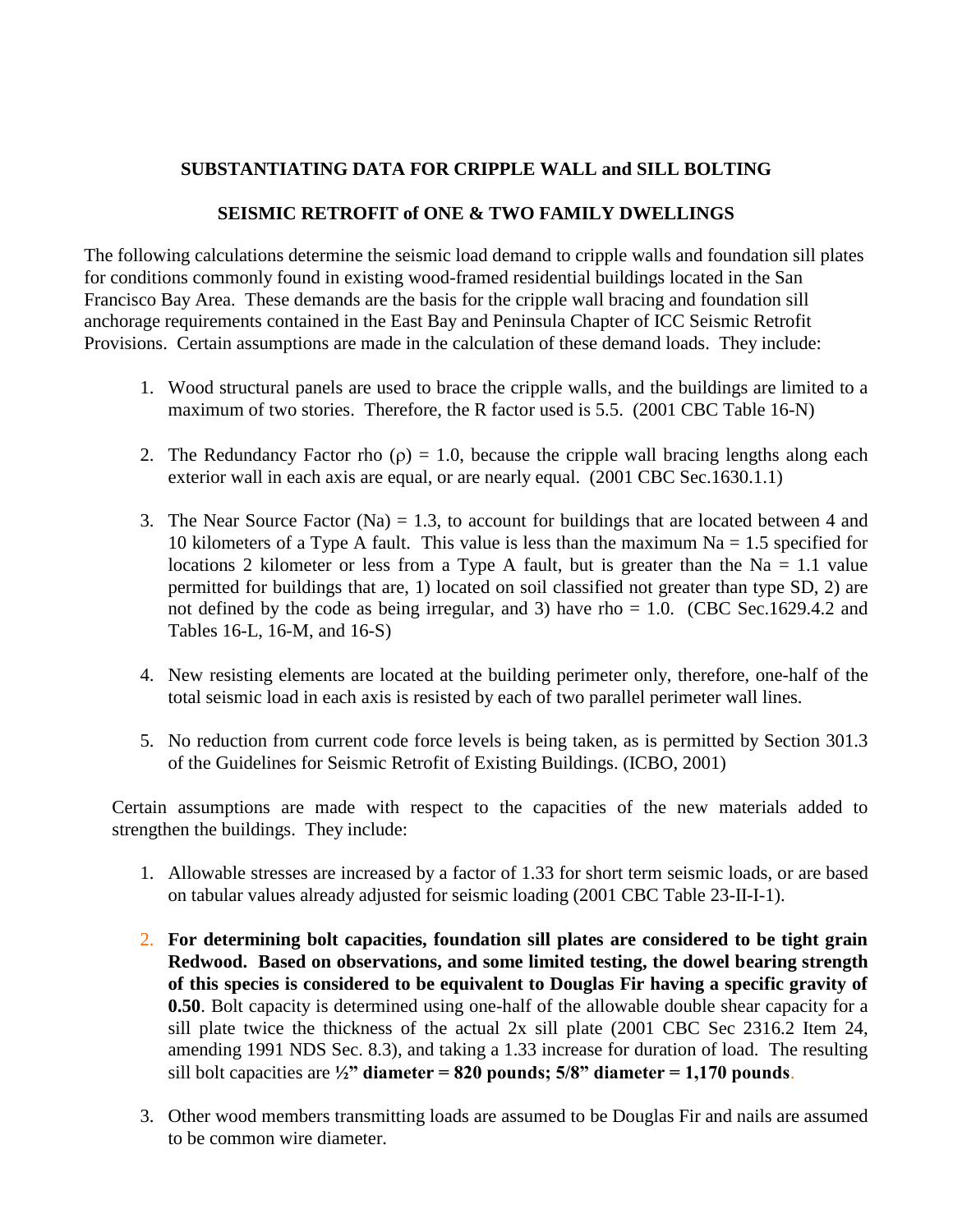## SUBSTANTIATING DATA FOR CRIPPLE WALL and SILL BOLTING

## SEISMIC RETROFIT of ONE & TWO FAMILY DWELLINGS

The following calculations determine the seismic load demand to cripple walls and foundation sill plates for conditions commonly found in existing wood-framed residential buildings located in the San Francisco Bay Area. These demands are the basis for the cripple wall bracing and foundation sill anchorage requirements contained in the East Bay and Peninsula Chapter of ICC Seismic Retrofit Provisions. Certain assumptions are made in the calculation of these demand loads. They include:

1. Wood structural panels are used to brace the cripple walls, and the buildings are limited to a maximum of two stories. Therefore, the R factor used is 5.5. (2001 CBC Table 16-N)

2. The Redundancy Factor rho ($\rho$) = 1.0, because the cripple wall bracing lengths along each exterior wall in each axis are equal, or are nearly equal. (2001 CBC Sec.1630.1.1)

3. The Near Source Factor (Na) = 1.3, to account for buildings that are located between 4 and 10 kilometers of a Type A fault. This value is less than the maximum Na = 1.5 specified for locations 2 kilometer or less from a Type A fault, but is greater than the Na = 1.1 value permitted for buildings that are, 1) located on soil classified not greater than type SD, 2) are not defined by the code as being irregular, and 3) have rho = 1.0. (CBC Sec.1629.4.2 and Tables 16-L, 16-M, and 16-S)

4. New resisting elements are located at the building perimeter only, therefore, one-half of the total seismic load in each axis is resisted by each of two parallel perimeter wall lines.

5. No reduction from current code force levels is being taken, as is permitted by Section 301.3 of the Guidelines for Seismic Retrofit of Existing Buildings. (ICBO, 2001)

Certain assumptions are made with respect to the capacities of the new materials added to strengthen the buildings. They include:

1. Allowable stresses are increased by a factor of 1.33 for short term seismic loads, or are based on tabular values already adjusted for seismic loading (2001 CBC Table 23-II-I-1).

2. **For determining bolt capacities, foundation sill plates are considered to be tight grain Redwood. Based on observations, and some limited testing, the dowel bearing strength of this species is considered to be equivalent to Douglas Fir having a specific gravity of 0.50**. Bolt capacity is determined using one-half of the allowable double shear capacity for a sill plate twice the thickness of the actual 2x sill plate (2001 CBC Sec 2316.2 Item 24, amending 1991 NDS Sec. 8.3), and taking a 1.33 increase for duration of load. The resulting sill bolt capacities are **½" diameter = 820 pounds; 5/8" diameter = 1,170 pounds**.

3. Other wood members transmitting loads are assumed to be Douglas Fir and nails are assumed to be common wire diameter.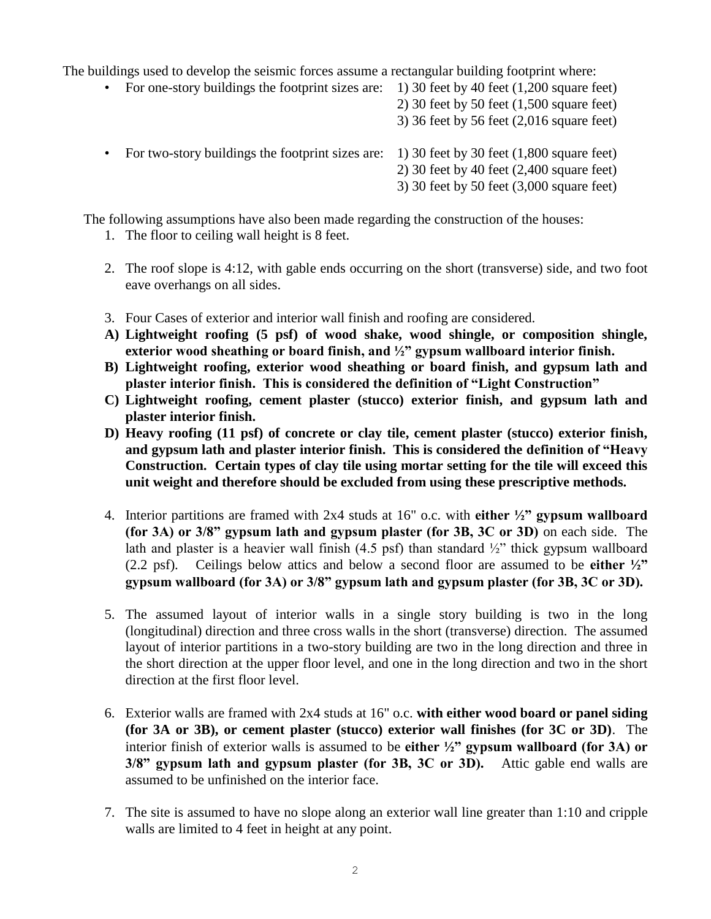The buildings used to develop the seismic forces assume a rectangular building footprint where:

- For one-story buildings the footprint sizes are: 1) 30 feet by 40 feet (1,200 square feet)
  2) 30 feet by 50 feet (1,500 square feet)
  3) 36 feet by 56 feet (2,016 square feet)
- For two-story buildings the footprint sizes are: 1) 30 feet by 30 feet (1,800 square feet)
  2) 30 feet by 40 feet (2,400 square feet)
  3) 30 feet by 50 feet (3,000 square feet)

The following assumptions have also been made regarding the construction of the houses:

1. The floor to ceiling wall height is 8 feet.

2. The roof slope is 4:12, with gable ends occurring on the short (transverse) side, and two foot eave overhangs on all sides.

3. Four Cases of exterior and interior wall finish and roofing are considered.

   **A) Lightweight roofing (5 psf) of wood shake, wood shingle, or composition shingle, exterior wood sheathing or board finish, and ½" gypsum wallboard interior finish.**

   **B) Lightweight roofing, exterior wood sheathing or board finish, and gypsum lath and plaster interior finish. This is considered the definition of "Light Construction"**

   **C) Lightweight roofing, cement plaster (stucco) exterior finish, and gypsum lath and plaster interior finish.**

   **D) Heavy roofing (11 psf) of concrete or clay tile, cement plaster (stucco) exterior finish, and gypsum lath and plaster interior finish. This is considered the definition of "Heavy Construction. Certain types of clay tile using mortar setting for the tile will exceed this unit weight and therefore should be excluded from using these prescriptive methods.**

4. Interior partitions are framed with 2x4 studs at 16" o.c. with **either ½" gypsum wallboard (for 3A) or 3/8" gypsum lath and gypsum plaster (for 3B, 3C or 3D)** on each side. The lath and plaster is a heavier wall finish (4.5 psf) than standard ½" thick gypsum wallboard (2.2 psf). Ceilings below attics and below a second floor are assumed to be **either ½" gypsum wallboard (for 3A) or 3/8" gypsum lath and gypsum plaster (for 3B, 3C or 3D).**

5. The assumed layout of interior walls in a single story building is two in the long (longitudinal) direction and three cross walls in the short (transverse) direction. The assumed layout of interior partitions in a two-story building are two in the long direction and three in the short direction at the upper floor level, and one in the long direction and two in the short direction at the first floor level.

6. Exterior walls are framed with 2x4 studs at 16" o.c. **with either wood board or panel siding (for 3A or 3B), or cement plaster (stucco) exterior wall finishes (for 3C or 3D)**. The interior finish of exterior walls is assumed to be **either ½" gypsum wallboard (for 3A) or 3/8" gypsum lath and gypsum plaster (for 3B, 3C or 3D).** Attic gable end walls are assumed to be unfinished on the interior face.

7. The site is assumed to have no slope along an exterior wall line greater than 1:10 and cripple walls are limited to 4 feet in height at any point.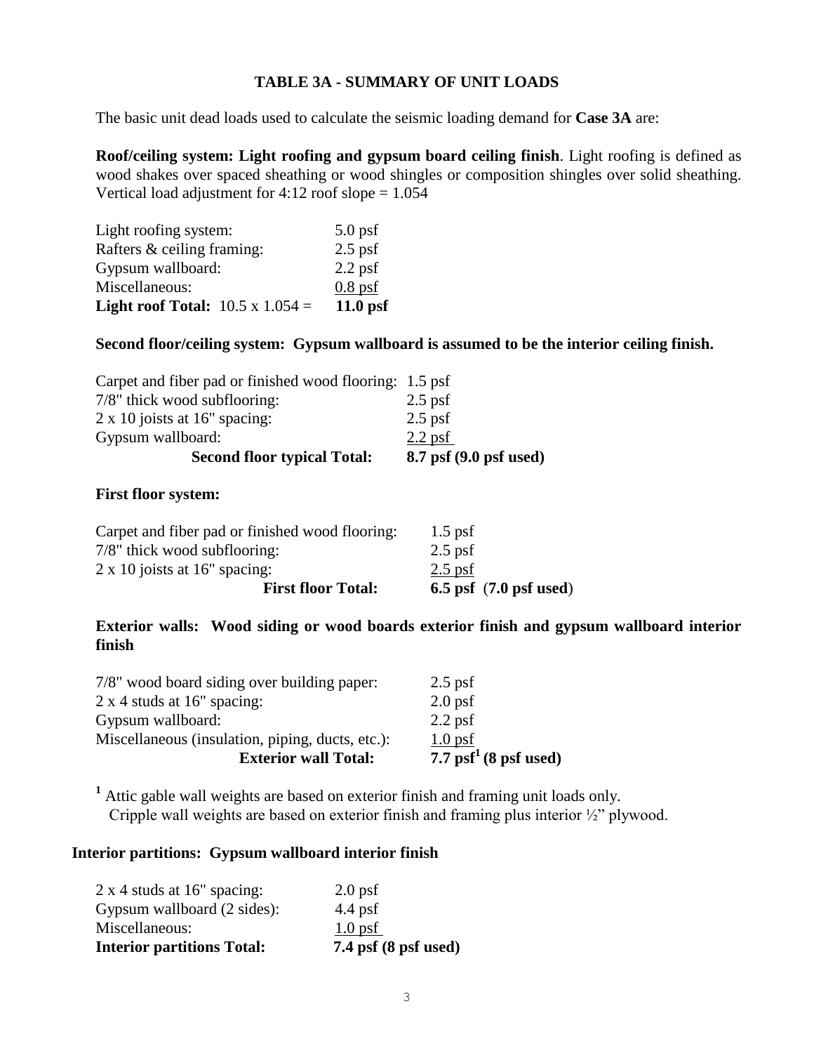### TABLE 3A - SUMMARY OF UNIT LOADS

The basic unit dead loads used to calculate the seismic loading demand for **Case 3A** are:

**Roof/ceiling system: Light roofing and gypsum board ceiling finish**. Light roofing is defined as wood shakes over spaced sheathing or wood shingles or composition shingles over solid sheathing. Vertical load adjustment for 4:12 roof slope = 1.054

| | |
|---|---|
| Light roofing system: | 5.0 psf |
| Rafters & ceiling framing: | 2.5 psf |
| Gypsum wallboard: | 2.2 psf |
| Miscellaneous: | 0.8 psf |
| **Light roof Total:** 10.5 x 1.054 = | **11.0 psf** |

**Second floor/ceiling system: Gypsum wallboard is assumed to be the interior ceiling finish.**

| | |
|---|---|
| Carpet and fiber pad or finished wood flooring: | 1.5 psf |
| 7/8" thick wood subflooring: | 2.5 psf |
| 2 x 10 joists at 16" spacing: | 2.5 psf |
| Gypsum wallboard: | 2.2 psf |
| **Second floor typical Total:** | **8.7 psf (9.0 psf used)** |

**First floor system:**

| | |
|---|---|
| Carpet and fiber pad or finished wood flooring: | 1.5 psf |
| 7/8" thick wood subflooring: | 2.5 psf |
| 2 x 10 joists at 16" spacing: | 2.5 psf |
| **First floor Total:** | **6.5 psf (7.0 psf used)** |

**Exterior walls: Wood siding or wood boards exterior finish and gypsum wallboard interior finish**

| | |
|---|---|
| 7/8" wood board siding over building paper: | 2.5 psf |
| 2 x 4 studs at 16" spacing: | 2.0 psf |
| Gypsum wallboard: | 2.2 psf |
| Miscellaneous (insulation, piping, ducts, etc.): | 1.0 psf |
| **Exterior wall Total:** | **7.7 psf[1] (8 psf used)** |

[1] Attic gable wall weights are based on exterior finish and framing unit loads only. Cripple wall weights are based on exterior finish and framing plus interior ½" plywood.

**Interior partitions: Gypsum wallboard interior finish**

| | |
|---|---|
| 2 x 4 studs at 16" spacing: | 2.0 psf |
| Gypsum wallboard (2 sides): | 4.4 psf |
| Miscellaneous: | 1.0 psf |
| **Interior partitions Total:** | **7.4 psf (8 psf used)** |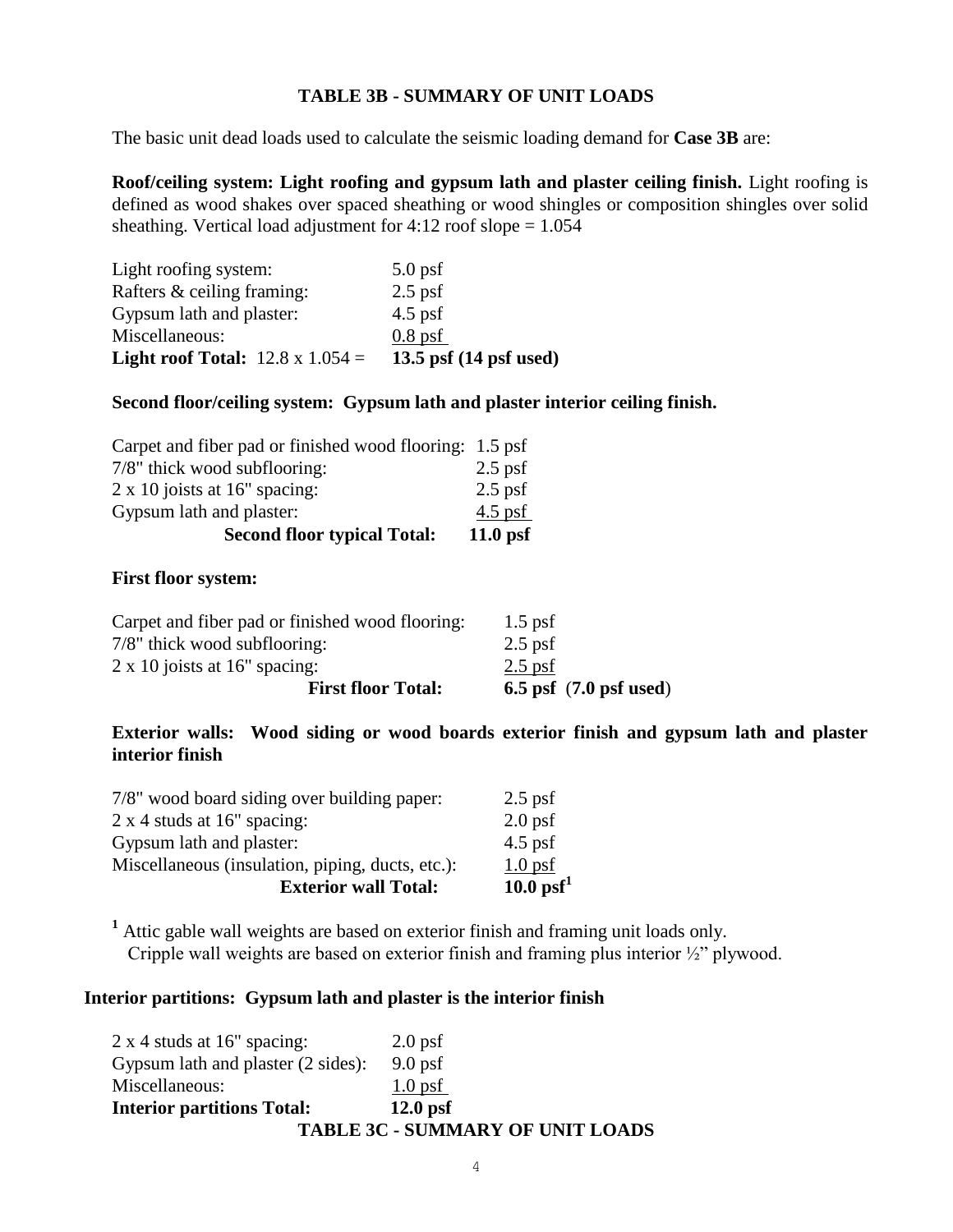## TABLE 3B - SUMMARY OF UNIT LOADS

The basic unit dead loads used to calculate the seismic loading demand for **Case 3B** are:

**Roof/ceiling system: Light roofing and gypsum lath and plaster ceiling finish.** Light roofing is defined as wood shakes over spaced sheathing or wood shingles or composition shingles over solid sheathing. Vertical load adjustment for 4:12 roof slope = 1.054

| | |
|---|---|
| Light roofing system: | 5.0 psf |
| Rafters & ceiling framing: | 2.5 psf |
| Gypsum lath and plaster: | 4.5 psf |
| Miscellaneous: | 0.8 psf |
| **Light roof Total:** 12.8 x 1.054 = | **13.5 psf (14 psf used)** |

**Second floor/ceiling system: Gypsum lath and plaster interior ceiling finish.**

| | |
|---|---|
| Carpet and fiber pad or finished wood flooring: | 1.5 psf |
| 7/8" thick wood subflooring: | 2.5 psf |
| 2 x 10 joists at 16" spacing: | 2.5 psf |
| Gypsum lath and plaster: | 4.5 psf |
| **Second floor typical Total:** | **11.0 psf** |

**First floor system:**

| | |
|---|---|
| Carpet and fiber pad or finished wood flooring: | 1.5 psf |
| 7/8" thick wood subflooring: | 2.5 psf |
| 2 x 10 joists at 16" spacing: | 2.5 psf |
| **First floor Total:** | **6.5 psf (7.0 psf used)** |

**Exterior walls: Wood siding or wood boards exterior finish and gypsum lath and plaster interior finish**

| | |
|---|---|
| 7/8" wood board siding over building paper: | 2.5 psf |
| 2 x 4 studs at 16" spacing: | 2.0 psf |
| Gypsum lath and plaster: | 4.5 psf |
| Miscellaneous (insulation, piping, ducts, etc.): | 1.0 psf |
| **Exterior wall Total:** | **10.0 psf[1]** |

[1] Attic gable wall weights are based on exterior finish and framing unit loads only. Cripple wall weights are based on exterior finish and framing plus interior ½" plywood.

**Interior partitions: Gypsum lath and plaster is the interior finish**

| | |
|---|---|
| 2 x 4 studs at 16" spacing: | 2.0 psf |
| Gypsum lath and plaster (2 sides): | 9.0 psf |
| Miscellaneous: | 1.0 psf |
| **Interior partitions Total:** | **12.0 psf** |

## TABLE 3C - SUMMARY OF UNIT LOADS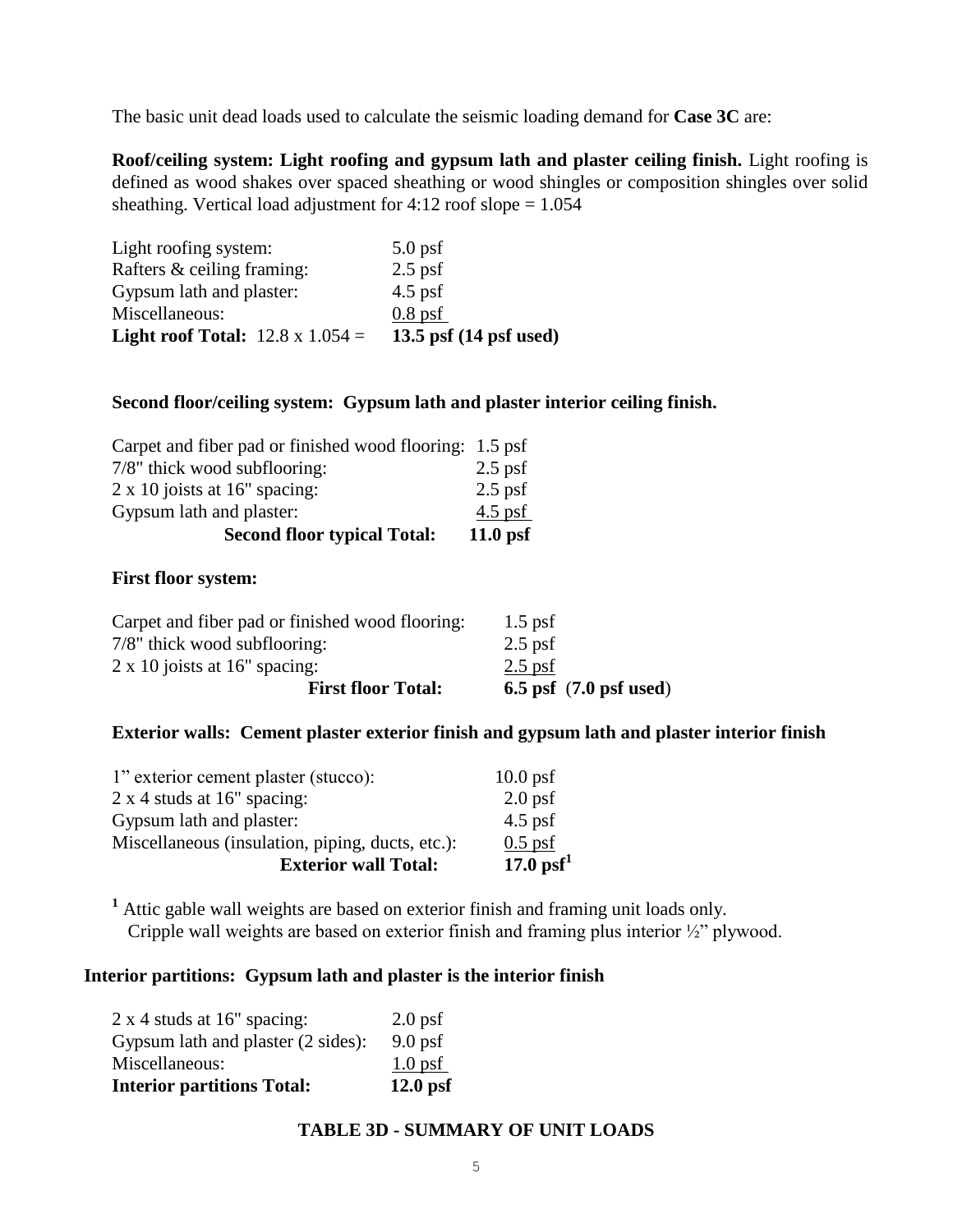The basic unit dead loads used to calculate the seismic loading demand for **Case 3C** are:

**Roof/ceiling system: Light roofing and gypsum lath and plaster ceiling finish.** Light roofing is defined as wood shakes over spaced sheathing or wood shingles or composition shingles over solid sheathing. Vertical load adjustment for 4:12 roof slope = 1.054

| | |
|---|---|
| Light roofing system: | 5.0 psf |
| Rafters & ceiling framing: | 2.5 psf |
| Gypsum lath and plaster: | 4.5 psf |
| Miscellaneous: | 0.8 psf |
| **Light roof Total:** 12.8 x 1.054 = | **13.5 psf (14 psf used)** |

**Second floor/ceiling system: Gypsum lath and plaster interior ceiling finish.**

| | |
|---|---|
| Carpet and fiber pad or finished wood flooring: | 1.5 psf |
| 7/8" thick wood subflooring: | 2.5 psf |
| 2 x 10 joists at 16" spacing: | 2.5 psf |
| Gypsum lath and plaster: | 4.5 psf |
| **Second floor typical Total:** | **11.0 psf** |

**First floor system:**

| | |
|---|---|
| Carpet and fiber pad or finished wood flooring: | 1.5 psf |
| 7/8" thick wood subflooring: | 2.5 psf |
| 2 x 10 joists at 16" spacing: | 2.5 psf |
| **First floor Total:** | **6.5 psf (7.0 psf used)** |

**Exterior walls: Cement plaster exterior finish and gypsum lath and plaster interior finish**

| | |
|---|---|
| 1" exterior cement plaster (stucco): | 10.0 psf |
| 2 x 4 studs at 16" spacing: | 2.0 psf |
| Gypsum lath and plaster: | 4.5 psf |
| Miscellaneous (insulation, piping, ducts, etc.): | 0.5 psf |
| **Exterior wall Total:** | **17.0 psf**[1] |

[1] Attic gable wall weights are based on exterior finish and framing unit loads only. Cripple wall weights are based on exterior finish and framing plus interior ½" plywood.

**Interior partitions: Gypsum lath and plaster is the interior finish**

| | |
|---|---|
| 2 x 4 studs at 16" spacing: | 2.0 psf |
| Gypsum lath and plaster (2 sides): | 9.0 psf |
| Miscellaneous: | 1.0 psf |
| **Interior partitions Total:** | **12.0 psf** |

**TABLE 3D - SUMMARY OF UNIT LOADS**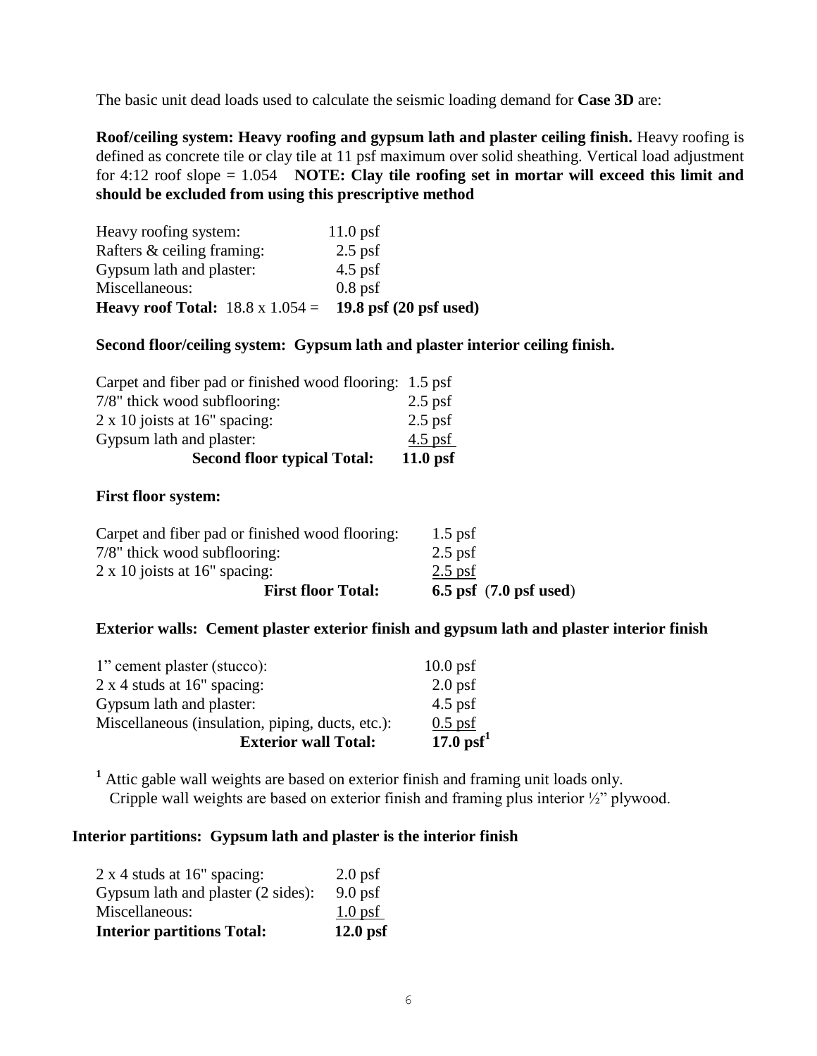The basic unit dead loads used to calculate the seismic loading demand for **Case 3D** are:

**Roof/ceiling system: Heavy roofing and gypsum lath and plaster ceiling finish.** Heavy roofing is defined as concrete tile or clay tile at 11 psf maximum over solid sheathing. Vertical load adjustment for 4:12 roof slope = 1.054 **NOTE: Clay tile roofing set in mortar will exceed this limit and should be excluded from using this prescriptive method**

| | |
|---|---|
| Heavy roofing system: | 11.0 psf |
| Rafters & ceiling framing: | 2.5 psf |
| Gypsum lath and plaster: | 4.5 psf |
| Miscellaneous: | 0.8 psf |
| **Heavy roof Total:** 18.8 x 1.054 = | **19.8 psf (20 psf used)** |

**Second floor/ceiling system: Gypsum lath and plaster interior ceiling finish.**

| | |
|---|---|
| Carpet and fiber pad or finished wood flooring: | 1.5 psf |
| 7/8" thick wood subflooring: | 2.5 psf |
| 2 x 10 joists at 16" spacing: | 2.5 psf |
| Gypsum lath and plaster: | 4.5 psf |
| **Second floor typical Total:** | **11.0 psf** |

**First floor system:**

| | |
|---|---|
| Carpet and fiber pad or finished wood flooring: | 1.5 psf |
| 7/8" thick wood subflooring: | 2.5 psf |
| 2 x 10 joists at 16" spacing: | 2.5 psf |
| **First floor Total:** | **6.5 psf (7.0 psf used)** |

**Exterior walls: Cement plaster exterior finish and gypsum lath and plaster interior finish**

| | |
|---|---|
| 1" cement plaster (stucco): | 10.0 psf |
| 2 x 4 studs at 16" spacing: | 2.0 psf |
| Gypsum lath and plaster: | 4.5 psf |
| Miscellaneous (insulation, piping, ducts, etc.): | 0.5 psf |
| **Exterior wall Total:** | **17.0 psf**[1] |

[1] Attic gable wall weights are based on exterior finish and framing unit loads only. Cripple wall weights are based on exterior finish and framing plus interior ½" plywood.

**Interior partitions: Gypsum lath and plaster is the interior finish**

| | |
|---|---|
| 2 x 4 studs at 16" spacing: | 2.0 psf |
| Gypsum lath and plaster (2 sides): | 9.0 psf |
| Miscellaneous: | 1.0 psf |
| **Interior partitions Total:** | **12.0 psf** |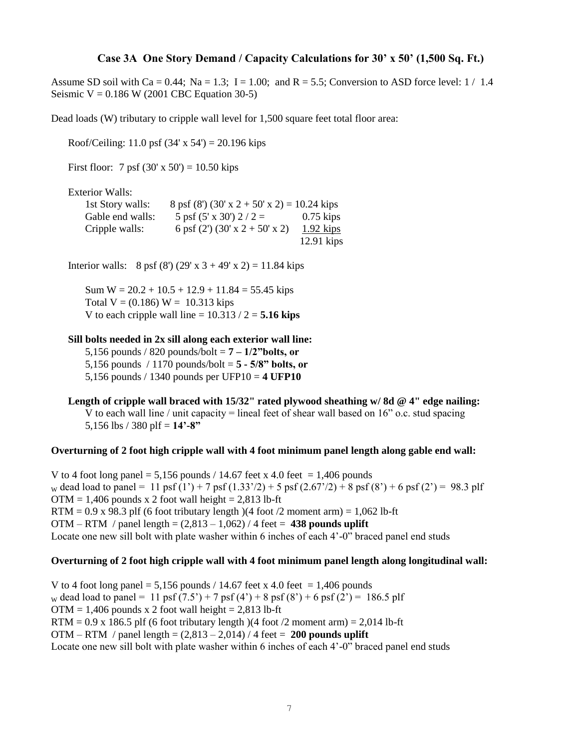## Case 3A One Story Demand / Capacity Calculations for 30' x 50' (1,500 Sq. Ft.)

Assume SD soil with Ca = 0.44; Na = 1.3; I = 1.00; and R = 5.5; Conversion to ASD force level: 1 / 1.4
Seismic V = 0.186 W (2001 CBC Equation 30-5)

Dead loads (W) tributary to cripple wall level for 1,500 square feet total floor area:

Roof/Ceiling: 11.0 psf (34' x 54') = 20.196 kips

First floor: 7 psf (30' x 50') = 10.50 kips

Exterior Walls:

| | | |
|---|---|---|
| 1st Story walls: | 8 psf (8') (30' x 2 + 50' x 2) = 10.24 kips | |
| Gable end walls: | 5 psf (5' x 30') 2 / 2 = | 0.75 kips |
| Cripple walls: | 6 psf (2') (30' x 2 + 50' x 2) | 1.92 kips |
| | | 12.91 kips |

Interior walls: 8 psf (8') (29' x 3 + 49' x 2) = 11.84 kips

Sum W = 20.2 + 10.5 + 12.9 + 11.84 = 55.45 kips
Total V = (0.186) W = 10.313 kips
V to each cripple wall line = 10.313 / 2 = **5.16 kips**

**Sill bolts needed in 2x sill along each exterior wall line:**
5,156 pounds / 820 pounds/bolt = **7 – 1/2"bolts, or**
5,156 pounds / 1170 pounds/bolt = **5 - 5/8" bolts, or**
5,156 pounds / 1340 pounds per UFP10 = **4 UFP10**

**Length of cripple wall braced with 15/32" rated plywood sheathing w/ 8d @ 4" edge nailing:**
V to each wall line / unit capacity = lineal feet of shear wall based on 16" o.c. stud spacing
5,156 lbs / 380 plf = **14'-8"**

**Overturning of 2 foot high cripple wall with 4 foot minimum panel length along gable end wall:**

V to 4 foot long panel = 5,156 pounds / 14.67 feet x 4.0 feet = 1,406 pounds
$_W$ dead load to panel = 11 psf (1') + 7 psf (1.33'/2) + 5 psf (2.67'/2) + 8 psf (8') + 6 psf (2') = 98.3 plf
OTM = 1,406 pounds x 2 foot wall height = 2,813 lb-ft
RTM = 0.9 x 98.3 plf (6 foot tributary length )(4 foot /2 moment arm) = 1,062 lb-ft
OTM – RTM / panel length = (2,813 – 1,062) / 4 feet = **438 pounds uplift**
Locate one new sill bolt with plate washer within 6 inches of each 4'-0" braced panel end studs

**Overturning of 2 foot high cripple wall with 4 foot minimum panel length along longitudinal wall:**

V to 4 foot long panel = 5,156 pounds / 14.67 feet x 4.0 feet = 1,406 pounds
$_W$ dead load to panel = 11 psf (7.5') + 7 psf (4') + 8 psf (8') + 6 psf (2') = 186.5 plf
OTM = 1,406 pounds x 2 foot wall height = 2,813 lb-ft
RTM = 0.9 x 186.5 plf (6 foot tributary length )(4 foot /2 moment arm) = 2,014 lb-ft
OTM – RTM / panel length = (2,813 – 2,014) / 4 feet = **200 pounds uplift**
Locate one new sill bolt with plate washer within 6 inches of each 4'-0" braced panel end studs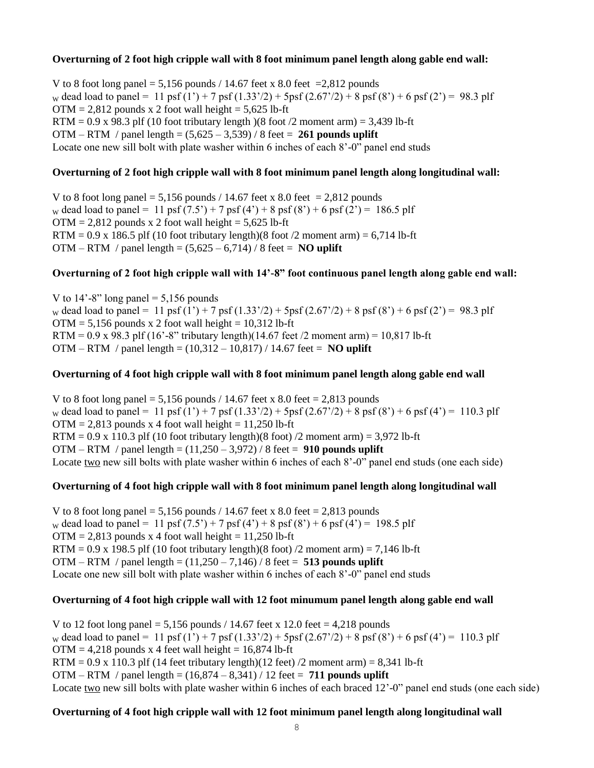**Overturning of 2 foot high cripple wall with 8 foot minimum panel length along gable end wall:**

V to 8 foot long panel = 5,156 pounds / 14.67 feet x 8.0 feet =2,812 pounds
$_W$ dead load to panel = 11 psf (1') + 7 psf (1.33'/2) + 5psf (2.67'/2) + 8 psf (8') + 6 psf (2') = 98.3 plf
OTM = 2,812 pounds x 2 foot wall height = 5,625 lb-ft
RTM = 0.9 x 98.3 plf (10 foot tributary length )(8 foot /2 moment arm) = 3,439 lb-ft
OTM – RTM / panel length = (5,625 – 3,539) / 8 feet = **261 pounds uplift**
Locate one new sill bolt with plate washer within 6 inches of each 8'-0" panel end studs

**Overturning of 2 foot high cripple wall with 8 foot minimum panel length along longitudinal wall:**

V to 8 foot long panel = 5,156 pounds / 14.67 feet x 8.0 feet = 2,812 pounds
$_W$ dead load to panel = 11 psf (7.5') + 7 psf (4') + 8 psf (8') + 6 psf (2') = 186.5 plf
OTM = 2,812 pounds x 2 foot wall height = 5,625 lb-ft
RTM = 0.9 x 186.5 plf (10 foot tributary length)(8 foot /2 moment arm) = 6,714 lb-ft
OTM – RTM / panel length = (5,625 – 6,714) / 8 feet = **NO uplift**

**Overturning of 2 foot high cripple wall with 14'-8" foot continuous panel length along gable end wall:**

V to 14'-8" long panel = 5,156 pounds
$_W$ dead load to panel = 11 psf (1') + 7 psf (1.33'/2) + 5psf (2.67'/2) + 8 psf (8') + 6 psf (2') = 98.3 plf
OTM = 5,156 pounds x 2 foot wall height = 10,312 lb-ft
RTM = 0.9 x 98.3 plf (16'-8" tributary length)(14.67 feet /2 moment arm) = 10,817 lb-ft
OTM – RTM / panel length = (10,312 – 10,817) / 14.67 feet = **NO uplift**

**Overturning of 4 foot high cripple wall with 8 foot minimum panel length along gable end wall**

V to 8 foot long panel = 5,156 pounds / 14.67 feet x 8.0 feet = 2,813 pounds
$_W$ dead load to panel = 11 psf (1') + 7 psf (1.33'/2) + 5psf (2.67'/2) + 8 psf (8') + 6 psf (4') = 110.3 plf
OTM = 2,813 pounds x 4 foot wall height = 11,250 lb-ft
RTM = 0.9 x 110.3 plf (10 foot tributary length)(8 foot) /2 moment arm) = 3,972 lb-ft
OTM – RTM / panel length = (11,250 – 3,972) / 8 feet = **910 pounds uplift**
Locate two new sill bolts with plate washer within 6 inches of each 8'-0" panel end studs (one each side)

**Overturning of 4 foot high cripple wall with 8 foot minimum panel length along longitudinal wall**

V to 8 foot long panel = 5,156 pounds / 14.67 feet x 8.0 feet = 2,813 pounds
$_W$ dead load to panel = 11 psf (7.5') + 7 psf (4') + 8 psf (8') + 6 psf (4') = 198.5 plf
OTM = 2,813 pounds x 4 foot wall height = 11,250 lb-ft
RTM = 0.9 x 198.5 plf (10 foot tributary length)(8 foot) /2 moment arm) = 7,146 lb-ft
OTM – RTM / panel length = (11,250 – 7,146) / 8 feet = **513 pounds uplift**
Locate one new sill bolt with plate washer within 6 inches of each 8'-0" panel end studs

**Overturning of 4 foot high cripple wall with 12 foot minumum panel length along gable end wall**

V to 12 foot long panel = 5,156 pounds / 14.67 feet x 12.0 feet = 4,218 pounds
$_W$ dead load to panel = 11 psf (1') + 7 psf (1.33'/2) + 5psf (2.67'/2) + 8 psf (8') + 6 psf (4') = 110.3 plf
OTM = 4,218 pounds x 4 feet wall height = 16,874 lb-ft
RTM = 0.9 x 110.3 plf (14 feet tributary length)(12 feet) /2 moment arm) = 8,341 lb-ft
OTM – RTM / panel length = (16,874 – 8,341) / 12 feet = **711 pounds uplift**
Locate two new sill bolts with plate washer within 6 inches of each braced 12'-0" panel end studs (one each side)

**Overturning of 4 foot high cripple wall with 12 foot minimum panel length along longitudinal wall**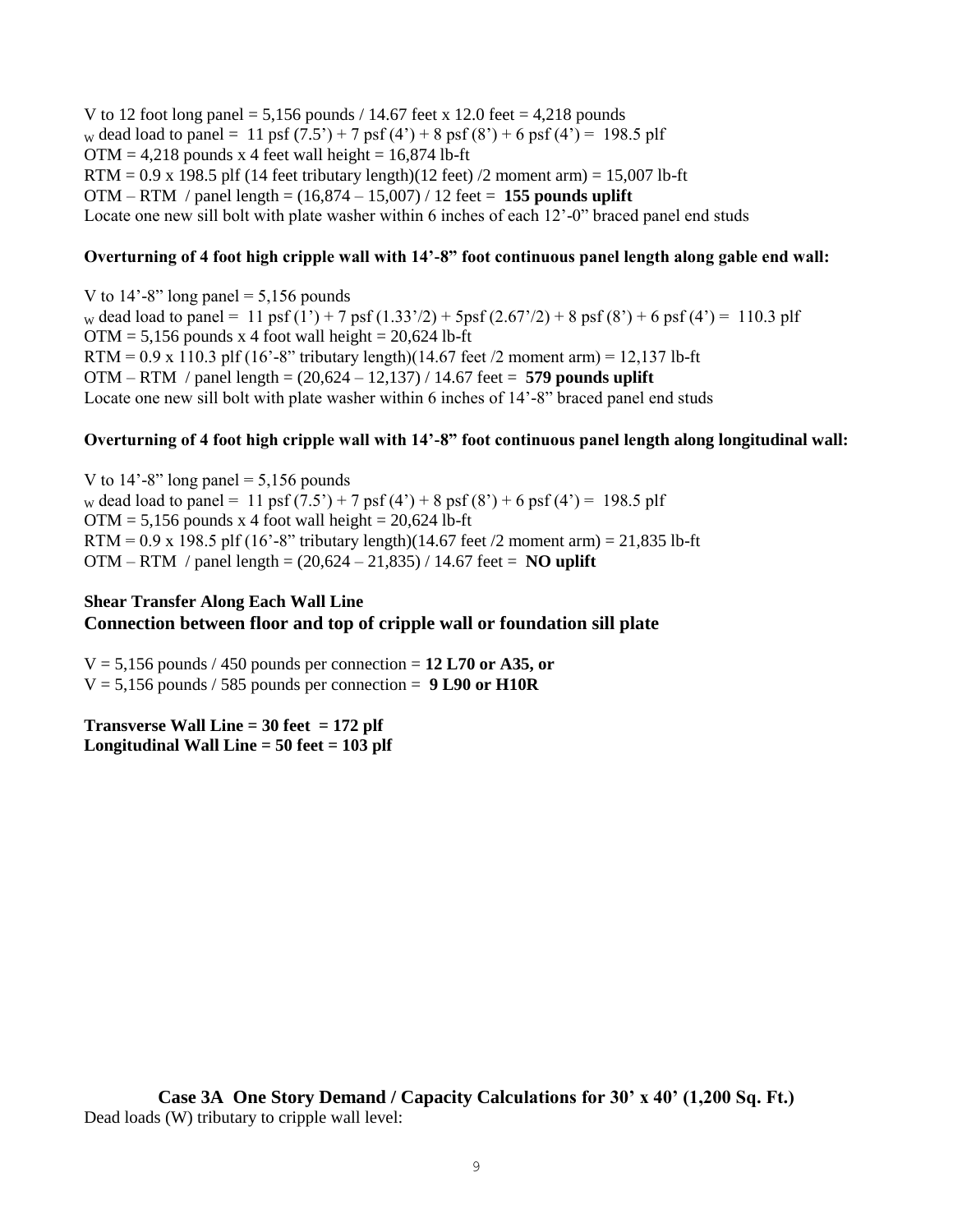V to 12 foot long panel = 5,156 pounds / 14.67 feet x 12.0 feet = 4,218 pounds

$_W$ dead load to panel = 11 psf (7.5') + 7 psf (4') + 8 psf (8') + 6 psf (4') = 198.5 plf

OTM = 4,218 pounds x 4 feet wall height = 16,874 lb-ft

RTM = 0.9 x 198.5 plf (14 feet tributary length)(12 feet) /2 moment arm) = 15,007 lb-ft

OTM – RTM / panel length = (16,874 – 15,007) / 12 feet = **155 pounds uplift**

Locate one new sill bolt with plate washer within 6 inches of each 12'-0" braced panel end studs

**Overturning of 4 foot high cripple wall with 14'-8" foot continuous panel length along gable end wall:**

V to 14'-8" long panel = 5,156 pounds

$_W$ dead load to panel = 11 psf (1') + 7 psf (1.33'/2) + 5psf (2.67'/2) + 8 psf (8') + 6 psf (4') = 110.3 plf

OTM = 5,156 pounds x 4 foot wall height = 20,624 lb-ft

RTM = 0.9 x 110.3 plf (16'-8" tributary length)(14.67 feet /2 moment arm) = 12,137 lb-ft

OTM – RTM / panel length = (20,624 – 12,137) / 14.67 feet = **579 pounds uplift**

Locate one new sill bolt with plate washer within 6 inches of 14'-8" braced panel end studs

**Overturning of 4 foot high cripple wall with 14'-8" foot continuous panel length along longitudinal wall:**

V to 14'-8" long panel = 5,156 pounds

$_W$ dead load to panel = 11 psf (7.5') + 7 psf (4') + 8 psf (8') + 6 psf (4') = 198.5 plf

OTM = 5,156 pounds x 4 foot wall height = 20,624 lb-ft

RTM = 0.9 x 198.5 plf (16'-8" tributary length)(14.67 feet /2 moment arm) = 21,835 lb-ft

OTM – RTM / panel length = (20,624 – 21,835) / 14.67 feet = **NO uplift**

**Shear Transfer Along Each Wall Line**

### Connection between floor and top of cripple wall or foundation sill plate

V = 5,156 pounds / 450 pounds per connection = **12 L70 or A35, or**

V = 5,156 pounds / 585 pounds per connection = **9 L90 or H10R**

**Transverse Wall Line = 30 feet = 172 plf**

**Longitudinal Wall Line = 50 feet = 103 plf**

### Case 3A One Story Demand / Capacity Calculations for 30' x 40' (1,200 Sq. Ft.)

Dead loads (W) tributary to cripple wall level: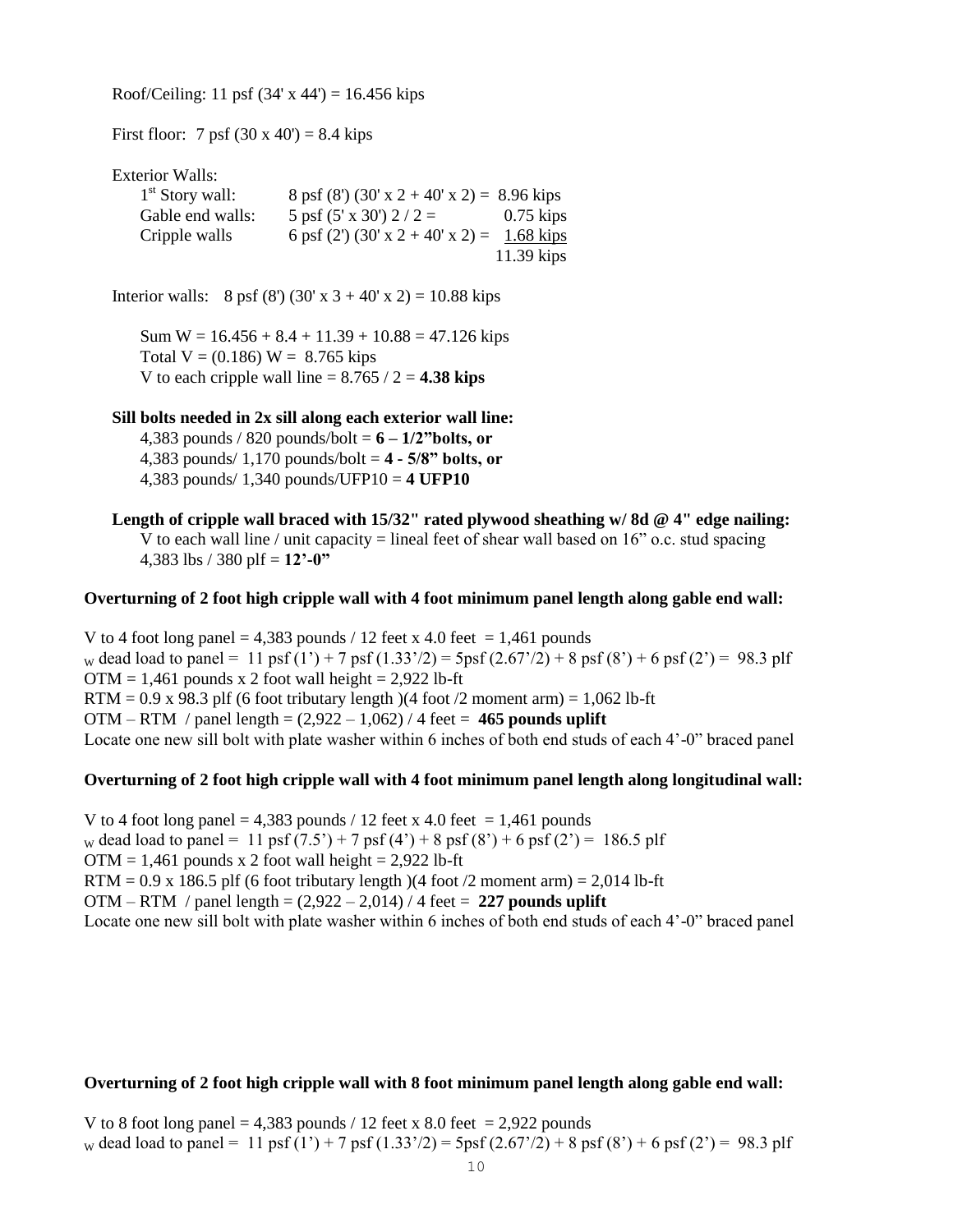Roof/Ceiling: 11 psf (34' x 44') = 16.456 kips

First floor: 7 psf (30 x 40') = 8.4 kips

Exterior Walls:

| | | |
|---|---|---|
| 1st Story wall: | 8 psf (8') (30' x 2 + 40' x 2) = | 8.96 kips |
| Gable end walls: | 5 psf (5' x 30') 2 / 2 = | 0.75 kips |
| Cripple walls | 6 psf (2') (30' x 2 + 40' x 2) = | 1.68 kips |
| | | 11.39 kips |

Interior walls: 8 psf (8') (30' x 3 + 40' x 2) = 10.88 kips

Sum W = 16.456 + 8.4 + 11.39 + 10.88 = 47.126 kips
Total V = (0.186) W = 8.765 kips
V to each cripple wall line = 8.765 / 2 = **4.38 kips**

**Sill bolts needed in 2x sill along each exterior wall line:**
4,383 pounds / 820 pounds/bolt = **6 – 1/2"bolts, or**
4,383 pounds/ 1,170 pounds/bolt = **4 - 5/8" bolts, or**
4,383 pounds/ 1,340 pounds/UFP10 = **4 UFP10**

**Length of cripple wall braced with 15/32" rated plywood sheathing w/ 8d @ 4" edge nailing:**
V to each wall line / unit capacity = lineal feet of shear wall based on 16" o.c. stud spacing
4,383 lbs / 380 plf = **12'-0"**

**Overturning of 2 foot high cripple wall with 4 foot minimum panel length along gable end wall:**

V to 4 foot long panel = 4,383 pounds / 12 feet x 4.0 feet = 1,461 pounds
$_W$ dead load to panel = 11 psf (1') + 7 psf (1.33'/2) = 5psf (2.67'/2) + 8 psf (8') + 6 psf (2') = 98.3 plf
OTM = 1,461 pounds x 2 foot wall height = 2,922 lb-ft
RTM = 0.9 x 98.3 plf (6 foot tributary length )(4 foot /2 moment arm) = 1,062 lb-ft
OTM – RTM / panel length = (2,922 – 1,062) / 4 feet = **465 pounds uplift**
Locate one new sill bolt with plate washer within 6 inches of both end studs of each 4'-0" braced panel

**Overturning of 2 foot high cripple wall with 4 foot minimum panel length along longitudinal wall:**

V to 4 foot long panel = 4,383 pounds / 12 feet x 4.0 feet = 1,461 pounds
$_W$ dead load to panel = 11 psf (7.5') + 7 psf (4') + 8 psf (8') + 6 psf (2') = 186.5 plf
OTM = 1,461 pounds x 2 foot wall height = 2,922 lb-ft
RTM = 0.9 x 186.5 plf (6 foot tributary length )(4 foot /2 moment arm) = 2,014 lb-ft
OTM – RTM / panel length = (2,922 – 2,014) / 4 feet = **227 pounds uplift**
Locate one new sill bolt with plate washer within 6 inches of both end studs of each 4'-0" braced panel

**Overturning of 2 foot high cripple wall with 8 foot minimum panel length along gable end wall:**

V to 8 foot long panel = 4,383 pounds / 12 feet x 8.0 feet = 2,922 pounds
$_W$ dead load to panel = 11 psf (1') + 7 psf (1.33'/2) = 5psf (2.67'/2) + 8 psf (8') + 6 psf (2') = 98.3 plf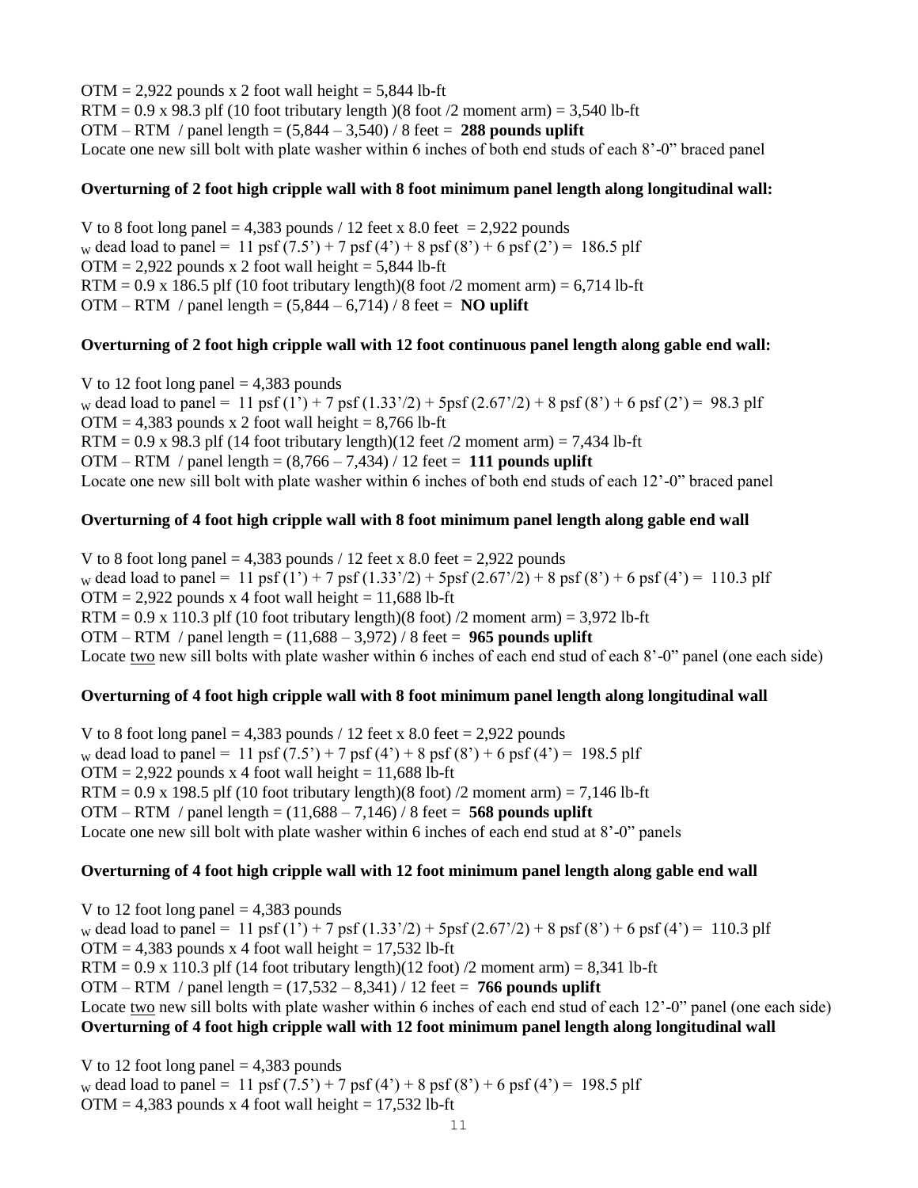OTM = 2,922 pounds x 2 foot wall height = 5,844 lb-ft
RTM = 0.9 x 98.3 plf (10 foot tributary length )(8 foot /2 moment arm) = 3,540 lb-ft
OTM – RTM / panel length = (5,844 – 3,540) / 8 feet = **288 pounds uplift**
Locate one new sill bolt with plate washer within 6 inches of both end studs of each 8'-0" braced panel

**Overturning of 2 foot high cripple wall with 8 foot minimum panel length along longitudinal wall:**

V to 8 foot long panel = 4,383 pounds / 12 feet x 8.0 feet = 2,922 pounds
$_W$ dead load to panel = 11 psf (7.5') + 7 psf (4') + 8 psf (8') + 6 psf (2') = 186.5 plf
OTM = 2,922 pounds x 2 foot wall height = 5,844 lb-ft
RTM = 0.9 x 186.5 plf (10 foot tributary length)(8 foot /2 moment arm) = 6,714 lb-ft
OTM – RTM / panel length = (5,844 – 6,714) / 8 feet = **NO uplift**

**Overturning of 2 foot high cripple wall with 12 foot continuous panel length along gable end wall:**

V to 12 foot long panel = 4,383 pounds
$_W$ dead load to panel = 11 psf (1') + 7 psf (1.33'/2) + 5psf (2.67'/2) + 8 psf (8') + 6 psf (2') = 98.3 plf
OTM = 4,383 pounds x 2 foot wall height = 8,766 lb-ft
RTM = 0.9 x 98.3 plf (14 foot tributary length)(12 feet /2 moment arm) = 7,434 lb-ft
OTM – RTM / panel length = (8,766 – 7,434) / 12 feet = **111 pounds uplift**
Locate one new sill bolt with plate washer within 6 inches of both end studs of each 12'-0" braced panel

**Overturning of 4 foot high cripple wall with 8 foot minimum panel length along gable end wall**

V to 8 foot long panel = 4,383 pounds / 12 feet x 8.0 feet = 2,922 pounds
$_W$ dead load to panel = 11 psf (1') + 7 psf (1.33'/2) + 5psf (2.67'/2) + 8 psf (8') + 6 psf (4') = 110.3 plf
OTM = 2,922 pounds x 4 foot wall height = 11,688 lb-ft
RTM = 0.9 x 110.3 plf (10 foot tributary length)(8 foot) /2 moment arm) = 3,972 lb-ft
OTM – RTM / panel length = (11,688 – 3,972) / 8 feet = **965 pounds uplift**
Locate two new sill bolts with plate washer within 6 inches of each end stud of each 8'-0" panel (one each side)

**Overturning of 4 foot high cripple wall with 8 foot minimum panel length along longitudinal wall**

V to 8 foot long panel = 4,383 pounds / 12 feet x 8.0 feet = 2,922 pounds
$_W$ dead load to panel = 11 psf (7.5') + 7 psf (4') + 8 psf (8') + 6 psf (4') = 198.5 plf
OTM = 2,922 pounds x 4 foot wall height = 11,688 lb-ft
RTM = 0.9 x 198.5 plf (10 foot tributary length)(8 foot) /2 moment arm) = 7,146 lb-ft
OTM – RTM / panel length = (11,688 – 7,146) / 8 feet = **568 pounds uplift**
Locate one new sill bolt with plate washer within 6 inches of each end stud at 8'-0" panels

**Overturning of 4 foot high cripple wall with 12 foot minimum panel length along gable end wall**

V to 12 foot long panel = 4,383 pounds
$_W$ dead load to panel = 11 psf (1') + 7 psf (1.33'/2) + 5psf (2.67'/2) + 8 psf (8') + 6 psf (4') = 110.3 plf
OTM = 4,383 pounds x 4 foot wall height = 17,532 lb-ft
RTM = 0.9 x 110.3 plf (14 foot tributary length)(12 foot) /2 moment arm) = 8,341 lb-ft
OTM – RTM / panel length = (17,532 – 8,341) / 12 feet = **766 pounds uplift**
Locate two new sill bolts with plate washer within 6 inches of each end stud of each 12'-0" panel (one each side)

**Overturning of 4 foot high cripple wall with 12 foot minimum panel length along longitudinal wall**

V to 12 foot long panel = 4,383 pounds
$_W$ dead load to panel = 11 psf (7.5') + 7 psf (4') + 8 psf (8') + 6 psf (4') = 198.5 plf
OTM = 4,383 pounds x 4 foot wall height = 17,532 lb-ft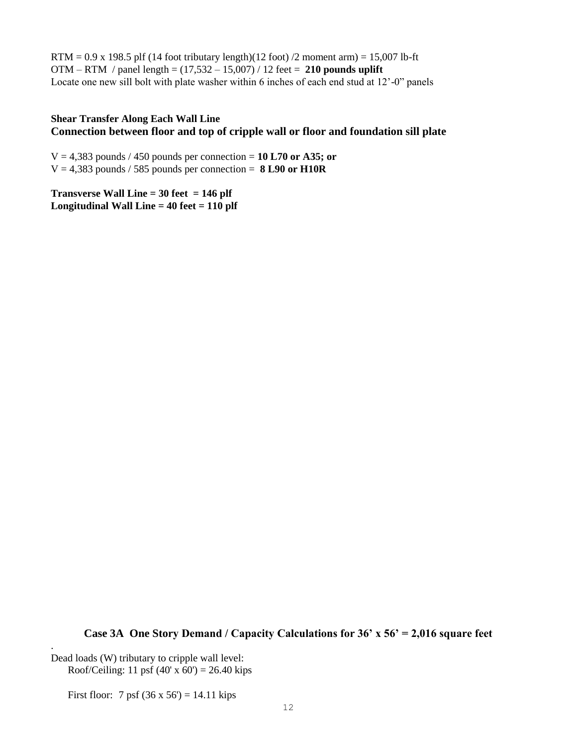RTM = 0.9 x 198.5 plf (14 foot tributary length)(12 foot) /2 moment arm) = 15,007 lb-ft
OTM – RTM / panel length = (17,532 – 15,007) / 12 feet = **210 pounds uplift**
Locate one new sill bolt with plate washer within 6 inches of each end stud at 12'-0" panels

**Shear Transfer Along Each Wall Line**

**Connection between floor and top of cripple wall or floor and foundation sill plate**

V = 4,383 pounds / 450 pounds per connection = **10 L70 or A35; or**
V = 4,383 pounds / 585 pounds per connection = **8 L90 or H10R**

**Transverse Wall Line = 30 feet = 146 plf**
**Longitudinal Wall Line = 40 feet = 110 plf**

## Case 3A One Story Demand / Capacity Calculations for 36' x 56' = 2,016 square feet

.
Dead loads (W) tributary to cripple wall level:

Roof/Ceiling: 11 psf (40' x 60') = 26.40 kips

First floor: 7 psf (36 x 56') = 14.11 kips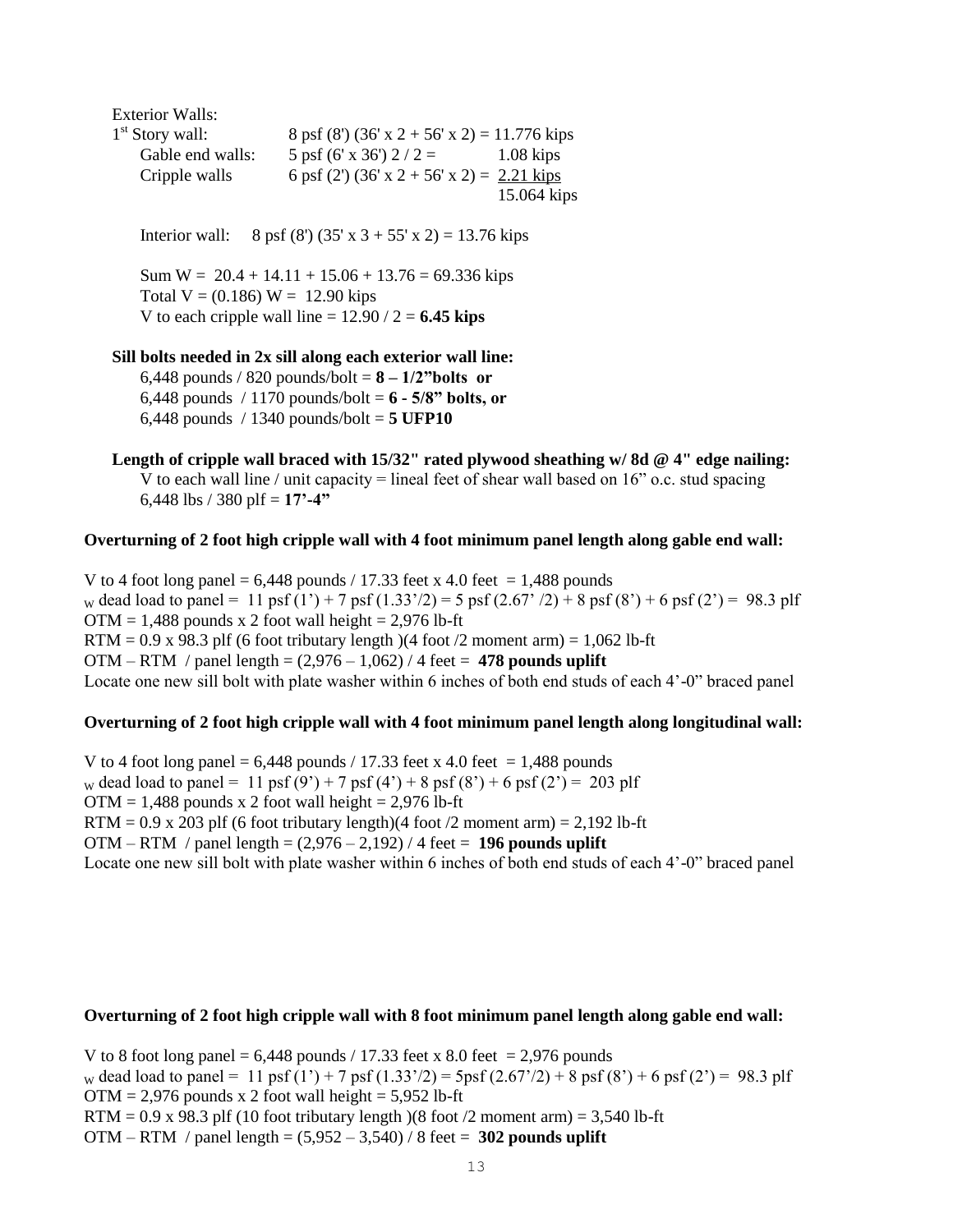Exterior Walls:

| | | |
|---|---|---|
| 1st Story wall: | 8 psf (8') (36' x 2 + 56' x 2) = 11.776 kips | |
| Gable end walls: | 5 psf (6' x 36') 2 / 2 = | 1.08 kips |
| Cripple walls | 6 psf (2') (36' x 2 + 56' x 2) = | 2.21 kips |
| | | 15.064 kips |

Interior wall: 8 psf (8') (35' x 3 + 55' x 2) = 13.76 kips

Sum W = 20.4 + 14.11 + 15.06 + 13.76 = 69.336 kips
Total V = (0.186) W = 12.90 kips
V to each cripple wall line = 12.90 / 2 = **6.45 kips**

**Sill bolts needed in 2x sill along each exterior wall line:**

6,448 pounds / 820 pounds/bolt = **8 – 1/2"bolts or**
6,448 pounds / 1170 pounds/bolt = **6 - 5/8" bolts, or**
6,448 pounds / 1340 pounds/bolt = **5 UFP10**

**Length of cripple wall braced with 15/32" rated plywood sheathing w/ 8d @ 4" edge nailing:**

V to each wall line / unit capacity = lineal feet of shear wall based on 16" o.c. stud spacing
6,448 lbs / 380 plf = **17'-4"**

**Overturning of 2 foot high cripple wall with 4 foot minimum panel length along gable end wall:**

V to 4 foot long panel = 6,448 pounds / 17.33 feet x 4.0 feet = 1,488 pounds
$_W$ dead load to panel = 11 psf (1') + 7 psf (1.33'/2) = 5 psf (2.67' /2) + 8 psf (8') + 6 psf (2') = 98.3 plf
OTM = 1,488 pounds x 2 foot wall height = 2,976 lb-ft
RTM = 0.9 x 98.3 plf (6 foot tributary length )(4 foot /2 moment arm) = 1,062 lb-ft
OTM – RTM / panel length = (2,976 – 1,062) / 4 feet = **478 pounds uplift**
Locate one new sill bolt with plate washer within 6 inches of both end studs of each 4'-0" braced panel

**Overturning of 2 foot high cripple wall with 4 foot minimum panel length along longitudinal wall:**

V to 4 foot long panel = 6,448 pounds / 17.33 feet x 4.0 feet = 1,488 pounds
$_W$ dead load to panel = 11 psf (9') + 7 psf (4') + 8 psf (8') + 6 psf (2') = 203 plf
OTM = 1,488 pounds x 2 foot wall height = 2,976 lb-ft
RTM = 0.9 x 203 plf (6 foot tributary length)(4 foot /2 moment arm) = 2,192 lb-ft
OTM – RTM / panel length = (2,976 – 2,192) / 4 feet = **196 pounds uplift**
Locate one new sill bolt with plate washer within 6 inches of both end studs of each 4'-0" braced panel

**Overturning of 2 foot high cripple wall with 8 foot minimum panel length along gable end wall:**

V to 8 foot long panel = 6,448 pounds / 17.33 feet x 8.0 feet = 2,976 pounds
$_W$ dead load to panel = 11 psf (1') + 7 psf (1.33'/2) = 5psf (2.67'/2) + 8 psf (8') + 6 psf (2') = 98.3 plf
OTM = 2,976 pounds x 2 foot wall height = 5,952 lb-ft
RTM = 0.9 x 98.3 plf (10 foot tributary length )(8 foot /2 moment arm) = 3,540 lb-ft
OTM – RTM / panel length = (5,952 – 3,540) / 8 feet = **302 pounds uplift**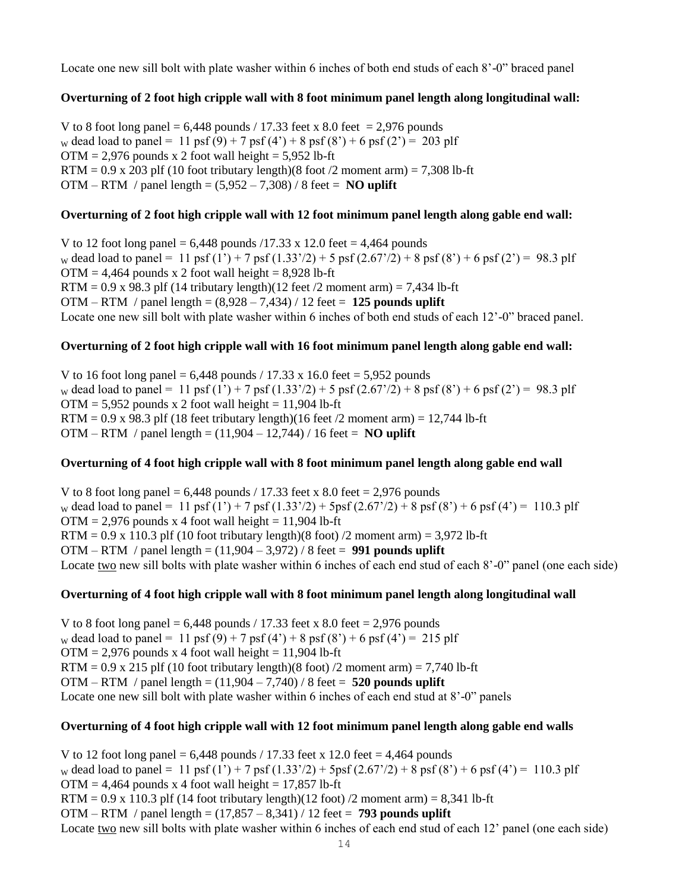Locate one new sill bolt with plate washer within 6 inches of both end studs of each 8'-0" braced panel

**Overturning of 2 foot high cripple wall with 8 foot minimum panel length along longitudinal wall:**

V to 8 foot long panel = 6,448 pounds / 17.33 feet x 8.0 feet = 2,976 pounds
$_W$ dead load to panel = 11 psf (9) + 7 psf (4') + 8 psf (8') + 6 psf (2') = 203 plf
OTM = 2,976 pounds x 2 foot wall height = 5,952 lb-ft
RTM = 0.9 x 203 plf (10 foot tributary length)(8 foot /2 moment arm) = 7,308 lb-ft
OTM – RTM / panel length = (5,952 – 7,308) / 8 feet = **NO uplift**

**Overturning of 2 foot high cripple wall with 12 foot minimum panel length along gable end wall:**

V to 12 foot long panel = 6,448 pounds /17.33 x 12.0 feet = 4,464 pounds
$_W$ dead load to panel = 11 psf (1') + 7 psf (1.33'/2) + 5 psf (2.67'/2) + 8 psf (8') + 6 psf (2') = 98.3 plf
OTM = 4,464 pounds x 2 foot wall height = 8,928 lb-ft
RTM = 0.9 x 98.3 plf (14 tributary length)(12 feet /2 moment arm) = 7,434 lb-ft
OTM – RTM / panel length = (8,928 – 7,434) / 12 feet = **125 pounds uplift**
Locate one new sill bolt with plate washer within 6 inches of both end studs of each 12'-0" braced panel.

**Overturning of 2 foot high cripple wall with 16 foot minimum panel length along gable end wall:**

V to 16 foot long panel = 6,448 pounds / 17.33 x 16.0 feet = 5,952 pounds
$_W$ dead load to panel = 11 psf (1') + 7 psf (1.33'/2) + 5 psf (2.67'/2) + 8 psf (8') + 6 psf (2') = 98.3 plf
OTM = 5,952 pounds x 2 foot wall height = 11,904 lb-ft
RTM = 0.9 x 98.3 plf (18 feet tributary length)(16 feet /2 moment arm) = 12,744 lb-ft
OTM – RTM / panel length = (11,904 – 12,744) / 16 feet = **NO uplift**

**Overturning of 4 foot high cripple wall with 8 foot minimum panel length along gable end wall**

V to 8 foot long panel = 6,448 pounds / 17.33 feet x 8.0 feet = 2,976 pounds
$_W$ dead load to panel = 11 psf (1') + 7 psf (1.33'/2) + 5psf (2.67'/2) + 8 psf (8') + 6 psf (4') = 110.3 plf
OTM = 2,976 pounds x 4 foot wall height = 11,904 lb-ft
RTM = 0.9 x 110.3 plf (10 foot tributary length)(8 foot) /2 moment arm) = 3,972 lb-ft
OTM – RTM / panel length = (11,904 – 3,972) / 8 feet = **991 pounds uplift**
Locate two new sill bolts with plate washer within 6 inches of each end stud of each 8'-0" panel (one each side)

**Overturning of 4 foot high cripple wall with 8 foot minimum panel length along longitudinal wall**

V to 8 foot long panel = 6,448 pounds / 17.33 feet x 8.0 feet = 2,976 pounds
$_W$ dead load to panel = 11 psf (9) + 7 psf (4') + 8 psf (8') + 6 psf (4') = 215 plf
OTM = 2,976 pounds x 4 foot wall height = 11,904 lb-ft
RTM = 0.9 x 215 plf (10 foot tributary length)(8 foot) /2 moment arm) = 7,740 lb-ft
OTM – RTM / panel length = (11,904 – 7,740) / 8 feet = **520 pounds uplift**
Locate one new sill bolt with plate washer within 6 inches of each end stud at 8'-0" panels

**Overturning of 4 foot high cripple wall with 12 foot minimum panel length along gable end walls**

V to 12 foot long panel = 6,448 pounds / 17.33 feet x 12.0 feet = 4,464 pounds
$_W$ dead load to panel = 11 psf (1') + 7 psf (1.33'/2) + 5psf (2.67'/2) + 8 psf (8') + 6 psf (4') = 110.3 plf
OTM = 4,464 pounds x 4 foot wall height = 17,857 lb-ft
RTM = 0.9 x 110.3 plf (14 foot tributary length)(12 foot) /2 moment arm) = 8,341 lb-ft
OTM – RTM / panel length = (17,857 – 8,341) / 12 feet = **793 pounds uplift**
Locate two new sill bolts with plate washer within 6 inches of each end stud of each 12' panel (one each side)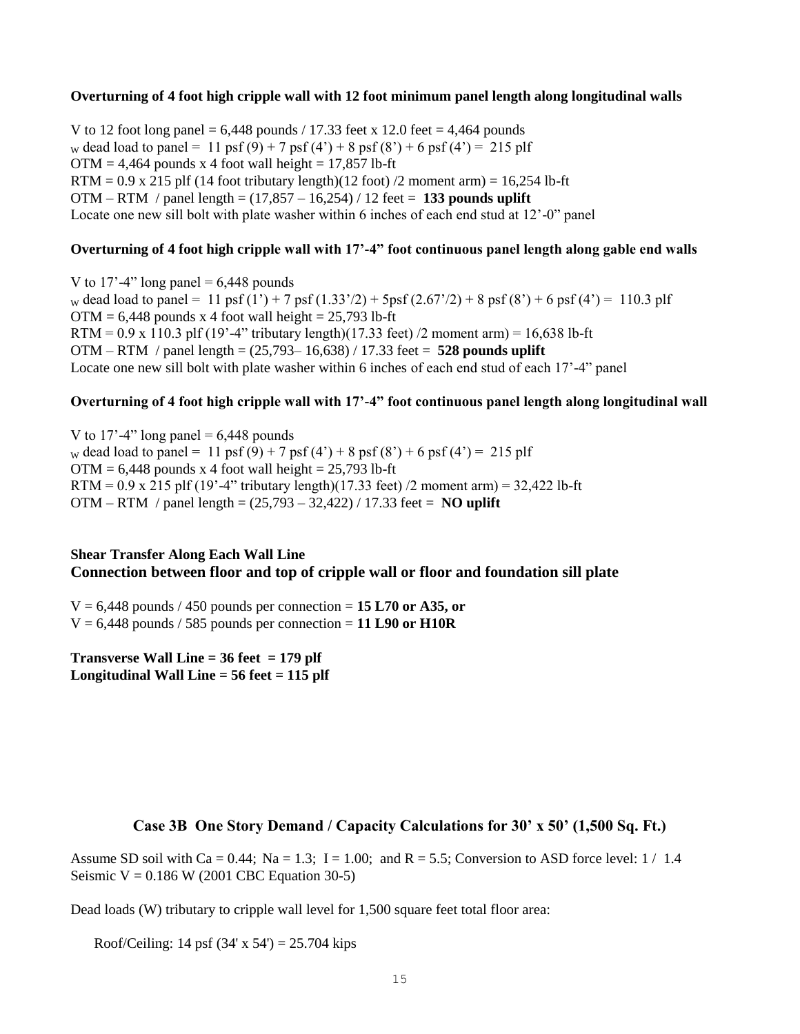**Overturning of 4 foot high cripple wall with 12 foot minimum panel length along longitudinal walls**

V to 12 foot long panel = 6,448 pounds / 17.33 feet x 12.0 feet = 4,464 pounds
$_W$ dead load to panel = 11 psf (9) + 7 psf (4') + 8 psf (8') + 6 psf (4') = 215 plf
OTM = 4,464 pounds x 4 foot wall height = 17,857 lb-ft
RTM = 0.9 x 215 plf (14 foot tributary length)(12 foot) /2 moment arm) = 16,254 lb-ft
OTM – RTM / panel length = (17,857 – 16,254) / 12 feet = **133 pounds uplift**
Locate one new sill bolt with plate washer within 6 inches of each end stud at 12'-0" panel

**Overturning of 4 foot high cripple wall with 17'-4" foot continuous panel length along gable end walls**

V to 17'-4" long panel = 6,448 pounds
$_W$ dead load to panel = 11 psf (1') + 7 psf (1.33'/2) + 5psf (2.67'/2) + 8 psf (8') + 6 psf (4') = 110.3 plf
OTM = 6,448 pounds x 4 foot wall height = 25,793 lb-ft
RTM = 0.9 x 110.3 plf (19'-4" tributary length)(17.33 feet) /2 moment arm) = 16,638 lb-ft
OTM – RTM / panel length = (25,793– 16,638) / 17.33 feet = **528 pounds uplift**
Locate one new sill bolt with plate washer within 6 inches of each end stud of each 17'-4" panel

**Overturning of 4 foot high cripple wall with 17'-4" foot continuous panel length along longitudinal wall**

V to 17'-4" long panel = 6,448 pounds
$_W$ dead load to panel = 11 psf (9) + 7 psf (4') + 8 psf (8') + 6 psf (4') = 215 plf
OTM = 6,448 pounds x 4 foot wall height = 25,793 lb-ft
RTM = 0.9 x 215 plf (19'-4" tributary length)(17.33 feet) /2 moment arm) = 32,422 lb-ft
OTM – RTM / panel length = (25,793 – 32,422) / 17.33 feet = **NO uplift**

**Shear Transfer Along Each Wall Line**
**Connection between floor and top of cripple wall or floor and foundation sill plate**

V = 6,448 pounds / 450 pounds per connection = **15 L70 or A35, or**
V = 6,448 pounds / 585 pounds per connection = **11 L90 or H10R**

**Transverse Wall Line = 36 feet = 179 plf**
**Longitudinal Wall Line = 56 feet = 115 plf**

## Case 3B One Story Demand / Capacity Calculations for 30' x 50' (1,500 Sq. Ft.)

Assume SD soil with Ca = 0.44; Na = 1.3; I = 1.00; and R = 5.5; Conversion to ASD force level: 1 / 1.4
Seismic V = 0.186 W (2001 CBC Equation 30-5)

Dead loads (W) tributary to cripple wall level for 1,500 square feet total floor area:

Roof/Ceiling: 14 psf (34' x 54') = 25.704 kips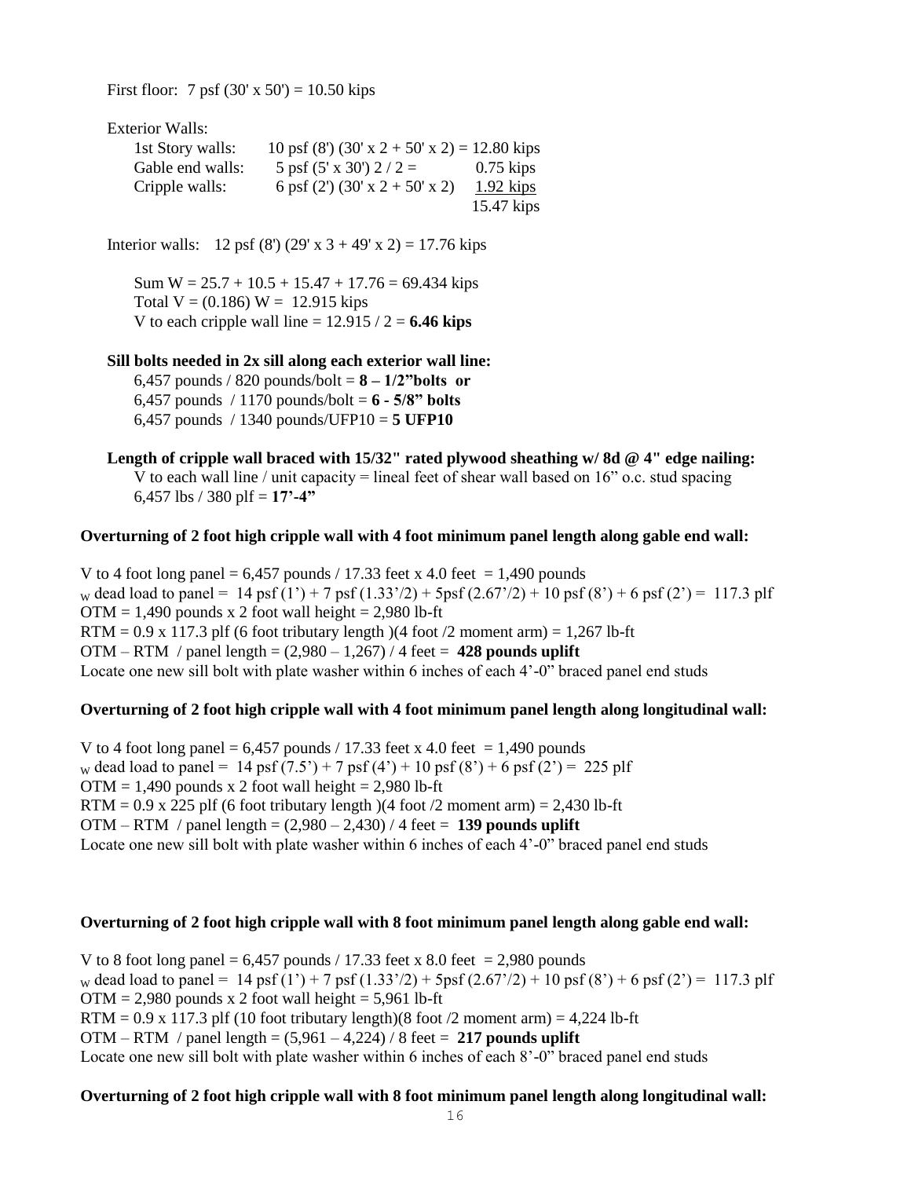First floor: 7 psf (30' x 50') = 10.50 kips

Exterior Walls:

| | | |
|---|---|---|
| 1st Story walls: | 10 psf (8') (30' x 2 + 50' x 2) = | 12.80 kips |
| Gable end walls: | 5 psf (5' x 30') 2 / 2 = | 0.75 kips |
| Cripple walls: | 6 psf (2') (30' x 2 + 50' x 2) | 1.92 kips |
| | | 15.47 kips |

Interior walls: 12 psf (8') (29' x 3 + 49' x 2) = 17.76 kips

Sum W = 25.7 + 10.5 + 15.47 + 17.76 = 69.434 kips
Total V = (0.186) W = 12.915 kips
V to each cripple wall line = 12.915 / 2 = **6.46 kips**

**Sill bolts needed in 2x sill along each exterior wall line:**

6,457 pounds / 820 pounds/bolt = **8 – 1/2"bolts or**
6,457 pounds / 1170 pounds/bolt = **6 - 5/8" bolts**
6,457 pounds / 1340 pounds/UFP10 = **5 UFP10**

**Length of cripple wall braced with 15/32" rated plywood sheathing w/ 8d @ 4" edge nailing:**

V to each wall line / unit capacity = lineal feet of shear wall based on 16" o.c. stud spacing
6,457 lbs / 380 plf = **17'-4"**

**Overturning of 2 foot high cripple wall with 4 foot minimum panel length along gable end wall:**

V to 4 foot long panel = 6,457 pounds / 17.33 feet x 4.0 feet = 1,490 pounds
$_w$ dead load to panel = 14 psf (1') + 7 psf (1.33'/2) + 5psf (2.67'/2) + 10 psf (8') + 6 psf (2') = 117.3 plf
OTM = 1,490 pounds x 2 foot wall height = 2,980 lb-ft
RTM = 0.9 x 117.3 plf (6 foot tributary length )(4 foot /2 moment arm) = 1,267 lb-ft
OTM – RTM / panel length = (2,980 – 1,267) / 4 feet = **428 pounds uplift**
Locate one new sill bolt with plate washer within 6 inches of each 4'-0" braced panel end studs

**Overturning of 2 foot high cripple wall with 4 foot minimum panel length along longitudinal wall:**

V to 4 foot long panel = 6,457 pounds / 17.33 feet x 4.0 feet = 1,490 pounds
$_w$ dead load to panel = 14 psf (7.5') + 7 psf (4') + 10 psf (8') + 6 psf (2') = 225 plf
OTM = 1,490 pounds x 2 foot wall height = 2,980 lb-ft
RTM = 0.9 x 225 plf (6 foot tributary length )(4 foot /2 moment arm) = 2,430 lb-ft
OTM – RTM / panel length = (2,980 – 2,430) / 4 feet = **139 pounds uplift**
Locate one new sill bolt with plate washer within 6 inches of each 4'-0" braced panel end studs

**Overturning of 2 foot high cripple wall with 8 foot minimum panel length along gable end wall:**

V to 8 foot long panel = 6,457 pounds / 17.33 feet x 8.0 feet = 2,980 pounds
$_w$ dead load to panel = 14 psf (1') + 7 psf (1.33'/2) + 5psf (2.67'/2) + 10 psf (8') + 6 psf (2') = 117.3 plf
OTM = 2,980 pounds x 2 foot wall height = 5,961 lb-ft
RTM = 0.9 x 117.3 plf (10 foot tributary length)(8 foot /2 moment arm) = 4,224 lb-ft
OTM – RTM / panel length = (5,961 – 4,224) / 8 feet = **217 pounds uplift**
Locate one new sill bolt with plate washer within 6 inches of each 8'-0" braced panel end studs

**Overturning of 2 foot high cripple wall with 8 foot minimum panel length along longitudinal wall:**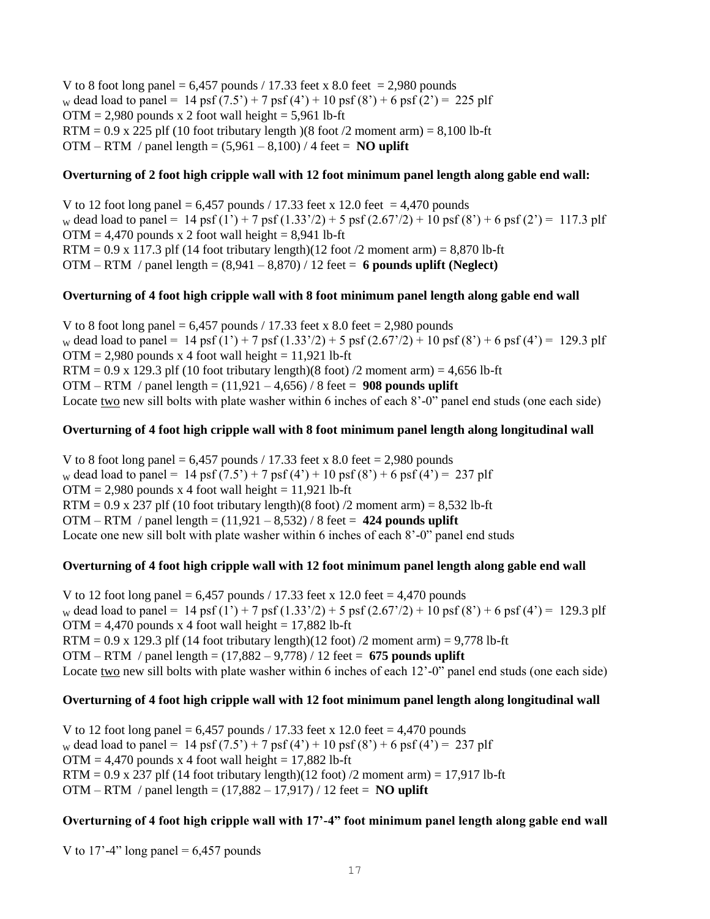V to 8 foot long panel = 6,457 pounds / 17.33 feet x 8.0 feet = 2,980 pounds

$_w$ dead load to panel = 14 psf (7.5') + 7 psf (4') + 10 psf (8') + 6 psf (2') = 225 plf

OTM = 2,980 pounds x 2 foot wall height = 5,961 lb-ft

RTM = 0.9 x 225 plf (10 foot tributary length )(8 foot /2 moment arm) = 8,100 lb-ft

OTM – RTM / panel length = (5,961 – 8,100) / 4 feet = **NO uplift**

**Overturning of 2 foot high cripple wall with 12 foot minimum panel length along gable end wall:**

V to 12 foot long panel = 6,457 pounds / 17.33 feet x 12.0 feet = 4,470 pounds

$_w$ dead load to panel = 14 psf (1') + 7 psf (1.33'/2) + 5 psf (2.67'/2) + 10 psf (8') + 6 psf (2') = 117.3 plf

OTM = 4,470 pounds x 2 foot wall height = 8,941 lb-ft

RTM = 0.9 x 117.3 plf (14 foot tributary length)(12 foot /2 moment arm) = 8,870 lb-ft

OTM – RTM / panel length = (8,941 – 8,870) / 12 feet = **6 pounds uplift (Neglect)**

**Overturning of 4 foot high cripple wall with 8 foot minimum panel length along gable end wall**

V to 8 foot long panel = 6,457 pounds / 17.33 feet x 8.0 feet = 2,980 pounds

$_w$ dead load to panel = 14 psf (1') + 7 psf (1.33'/2) + 5 psf (2.67'/2) + 10 psf (8') + 6 psf (4') = 129.3 plf

OTM = 2,980 pounds x 4 foot wall height = 11,921 lb-ft

RTM = 0.9 x 129.3 plf (10 foot tributary length)(8 foot) /2 moment arm) = 4,656 lb-ft

OTM – RTM / panel length = (11,921 – 4,656) / 8 feet = **908 pounds uplift**

Locate <u>two</u> new sill bolts with plate washer within 6 inches of each 8'-0" panel end studs (one each side)

**Overturning of 4 foot high cripple wall with 8 foot minimum panel length along longitudinal wall**

V to 8 foot long panel = 6,457 pounds / 17.33 feet x 8.0 feet = 2,980 pounds

$_w$ dead load to panel = 14 psf (7.5') + 7 psf (4') + 10 psf (8') + 6 psf (4') = 237 plf

OTM = 2,980 pounds x 4 foot wall height = 11,921 lb-ft

RTM = 0.9 x 237 plf (10 foot tributary length)(8 foot) /2 moment arm) = 8,532 lb-ft

OTM – RTM / panel length = (11,921 – 8,532) / 8 feet = **424 pounds uplift**

Locate one new sill bolt with plate washer within 6 inches of each 8'-0" panel end studs

**Overturning of 4 foot high cripple wall with 12 foot minimum panel length along gable end wall**

V to 12 foot long panel = 6,457 pounds / 17.33 feet x 12.0 feet = 4,470 pounds

$_w$ dead load to panel = 14 psf (1') + 7 psf (1.33'/2) + 5 psf (2.67'/2) + 10 psf (8') + 6 psf (4') = 129.3 plf

OTM = 4,470 pounds x 4 foot wall height = 17,882 lb-ft

RTM = 0.9 x 129.3 plf (14 foot tributary length)(12 foot) /2 moment arm) = 9,778 lb-ft

OTM – RTM / panel length = (17,882 – 9,778) / 12 feet = **675 pounds uplift**

Locate <u>two</u> new sill bolts with plate washer within 6 inches of each 12'-0" panel end studs (one each side)

**Overturning of 4 foot high cripple wall with 12 foot minimum panel length along longitudinal wall**

V to 12 foot long panel = 6,457 pounds / 17.33 feet x 12.0 feet = 4,470 pounds

$_w$ dead load to panel = 14 psf (7.5') + 7 psf (4') + 10 psf (8') + 6 psf (4') = 237 plf

OTM = 4,470 pounds x 4 foot wall height = 17,882 lb-ft

RTM = 0.9 x 237 plf (14 foot tributary length)(12 foot) /2 moment arm) = 17,917 lb-ft

OTM – RTM / panel length = (17,882 – 17,917) / 12 feet = **NO uplift**

**Overturning of 4 foot high cripple wall with 17'-4" foot minimum panel length along gable end wall**

V to 17'-4" long panel = 6,457 pounds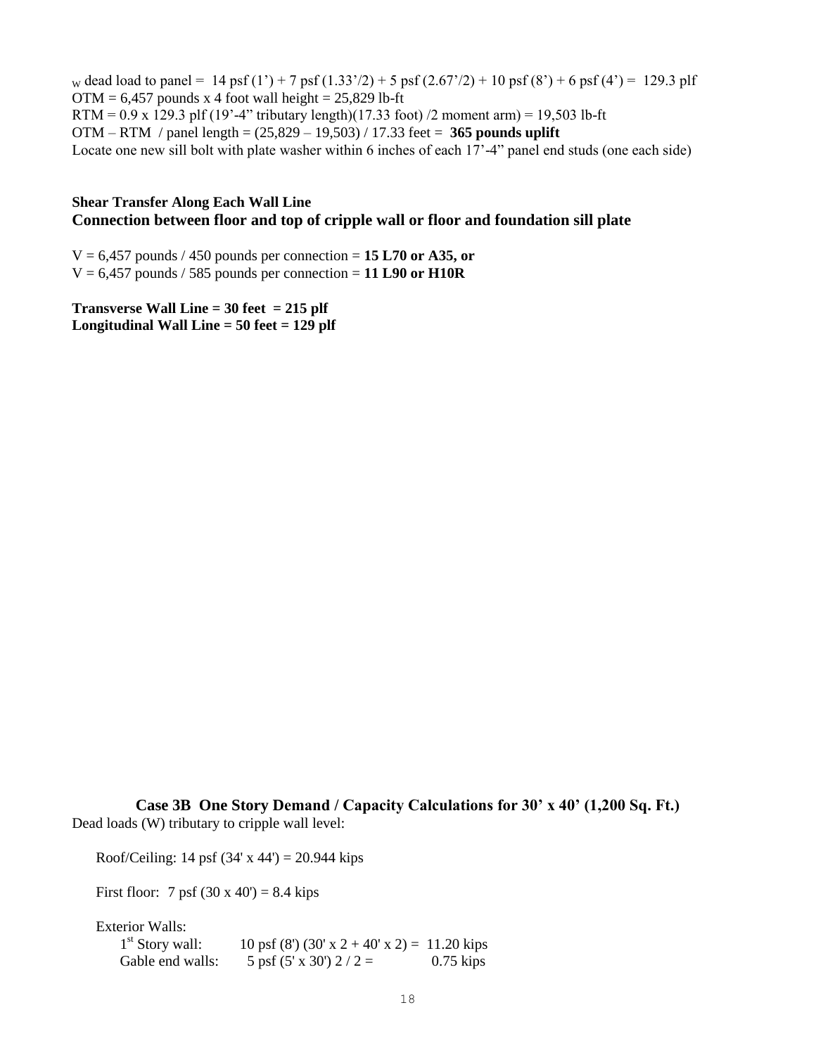$_W$ dead load to panel = 14 psf (1') + 7 psf (1.33'/2) + 5 psf (2.67'/2) + 10 psf (8') + 6 psf (4') = 129.3 plf
OTM = 6,457 pounds x 4 foot wall height = 25,829 lb-ft
RTM = 0.9 x 129.3 plf (19'-4" tributary length)(17.33 foot) /2 moment arm) = 19,503 lb-ft
OTM – RTM / panel length = (25,829 – 19,503) / 17.33 feet = **365 pounds uplift**
Locate one new sill bolt with plate washer within 6 inches of each 17'-4" panel end studs (one each side)

**Shear Transfer Along Each Wall Line**

### Connection between floor and top of cripple wall or floor and foundation sill plate

V = 6,457 pounds / 450 pounds per connection = **15 L70 or A35, or**
V = 6,457 pounds / 585 pounds per connection = **11 L90 or H10R**

**Transverse Wall Line = 30 feet = 215 plf**
**Longitudinal Wall Line = 50 feet = 129 plf**

## Case 3B One Story Demand / Capacity Calculations for 30' x 40' (1,200 Sq. Ft.)

Dead loads (W) tributary to cripple wall level:

Roof/Ceiling: 14 psf (34' x 44') = 20.944 kips

First floor: 7 psf (30 x 40') = 8.4 kips

Exterior Walls:

- 1st Story wall: 10 psf (8') (30' x 2 + 40' x 2) = 11.20 kips
- Gable end walls: 5 psf (5' x 30') 2 / 2 = 0.75 kips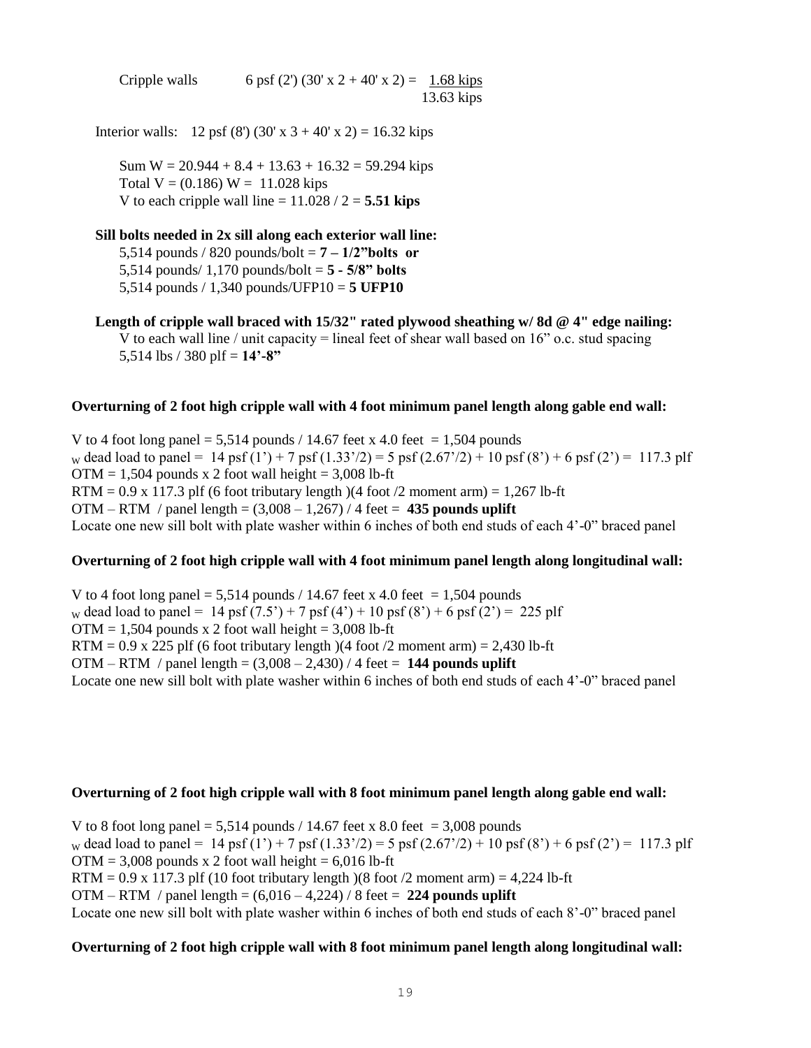Cripple walls 6 psf (2') (30' x 2 + 40' x 2) = 1.68 kips

13.63 kips

Interior walls: 12 psf (8') (30' x 3 + 40' x 2) = 16.32 kips

Sum W = 20.944 + 8.4 + 13.63 + 16.32 = 59.294 kips
Total V = (0.186) W = 11.028 kips
V to each cripple wall line = 11.028 / 2 = **5.51 kips**

**Sill bolts needed in 2x sill along each exterior wall line:**

5,514 pounds / 820 pounds/bolt = **7 – 1/2"bolts or**
5,514 pounds/ 1,170 pounds/bolt = **5 - 5/8" bolts**
5,514 pounds / 1,340 pounds/UFP10 = **5 UFP10**

**Length of cripple wall braced with 15/32" rated plywood sheathing w/ 8d @ 4" edge nailing:**

V to each wall line / unit capacity = lineal feet of shear wall based on 16" o.c. stud spacing
5,514 lbs / 380 plf = **14'-8"**

**Overturning of 2 foot high cripple wall with 4 foot minimum panel length along gable end wall:**

V to 4 foot long panel = 5,514 pounds / 14.67 feet x 4.0 feet = 1,504 pounds
$_W$ dead load to panel = 14 psf (1') + 7 psf (1.33'/2) = 5 psf (2.67'/2) + 10 psf (8') + 6 psf (2') = 117.3 plf
OTM = 1,504 pounds x 2 foot wall height = 3,008 lb-ft
RTM = 0.9 x 117.3 plf (6 foot tributary length )(4 foot /2 moment arm) = 1,267 lb-ft
OTM – RTM / panel length = (3,008 – 1,267) / 4 feet = **435 pounds uplift**
Locate one new sill bolt with plate washer within 6 inches of both end studs of each 4'-0" braced panel

**Overturning of 2 foot high cripple wall with 4 foot minimum panel length along longitudinal wall:**

V to 4 foot long panel = 5,514 pounds / 14.67 feet x 4.0 feet = 1,504 pounds
$_W$ dead load to panel = 14 psf (7.5') + 7 psf (4') + 10 psf (8') + 6 psf (2') = 225 plf
OTM = 1,504 pounds x 2 foot wall height = 3,008 lb-ft
RTM = 0.9 x 225 plf (6 foot tributary length )(4 foot /2 moment arm) = 2,430 lb-ft
OTM – RTM / panel length = (3,008 – 2,430) / 4 feet = **144 pounds uplift**
Locate one new sill bolt with plate washer within 6 inches of both end studs of each 4'-0" braced panel

**Overturning of 2 foot high cripple wall with 8 foot minimum panel length along gable end wall:**

V to 8 foot long panel = 5,514 pounds / 14.67 feet x 8.0 feet = 3,008 pounds
$_W$ dead load to panel = 14 psf (1') + 7 psf (1.33'/2) = 5 psf (2.67'/2) + 10 psf (8') + 6 psf (2') = 117.3 plf
OTM = 3,008 pounds x 2 foot wall height = 6,016 lb-ft
RTM = 0.9 x 117.3 plf (10 foot tributary length )(8 foot /2 moment arm) = 4,224 lb-ft
OTM – RTM / panel length = (6,016 – 4,224) / 8 feet = **224 pounds uplift**
Locate one new sill bolt with plate washer within 6 inches of both end studs of each 8'-0" braced panel

**Overturning of 2 foot high cripple wall with 8 foot minimum panel length along longitudinal wall:**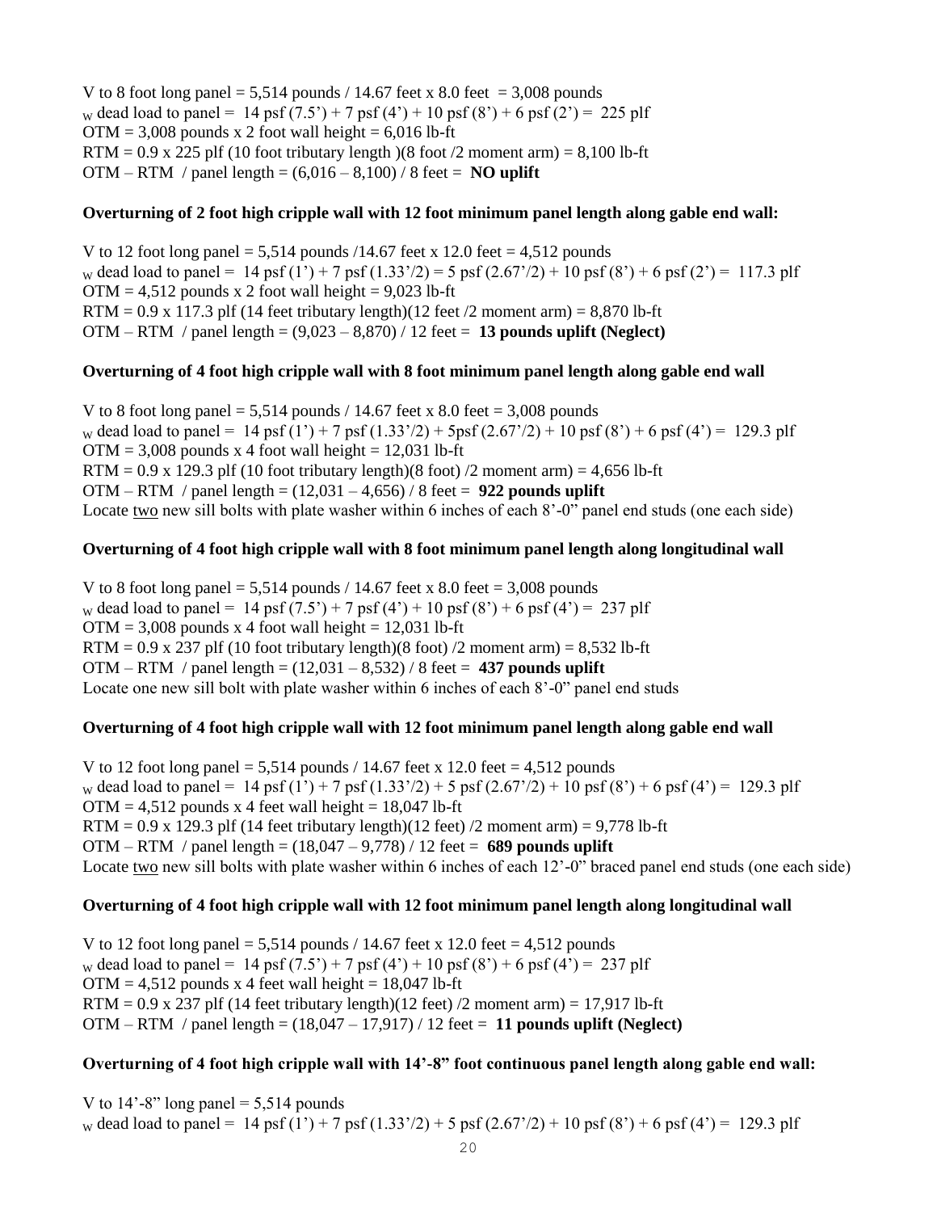V to 8 foot long panel = 5,514 pounds / 14.67 feet x 8.0 feet = 3,008 pounds
$_W$ dead load to panel = 14 psf (7.5') + 7 psf (4') + 10 psf (8') + 6 psf (2') = 225 plf
OTM = 3,008 pounds x 2 foot wall height = 6,016 lb-ft
RTM = 0.9 x 225 plf (10 foot tributary length )(8 foot /2 moment arm) = 8,100 lb-ft
OTM – RTM / panel length = (6,016 – 8,100) / 8 feet = **NO uplift**

**Overturning of 2 foot high cripple wall with 12 foot minimum panel length along gable end wall:**

V to 12 foot long panel = 5,514 pounds /14.67 feet x 12.0 feet = 4,512 pounds
$_W$ dead load to panel = 14 psf (1') + 7 psf (1.33'/2) = 5 psf (2.67'/2) + 10 psf (8') + 6 psf (2') = 117.3 plf
OTM = 4,512 pounds x 2 foot wall height = 9,023 lb-ft
RTM = 0.9 x 117.3 plf (14 feet tributary length)(12 feet /2 moment arm) = 8,870 lb-ft
OTM – RTM / panel length = (9,023 – 8,870) / 12 feet = **13 pounds uplift (Neglect)**

**Overturning of 4 foot high cripple wall with 8 foot minimum panel length along gable end wall**

V to 8 foot long panel = 5,514 pounds / 14.67 feet x 8.0 feet = 3,008 pounds
$_W$ dead load to panel = 14 psf (1') + 7 psf (1.33'/2) + 5psf (2.67'/2) + 10 psf (8') + 6 psf (4') = 129.3 plf
OTM = 3,008 pounds x 4 foot wall height = 12,031 lb-ft
RTM = 0.9 x 129.3 plf (10 foot tributary length)(8 foot) /2 moment arm) = 4,656 lb-ft
OTM – RTM / panel length = (12,031 – 4,656) / 8 feet = **922 pounds uplift**
Locate two new sill bolts with plate washer within 6 inches of each 8'-0" panel end studs (one each side)

**Overturning of 4 foot high cripple wall with 8 foot minimum panel length along longitudinal wall**

V to 8 foot long panel = 5,514 pounds / 14.67 feet x 8.0 feet = 3,008 pounds
$_W$ dead load to panel = 14 psf (7.5') + 7 psf (4') + 10 psf (8') + 6 psf (4') = 237 plf
OTM = 3,008 pounds x 4 foot wall height = 12,031 lb-ft
RTM = 0.9 x 237 plf (10 foot tributary length)(8 foot) /2 moment arm) = 8,532 lb-ft
OTM – RTM / panel length = (12,031 – 8,532) / 8 feet = **437 pounds uplift**
Locate one new sill bolt with plate washer within 6 inches of each 8'-0" panel end studs

**Overturning of 4 foot high cripple wall with 12 foot minimum panel length along gable end wall**

V to 12 foot long panel = 5,514 pounds / 14.67 feet x 12.0 feet = 4,512 pounds
$_W$ dead load to panel = 14 psf (1') + 7 psf (1.33'/2) + 5 psf (2.67'/2) + 10 psf (8') + 6 psf (4') = 129.3 plf
OTM = 4,512 pounds x 4 feet wall height = 18,047 lb-ft
RTM = 0.9 x 129.3 plf (14 feet tributary length)(12 feet) /2 moment arm) = 9,778 lb-ft
OTM – RTM / panel length = (18,047 – 9,778) / 12 feet = **689 pounds uplift**
Locate two new sill bolts with plate washer within 6 inches of each 12'-0" braced panel end studs (one each side)

**Overturning of 4 foot high cripple wall with 12 foot minimum panel length along longitudinal wall**

V to 12 foot long panel = 5,514 pounds / 14.67 feet x 12.0 feet = 4,512 pounds
$_W$ dead load to panel = 14 psf (7.5') + 7 psf (4') + 10 psf (8') + 6 psf (4') = 237 plf
OTM = 4,512 pounds x 4 feet wall height = 18,047 lb-ft
RTM = 0.9 x 237 plf (14 feet tributary length)(12 feet) /2 moment arm) = 17,917 lb-ft
OTM – RTM / panel length = (18,047 – 17,917) / 12 feet = **11 pounds uplift (Neglect)**

**Overturning of 4 foot high cripple wall with 14'-8" foot continuous panel length along gable end wall:**

V to 14'-8" long panel = 5,514 pounds
$_W$ dead load to panel = 14 psf (1') + 7 psf (1.33'/2) + 5 psf (2.67'/2) + 10 psf (8') + 6 psf (4') = 129.3 plf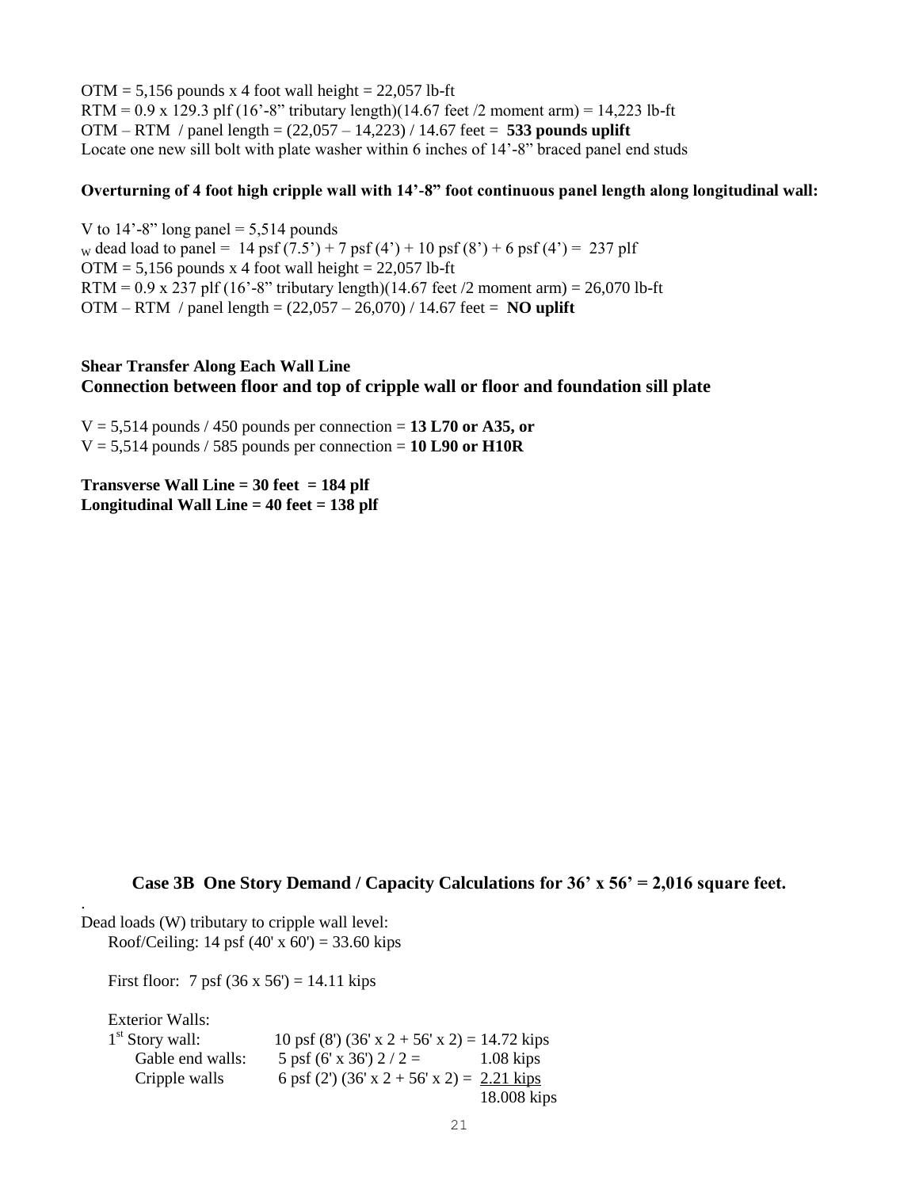OTM = 5,156 pounds x 4 foot wall height = 22,057 lb-ft
RTM = 0.9 x 129.3 plf (16'-8" tributary length)(14.67 feet /2 moment arm) = 14,223 lb-ft
OTM – RTM / panel length = (22,057 – 14,223) / 14.67 feet = **533 pounds uplift**
Locate one new sill bolt with plate washer within 6 inches of 14'-8" braced panel end studs

**Overturning of 4 foot high cripple wall with 14'-8" foot continuous panel length along longitudinal wall:**

V to 14'-8" long panel = 5,514 pounds
$_W$ dead load to panel = 14 psf (7.5') + 7 psf (4') + 10 psf (8') + 6 psf (4') = 237 plf
OTM = 5,156 pounds x 4 foot wall height = 22,057 lb-ft
RTM = 0.9 x 237 plf (16'-8" tributary length)(14.67 feet /2 moment arm) = 26,070 lb-ft
OTM – RTM / panel length = (22,057 – 26,070) / 14.67 feet = **NO uplift**

**Shear Transfer Along Each Wall Line**

**Connection between floor and top of cripple wall or floor and foundation sill plate**

V = 5,514 pounds / 450 pounds per connection = **13 L70 or A35, or**
V = 5,514 pounds / 585 pounds per connection = **10 L90 or H10R**

**Transverse Wall Line = 30 feet = 184 plf**
**Longitudinal Wall Line = 40 feet = 138 plf**

## Case 3B One Story Demand / Capacity Calculations for 36' x 56' = 2,016 square feet.

.
Dead loads (W) tributary to cripple wall level:

Roof/Ceiling: 14 psf (40' x 60') = 33.60 kips

First floor: 7 psf (36 x 56') = 14.11 kips

Exterior Walls:

| | | |
|---|---|---|
| 1st Story wall: | 10 psf (8') (36' x 2 + 56' x 2) = | 14.72 kips |
| Gable end walls: | 5 psf (6' x 36') 2 / 2 = | 1.08 kips |
| Cripple walls | 6 psf (2') (36' x 2 + 56' x 2) = | 2.21 kips |
| | | 18.008 kips |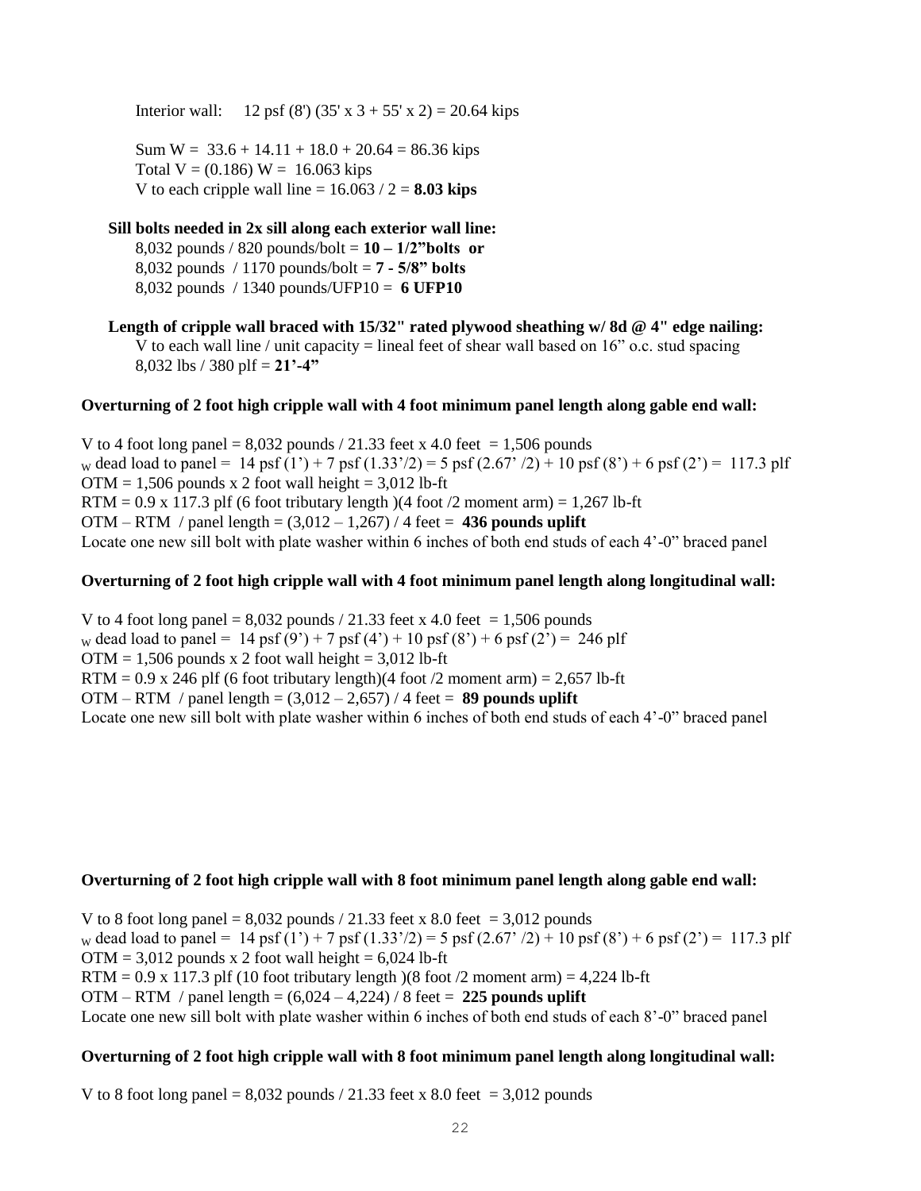Interior wall: 12 psf (8') (35' x 3 + 55' x 2) = 20.64 kips

Sum W = 33.6 + 14.11 + 18.0 + 20.64 = 86.36 kips
Total V = (0.186) W = 16.063 kips
V to each cripple wall line = 16.063 / 2 = **8.03 kips**

**Sill bolts needed in 2x sill along each exterior wall line:**
8,032 pounds / 820 pounds/bolt = **10 – 1/2"bolts or**
8,032 pounds / 1170 pounds/bolt = **7 - 5/8" bolts**
8,032 pounds / 1340 pounds/UFP10 = **6 UFP10**

**Length of cripple wall braced with 15/32" rated plywood sheathing w/ 8d @ 4" edge nailing:**
V to each wall line / unit capacity = lineal feet of shear wall based on 16" o.c. stud spacing
8,032 lbs / 380 plf = **21'-4"**

**Overturning of 2 foot high cripple wall with 4 foot minimum panel length along gable end wall:**

V to 4 foot long panel = 8,032 pounds / 21.33 feet x 4.0 feet = 1,506 pounds
$_W$ dead load to panel = 14 psf (1') + 7 psf (1.33'/2) = 5 psf (2.67' /2) + 10 psf (8') + 6 psf (2') = 117.3 plf
OTM = 1,506 pounds x 2 foot wall height = 3,012 lb-ft
RTM = 0.9 x 117.3 plf (6 foot tributary length )(4 foot /2 moment arm) = 1,267 lb-ft
OTM – RTM / panel length = (3,012 – 1,267) / 4 feet = **436 pounds uplift**
Locate one new sill bolt with plate washer within 6 inches of both end studs of each 4'-0" braced panel

**Overturning of 2 foot high cripple wall with 4 foot minimum panel length along longitudinal wall:**

V to 4 foot long panel = 8,032 pounds / 21.33 feet x 4.0 feet = 1,506 pounds
$_W$ dead load to panel = 14 psf (9') + 7 psf (4') + 10 psf (8') + 6 psf (2') = 246 plf
OTM = 1,506 pounds x 2 foot wall height = 3,012 lb-ft
RTM = 0.9 x 246 plf (6 foot tributary length)(4 foot /2 moment arm) = 2,657 lb-ft
OTM – RTM / panel length = (3,012 – 2,657) / 4 feet = **89 pounds uplift**
Locate one new sill bolt with plate washer within 6 inches of both end studs of each 4'-0" braced panel

**Overturning of 2 foot high cripple wall with 8 foot minimum panel length along gable end wall:**

V to 8 foot long panel = 8,032 pounds / 21.33 feet x 8.0 feet = 3,012 pounds
$_W$ dead load to panel = 14 psf (1') + 7 psf (1.33'/2) = 5 psf (2.67' /2) + 10 psf (8') + 6 psf (2') = 117.3 plf
OTM = 3,012 pounds x 2 foot wall height = 6,024 lb-ft
RTM = 0.9 x 117.3 plf (10 foot tributary length )(8 foot /2 moment arm) = 4,224 lb-ft
OTM – RTM / panel length = (6,024 – 4,224) / 8 feet = **225 pounds uplift**
Locate one new sill bolt with plate washer within 6 inches of both end studs of each 8'-0" braced panel

**Overturning of 2 foot high cripple wall with 8 foot minimum panel length along longitudinal wall:**

V to 8 foot long panel = 8,032 pounds / 21.33 feet x 8.0 feet = 3,012 pounds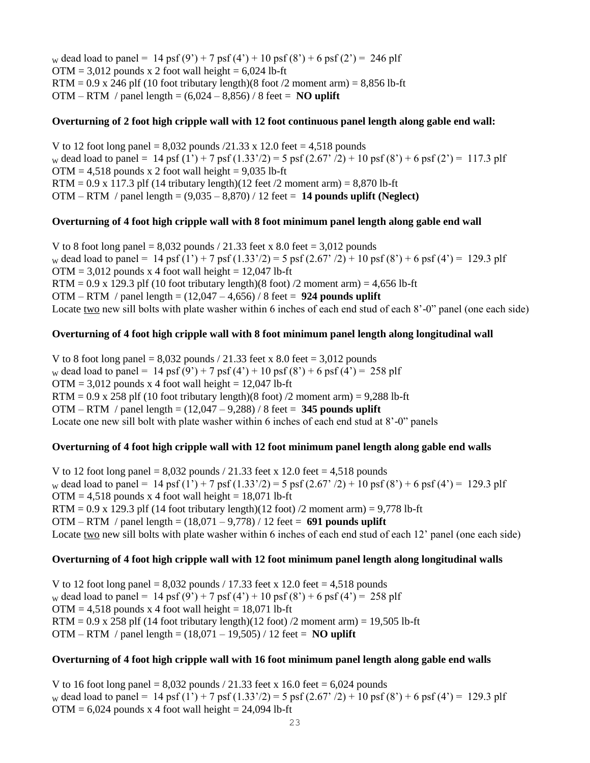$_W$ dead load to panel = 14 psf (9') + 7 psf (4') + 10 psf (8') + 6 psf (2') = 246 plf
OTM = 3,012 pounds x 2 foot wall height = 6,024 lb-ft
RTM = 0.9 x 246 plf (10 foot tributary length)(8 foot /2 moment arm) = 8,856 lb-ft
OTM – RTM / panel length = (6,024 – 8,856) / 8 feet = **NO uplift**

**Overturning of 2 foot high cripple wall with 12 foot continuous panel length along gable end wall:**

V to 12 foot long panel = 8,032 pounds /21.33 x 12.0 feet = 4,518 pounds
$_W$ dead load to panel = 14 psf (1') + 7 psf (1.33'/2) = 5 psf (2.67' /2) + 10 psf (8') + 6 psf (2') = 117.3 plf
OTM = 4,518 pounds x 2 foot wall height = 9,035 lb-ft
RTM = 0.9 x 117.3 plf (14 tributary length)(12 feet /2 moment arm) = 8,870 lb-ft
OTM – RTM / panel length = (9,035 – 8,870) / 12 feet = **14 pounds uplift (Neglect)**

**Overturning of 4 foot high cripple wall with 8 foot minimum panel length along gable end wall**

V to 8 foot long panel = 8,032 pounds / 21.33 feet x 8.0 feet = 3,012 pounds
$_W$ dead load to panel = 14 psf (1') + 7 psf (1.33'/2) = 5 psf (2.67' /2) + 10 psf (8') + 6 psf (4') = 129.3 plf
OTM = 3,012 pounds x 4 foot wall height = 12,047 lb-ft
RTM = 0.9 x 129.3 plf (10 foot tributary length)(8 foot) /2 moment arm) = 4,656 lb-ft
OTM – RTM / panel length = (12,047 – 4,656) / 8 feet = **924 pounds uplift**
Locate <u>two</u> new sill bolts with plate washer within 6 inches of each end stud of each 8'-0" panel (one each side)

**Overturning of 4 foot high cripple wall with 8 foot minimum panel length along longitudinal wall**

V to 8 foot long panel = 8,032 pounds / 21.33 feet x 8.0 feet = 3,012 pounds
$_W$ dead load to panel = 14 psf (9') + 7 psf (4') + 10 psf (8') + 6 psf (4') = 258 plf
OTM = 3,012 pounds x 4 foot wall height = 12,047 lb-ft
RTM = 0.9 x 258 plf (10 foot tributary length)(8 foot) /2 moment arm) = 9,288 lb-ft
OTM – RTM / panel length = (12,047 – 9,288) / 8 feet = **345 pounds uplift**
Locate one new sill bolt with plate washer within 6 inches of each end stud at 8'-0" panels

**Overturning of 4 foot high cripple wall with 12 foot minimum panel length along gable end walls**

V to 12 foot long panel = 8,032 pounds / 21.33 feet x 12.0 feet = 4,518 pounds
$_W$ dead load to panel = 14 psf (1') + 7 psf (1.33'/2) = 5 psf (2.67' /2) + 10 psf (8') + 6 psf (4') = 129.3 plf
OTM = 4,518 pounds x 4 foot wall height = 18,071 lb-ft
RTM = 0.9 x 129.3 plf (14 foot tributary length)(12 foot) /2 moment arm) = 9,778 lb-ft
OTM – RTM / panel length = (18,071 – 9,778) / 12 feet = **691 pounds uplift**
Locate <u>two</u> new sill bolts with plate washer within 6 inches of each end stud of each 12' panel (one each side)

**Overturning of 4 foot high cripple wall with 12 foot minimum panel length along longitudinal walls**

V to 12 foot long panel = 8,032 pounds / 17.33 feet x 12.0 feet = 4,518 pounds
$_W$ dead load to panel = 14 psf (9') + 7 psf (4') + 10 psf (8') + 6 psf (4') = 258 plf
OTM = 4,518 pounds x 4 foot wall height = 18,071 lb-ft
RTM = 0.9 x 258 plf (14 foot tributary length)(12 foot) /2 moment arm) = 19,505 lb-ft
OTM – RTM / panel length = (18,071 – 19,505) / 12 feet = **NO uplift**

**Overturning of 4 foot high cripple wall with 16 foot minimum panel length along gable end walls**

V to 16 foot long panel = 8,032 pounds / 21.33 feet x 16.0 feet = 6,024 pounds
$_W$ dead load to panel = 14 psf (1') + 7 psf (1.33'/2) = 5 psf (2.67' /2) + 10 psf (8') + 6 psf (4') = 129.3 plf
OTM = 6,024 pounds x 4 foot wall height = 24,094 lb-ft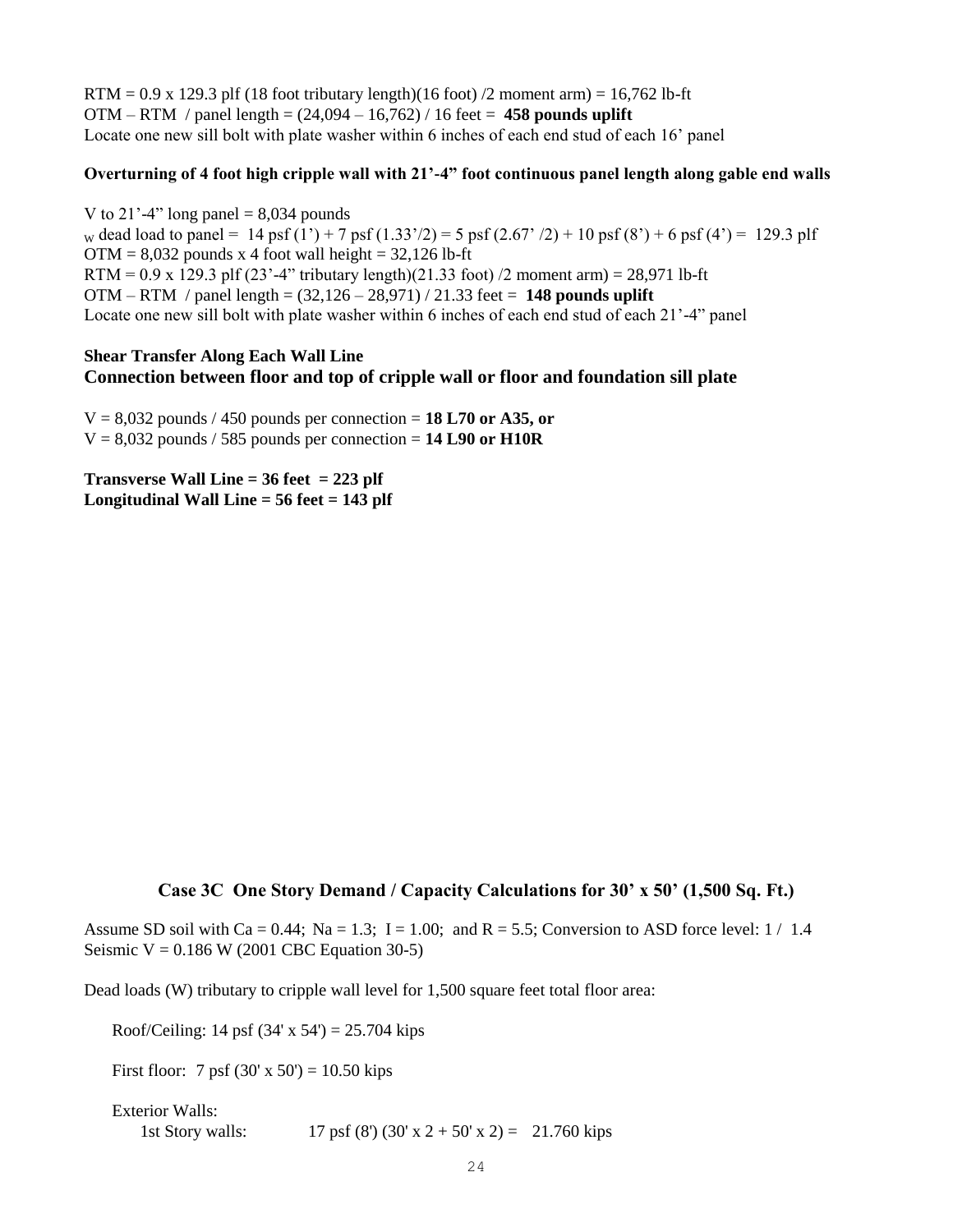RTM = 0.9 x 129.3 plf (18 foot tributary length)(16 foot) /2 moment arm) = 16,762 lb-ft
OTM – RTM / panel length = (24,094 – 16,762) / 16 feet = **458 pounds uplift**
Locate one new sill bolt with plate washer within 6 inches of each end stud of each 16' panel

**Overturning of 4 foot high cripple wall with 21'-4" foot continuous panel length along gable end walls**

V to 21'-4" long panel = 8,034 pounds
$_W$ dead load to panel = 14 psf (1') + 7 psf (1.33'/2) = 5 psf (2.67' /2) + 10 psf (8') + 6 psf (4') = 129.3 plf
OTM = 8,032 pounds x 4 foot wall height = 32,126 lb-ft
RTM = 0.9 x 129.3 plf (23'-4" tributary length)(21.33 foot) /2 moment arm) = 28,971 lb-ft
OTM – RTM / panel length = (32,126 – 28,971) / 21.33 feet = **148 pounds uplift**
Locate one new sill bolt with plate washer within 6 inches of each end stud of each 21'-4" panel

**Shear Transfer Along Each Wall Line**
**Connection between floor and top of cripple wall or floor and foundation sill plate**

V = 8,032 pounds / 450 pounds per connection = **18 L70 or A35, or**
V = 8,032 pounds / 585 pounds per connection = **14 L90 or H10R**

**Transverse Wall Line = 36 feet = 223 plf**
**Longitudinal Wall Line = 56 feet = 143 plf**

## Case 3C One Story Demand / Capacity Calculations for 30' x 50' (1,500 Sq. Ft.)

Assume SD soil with Ca = 0.44; Na = 1.3; I = 1.00; and R = 5.5; Conversion to ASD force level: 1 / 1.4
Seismic V = 0.186 W (2001 CBC Equation 30-5)

Dead loads (W) tributary to cripple wall level for 1,500 square feet total floor area:

Roof/Ceiling: 14 psf (34' x 54') = 25.704 kips

First floor: 7 psf (30' x 50') = 10.50 kips

Exterior Walls:
1st Story walls: 17 psf (8') (30' x 2 + 50' x 2) = 21.760 kips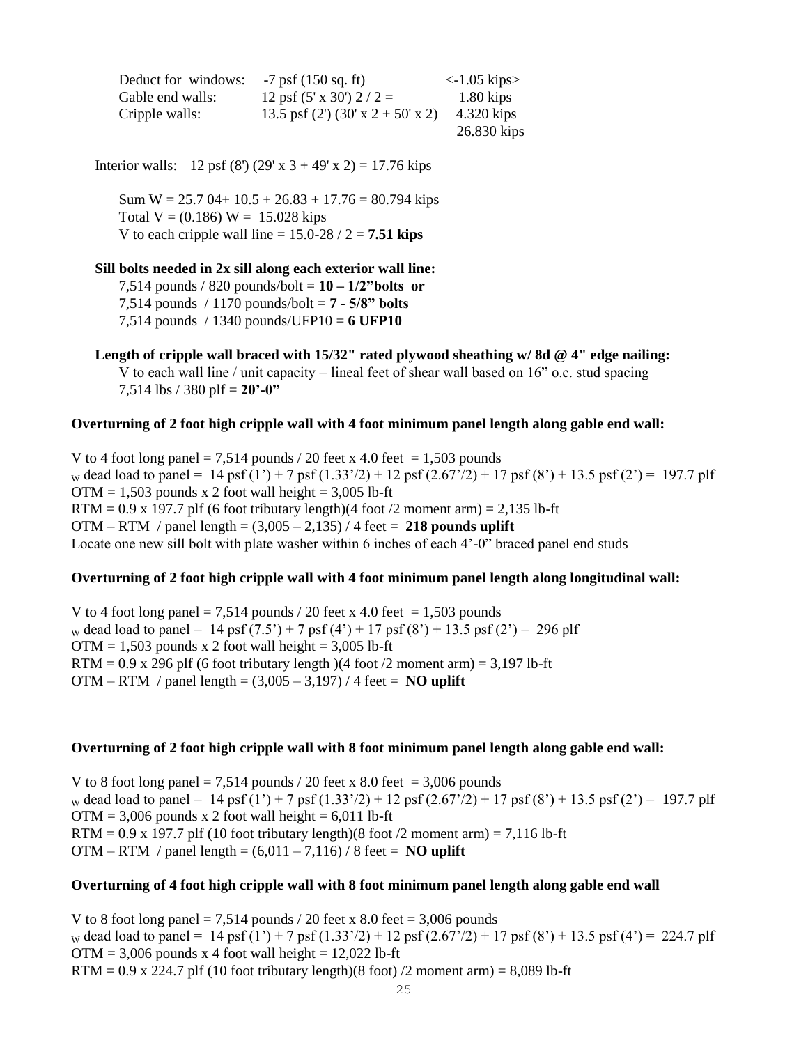| | | |
|---|---|---|
| Deduct for windows: | -7 psf (150 sq. ft) | <-1.05 kips> |
| Gable end walls: | 12 psf (5' x 30') 2 / 2 = | 1.80 kips |
| Cripple walls: | 13.5 psf (2') (30' x 2 + 50' x 2) | 4.320 kips |
| | | 26.830 kips |

Interior walls: 12 psf (8') (29' x 3 + 49' x 2) = 17.76 kips

Sum W = 25.7 04+ 10.5 + 26.83 + 17.76 = 80.794 kips
Total V = (0.186) W = 15.028 kips
V to each cripple wall line = 15.0-28 / 2 = **7.51 kips**

**Sill bolts needed in 2x sill along each exterior wall line:**

7,514 pounds / 820 pounds/bolt = **10 – 1/2"bolts or**
7,514 pounds / 1170 pounds/bolt = **7 - 5/8" bolts**
7,514 pounds / 1340 pounds/UFP10 = **6 UFP10**

**Length of cripple wall braced with 15/32" rated plywood sheathing w/ 8d @ 4" edge nailing:**

V to each wall line / unit capacity = lineal feet of shear wall based on 16" o.c. stud spacing
7,514 lbs / 380 plf = **20'-0"**

**Overturning of 2 foot high cripple wall with 4 foot minimum panel length along gable end wall:**

V to 4 foot long panel = 7,514 pounds / 20 feet x 4.0 feet = 1,503 pounds
$_W$ dead load to panel = 14 psf (1') + 7 psf (1.33'/2) + 12 psf (2.67'/2) + 17 psf (8') + 13.5 psf (2') = 197.7 plf
OTM = 1,503 pounds x 2 foot wall height = 3,005 lb-ft
RTM = 0.9 x 197.7 plf (6 foot tributary length)(4 foot /2 moment arm) = 2,135 lb-ft
OTM – RTM / panel length = (3,005 – 2,135) / 4 feet = **218 pounds uplift**
Locate one new sill bolt with plate washer within 6 inches of each 4'-0" braced panel end studs

**Overturning of 2 foot high cripple wall with 4 foot minimum panel length along longitudinal wall:**

V to 4 foot long panel = 7,514 pounds / 20 feet x 4.0 feet = 1,503 pounds
$_W$ dead load to panel = 14 psf (7.5') + 7 psf (4') + 17 psf (8') + 13.5 psf (2') = 296 plf
OTM = 1,503 pounds x 2 foot wall height = 3,005 lb-ft
RTM = 0.9 x 296 plf (6 foot tributary length )(4 foot /2 moment arm) = 3,197 lb-ft
OTM – RTM / panel length = (3,005 – 3,197) / 4 feet = **NO uplift**

**Overturning of 2 foot high cripple wall with 8 foot minimum panel length along gable end wall:**

V to 8 foot long panel = 7,514 pounds / 20 feet x 8.0 feet = 3,006 pounds
$_W$ dead load to panel = 14 psf (1') + 7 psf (1.33'/2) + 12 psf (2.67'/2) + 17 psf (8') + 13.5 psf (2') = 197.7 plf
OTM = 3,006 pounds x 2 foot wall height = 6,011 lb-ft
RTM = 0.9 x 197.7 plf (10 foot tributary length)(8 foot /2 moment arm) = 7,116 lb-ft
OTM – RTM / panel length = (6,011 – 7,116) / 8 feet = **NO uplift**

**Overturning of 4 foot high cripple wall with 8 foot minimum panel length along gable end wall**

V to 8 foot long panel = 7,514 pounds / 20 feet x 8.0 feet = 3,006 pounds
$_W$ dead load to panel = 14 psf (1') + 7 psf (1.33'/2) + 12 psf (2.67'/2) + 17 psf (8') + 13.5 psf (4') = 224.7 plf
OTM = 3,006 pounds x 4 foot wall height = 12,022 lb-ft
RTM = 0.9 x 224.7 plf (10 foot tributary length)(8 foot) /2 moment arm) = 8,089 lb-ft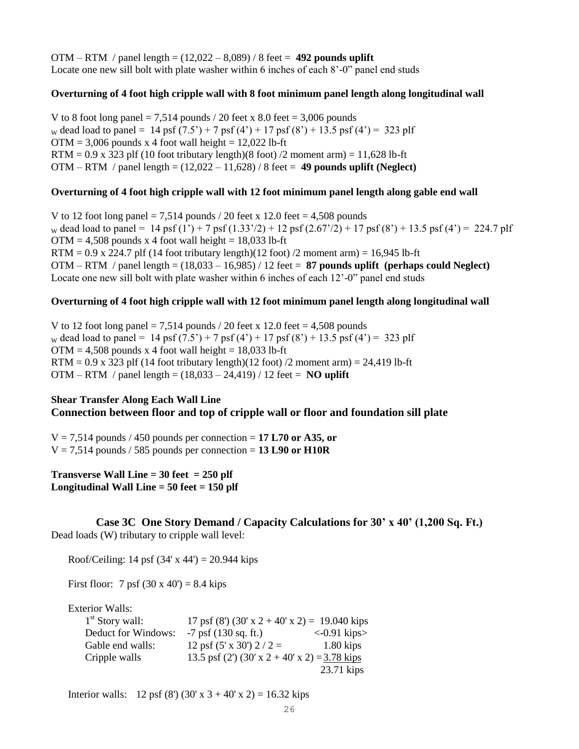OTM – RTM / panel length = (12,022 – 8,089) / 8 feet = **492 pounds uplift**
Locate one new sill bolt with plate washer within 6 inches of each 8'-0" panel end studs

**Overturning of 4 foot high cripple wall with 8 foot minimum panel length along longitudinal wall**

V to 8 foot long panel = 7,514 pounds / 20 feet x 8.0 feet = 3,006 pounds
$_W$ dead load to panel = 14 psf (7.5') + 7 psf (4') + 17 psf (8') + 13.5 psf (4') = 323 plf
OTM = 3,006 pounds x 4 foot wall height = 12,022 lb-ft
RTM = 0.9 x 323 plf (10 foot tributary length)(8 foot) /2 moment arm) = 11,628 lb-ft
OTM – RTM / panel length = (12,022 – 11,628) / 8 feet = **49 pounds uplift (Neglect)**

**Overturning of 4 foot high cripple wall with 12 foot minimum panel length along gable end wall**

V to 12 foot long panel = 7,514 pounds / 20 feet x 12.0 feet = 4,508 pounds
$_W$ dead load to panel = 14 psf (1') + 7 psf (1.33'/2) + 12 psf (2.67'/2) + 17 psf (8') + 13.5 psf (4') = 224.7 plf
OTM = 4,508 pounds x 4 foot wall height = 18,033 lb-ft
RTM = 0.9 x 224.7 plf (14 foot tributary length)(12 foot) /2 moment arm) = 16,945 lb-ft
OTM – RTM / panel length = (18,033 – 16,985) / 12 feet = **87 pounds uplift (perhaps could Neglect)**
Locate one new sill bolt with plate washer within 6 inches of each 12'-0" panel end studs

**Overturning of 4 foot high cripple wall with 12 foot minimum panel length along longitudinal wall**

V to 12 foot long panel = 7,514 pounds / 20 feet x 12.0 feet = 4,508 pounds
$_W$ dead load to panel = 14 psf (7.5') + 7 psf (4') + 17 psf (8') + 13.5 psf (4') = 323 plf
OTM = 4,508 pounds x 4 foot wall height = 18,033 lb-ft
RTM = 0.9 x 323 plf (14 foot tributary length)(12 foot) /2 moment arm) = 24,419 lb-ft
OTM – RTM / panel length = (18,033 – 24,419) / 12 feet = **NO uplift**

**Shear Transfer Along Each Wall Line**

**Connection between floor and top of cripple wall or floor and foundation sill plate**

V = 7,514 pounds / 450 pounds per connection = **17 L70 or A35, or**
V = 7,514 pounds / 585 pounds per connection = **13 L90 or H10R**

**Transverse Wall Line = 30 feet = 250 plf**
**Longitudinal Wall Line = 50 feet = 150 plf**

## Case 3C One Story Demand / Capacity Calculations for 30' x 40' (1,200 Sq. Ft.)

Dead loads (W) tributary to cripple wall level:

Roof/Ceiling: 14 psf (34' x 44') = 20.944 kips

First floor: 7 psf (30 x 40') = 8.4 kips

Exterior Walls:

| | | |
|---|---|---|
| 1st Story wall: | 17 psf (8') (30' x 2 + 40' x 2) = | 19.040 kips |
| Deduct for Windows: | -7 psf (130 sq. ft.) | <-0.91 kips> |
| Gable end walls: | 12 psf (5' x 30') 2 / 2 = | 1.80 kips |
| Cripple walls | 13.5 psf (2') (30' x 2 + 40' x 2) = | 3.78 kips |
| | | 23.71 kips |

Interior walls: 12 psf (8') (30' x 3 + 40' x 2) = 16.32 kips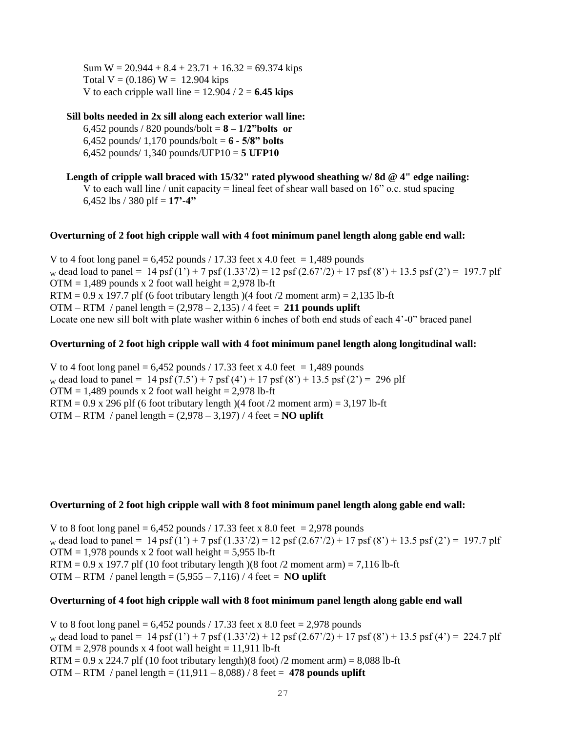Sum W = 20.944 + 8.4 + 23.71 + 16.32 = 69.374 kips

Total V = (0.186) W = 12.904 kips

V to each cripple wall line = 12.904 / 2 = **6.45 kips**

**Sill bolts needed in 2x sill along each exterior wall line:**

6,452 pounds / 820 pounds/bolt = **8 – 1/2”bolts or**

6,452 pounds/ 1,170 pounds/bolt = **6 - 5/8” bolts**

6,452 pounds/ 1,340 pounds/UFP10 = **5 UFP10**

**Length of cripple wall braced with 15/32" rated plywood sheathing w/ 8d @ 4" edge nailing:**

V to each wall line / unit capacity = lineal feet of shear wall based on 16” o.c. stud spacing

6,452 lbs / 380 plf = **17’-4”**

**Overturning of 2 foot high cripple wall with 4 foot minimum panel length along gable end wall:**

V to 4 foot long panel = 6,452 pounds / 17.33 feet x 4.0 feet = 1,489 pounds

$_W$ dead load to panel = 14 psf (1’) + 7 psf (1.33’/2) = 12 psf (2.67’/2) + 17 psf (8’) + 13.5 psf (2’) = 197.7 plf

OTM = 1,489 pounds x 2 foot wall height = 2,978 lb-ft

RTM = 0.9 x 197.7 plf (6 foot tributary length )(4 foot /2 moment arm) = 2,135 lb-ft

OTM – RTM / panel length = (2,978 – 2,135) / 4 feet = **211 pounds uplift**

Locate one new sill bolt with plate washer within 6 inches of both end studs of each 4’-0” braced panel

**Overturning of 2 foot high cripple wall with 4 foot minimum panel length along longitudinal wall:**

V to 4 foot long panel = 6,452 pounds / 17.33 feet x 4.0 feet = 1,489 pounds

$_W$ dead load to panel = 14 psf (7.5’) + 7 psf (4’) + 17 psf (8’) + 13.5 psf (2’) = 296 plf

OTM = 1,489 pounds x 2 foot wall height = 2,978 lb-ft

RTM = 0.9 x 296 plf (6 foot tributary length )(4 foot /2 moment arm) = 3,197 lb-ft

OTM – RTM / panel length = (2,978 – 3,197) / 4 feet = **NO uplift**

**Overturning of 2 foot high cripple wall with 8 foot minimum panel length along gable end wall:**

V to 8 foot long panel = 6,452 pounds / 17.33 feet x 8.0 feet = 2,978 pounds

$_W$ dead load to panel = 14 psf (1’) + 7 psf (1.33’/2) = 12 psf (2.67’/2) + 17 psf (8’) + 13.5 psf (2’) = 197.7 plf

OTM = 1,978 pounds x 2 foot wall height = 5,955 lb-ft

RTM = 0.9 x 197.7 plf (10 foot tributary length )(8 foot /2 moment arm) = 7,116 lb-ft

OTM – RTM / panel length = (5,955 – 7,116) / 4 feet = **NO uplift**

**Overturning of 4 foot high cripple wall with 8 foot minimum panel length along gable end wall**

V to 8 foot long panel = 6,452 pounds / 17.33 feet x 8.0 feet = 2,978 pounds

$_W$ dead load to panel = 14 psf (1’) + 7 psf (1.33’/2) + 12 psf (2.67’/2) + 17 psf (8’) + 13.5 psf (4’) = 224.7 plf

OTM = 2,978 pounds x 4 foot wall height = 11,911 lb-ft

RTM = 0.9 x 224.7 plf (10 foot tributary length)(8 foot) /2 moment arm) = 8,088 lb-ft

OTM – RTM / panel length = (11,911 – 8,088) / 8 feet = **478 pounds uplift**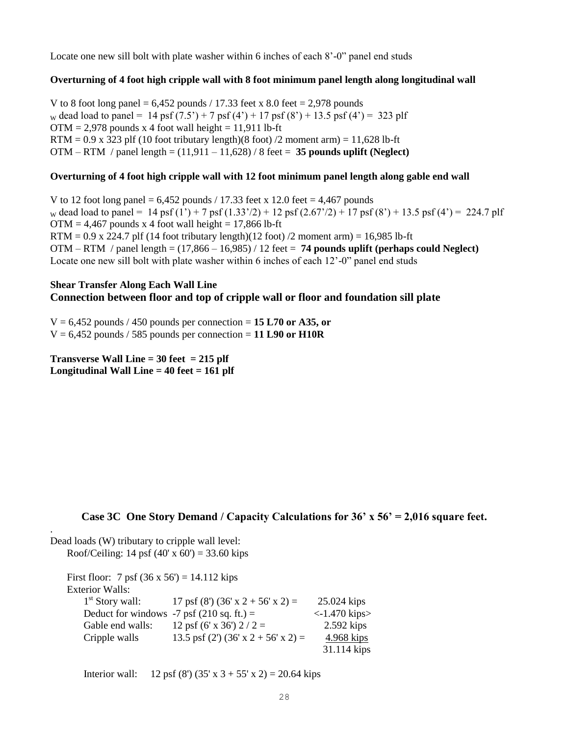Locate one new sill bolt with plate washer within 6 inches of each 8'-0" panel end studs

**Overturning of 4 foot high cripple wall with 8 foot minimum panel length along longitudinal wall**

V to 8 foot long panel = 6,452 pounds / 17.33 feet x 8.0 feet = 2,978 pounds
$_W$ dead load to panel = 14 psf (7.5') + 7 psf (4') + 17 psf (8') + 13.5 psf (4') = 323 plf
OTM = 2,978 pounds x 4 foot wall height = 11,911 lb-ft
RTM = 0.9 x 323 plf (10 foot tributary length)(8 foot) /2 moment arm) = 11,628 lb-ft
OTM – RTM / panel length = (11,911 – 11,628) / 8 feet = **35 pounds uplift (Neglect)**

**Overturning of 4 foot high cripple wall with 12 foot minimum panel length along gable end wall**

V to 12 foot long panel = 6,452 pounds / 17.33 feet x 12.0 feet = 4,467 pounds
$_W$ dead load to panel = 14 psf (1') + 7 psf (1.33'/2) + 12 psf (2.67'/2) + 17 psf (8') + 13.5 psf (4') = 224.7 plf
OTM = 4,467 pounds x 4 foot wall height = 17,866 lb-ft
RTM = 0.9 x 224.7 plf (14 foot tributary length)(12 foot) /2 moment arm) = 16,985 lb-ft
OTM – RTM / panel length = (17,866 – 16,985) / 12 feet = **74 pounds uplift (perhaps could Neglect)**
Locate one new sill bolt with plate washer within 6 inches of each 12'-0" panel end studs

**Shear Transfer Along Each Wall Line**
### Connection between floor and top of cripple wall or floor and foundation sill plate

V = 6,452 pounds / 450 pounds per connection = **15 L70 or A35, or**
V = 6,452 pounds / 585 pounds per connection = **11 L90 or H10R**

**Transverse Wall Line = 30 feet = 215 plf**
**Longitudinal Wall Line = 40 feet = 161 plf**

### Case 3C One Story Demand / Capacity Calculations for 36' x 56' = 2,016 square feet.

Dead loads (W) tributary to cripple wall level:

Roof/Ceiling: 14 psf (40' x 60') = 33.60 kips

First floor: 7 psf (36 x 56') = 14.112 kips

Exterior Walls:

| | | |
|---|---|---|
| 1st Story wall: | 17 psf (8') (36' x 2 + 56' x 2) = | 25.024 kips |
| Deduct for windows | -7 psf (210 sq. ft.) = | <-1.470 kips> |
| Gable end walls: | 12 psf (6' x 36') 2 / 2 = | 2.592 kips |
| Cripple walls | 13.5 psf (2') (36' x 2 + 56' x 2) = | 4.968 kips |
| | | 31.114 kips |

Interior wall: 12 psf (8') (35' x 3 + 55' x 2) = 20.64 kips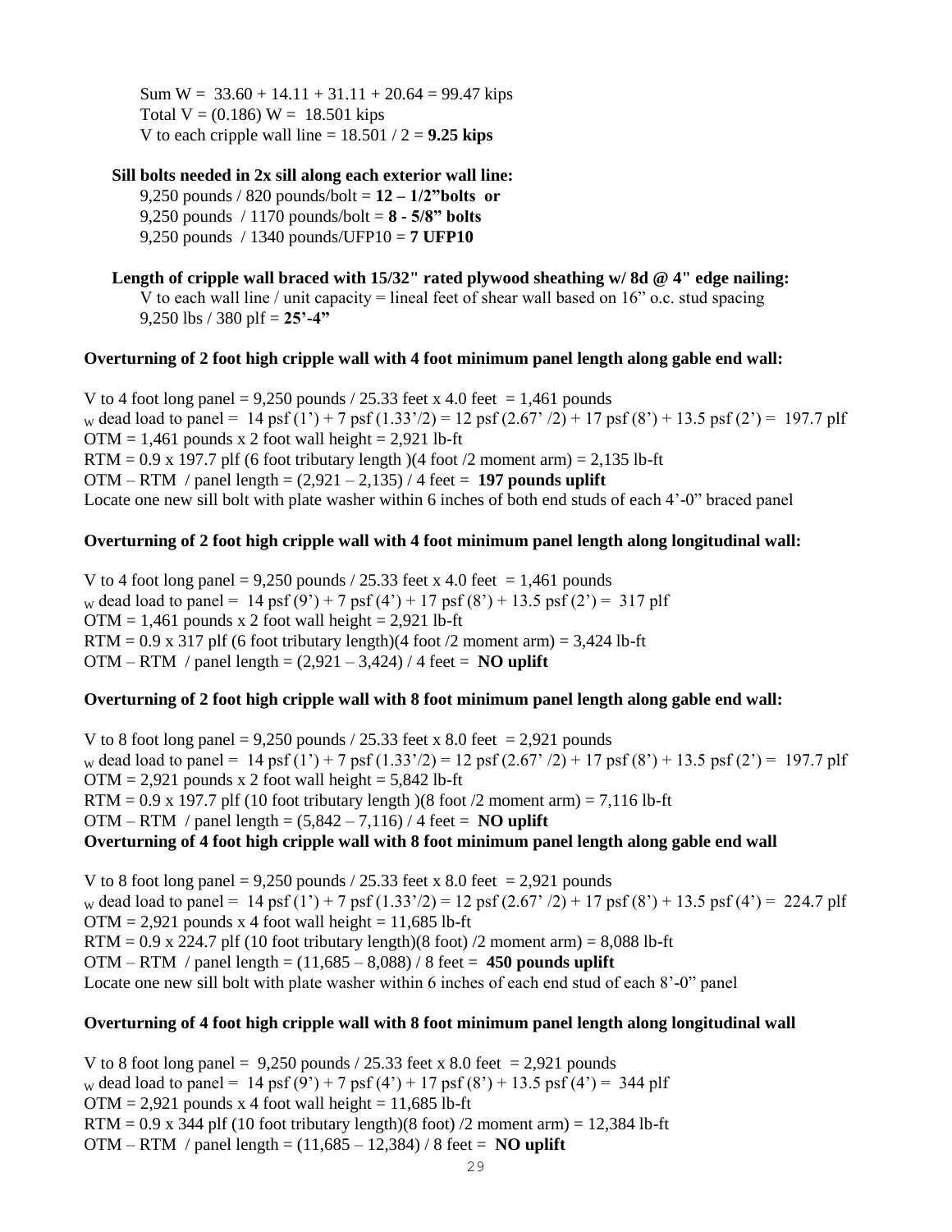Sum W = 33.60 + 14.11 + 31.11 + 20.64 = 99.47 kips
Total V = (0.186) W = 18.501 kips
V to each cripple wall line = 18.501 / 2 = **9.25 kips**

**Sill bolts needed in 2x sill along each exterior wall line:**

9,250 pounds / 820 pounds/bolt = **12 – 1/2"bolts or**
9,250 pounds / 1170 pounds/bolt = **8 - 5/8" bolts**
9,250 pounds / 1340 pounds/UFP10 = **7 UFP10**

**Length of cripple wall braced with 15/32" rated plywood sheathing w/ 8d @ 4" edge nailing:**

V to each wall line / unit capacity = lineal feet of shear wall based on 16" o.c. stud spacing
9,250 lbs / 380 plf = **25'-4"**

**Overturning of 2 foot high cripple wall with 4 foot minimum panel length along gable end wall:**

V to 4 foot long panel = 9,250 pounds / 25.33 feet x 4.0 feet = 1,461 pounds
$_W$ dead load to panel = 14 psf (1') + 7 psf (1.33'/2) = 12 psf (2.67' /2) + 17 psf (8') + 13.5 psf (2') = 197.7 plf
OTM = 1,461 pounds x 2 foot wall height = 2,921 lb-ft
RTM = 0.9 x 197.7 plf (6 foot tributary length )(4 foot /2 moment arm) = 2,135 lb-ft
OTM – RTM / panel length = (2,921 – 2,135) / 4 feet = **197 pounds uplift**
Locate one new sill bolt with plate washer within 6 inches of both end studs of each 4'-0" braced panel

**Overturning of 2 foot high cripple wall with 4 foot minimum panel length along longitudinal wall:**

V to 4 foot long panel = 9,250 pounds / 25.33 feet x 4.0 feet = 1,461 pounds
$_W$ dead load to panel = 14 psf (9') + 7 psf (4') + 17 psf (8') + 13.5 psf (2') = 317 plf
OTM = 1,461 pounds x 2 foot wall height = 2,921 lb-ft
RTM = 0.9 x 317 plf (6 foot tributary length)(4 foot /2 moment arm) = 3,424 lb-ft
OTM – RTM / panel length = (2,921 – 3,424) / 4 feet = **NO uplift**

**Overturning of 2 foot high cripple wall with 8 foot minimum panel length along gable end wall:**

V to 8 foot long panel = 9,250 pounds / 25.33 feet x 8.0 feet = 2,921 pounds
$_W$ dead load to panel = 14 psf (1') + 7 psf (1.33'/2) = 12 psf (2.67' /2) + 17 psf (8') + 13.5 psf (2') = 197.7 plf
OTM = 2,921 pounds x 2 foot wall height = 5,842 lb-ft
RTM = 0.9 x 197.7 plf (10 foot tributary length )(8 foot /2 moment arm) = 7,116 lb-ft
OTM – RTM / panel length = (5,842 – 7,116) / 4 feet = **NO uplift**

**Overturning of 4 foot high cripple wall with 8 foot minimum panel length along gable end wall**

V to 8 foot long panel = 9,250 pounds / 25.33 feet x 8.0 feet = 2,921 pounds
$_W$ dead load to panel = 14 psf (1') + 7 psf (1.33'/2) = 12 psf (2.67' /2) + 17 psf (8') + 13.5 psf (4') = 224.7 plf
OTM = 2,921 pounds x 4 foot wall height = 11,685 lb-ft
RTM = 0.9 x 224.7 plf (10 foot tributary length)(8 foot) /2 moment arm) = 8,088 lb-ft
OTM – RTM / panel length = (11,685 – 8,088) / 8 feet = **450 pounds uplift**
Locate one new sill bolt with plate washer within 6 inches of each end stud of each 8'-0" panel

**Overturning of 4 foot high cripple wall with 8 foot minimum panel length along longitudinal wall**

V to 8 foot long panel = 9,250 pounds / 25.33 feet x 8.0 feet = 2,921 pounds
$_W$ dead load to panel = 14 psf (9') + 7 psf (4') + 17 psf (8') + 13.5 psf (4') = 344 plf
OTM = 2,921 pounds x 4 foot wall height = 11,685 lb-ft
RTM = 0.9 x 344 plf (10 foot tributary length)(8 foot) /2 moment arm) = 12,384 lb-ft
OTM – RTM / panel length = (11,685 – 12,384) / 8 feet = **NO uplift**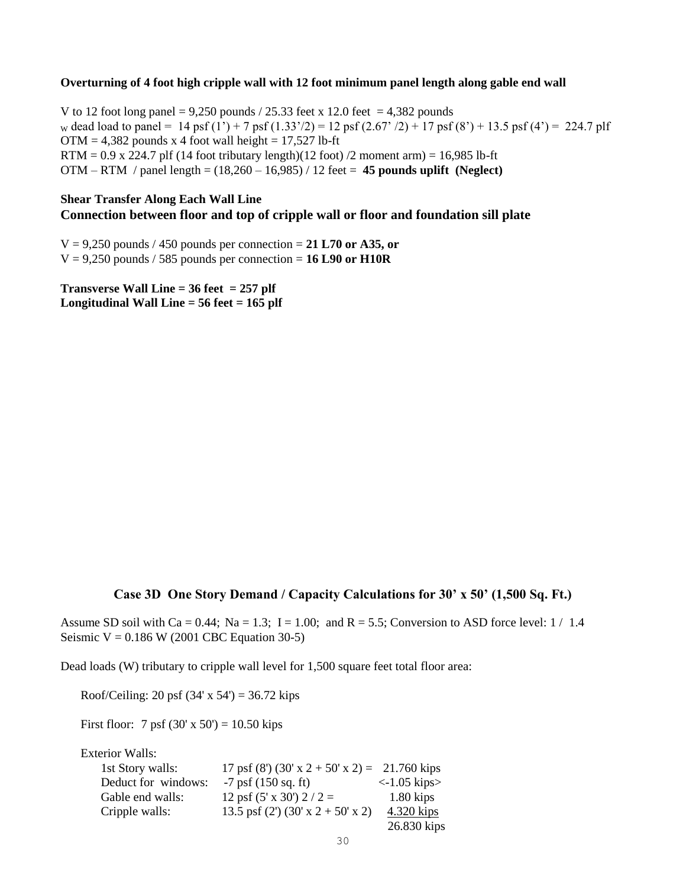**Overturning of 4 foot high cripple wall with 12 foot minimum panel length along gable end wall**

V to 12 foot long panel = 9,250 pounds / 25.33 feet x 12.0 feet = 4,382 pounds

$_W$ dead load to panel = 14 psf (1') + 7 psf (1.33'/2) = 12 psf (2.67' /2) + 17 psf (8') + 13.5 psf (4') = 224.7 plf

OTM = 4,382 pounds x 4 foot wall height = 17,527 lb-ft

RTM = 0.9 x 224.7 plf (14 foot tributary length)(12 foot) /2 moment arm) = 16,985 lb-ft

OTM – RTM / panel length = (18,260 – 16,985) / 12 feet = **45 pounds uplift (Neglect)**

**Shear Transfer Along Each Wall Line**

**Connection between floor and top of cripple wall or floor and foundation sill plate**

V = 9,250 pounds / 450 pounds per connection = **21 L70 or A35, or**

V = 9,250 pounds / 585 pounds per connection = **16 L90 or H10R**

**Transverse Wall Line = 36 feet = 257 plf**

**Longitudinal Wall Line = 56 feet = 165 plf**

## Case 3D One Story Demand / Capacity Calculations for 30' x 50' (1,500 Sq. Ft.)

Assume SD soil with Ca = 0.44; Na = 1.3; I = 1.00; and R = 5.5; Conversion to ASD force level: 1 / 1.4

Seismic V = 0.186 W (2001 CBC Equation 30-5)

Dead loads (W) tributary to cripple wall level for 1,500 square feet total floor area:

Roof/Ceiling: 20 psf (34' x 54') = 36.72 kips

First floor: 7 psf (30' x 50') = 10.50 kips

Exterior Walls:

| | | |
|---|---|---|
| 1st Story walls: | 17 psf (8') (30' x 2 + 50' x 2) = | 21.760 kips |
| Deduct for windows: | -7 psf (150 sq. ft) | <-1.05 kips> |
| Gable end walls: | 12 psf (5' x 30') 2 / 2 = | 1.80 kips |
| Cripple walls: | 13.5 psf (2') (30' x 2 + 50' x 2) | 4.320 kips |
| | | 26.830 kips |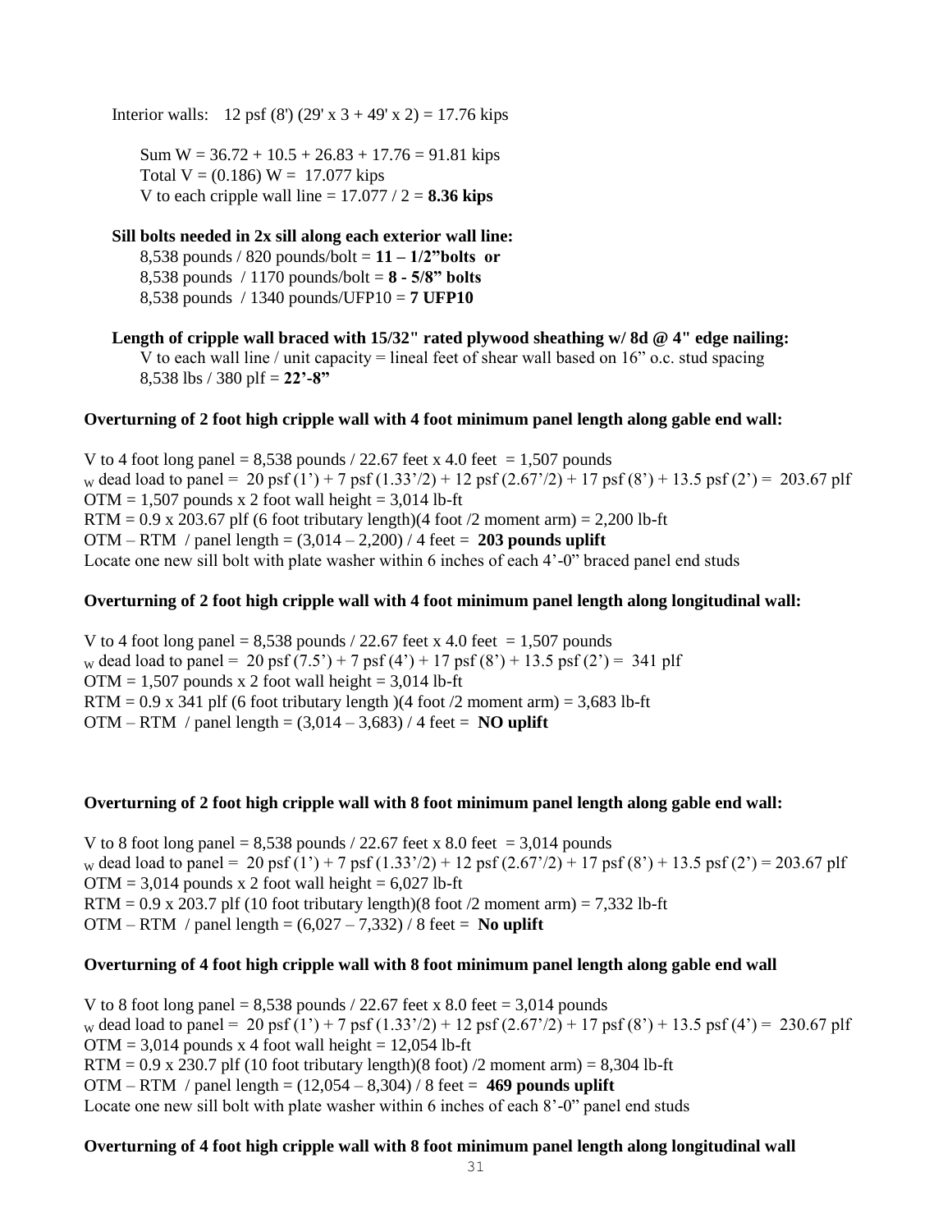Interior walls: 12 psf (8') (29' x 3 + 49' x 2) = 17.76 kips

Sum W = 36.72 + 10.5 + 26.83 + 17.76 = 91.81 kips
Total V = (0.186) W = 17.077 kips
V to each cripple wall line = 17.077 / 2 = **8.36 kips**

**Sill bolts needed in 2x sill along each exterior wall line:**
8,538 pounds / 820 pounds/bolt = **11 – 1/2"bolts or**
8,538 pounds / 1170 pounds/bolt = **8 - 5/8" bolts**
8,538 pounds / 1340 pounds/UFP10 = **7 UFP10**

**Length of cripple wall braced with 15/32" rated plywood sheathing w/ 8d @ 4" edge nailing:**
V to each wall line / unit capacity = lineal feet of shear wall based on 16" o.c. stud spacing
8,538 lbs / 380 plf = **22'-8"**

**Overturning of 2 foot high cripple wall with 4 foot minimum panel length along gable end wall:**

V to 4 foot long panel = 8,538 pounds / 22.67 feet x 4.0 feet = 1,507 pounds
$_W$ dead load to panel = 20 psf (1') + 7 psf (1.33'/2) + 12 psf (2.67'/2) + 17 psf (8') + 13.5 psf (2') = 203.67 plf
OTM = 1,507 pounds x 2 foot wall height = 3,014 lb-ft
RTM = 0.9 x 203.67 plf (6 foot tributary length)(4 foot /2 moment arm) = 2,200 lb-ft
OTM – RTM / panel length = (3,014 – 2,200) / 4 feet = **203 pounds uplift**
Locate one new sill bolt with plate washer within 6 inches of each 4'-0" braced panel end studs

**Overturning of 2 foot high cripple wall with 4 foot minimum panel length along longitudinal wall:**

V to 4 foot long panel = 8,538 pounds / 22.67 feet x 4.0 feet = 1,507 pounds
$_W$ dead load to panel = 20 psf (7.5') + 7 psf (4') + 17 psf (8') + 13.5 psf (2') = 341 plf
OTM = 1,507 pounds x 2 foot wall height = 3,014 lb-ft
RTM = 0.9 x 341 plf (6 foot tributary length )(4 foot /2 moment arm) = 3,683 lb-ft
OTM – RTM / panel length = (3,014 – 3,683) / 4 feet = **NO uplift**

**Overturning of 2 foot high cripple wall with 8 foot minimum panel length along gable end wall:**

V to 8 foot long panel = 8,538 pounds / 22.67 feet x 8.0 feet = 3,014 pounds
$_W$ dead load to panel = 20 psf (1') + 7 psf (1.33'/2) + 12 psf (2.67'/2) + 17 psf (8') + 13.5 psf (2') = 203.67 plf
OTM = 3,014 pounds x 2 foot wall height = 6,027 lb-ft
RTM = 0.9 x 203.7 plf (10 foot tributary length)(8 foot /2 moment arm) = 7,332 lb-ft
OTM – RTM / panel length = (6,027 – 7,332) / 8 feet = **No uplift**

**Overturning of 4 foot high cripple wall with 8 foot minimum panel length along gable end wall**

V to 8 foot long panel = 8,538 pounds / 22.67 feet x 8.0 feet = 3,014 pounds
$_W$ dead load to panel = 20 psf (1') + 7 psf (1.33'/2) + 12 psf (2.67'/2) + 17 psf (8') + 13.5 psf (4') = 230.67 plf
OTM = 3,014 pounds x 4 foot wall height = 12,054 lb-ft
RTM = 0.9 x 230.7 plf (10 foot tributary length)(8 foot) /2 moment arm) = 8,304 lb-ft
OTM – RTM / panel length = (12,054 – 8,304) / 8 feet = **469 pounds uplift**
Locate one new sill bolt with plate washer within 6 inches of each 8'-0" panel end studs

**Overturning of 4 foot high cripple wall with 8 foot minimum panel length along longitudinal wall**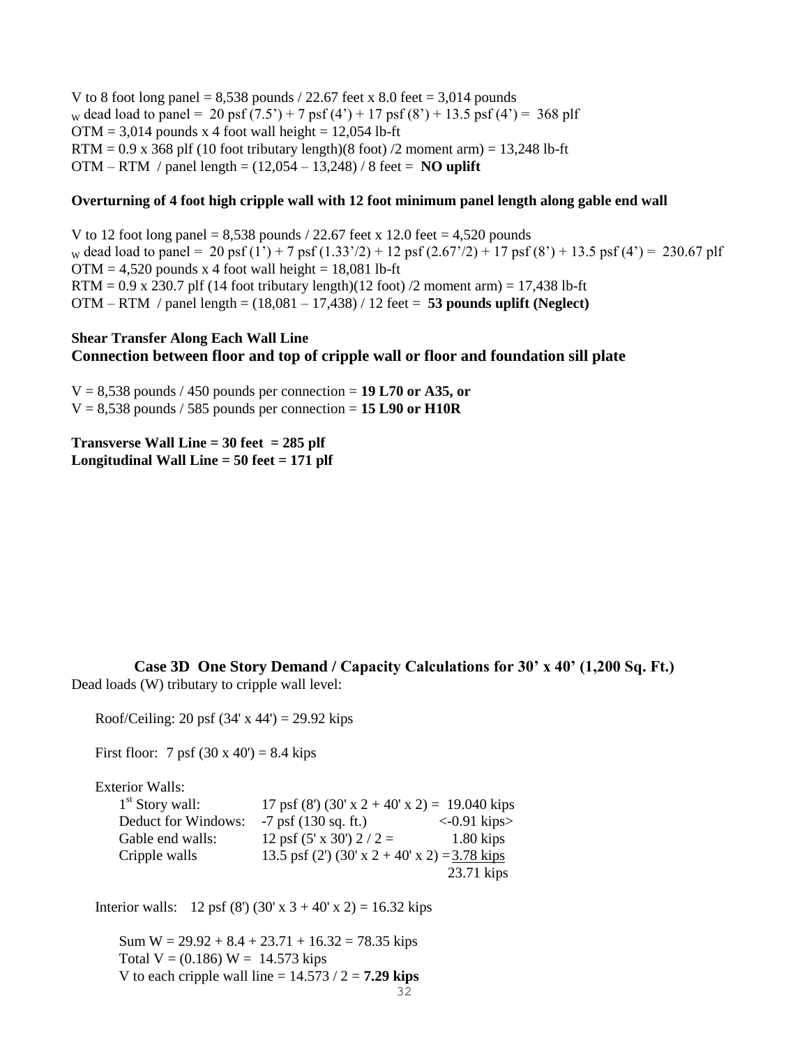V to 8 foot long panel = 8,538 pounds / 22.67 feet x 8.0 feet = 3,014 pounds

$_W$ dead load to panel = 20 psf (7.5') + 7 psf (4') + 17 psf (8') + 13.5 psf (4') = 368 plf

OTM = 3,014 pounds x 4 foot wall height = 12,054 lb-ft

RTM = 0.9 x 368 plf (10 foot tributary length)(8 foot) /2 moment arm) = 13,248 lb-ft

OTM – RTM / panel length = (12,054 – 13,248) / 8 feet = **NO uplift**

**Overturning of 4 foot high cripple wall with 12 foot minimum panel length along gable end wall**

V to 12 foot long panel = 8,538 pounds / 22.67 feet x 12.0 feet = 4,520 pounds

$_W$ dead load to panel = 20 psf (1') + 7 psf (1.33'/2) + 12 psf (2.67'/2) + 17 psf (8') + 13.5 psf (4') = 230.67 plf

OTM = 4,520 pounds x 4 foot wall height = 18,081 lb-ft

RTM = 0.9 x 230.7 plf (14 foot tributary length)(12 foot) /2 moment arm) = 17,438 lb-ft

OTM – RTM / panel length = (18,081 – 17,438) / 12 feet = **53 pounds uplift (Neglect)**

**Shear Transfer Along Each Wall Line**

**Connection between floor and top of cripple wall or floor and foundation sill plate**

V = 8,538 pounds / 450 pounds per connection = **19 L70 or A35, or**

V = 8,538 pounds / 585 pounds per connection = **15 L90 or H10R**

**Transverse Wall Line = 30 feet = 285 plf**

**Longitudinal Wall Line = 50 feet = 171 plf**

## Case 3D One Story Demand / Capacity Calculations for 30' x 40' (1,200 Sq. Ft.)

Dead loads (W) tributary to cripple wall level:

Roof/Ceiling: 20 psf (34' x 44') = 29.92 kips

First floor: 7 psf (30 x 40') = 8.4 kips

Exterior Walls:

| | | |
|---|---|---|
| 1st Story wall: | 17 psf (8') (30' x 2 + 40' x 2) = | 19.040 kips |
| Deduct for Windows: | -7 psf (130 sq. ft.) | <-0.91 kips> |
| Gable end walls: | 12 psf (5' x 30') 2 / 2 = | 1.80 kips |
| Cripple walls | 13.5 psf (2') (30' x 2 + 40' x 2) = | 3.78 kips |
| | | 23.71 kips |

Interior walls: 12 psf (8') (30' x 3 + 40' x 2) = 16.32 kips

Sum W = 29.92 + 8.4 + 23.71 + 16.32 = 78.35 kips

Total V = (0.186) W = 14.573 kips

V to each cripple wall line = 14.573 / 2 = **7.29 kips**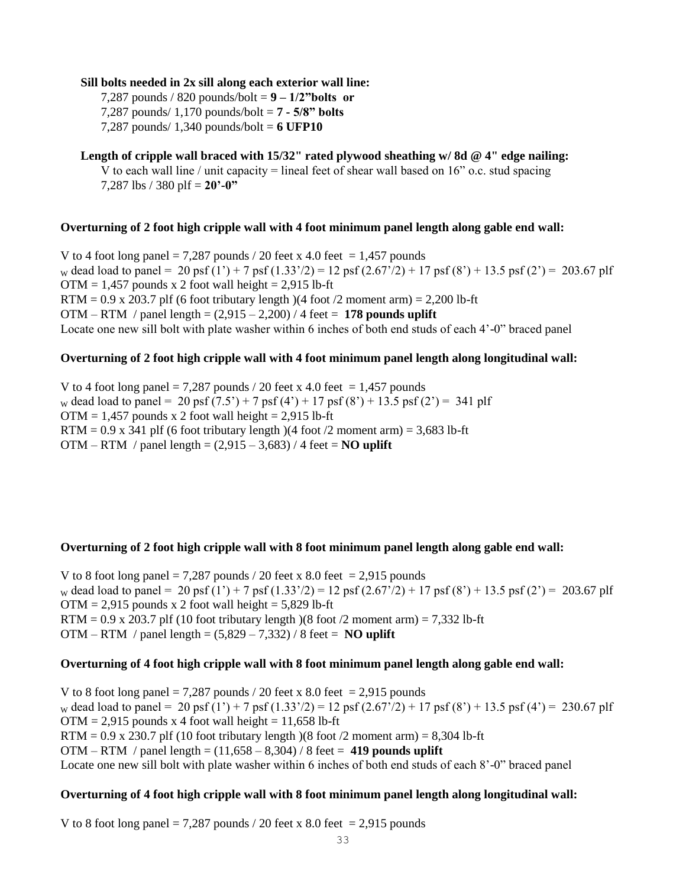**Sill bolts needed in 2x sill along each exterior wall line:**

7,287 pounds / 820 pounds/bolt = **9 – 1/2"bolts or**

7,287 pounds/ 1,170 pounds/bolt = **7 - 5/8" bolts**

7,287 pounds/ 1,340 pounds/bolt = **6 UFP10**

**Length of cripple wall braced with 15/32" rated plywood sheathing w/ 8d @ 4" edge nailing:**

V to each wall line / unit capacity = lineal feet of shear wall based on 16" o.c. stud spacing

7,287 lbs / 380 plf = **20'-0"**

**Overturning of 2 foot high cripple wall with 4 foot minimum panel length along gable end wall:**

V to 4 foot long panel = 7,287 pounds / 20 feet x 4.0 feet = 1,457 pounds

$_W$ dead load to panel = 20 psf (1') + 7 psf (1.33'/2) = 12 psf (2.67'/2) + 17 psf (8') + 13.5 psf (2') = 203.67 plf

OTM = 1,457 pounds x 2 foot wall height = 2,915 lb-ft

RTM = 0.9 x 203.7 plf (6 foot tributary length )(4 foot /2 moment arm) = 2,200 lb-ft

OTM – RTM / panel length = (2,915 – 2,200) / 4 feet = **178 pounds uplift**

Locate one new sill bolt with plate washer within 6 inches of both end studs of each 4'-0" braced panel

**Overturning of 2 foot high cripple wall with 4 foot minimum panel length along longitudinal wall:**

V to 4 foot long panel = 7,287 pounds / 20 feet x 4.0 feet = 1,457 pounds

$_W$ dead load to panel = 20 psf (7.5') + 7 psf (4') + 17 psf (8') + 13.5 psf (2') = 341 plf

OTM = 1,457 pounds x 2 foot wall height = 2,915 lb-ft

RTM = 0.9 x 341 plf (6 foot tributary length )(4 foot /2 moment arm) = 3,683 lb-ft

OTM – RTM / panel length = (2,915 – 3,683) / 4 feet = **NO uplift**

**Overturning of 2 foot high cripple wall with 8 foot minimum panel length along gable end wall:**

V to 8 foot long panel = 7,287 pounds / 20 feet x 8.0 feet = 2,915 pounds

$_W$ dead load to panel = 20 psf (1') + 7 psf (1.33'/2) = 12 psf (2.67'/2) + 17 psf (8') + 13.5 psf (2') = 203.67 plf

OTM = 2,915 pounds x 2 foot wall height = 5,829 lb-ft

RTM = 0.9 x 203.7 plf (10 foot tributary length )(8 foot /2 moment arm) = 7,332 lb-ft

OTM – RTM / panel length = (5,829 – 7,332) / 8 feet = **NO uplift**

**Overturning of 4 foot high cripple wall with 8 foot minimum panel length along gable end wall:**

V to 8 foot long panel = 7,287 pounds / 20 feet x 8.0 feet = 2,915 pounds

$_W$ dead load to panel = 20 psf (1') + 7 psf (1.33'/2) = 12 psf (2.67'/2) + 17 psf (8') + 13.5 psf (4') = 230.67 plf

OTM = 2,915 pounds x 4 foot wall height = 11,658 lb-ft

RTM = 0.9 x 230.7 plf (10 foot tributary length )(8 foot /2 moment arm) = 8,304 lb-ft

OTM – RTM / panel length = (11,658 – 8,304) / 8 feet = **419 pounds uplift**

Locate one new sill bolt with plate washer within 6 inches of both end studs of each 8'-0" braced panel

**Overturning of 4 foot high cripple wall with 8 foot minimum panel length along longitudinal wall:**

V to 8 foot long panel = 7,287 pounds / 20 feet x 8.0 feet = 2,915 pounds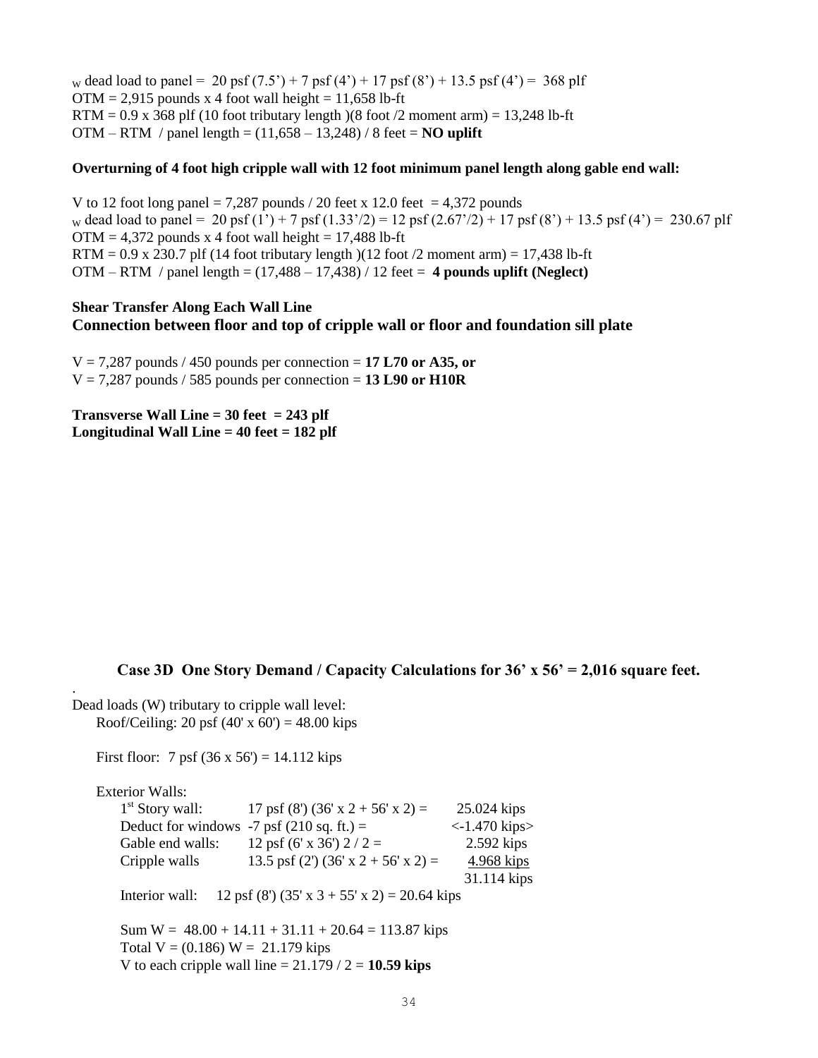$_W$ dead load to panel = 20 psf (7.5') + 7 psf (4') + 17 psf (8') + 13.5 psf (4') = 368 plf
OTM = 2,915 pounds x 4 foot wall height = 11,658 lb-ft
RTM = 0.9 x 368 plf (10 foot tributary length )(8 foot /2 moment arm) = 13,248 lb-ft
OTM – RTM / panel length = (11,658 – 13,248) / 8 feet = **NO uplift**

**Overturning of 4 foot high cripple wall with 12 foot minimum panel length along gable end wall:**

V to 12 foot long panel = 7,287 pounds / 20 feet x 12.0 feet = 4,372 pounds
$_W$ dead load to panel = 20 psf (1') + 7 psf (1.33'/2) = 12 psf (2.67'/2) + 17 psf (8') + 13.5 psf (4') = 230.67 plf
OTM = 4,372 pounds x 4 foot wall height = 17,488 lb-ft
RTM = 0.9 x 230.7 plf (14 foot tributary length )(12 foot /2 moment arm) = 17,438 lb-ft
OTM – RTM / panel length = (17,488 – 17,438) / 12 feet = **4 pounds uplift (Neglect)**

**Shear Transfer Along Each Wall Line**

**Connection between floor and top of cripple wall or floor and foundation sill plate**

V = 7,287 pounds / 450 pounds per connection = **17 L70 or A35, or**
V = 7,287 pounds / 585 pounds per connection = **13 L90 or H10R**

**Transverse Wall Line = 30 feet = 243 plf**
**Longitudinal Wall Line = 40 feet = 182 plf**

## Case 3D One Story Demand / Capacity Calculations for 36' x 56' = 2,016 square feet.

.

Dead loads (W) tributary to cripple wall level:

Roof/Ceiling: 20 psf (40' x 60') = 48.00 kips

First floor: 7 psf (36 x 56') = 14.112 kips

Exterior Walls:

| | | |
|---|---|---|
| 1st Story wall: | 17 psf (8') (36' x 2 + 56' x 2) = | 25.024 kips |
| Deduct for windows | -7 psf (210 sq. ft.) = | <-1.470 kips> |
| Gable end walls: | 12 psf (6' x 36') 2 / 2 = | 2.592 kips |
| Cripple walls | 13.5 psf (2') (36' x 2 + 56' x 2) = | 4.968 kips |
| | | 31.114 kips |

Interior wall: 12 psf (8') (35' x 3 + 55' x 2) = 20.64 kips

Sum W = 48.00 + 14.11 + 31.11 + 20.64 = 113.87 kips
Total V = (0.186) W = 21.179 kips
V to each cripple wall line = 21.179 / 2 = **10.59 kips**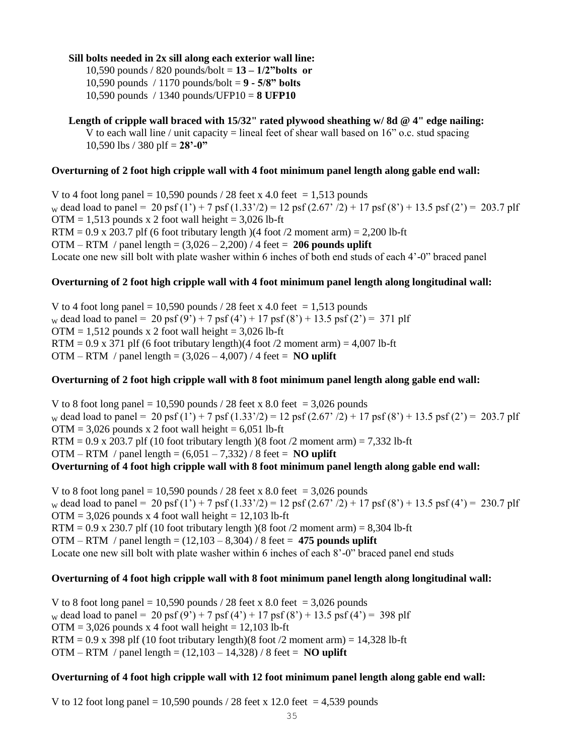**Sill bolts needed in 2x sill along each exterior wall line:**

10,590 pounds / 820 pounds/bolt = **13 – 1/2"bolts or**
10,590 pounds / 1170 pounds/bolt = **9 - 5/8" bolts**
10,590 pounds / 1340 pounds/UFP10 = **8 UFP10**

**Length of cripple wall braced with 15/32" rated plywood sheathing w/ 8d @ 4" edge nailing:**

V to each wall line / unit capacity = lineal feet of shear wall based on 16" o.c. stud spacing
10,590 lbs / 380 plf = **28'-0"**

**Overturning of 2 foot high cripple wall with 4 foot minimum panel length along gable end wall:**

V to 4 foot long panel = 10,590 pounds / 28 feet x 4.0 feet = 1,513 pounds
$_W$ dead load to panel = 20 psf (1') + 7 psf (1.33'/2) = 12 psf (2.67' /2) + 17 psf (8') + 13.5 psf (2') = 203.7 plf
OTM = 1,513 pounds x 2 foot wall height = 3,026 lb-ft
RTM = 0.9 x 203.7 plf (6 foot tributary length )(4 foot /2 moment arm) = 2,200 lb-ft
OTM – RTM / panel length = (3,026 – 2,200) / 4 feet = **206 pounds uplift**
Locate one new sill bolt with plate washer within 6 inches of both end studs of each 4'-0" braced panel

**Overturning of 2 foot high cripple wall with 4 foot minimum panel length along longitudinal wall:**

V to 4 foot long panel = 10,590 pounds / 28 feet x 4.0 feet = 1,513 pounds
$_W$ dead load to panel = 20 psf (9') + 7 psf (4') + 17 psf (8') + 13.5 psf (2') = 371 plf
OTM = 1,512 pounds x 2 foot wall height = 3,026 lb-ft
RTM = 0.9 x 371 plf (6 foot tributary length)(4 foot /2 moment arm) = 4,007 lb-ft
OTM – RTM / panel length = (3,026 – 4,007) / 4 feet = **NO uplift**

**Overturning of 2 foot high cripple wall with 8 foot minimum panel length along gable end wall:**

V to 8 foot long panel = 10,590 pounds / 28 feet x 8.0 feet = 3,026 pounds
$_W$ dead load to panel = 20 psf (1') + 7 psf (1.33'/2) = 12 psf (2.67' /2) + 17 psf (8') + 13.5 psf (2') = 203.7 plf
OTM = 3,026 pounds x 2 foot wall height = 6,051 lb-ft
RTM = 0.9 x 203.7 plf (10 foot tributary length )(8 foot /2 moment arm) = 7,332 lb-ft
OTM – RTM / panel length = (6,051 – 7,332) / 8 feet = **NO uplift**

**Overturning of 4 foot high cripple wall with 8 foot minimum panel length along gable end wall:**

V to 8 foot long panel = 10,590 pounds / 28 feet x 8.0 feet = 3,026 pounds
$_W$ dead load to panel = 20 psf (1') + 7 psf (1.33'/2) = 12 psf (2.67' /2) + 17 psf (8') + 13.5 psf (4') = 230.7 plf
OTM = 3,026 pounds x 4 foot wall height = 12,103 lb-ft
RTM = 0.9 x 230.7 plf (10 foot tributary length )(8 foot /2 moment arm) = 8,304 lb-ft
OTM – RTM / panel length = (12,103 – 8,304) / 8 feet = **475 pounds uplift**
Locate one new sill bolt with plate washer within 6 inches of each 8'-0" braced panel end studs

**Overturning of 4 foot high cripple wall with 8 foot minimum panel length along longitudinal wall:**

V to 8 foot long panel = 10,590 pounds / 28 feet x 8.0 feet = 3,026 pounds
$_W$ dead load to panel = 20 psf (9') + 7 psf (4') + 17 psf (8') + 13.5 psf (4') = 398 plf
OTM = 3,026 pounds x 4 foot wall height = 12,103 lb-ft
RTM = 0.9 x 398 plf (10 foot tributary length)(8 foot /2 moment arm) = 14,328 lb-ft
OTM – RTM / panel length = (12,103 – 14,328) / 8 feet = **NO uplift**

**Overturning of 4 foot high cripple wall with 12 foot minimum panel length along gable end wall:**

V to 12 foot long panel = 10,590 pounds / 28 feet x 12.0 feet = 4,539 pounds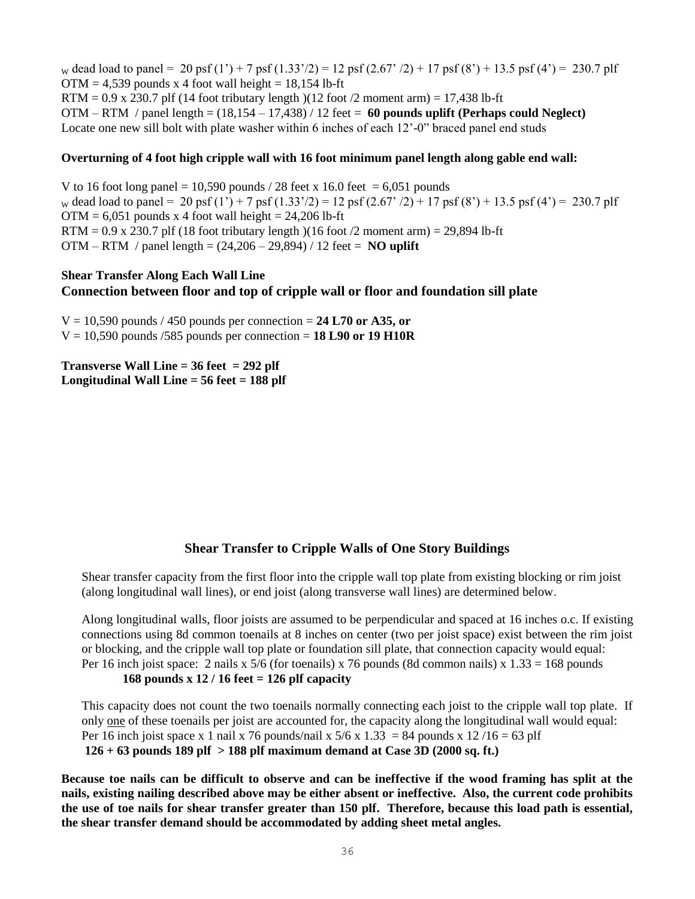$_W$ dead load to panel = 20 psf (1') + 7 psf (1.33'/2) = 12 psf (2.67' /2) + 17 psf (8') + 13.5 psf (4') = 230.7 plf
OTM = 4,539 pounds x 4 foot wall height = 18,154 lb-ft
RTM = 0.9 x 230.7 plf (14 foot tributary length )(12 foot /2 moment arm) = 17,438 lb-ft
OTM – RTM / panel length = (18,154 – 17,438) / 12 feet = **60 pounds uplift (Perhaps could Neglect)**
Locate one new sill bolt with plate washer within 6 inches of each 12'-0" braced panel end studs

**Overturning of 4 foot high cripple wall with 16 foot minimum panel length along gable end wall:**

V to 16 foot long panel = 10,590 pounds / 28 feet x 16.0 feet = 6,051 pounds
$_W$ dead load to panel = 20 psf (1') + 7 psf (1.33'/2) = 12 psf (2.67' /2) + 17 psf (8') + 13.5 psf (4') = 230.7 plf
OTM = 6,051 pounds x 4 foot wall height = 24,206 lb-ft
RTM = 0.9 x 230.7 plf (18 foot tributary length )(16 foot /2 moment arm) = 29,894 lb-ft
OTM – RTM / panel length = (24,206 – 29,894) / 12 feet = **NO uplift**

**Shear Transfer Along Each Wall Line**

**Connection between floor and top of cripple wall or floor and foundation sill plate**

V = 10,590 pounds / 450 pounds per connection = **24 L70 or A35, or**
V = 10,590 pounds /585 pounds per connection = **18 L90 or 19 H10R**

**Transverse Wall Line = 36 feet = 292 plf**
**Longitudinal Wall Line = 56 feet = 188 plf**

## Shear Transfer to Cripple Walls of One Story Buildings

Shear transfer capacity from the first floor into the cripple wall top plate from existing blocking or rim joist (along longitudinal wall lines), or end joist (along transverse wall lines) are determined below.

Along longitudinal walls, floor joists are assumed to be perpendicular and spaced at 16 inches o.c. If existing connections using 8d common toenails at 8 inches on center (two per joist space) exist between the rim joist or blocking, and the cripple wall top plate or foundation sill plate, that connection capacity would equal:
Per 16 inch joist space: 2 nails x 5/6 (for toenails) x 76 pounds (8d common nails) x 1.33 = 168 pounds
**168 pounds x 12 / 16 feet = 126 plf capacity**

This capacity does not count the two toenails normally connecting each joist to the cripple wall top plate. If only <u>one</u> of these toenails per joist are accounted for, the capacity along the longitudinal wall would equal:
Per 16 inch joist space x 1 nail x 76 pounds/nail x 5/6 x 1.33 = 84 pounds x 12 /16 = 63 plf
**126 + 63 pounds 189 plf > 188 plf maximum demand at Case 3D (2000 sq. ft.)**

**Because toe nails can be difficult to observe and can be ineffective if the wood framing has split at the nails, existing nailing described above may be either absent or ineffective. Also, the current code prohibits the use of toe nails for shear transfer greater than 150 plf. Therefore, because this load path is essential, the shear transfer demand should be accommodated by adding sheet metal angles.**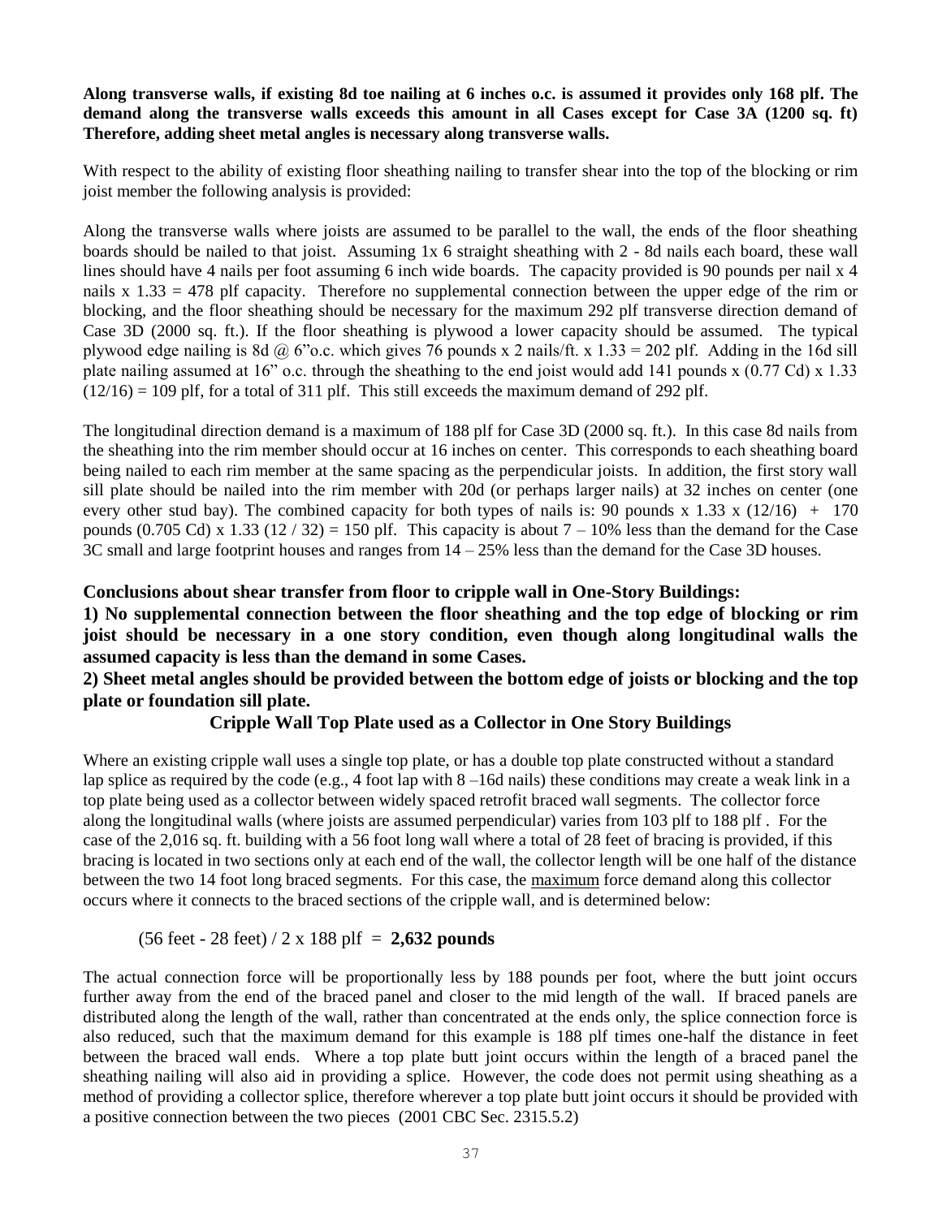**Along transverse walls, if existing 8d toe nailing at 6 inches o.c. is assumed it provides only 168 plf. The demand along the transverse walls exceeds this amount in all Cases except for Case 3A (1200 sq. ft) Therefore, adding sheet metal angles is necessary along transverse walls.**

With respect to the ability of existing floor sheathing nailing to transfer shear into the top of the blocking or rim joist member the following analysis is provided:

Along the transverse walls where joists are assumed to be parallel to the wall, the ends of the floor sheathing boards should be nailed to that joist. Assuming 1x 6 straight sheathing with 2 - 8d nails each board, these wall lines should have 4 nails per foot assuming 6 inch wide boards. The capacity provided is 90 pounds per nail x 4 nails x 1.33 = 478 plf capacity. Therefore no supplemental connection between the upper edge of the rim or blocking, and the floor sheathing should be necessary for the maximum 292 plf transverse direction demand of Case 3D (2000 sq. ft.). If the floor sheathing is plywood a lower capacity should be assumed. The typical plywood edge nailing is 8d @ 6"o.c. which gives 76 pounds x 2 nails/ft. x 1.33 = 202 plf. Adding in the 16d sill plate nailing assumed at 16" o.c. through the sheathing to the end joist would add 141 pounds x (0.77 Cd) x 1.33 (12/16) = 109 plf, for a total of 311 plf. This still exceeds the maximum demand of 292 plf.

The longitudinal direction demand is a maximum of 188 plf for Case 3D (2000 sq. ft.). In this case 8d nails from the sheathing into the rim member should occur at 16 inches on center. This corresponds to each sheathing board being nailed to each rim member at the same spacing as the perpendicular joists. In addition, the first story wall sill plate should be nailed into the rim member with 20d (or perhaps larger nails) at 32 inches on center (one every other stud bay). The combined capacity for both types of nails is: 90 pounds x 1.33 x (12/16) + 170 pounds (0.705 Cd) x 1.33 (12 / 32) = 150 plf. This capacity is about 7 – 10% less than the demand for the Case 3C small and large footprint houses and ranges from 14 – 25% less than the demand for the Case 3D houses.

**Conclusions about shear transfer from floor to cripple wall in One-Story Buildings:**

**1) No supplemental connection between the floor sheathing and the top edge of blocking or rim joist should be necessary in a one story condition, even though along longitudinal walls the assumed capacity is less than the demand in some Cases.**

**2) Sheet metal angles should be provided between the bottom edge of joists or blocking and the top plate or foundation sill plate.**

## Cripple Wall Top Plate used as a Collector in One Story Buildings

Where an existing cripple wall uses a single top plate, or has a double top plate constructed without a standard lap splice as required by the code (e.g., 4 foot lap with 8 –16d nails) these conditions may create a weak link in a top plate being used as a collector between widely spaced retrofit braced wall segments. The collector force along the longitudinal walls (where joists are assumed perpendicular) varies from 103 plf to 188 plf . For the case of the 2,016 sq. ft. building with a 56 foot long wall where a total of 28 feet of bracing is provided, if this bracing is located in two sections only at each end of the wall, the collector length will be one half of the distance between the two 14 foot long braced segments. For this case, the <u>maximum</u> force demand along this collector occurs where it connects to the braced sections of the cripple wall, and is determined below:

(56 feet - 28 feet) / 2 x 188 plf = **2,632 pounds**

The actual connection force will be proportionally less by 188 pounds per foot, where the butt joint occurs further away from the end of the braced panel and closer to the mid length of the wall. If braced panels are distributed along the length of the wall, rather than concentrated at the ends only, the splice connection force is also reduced, such that the maximum demand for this example is 188 plf times one-half the distance in feet between the braced wall ends. Where a top plate butt joint occurs within the length of a braced panel the sheathing nailing will also aid in providing a splice. However, the code does not permit using sheathing as a method of providing a collector splice, therefore wherever a top plate butt joint occurs it should be provided with a positive connection between the two pieces (2001 CBC Sec. 2315.5.2)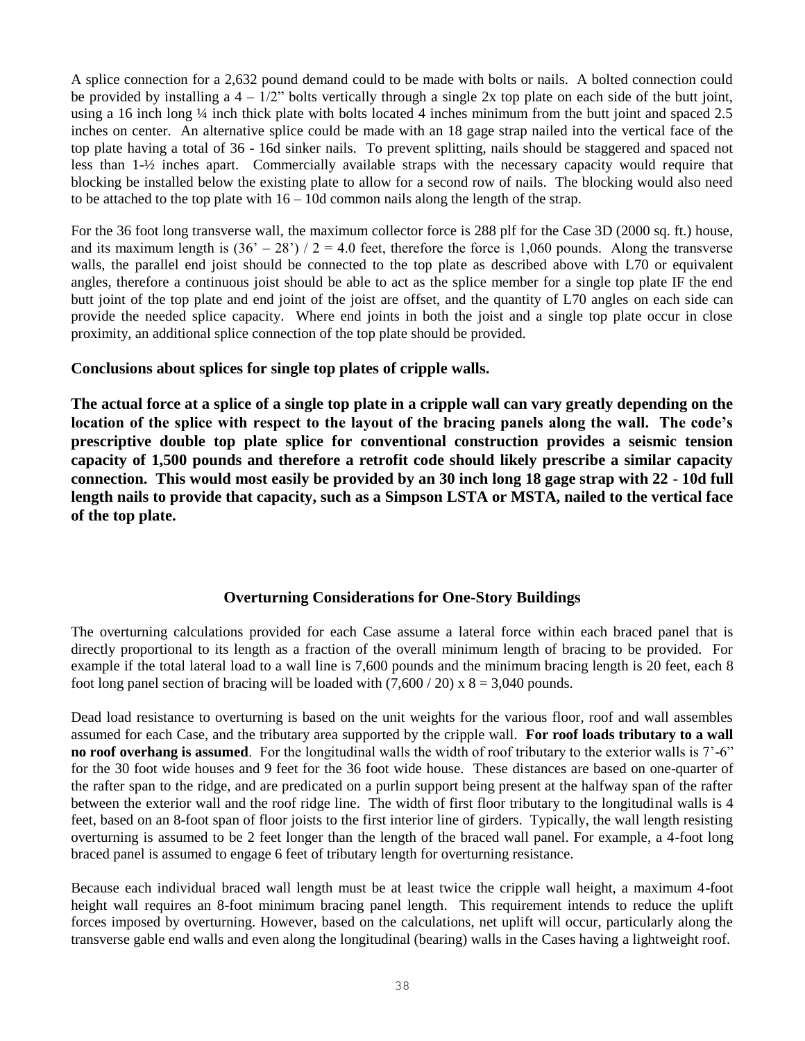A splice connection for a 2,632 pound demand could to be made with bolts or nails. A bolted connection could be provided by installing a 4 – 1/2" bolts vertically through a single 2x top plate on each side of the butt joint, using a 16 inch long ¼ inch thick plate with bolts located 4 inches minimum from the butt joint and spaced 2.5 inches on center. An alternative splice could be made with an 18 gage strap nailed into the vertical face of the top plate having a total of 36 - 16d sinker nails. To prevent splitting, nails should be staggered and spaced not less than 1-½ inches apart. Commercially available straps with the necessary capacity would require that blocking be installed below the existing plate to allow for a second row of nails. The blocking would also need to be attached to the top plate with 16 – 10d common nails along the length of the strap.

For the 36 foot long transverse wall, the maximum collector force is 288 plf for the Case 3D (2000 sq. ft.) house, and its maximum length is (36' – 28') / 2 = 4.0 feet, therefore the force is 1,060 pounds. Along the transverse walls, the parallel end joist should be connected to the top plate as described above with L70 or equivalent angles, therefore a continuous joist should be able to act as the splice member for a single top plate IF the end butt joint of the top plate and end joint of the joist are offset, and the quantity of L70 angles on each side can provide the needed splice capacity. Where end joints in both the joist and a single top plate occur in close proximity, an additional splice connection of the top plate should be provided.

**Conclusions about splices for single top plates of cripple walls.**

**The actual force at a splice of a single top plate in a cripple wall can vary greatly depending on the location of the splice with respect to the layout of the bracing panels along the wall. The code's prescriptive double top plate splice for conventional construction provides a seismic tension capacity of 1,500 pounds and therefore a retrofit code should likely prescribe a similar capacity connection. This would most easily be provided by an 30 inch long 18 gage strap with 22 - 10d full length nails to provide that capacity, such as a Simpson LSTA or MSTA, nailed to the vertical face of the top plate.**

## Overturning Considerations for One-Story Buildings

The overturning calculations provided for each Case assume a lateral force within each braced panel that is directly proportional to its length as a fraction of the overall minimum length of bracing to be provided. For example if the total lateral load to a wall line is 7,600 pounds and the minimum bracing length is 20 feet, each 8 foot long panel section of bracing will be loaded with (7,600 / 20) x 8 = 3,040 pounds.

Dead load resistance to overturning is based on the unit weights for the various floor, roof and wall assembles assumed for each Case, and the tributary area supported by the cripple wall. **For roof loads tributary to a wall no roof overhang is assumed**. For the longitudinal walls the width of roof tributary to the exterior walls is 7'-6" for the 30 foot wide houses and 9 feet for the 36 foot wide house. These distances are based on one-quarter of the rafter span to the ridge, and are predicated on a purlin support being present at the halfway span of the rafter between the exterior wall and the roof ridge line. The width of first floor tributary to the longitudinal walls is 4 feet, based on an 8-foot span of floor joists to the first interior line of girders. Typically, the wall length resisting overturning is assumed to be 2 feet longer than the length of the braced wall panel. For example, a 4-foot long braced panel is assumed to engage 6 feet of tributary length for overturning resistance.

Because each individual braced wall length must be at least twice the cripple wall height, a maximum 4-foot height wall requires an 8-foot minimum bracing panel length. This requirement intends to reduce the uplift forces imposed by overturning. However, based on the calculations, net uplift will occur, particularly along the transverse gable end walls and even along the longitudinal (bearing) walls in the Cases having a lightweight roof.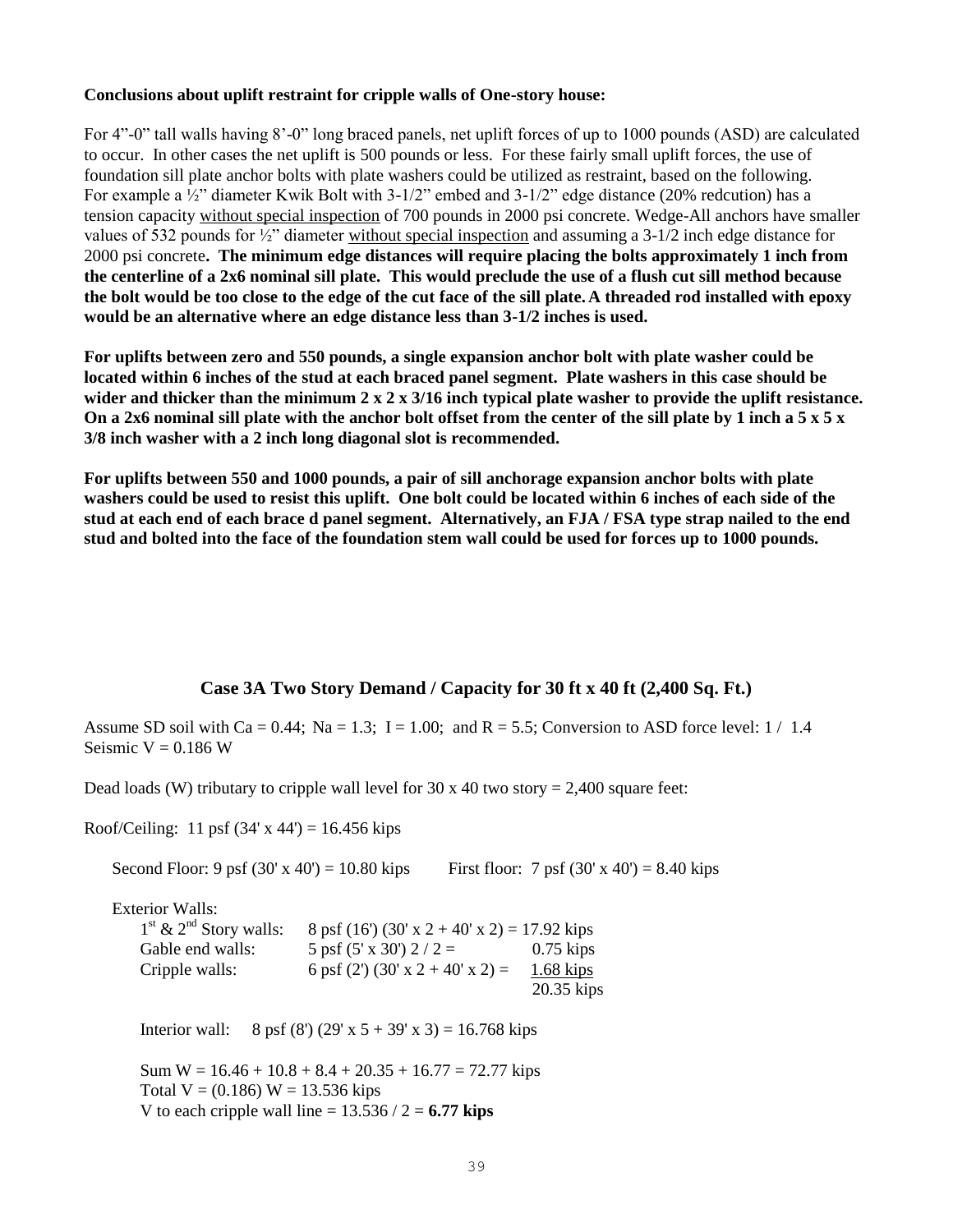**Conclusions about uplift restraint for cripple walls of One-story house:**

For 4"-0" tall walls having 8'-0" long braced panels, net uplift forces of up to 1000 pounds (ASD) are calculated to occur. In other cases the net uplift is 500 pounds or less. For these fairly small uplift forces, the use of foundation sill plate anchor bolts with plate washers could be utilized as restraint, based on the following. For example a ½" diameter Kwik Bolt with 3-1/2" embed and 3-1/2" edge distance (20% redcution) has a tension capacity without special inspection of 700 pounds in 2000 psi concrete. Wedge-All anchors have smaller values of 532 pounds for ½" diameter without special inspection and assuming a 3-1/2 inch edge distance for 2000 psi concrete**. The minimum edge distances will require placing the bolts approximately 1 inch from the centerline of a 2x6 nominal sill plate. This would preclude the use of a flush cut sill method because the bolt would be too close to the edge of the cut face of the sill plate. A threaded rod installed with epoxy would be an alternative where an edge distance less than 3-1/2 inches is used.**

**For uplifts between zero and 550 pounds, a single expansion anchor bolt with plate washer could be located within 6 inches of the stud at each braced panel segment. Plate washers in this case should be wider and thicker than the minimum 2 x 2 x 3/16 inch typical plate washer to provide the uplift resistance. On a 2x6 nominal sill plate with the anchor bolt offset from the center of the sill plate by 1 inch a 5 x 5 x 3/8 inch washer with a 2 inch long diagonal slot is recommended.**

**For uplifts between 550 and 1000 pounds, a pair of sill anchorage expansion anchor bolts with plate washers could be used to resist this uplift. One bolt could be located within 6 inches of each side of the stud at each end of each brace d panel segment. Alternatively, an FJA / FSA type strap nailed to the end stud and bolted into the face of the foundation stem wall could be used for forces up to 1000 pounds.**

## Case 3A Two Story Demand / Capacity for 30 ft x 40 ft (2,400 Sq. Ft.)

Assume SD soil with Ca = 0.44; Na = 1.3; I = 1.00; and R = 5.5; Conversion to ASD force level: 1 / 1.4
Seismic V = 0.186 W

Dead loads (W) tributary to cripple wall level for 30 x 40 two story = 2,400 square feet:

Roof/Ceiling: 11 psf (34' x 44') = 16.456 kips

Second Floor: 9 psf (30' x 40') = 10.80 kips    First floor: 7 psf (30' x 40') = 8.40 kips

Exterior Walls:

| | | |
|---|---|---|
| 1st & 2nd Story walls: | 8 psf (16') (30' x 2 + 40' x 2) = | 17.92 kips |
| Gable end walls: | 5 psf (5' x 30') 2 / 2 = | 0.75 kips |
| Cripple walls: | 6 psf (2') (30' x 2 + 40' x 2) = | 1.68 kips |
| | | 20.35 kips |

Interior wall: 8 psf (8') (29' x 5 + 39' x 3) = 16.768 kips

Sum W = 16.46 + 10.8 + 8.4 + 20.35 + 16.77 = 72.77 kips
Total V = (0.186) W = 13.536 kips
V to each cripple wall line = 13.536 / 2 = **6.77 kips**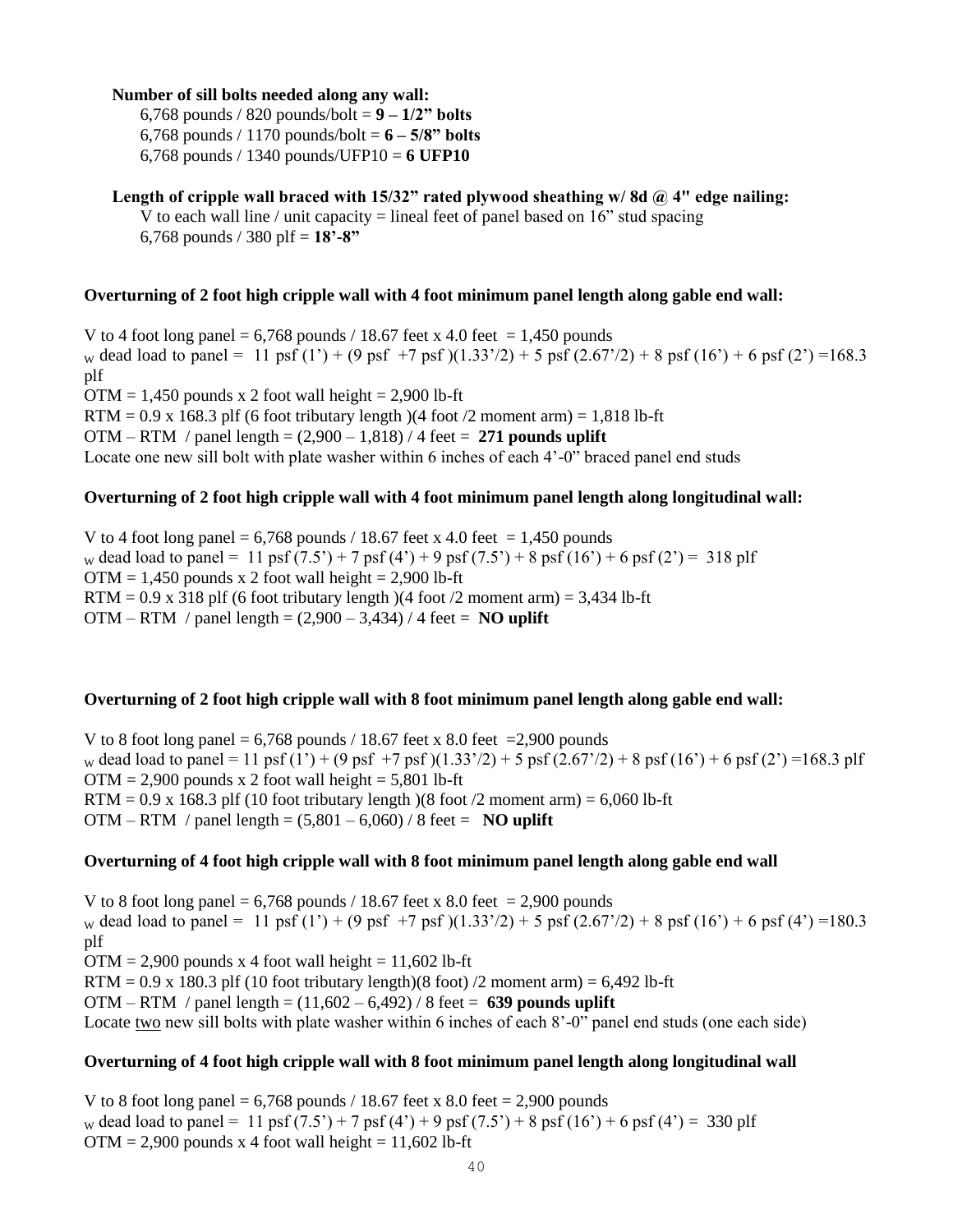**Number of sill bolts needed along any wall:**

6,768 pounds / 820 pounds/bolt = **9 – 1/2" bolts**
6,768 pounds / 1170 pounds/bolt = **6 – 5/8" bolts**
6,768 pounds / 1340 pounds/UFP10 = **6 UFP10**

**Length of cripple wall braced with 15/32" rated plywood sheathing w/ 8d @ 4" edge nailing:**

V to each wall line / unit capacity = lineal feet of panel based on 16" stud spacing
6,768 pounds / 380 plf = **18'-8"**

**Overturning of 2 foot high cripple wall with 4 foot minimum panel length along gable end wall:**

V to 4 foot long panel = 6,768 pounds / 18.67 feet x 4.0 feet = 1,450 pounds
$_W$ dead load to panel = 11 psf (1') + (9 psf +7 psf )(1.33'/2) + 5 psf (2.67'/2) + 8 psf (16') + 6 psf (2') =168.3 plf
OTM = 1,450 pounds x 2 foot wall height = 2,900 lb-ft
RTM = 0.9 x 168.3 plf (6 foot tributary length )(4 foot /2 moment arm) = 1,818 lb-ft
OTM – RTM / panel length = (2,900 – 1,818) / 4 feet = **271 pounds uplift**
Locate one new sill bolt with plate washer within 6 inches of each 4'-0" braced panel end studs

**Overturning of 2 foot high cripple wall with 4 foot minimum panel length along longitudinal wall:**

V to 4 foot long panel = 6,768 pounds / 18.67 feet x 4.0 feet = 1,450 pounds
$_W$ dead load to panel = 11 psf (7.5') + 7 psf (4') + 9 psf (7.5') + 8 psf (16') + 6 psf (2') = 318 plf
OTM = 1,450 pounds x 2 foot wall height = 2,900 lb-ft
RTM = 0.9 x 318 plf (6 foot tributary length )(4 foot /2 moment arm) = 3,434 lb-ft
OTM – RTM / panel length = (2,900 – 3,434) / 4 feet = **NO uplift**

**Overturning of 2 foot high cripple wall with 8 foot minimum panel length along gable end wall:**

V to 8 foot long panel = 6,768 pounds / 18.67 feet x 8.0 feet =2,900 pounds
$_W$ dead load to panel = 11 psf (1') + (9 psf +7 psf )(1.33'/2) + 5 psf (2.67'/2) + 8 psf (16') + 6 psf (2') =168.3 plf
OTM = 2,900 pounds x 2 foot wall height = 5,801 lb-ft
RTM = 0.9 x 168.3 plf (10 foot tributary length )(8 foot /2 moment arm) = 6,060 lb-ft
OTM – RTM / panel length = (5,801 – 6,060) / 8 feet = **NO uplift**

**Overturning of 4 foot high cripple wall with 8 foot minimum panel length along gable end wall**

V to 8 foot long panel = 6,768 pounds / 18.67 feet x 8.0 feet = 2,900 pounds
$_W$ dead load to panel = 11 psf (1') + (9 psf +7 psf )(1.33'/2) + 5 psf (2.67'/2) + 8 psf (16') + 6 psf (4') =180.3 plf
OTM = 2,900 pounds x 4 foot wall height = 11,602 lb-ft
RTM = 0.9 x 180.3 plf (10 foot tributary length)(8 foot) /2 moment arm) = 6,492 lb-ft
OTM – RTM / panel length = (11,602 – 6,492) / 8 feet = **639 pounds uplift**
Locate two new sill bolts with plate washer within 6 inches of each 8'-0" panel end studs (one each side)

**Overturning of 4 foot high cripple wall with 8 foot minimum panel length along longitudinal wall**

V to 8 foot long panel = 6,768 pounds / 18.67 feet x 8.0 feet = 2,900 pounds
$_W$ dead load to panel = 11 psf (7.5') + 7 psf (4') + 9 psf (7.5') + 8 psf (16') + 6 psf (4') = 330 plf
OTM = 2,900 pounds x 4 foot wall height = 11,602 lb-ft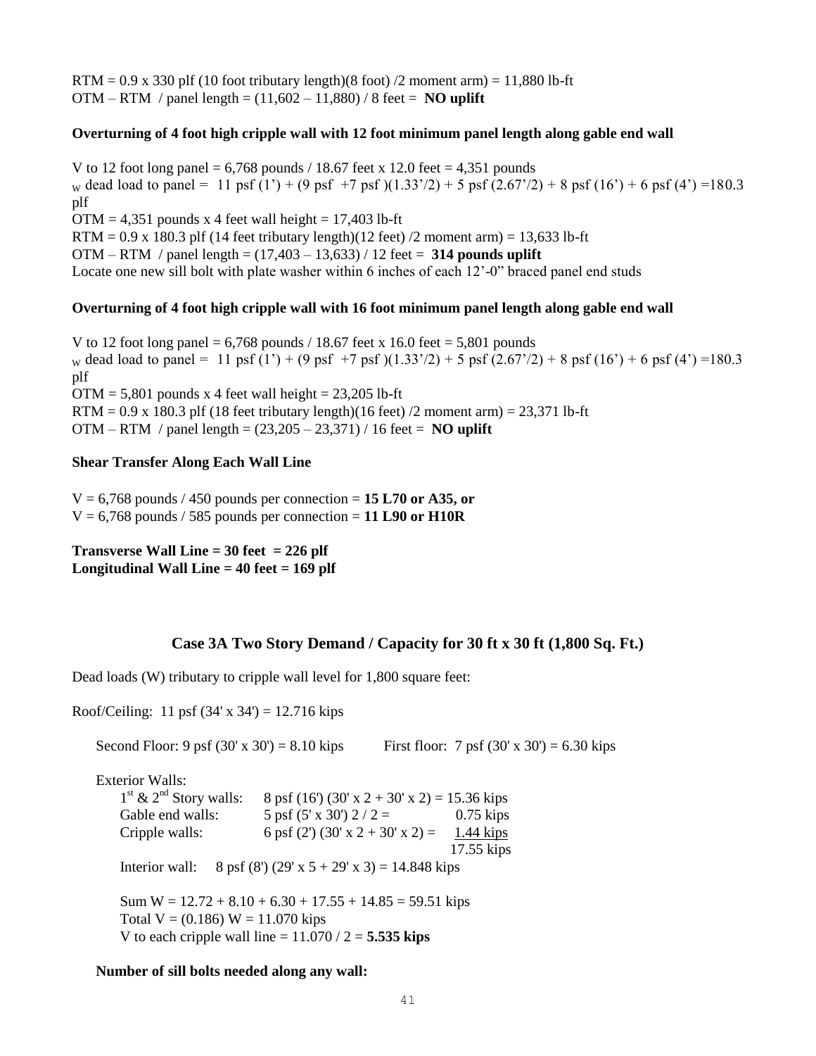RTM = 0.9 x 330 plf (10 foot tributary length)(8 foot) /2 moment arm) = 11,880 lb-ft
OTM – RTM / panel length = (11,602 – 11,880) / 8 feet = **NO uplift**

**Overturning of 4 foot high cripple wall with 12 foot minimum panel length along gable end wall**

V to 12 foot long panel = 6,768 pounds / 18.67 feet x 12.0 feet = 4,351 pounds
$_W$ dead load to panel = 11 psf (1') + (9 psf +7 psf )(1.33'/2) + 5 psf (2.67'/2) + 8 psf (16') + 6 psf (4') =180.3 plf
OTM = 4,351 pounds x 4 feet wall height = 17,403 lb-ft
RTM = 0.9 x 180.3 plf (14 feet tributary length)(12 feet) /2 moment arm) = 13,633 lb-ft
OTM – RTM / panel length = (17,403 – 13,633) / 12 feet = **314 pounds uplift**
Locate one new sill bolt with plate washer within 6 inches of each 12'-0" braced panel end studs

**Overturning of 4 foot high cripple wall with 16 foot minimum panel length along gable end wall**

V to 12 foot long panel = 6,768 pounds / 18.67 feet x 16.0 feet = 5,801 pounds
$_W$ dead load to panel = 11 psf (1') + (9 psf +7 psf )(1.33'/2) + 5 psf (2.67'/2) + 8 psf (16') + 6 psf (4') =180.3 plf
OTM = 5,801 pounds x 4 feet wall height = 23,205 lb-ft
RTM = 0.9 x 180.3 plf (18 feet tributary length)(16 feet) /2 moment arm) = 23,371 lb-ft
OTM – RTM / panel length = (23,205 – 23,371) / 16 feet = **NO uplift**

**Shear Transfer Along Each Wall Line**

V = 6,768 pounds / 450 pounds per connection = **15 L70 or A35, or**
V = 6,768 pounds / 585 pounds per connection = **11 L90 or H10R**

**Transverse Wall Line = 30 feet = 226 plf**
**Longitudinal Wall Line = 40 feet = 169 plf**

## Case 3A Two Story Demand / Capacity for 30 ft x 30 ft (1,800 Sq. Ft.)

Dead loads (W) tributary to cripple wall level for 1,800 square feet:

Roof/Ceiling: 11 psf (34' x 34') = 12.716 kips

Second Floor: 9 psf (30' x 30') = 8.10 kips    First floor: 7 psf (30' x 30') = 6.30 kips

Exterior Walls:

- 1st & 2nd Story walls: 8 psf (16') (30' x 2 + 30' x 2) = 15.36 kips
- Gable end walls: 5 psf (5' x 30') 2 / 2 = 0.75 kips
- Cripple walls: 6 psf (2') (30' x 2 + 30' x 2) = 1.44 kips
- Total: 17.55 kips

Interior wall: 8 psf (8') (29' x 5 + 29' x 3) = 14.848 kips

Sum W = 12.72 + 8.10 + 6.30 + 17.55 + 14.85 = 59.51 kips
Total V = (0.186) W = 11.070 kips
V to each cripple wall line = 11.070 / 2 = **5.535 kips**

**Number of sill bolts needed along any wall:**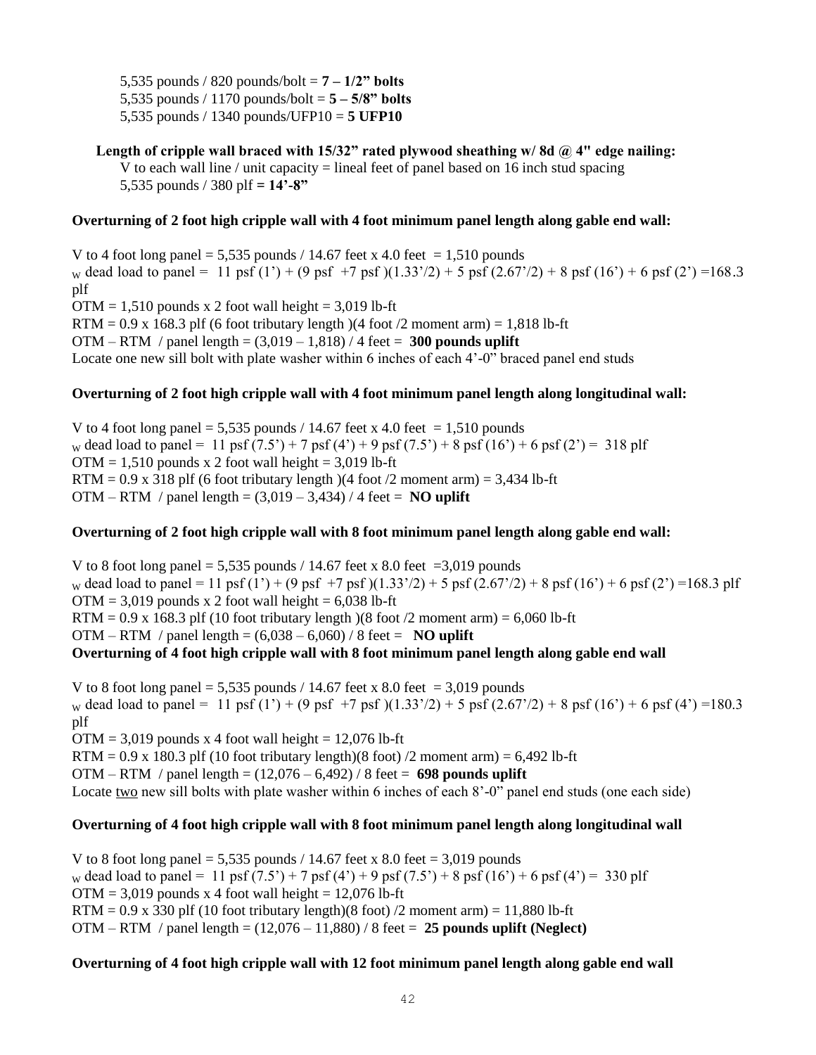5,535 pounds / 820 pounds/bolt = **7 – 1/2" bolts**
5,535 pounds / 1170 pounds/bolt = **5 – 5/8" bolts**
5,535 pounds / 1340 pounds/UFP10 = **5 UFP10**

**Length of cripple wall braced with 15/32" rated plywood sheathing w/ 8d @ 4" edge nailing:**
V to each wall line / unit capacity = lineal feet of panel based on 16 inch stud spacing
5,535 pounds / 380 plf **= 14'-8"**

**Overturning of 2 foot high cripple wall with 4 foot minimum panel length along gable end wall:**

V to 4 foot long panel = 5,535 pounds / 14.67 feet x 4.0 feet = 1,510 pounds
$_W$ dead load to panel = 11 psf (1') + (9 psf +7 psf )(1.33'/2) + 5 psf (2.67'/2) + 8 psf (16') + 6 psf (2') =168.3 plf
OTM = 1,510 pounds x 2 foot wall height = 3,019 lb-ft
RTM = 0.9 x 168.3 plf (6 foot tributary length )(4 foot /2 moment arm) = 1,818 lb-ft
OTM – RTM / panel length = (3,019 – 1,818) / 4 feet = **300 pounds uplift**
Locate one new sill bolt with plate washer within 6 inches of each 4'-0" braced panel end studs

**Overturning of 2 foot high cripple wall with 4 foot minimum panel length along longitudinal wall:**

V to 4 foot long panel = 5,535 pounds / 14.67 feet x 4.0 feet = 1,510 pounds
$_W$ dead load to panel = 11 psf (7.5') + 7 psf (4') + 9 psf (7.5') + 8 psf (16') + 6 psf (2') = 318 plf
OTM = 1,510 pounds x 2 foot wall height = 3,019 lb-ft
RTM = 0.9 x 318 plf (6 foot tributary length )(4 foot /2 moment arm) = 3,434 lb-ft
OTM – RTM / panel length = (3,019 – 3,434) / 4 feet = **NO uplift**

**Overturning of 2 foot high cripple wall with 8 foot minimum panel length along gable end wall:**

V to 8 foot long panel = 5,535 pounds / 14.67 feet x 8.0 feet =3,019 pounds
$_W$ dead load to panel = 11 psf (1') + (9 psf +7 psf )(1.33'/2) + 5 psf (2.67'/2) + 8 psf (16') + 6 psf (2') =168.3 plf
OTM = 3,019 pounds x 2 foot wall height = 6,038 lb-ft
RTM = 0.9 x 168.3 plf (10 foot tributary length )(8 foot /2 moment arm) = 6,060 lb-ft
OTM – RTM / panel length = (6,038 – 6,060) / 8 feet = **NO uplift**

**Overturning of 4 foot high cripple wall with 8 foot minimum panel length along gable end wall**

V to 8 foot long panel = 5,535 pounds / 14.67 feet x 8.0 feet = 3,019 pounds
$_W$ dead load to panel = 11 psf (1') + (9 psf +7 psf )(1.33'/2) + 5 psf (2.67'/2) + 8 psf (16') + 6 psf (4') =180.3 plf
OTM = 3,019 pounds x 4 foot wall height = 12,076 lb-ft
RTM = 0.9 x 180.3 plf (10 foot tributary length)(8 foot) /2 moment arm) = 6,492 lb-ft
OTM – RTM / panel length = (12,076 – 6,492) / 8 feet = **698 pounds uplift**
Locate two new sill bolts with plate washer within 6 inches of each 8'-0" panel end studs (one each side)

**Overturning of 4 foot high cripple wall with 8 foot minimum panel length along longitudinal wall**

V to 8 foot long panel = 5,535 pounds / 14.67 feet x 8.0 feet = 3,019 pounds
$_W$ dead load to panel = 11 psf (7.5') + 7 psf (4') + 9 psf (7.5') + 8 psf (16') + 6 psf (4') = 330 plf
OTM = 3,019 pounds x 4 foot wall height = 12,076 lb-ft
RTM = 0.9 x 330 plf (10 foot tributary length)(8 foot) /2 moment arm) = 11,880 lb-ft
OTM – RTM / panel length = (12,076 – 11,880) / 8 feet = **25 pounds uplift (Neglect)**

**Overturning of 4 foot high cripple wall with 12 foot minimum panel length along gable end wall**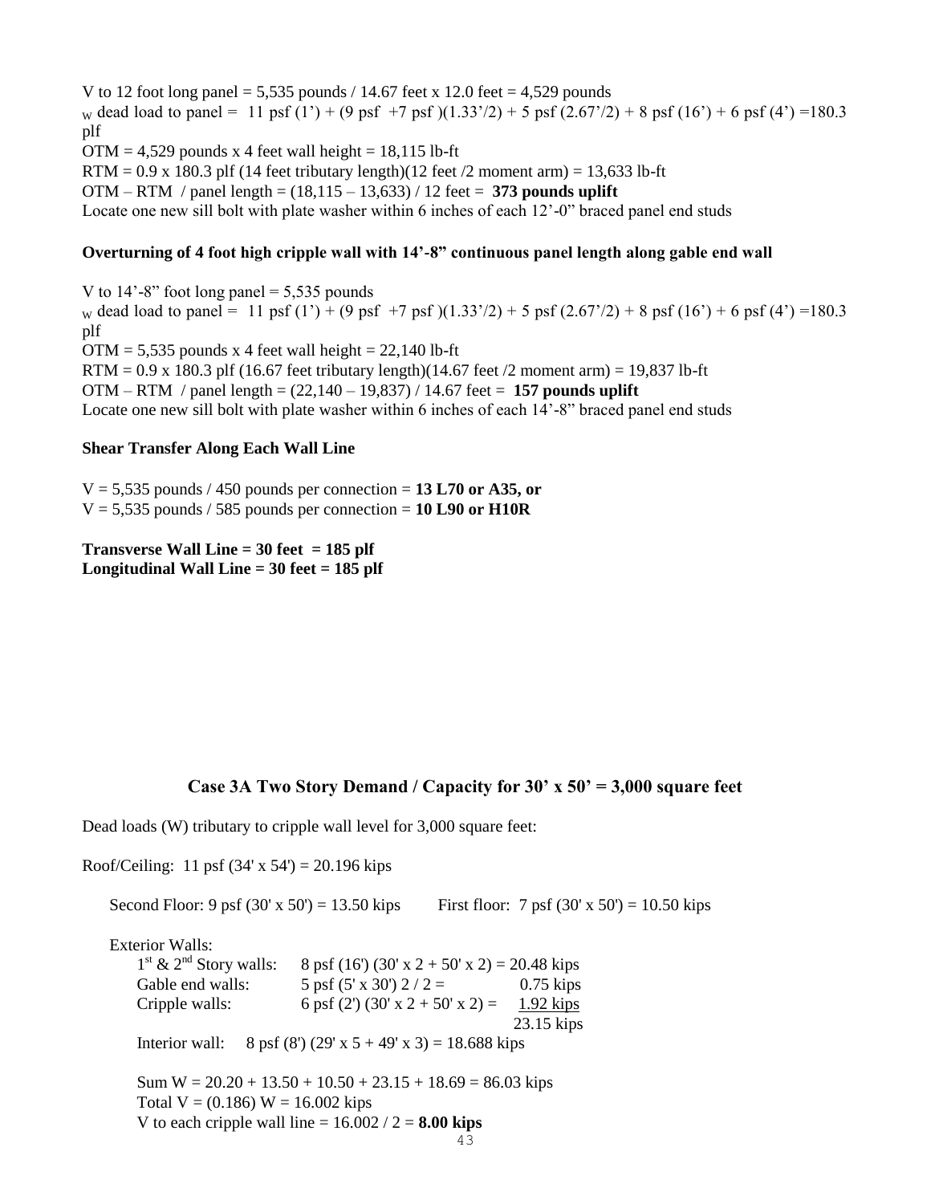V to 12 foot long panel = 5,535 pounds / 14.67 feet x 12.0 feet = 4,529 pounds

$_W$ dead load to panel = 11 psf (1') + (9 psf +7 psf )(1.33'/2) + 5 psf (2.67'/2) + 8 psf (16') + 6 psf (4') =180.3 plf

OTM = 4,529 pounds x 4 feet wall height = 18,115 lb-ft

RTM = 0.9 x 180.3 plf (14 feet tributary length)(12 feet /2 moment arm) = 13,633 lb-ft

OTM – RTM / panel length = (18,115 – 13,633) / 12 feet = **373 pounds uplift**

Locate one new sill bolt with plate washer within 6 inches of each 12'-0" braced panel end studs

**Overturning of 4 foot high cripple wall with 14'-8" continuous panel length along gable end wall**

V to 14'-8" foot long panel = 5,535 pounds

$_W$ dead load to panel = 11 psf (1') + (9 psf +7 psf )(1.33'/2) + 5 psf (2.67'/2) + 8 psf (16') + 6 psf (4') =180.3 plf

OTM = 5,535 pounds x 4 feet wall height = 22,140 lb-ft

RTM = 0.9 x 180.3 plf (16.67 feet tributary length)(14.67 feet /2 moment arm) = 19,837 lb-ft

OTM – RTM / panel length = (22,140 – 19,837) / 14.67 feet = **157 pounds uplift**

Locate one new sill bolt with plate washer within 6 inches of each 14'-8" braced panel end studs

**Shear Transfer Along Each Wall Line**

V = 5,535 pounds / 450 pounds per connection = **13 L70 or A35, or**

V = 5,535 pounds / 585 pounds per connection = **10 L90 or H10R**

**Transverse Wall Line = 30 feet = 185 plf**

**Longitudinal Wall Line = 30 feet = 185 plf**

## Case 3A Two Story Demand / Capacity for 30' x 50' = 3,000 square feet

Dead loads (W) tributary to cripple wall level for 3,000 square feet:

Roof/Ceiling: 11 psf (34' x 54') = 20.196 kips

Second Floor: 9 psf (30' x 50') = 13.50 kips     First floor: 7 psf (30' x 50') = 10.50 kips

Exterior Walls:

1st & 2nd Story walls: 8 psf (16') (30' x 2 + 50' x 2) = 20.48 kips

Gable end walls: 5 psf (5' x 30') 2 / 2 = 0.75 kips

Cripple walls: 6 psf (2') (30' x 2 + 50' x 2) = 1.92 kips

23.15 kips

Interior wall: 8 psf (8') (29' x 5 + 49' x 3) = 18.688 kips

Sum W = 20.20 + 13.50 + 10.50 + 23.15 + 18.69 = 86.03 kips

Total V = (0.186) W = 16.002 kips

V to each cripple wall line = 16.002 / 2 = **8.00 kips**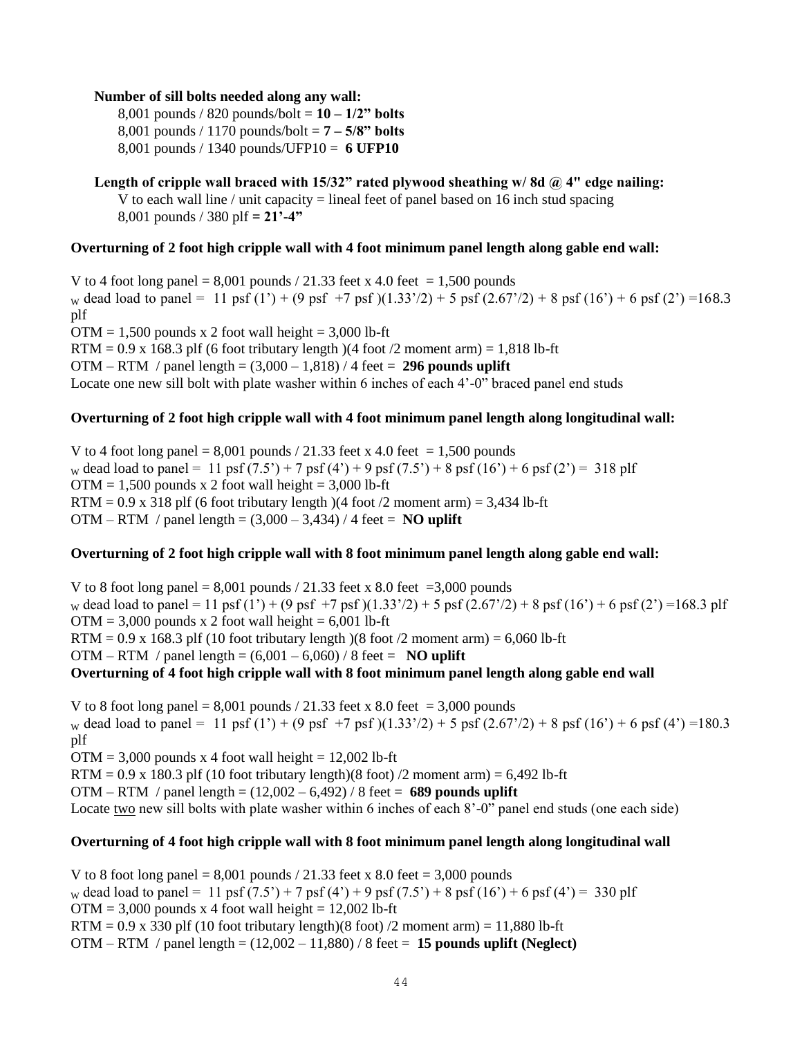**Number of sill bolts needed along any wall:**

8,001 pounds / 820 pounds/bolt = **10 – 1/2" bolts**

8,001 pounds / 1170 pounds/bolt = **7 – 5/8" bolts**

8,001 pounds / 1340 pounds/UFP10 = **6 UFP10**

**Length of cripple wall braced with 15/32" rated plywood sheathing w/ 8d @ 4" edge nailing:**

V to each wall line / unit capacity = lineal feet of panel based on 16 inch stud spacing

8,001 pounds / 380 plf **= 21'-4"**

**Overturning of 2 foot high cripple wall with 4 foot minimum panel length along gable end wall:**

V to 4 foot long panel = 8,001 pounds / 21.33 feet x 4.0 feet = 1,500 pounds

$_W$ dead load to panel = 11 psf (1') + (9 psf +7 psf )(1.33'/2) + 5 psf (2.67'/2) + 8 psf (16') + 6 psf (2') =168.3 plf

OTM = 1,500 pounds x 2 foot wall height = 3,000 lb-ft

RTM = 0.9 x 168.3 plf (6 foot tributary length )(4 foot /2 moment arm) = 1,818 lb-ft

OTM – RTM / panel length = (3,000 – 1,818) / 4 feet = **296 pounds uplift**

Locate one new sill bolt with plate washer within 6 inches of each 4'-0" braced panel end studs

**Overturning of 2 foot high cripple wall with 4 foot minimum panel length along longitudinal wall:**

V to 4 foot long panel = 8,001 pounds / 21.33 feet x 4.0 feet = 1,500 pounds

$_W$ dead load to panel = 11 psf (7.5') + 7 psf (4') + 9 psf (7.5') + 8 psf (16') + 6 psf (2') = 318 plf

OTM = 1,500 pounds x 2 foot wall height = 3,000 lb-ft

RTM = 0.9 x 318 plf (6 foot tributary length )(4 foot /2 moment arm) = 3,434 lb-ft

OTM – RTM / panel length = (3,000 – 3,434) / 4 feet = **NO uplift**

**Overturning of 2 foot high cripple wall with 8 foot minimum panel length along gable end wall:**

V to 8 foot long panel = 8,001 pounds / 21.33 feet x 8.0 feet =3,000 pounds

$_W$ dead load to panel = 11 psf (1') + (9 psf +7 psf )(1.33'/2) + 5 psf (2.67'/2) + 8 psf (16') + 6 psf (2') =168.3 plf

OTM = 3,000 pounds x 2 foot wall height = 6,001 lb-ft

RTM = 0.9 x 168.3 plf (10 foot tributary length )(8 foot /2 moment arm) = 6,060 lb-ft

OTM – RTM / panel length = (6,001 – 6,060) / 8 feet = **NO uplift**

**Overturning of 4 foot high cripple wall with 8 foot minimum panel length along gable end wall**

V to 8 foot long panel = 8,001 pounds / 21.33 feet x 8.0 feet = 3,000 pounds

$_W$ dead load to panel = 11 psf (1') + (9 psf +7 psf )(1.33'/2) + 5 psf (2.67'/2) + 8 psf (16') + 6 psf (4') =180.3 plf

OTM = 3,000 pounds x 4 foot wall height = 12,002 lb-ft

RTM = 0.9 x 180.3 plf (10 foot tributary length)(8 foot) /2 moment arm) = 6,492 lb-ft

OTM – RTM / panel length = (12,002 – 6,492) / 8 feet = **689 pounds uplift**

Locate two new sill bolts with plate washer within 6 inches of each 8'-0" panel end studs (one each side)

**Overturning of 4 foot high cripple wall with 8 foot minimum panel length along longitudinal wall**

V to 8 foot long panel = 8,001 pounds / 21.33 feet x 8.0 feet = 3,000 pounds

$_W$ dead load to panel = 11 psf (7.5') + 7 psf (4') + 9 psf (7.5') + 8 psf (16') + 6 psf (4') = 330 plf

OTM = 3,000 pounds x 4 foot wall height = 12,002 lb-ft

RTM = 0.9 x 330 plf (10 foot tributary length)(8 foot) /2 moment arm) = 11,880 lb-ft

OTM – RTM / panel length = (12,002 – 11,880) / 8 feet = **15 pounds uplift (Neglect)**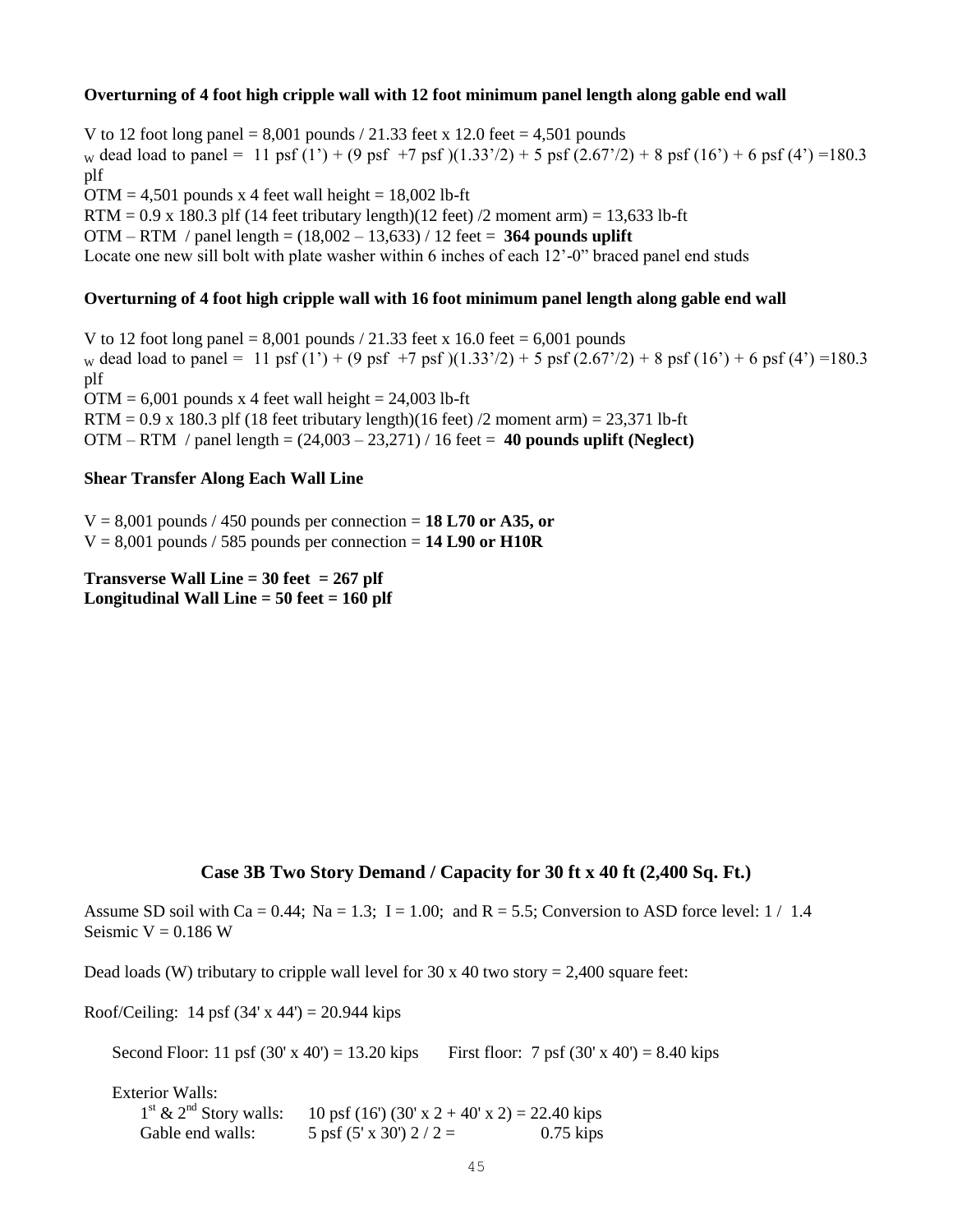**Overturning of 4 foot high cripple wall with 12 foot minimum panel length along gable end wall**

V to 12 foot long panel = 8,001 pounds / 21.33 feet x 12.0 feet = 4,501 pounds
$_W$ dead load to panel = 11 psf (1') + (9 psf +7 psf )(1.33'/2) + 5 psf (2.67'/2) + 8 psf (16') + 6 psf (4') =180.3 plf
OTM = 4,501 pounds x 4 feet wall height = 18,002 lb-ft
RTM = 0.9 x 180.3 plf (14 feet tributary length)(12 feet) /2 moment arm) = 13,633 lb-ft
OTM – RTM / panel length = (18,002 – 13,633) / 12 feet = **364 pounds uplift**
Locate one new sill bolt with plate washer within 6 inches of each 12'-0" braced panel end studs

**Overturning of 4 foot high cripple wall with 16 foot minimum panel length along gable end wall**

V to 12 foot long panel = 8,001 pounds / 21.33 feet x 16.0 feet = 6,001 pounds
$_W$ dead load to panel = 11 psf (1') + (9 psf +7 psf )(1.33'/2) + 5 psf (2.67'/2) + 8 psf (16') + 6 psf (4') =180.3 plf
OTM = 6,001 pounds x 4 feet wall height = 24,003 lb-ft
RTM = 0.9 x 180.3 plf (18 feet tributary length)(16 feet) /2 moment arm) = 23,371 lb-ft
OTM – RTM / panel length = (24,003 – 23,271) / 16 feet = **40 pounds uplift (Neglect)**

**Shear Transfer Along Each Wall Line**

V = 8,001 pounds / 450 pounds per connection = **18 L70 or A35, or**
V = 8,001 pounds / 585 pounds per connection = **14 L90 or H10R**

**Transverse Wall Line = 30 feet = 267 plf**
**Longitudinal Wall Line = 50 feet = 160 plf**

## Case 3B Two Story Demand / Capacity for 30 ft x 40 ft (2,400 Sq. Ft.)

Assume SD soil with Ca = 0.44; Na = 1.3; I = 1.00; and R = 5.5; Conversion to ASD force level: 1 / 1.4
Seismic V = 0.186 W

Dead loads (W) tributary to cripple wall level for 30 x 40 two story = 2,400 square feet:

Roof/Ceiling: 14 psf (34' x 44') = 20.944 kips

Second Floor: 11 psf (30' x 40') = 13.20 kips First floor: 7 psf (30' x 40') = 8.40 kips

Exterior Walls:
1st & 2nd Story walls: 10 psf (16') (30' x 2 + 40' x 2) = 22.40 kips
Gable end walls: 5 psf (5' x 30') 2 / 2 = 0.75 kips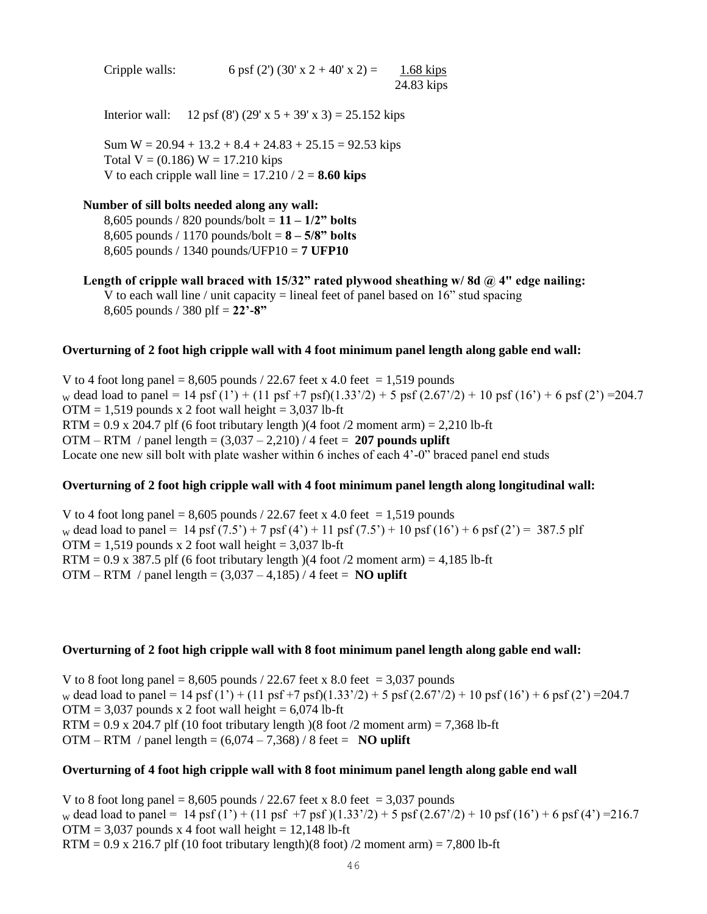Cripple walls: 6 psf (2') (30' x 2 + 40' x 2) = <u>1.68 kips</u>

24.83 kips

Interior wall: 12 psf (8') (29' x 5 + 39' x 3) = 25.152 kips

Sum W = 20.94 + 13.2 + 8.4 + 24.83 + 25.15 = 92.53 kips
Total V = (0.186) W = 17.210 kips
V to each cripple wall line = 17.210 / 2 = **8.60 kips**

**Number of sill bolts needed along any wall:**

8,605 pounds / 820 pounds/bolt = **11 – 1/2" bolts**
8,605 pounds / 1170 pounds/bolt = **8 – 5/8" bolts**
8,605 pounds / 1340 pounds/UFP10 = **7 UFP10**

**Length of cripple wall braced with 15/32" rated plywood sheathing w/ 8d @ 4" edge nailing:**

V to each wall line / unit capacity = lineal feet of panel based on 16" stud spacing
8,605 pounds / 380 plf = **22'-8"**

**Overturning of 2 foot high cripple wall with 4 foot minimum panel length along gable end wall:**

V to 4 foot long panel = 8,605 pounds / 22.67 feet x 4.0 feet = 1,519 pounds
$_W$ dead load to panel = 14 psf (1') + (11 psf +7 psf)(1.33'/2) + 5 psf (2.67'/2) + 10 psf (16') + 6 psf (2') =204.7
OTM = 1,519 pounds x 2 foot wall height = 3,037 lb-ft
RTM = 0.9 x 204.7 plf (6 foot tributary length )(4 foot /2 moment arm) = 2,210 lb-ft
OTM – RTM / panel length = (3,037 – 2,210) / 4 feet = **207 pounds uplift**
Locate one new sill bolt with plate washer within 6 inches of each 4'-0" braced panel end studs

**Overturning of 2 foot high cripple wall with 4 foot minimum panel length along longitudinal wall:**

V to 4 foot long panel = 8,605 pounds / 22.67 feet x 4.0 feet = 1,519 pounds
$_W$ dead load to panel = 14 psf (7.5') + 7 psf (4') + 11 psf (7.5') + 10 psf (16') + 6 psf (2') = 387.5 plf
OTM = 1,519 pounds x 2 foot wall height = 3,037 lb-ft
RTM = 0.9 x 387.5 plf (6 foot tributary length )(4 foot /2 moment arm) = 4,185 lb-ft
OTM – RTM / panel length = (3,037 – 4,185) / 4 feet = **NO uplift**

**Overturning of 2 foot high cripple wall with 8 foot minimum panel length along gable end wall:**

V to 8 foot long panel = 8,605 pounds / 22.67 feet x 8.0 feet = 3,037 pounds
$_W$ dead load to panel = 14 psf (1') + (11 psf +7 psf)(1.33'/2) + 5 psf (2.67'/2) + 10 psf (16') + 6 psf (2') =204.7
OTM = 3,037 pounds x 2 foot wall height = 6,074 lb-ft
RTM = 0.9 x 204.7 plf (10 foot tributary length )(8 foot /2 moment arm) = 7,368 lb-ft
OTM – RTM / panel length = (6,074 – 7,368) / 8 feet = **NO uplift**

**Overturning of 4 foot high cripple wall with 8 foot minimum panel length along gable end wall**

V to 8 foot long panel = 8,605 pounds / 22.67 feet x 8.0 feet = 3,037 pounds
$_W$ dead load to panel = 14 psf (1') + (11 psf +7 psf )(1.33'/2) + 5 psf (2.67'/2) + 10 psf (16') + 6 psf (4') =216.7
OTM = 3,037 pounds x 4 foot wall height = 12,148 lb-ft
RTM = 0.9 x 216.7 plf (10 foot tributary length)(8 foot) /2 moment arm) = 7,800 lb-ft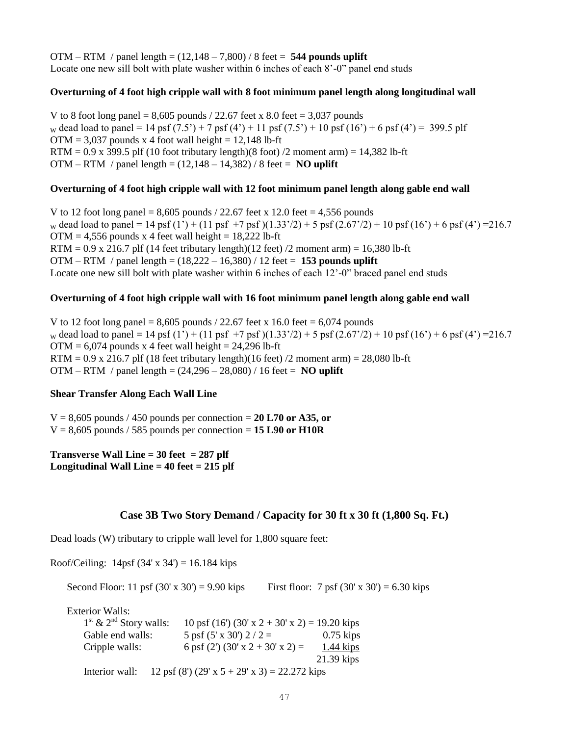OTM – RTM / panel length = (12,148 – 7,800) / 8 feet = **544 pounds uplift**
Locate one new sill bolt with plate washer within 6 inches of each 8'-0" panel end studs

**Overturning of 4 foot high cripple wall with 8 foot minimum panel length along longitudinal wall**

V to 8 foot long panel = 8,605 pounds / 22.67 feet x 8.0 feet = 3,037 pounds
$_w$ dead load to panel = 14 psf (7.5') + 7 psf (4') + 11 psf (7.5') + 10 psf (16') + 6 psf (4') = 399.5 plf
OTM = 3,037 pounds x 4 foot wall height = 12,148 lb-ft
RTM = 0.9 x 399.5 plf (10 foot tributary length)(8 foot) /2 moment arm) = 14,382 lb-ft
OTM – RTM / panel length = (12,148 – 14,382) / 8 feet = **NO uplift**

**Overturning of 4 foot high cripple wall with 12 foot minimum panel length along gable end wall**

V to 12 foot long panel = 8,605 pounds / 22.67 feet x 12.0 feet = 4,556 pounds
$_w$ dead load to panel = 14 psf (1') + (11 psf +7 psf )(1.33'/2) + 5 psf (2.67'/2) + 10 psf (16') + 6 psf (4') =216.7
OTM = 4,556 pounds x 4 feet wall height = 18,222 lb-ft
RTM = 0.9 x 216.7 plf (14 feet tributary length)(12 feet) /2 moment arm) = 16,380 lb-ft
OTM – RTM / panel length = (18,222 – 16,380) / 12 feet = **153 pounds uplift**
Locate one new sill bolt with plate washer within 6 inches of each 12'-0" braced panel end studs

**Overturning of 4 foot high cripple wall with 16 foot minimum panel length along gable end wall**

V to 12 foot long panel = 8,605 pounds / 22.67 feet x 16.0 feet = 6,074 pounds
$_w$ dead load to panel = 14 psf (1') + (11 psf +7 psf )(1.33'/2) + 5 psf (2.67'/2) + 10 psf (16') + 6 psf (4') =216.7
OTM = 6,074 pounds x 4 feet wall height = 24,296 lb-ft
RTM = 0.9 x 216.7 plf (18 feet tributary length)(16 feet) /2 moment arm) = 28,080 lb-ft
OTM – RTM / panel length = (24,296 – 28,080) / 16 feet = **NO uplift**

**Shear Transfer Along Each Wall Line**

V = 8,605 pounds / 450 pounds per connection = **20 L70 or A35, or**
V = 8,605 pounds / 585 pounds per connection = **15 L90 or H10R**

**Transverse Wall Line = 30 feet = 287 plf**
**Longitudinal Wall Line = 40 feet = 215 plf**

## Case 3B Two Story Demand / Capacity for 30 ft x 30 ft (1,800 Sq. Ft.)

Dead loads (W) tributary to cripple wall level for 1,800 square feet:

Roof/Ceiling: 14psf (34' x 34') = 16.184 kips

Second Floor: 11 psf (30' x 30') = 9.90 kips     First floor: 7 psf (30' x 30') = 6.30 kips

Exterior Walls:

| | | |
|---|---|---|
| 1st & 2nd Story walls: | 10 psf (16') (30' x 2 + 30' x 2) = | 19.20 kips |
| Gable end walls: | 5 psf (5' x 30') 2 / 2 = | 0.75 kips |
| Cripple walls: | 6 psf (2') (30' x 2 + 30' x 2) = | 1.44 kips |
| | | 21.39 kips |

Interior wall: 12 psf (8') (29' x 5 + 29' x 3) = 22.272 kips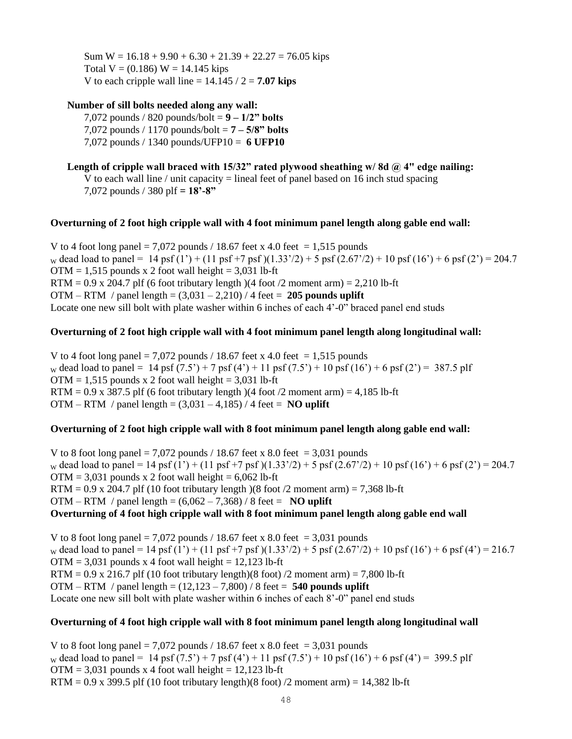Sum W = 16.18 + 9.90 + 6.30 + 21.39 + 22.27 = 76.05 kips
Total V = (0.186) W = 14.145 kips
V to each cripple wall line = 14.145 / 2 = **7.07 kips**

**Number of sill bolts needed along any wall:**

7,072 pounds / 820 pounds/bolt = **9 – 1/2" bolts**
7,072 pounds / 1170 pounds/bolt = **7 – 5/8" bolts**
7,072 pounds / 1340 pounds/UFP10 = **6 UFP10**

**Length of cripple wall braced with 15/32" rated plywood sheathing w/ 8d @ 4" edge nailing:**

V to each wall line / unit capacity = lineal feet of panel based on 16 inch stud spacing
7,072 pounds / 380 plf **= 18'-8"**

**Overturning of 2 foot high cripple wall with 4 foot minimum panel length along gable end wall:**

V to 4 foot long panel = 7,072 pounds / 18.67 feet x 4.0 feet = 1,515 pounds
$_W$ dead load to panel = 14 psf (1') + (11 psf +7 psf )(1.33'/2) + 5 psf (2.67'/2) + 10 psf (16') + 6 psf (2') = 204.7
OTM = 1,515 pounds x 2 foot wall height = 3,031 lb-ft
RTM = 0.9 x 204.7 plf (6 foot tributary length )(4 foot /2 moment arm) = 2,210 lb-ft
OTM – RTM / panel length = (3,031 – 2,210) / 4 feet = **205 pounds uplift**
Locate one new sill bolt with plate washer within 6 inches of each 4'-0" braced panel end studs

**Overturning of 2 foot high cripple wall with 4 foot minimum panel length along longitudinal wall:**

V to 4 foot long panel = 7,072 pounds / 18.67 feet x 4.0 feet = 1,515 pounds
$_W$ dead load to panel = 14 psf (7.5') + 7 psf (4') + 11 psf (7.5') + 10 psf (16') + 6 psf (2') = 387.5 plf
OTM = 1,515 pounds x 2 foot wall height = 3,031 lb-ft
RTM = 0.9 x 387.5 plf (6 foot tributary length )(4 foot /2 moment arm) = 4,185 lb-ft
OTM – RTM / panel length = (3,031 – 4,185) / 4 feet = **NO uplift**

**Overturning of 2 foot high cripple wall with 8 foot minimum panel length along gable end wall:**

V to 8 foot long panel = 7,072 pounds / 18.67 feet x 8.0 feet = 3,031 pounds
$_W$ dead load to panel = 14 psf (1') + (11 psf +7 psf )(1.33'/2) + 5 psf (2.67'/2) + 10 psf (16') + 6 psf (2') = 204.7
OTM = 3,031 pounds x 2 foot wall height = 6,062 lb-ft
RTM = 0.9 x 204.7 plf (10 foot tributary length )(8 foot /2 moment arm) = 7,368 lb-ft
OTM – RTM / panel length = (6,062 – 7,368) / 8 feet = **NO uplift**

**Overturning of 4 foot high cripple wall with 8 foot minimum panel length along gable end wall**

V to 8 foot long panel = 7,072 pounds / 18.67 feet x 8.0 feet = 3,031 pounds
$_W$ dead load to panel = 14 psf (1') + (11 psf +7 psf )(1.33'/2) + 5 psf (2.67'/2) + 10 psf (16') + 6 psf (4') = 216.7
OTM = 3,031 pounds x 4 foot wall height = 12,123 lb-ft
RTM = 0.9 x 216.7 plf (10 foot tributary length)(8 foot) /2 moment arm) = 7,800 lb-ft
OTM – RTM / panel length = (12,123 – 7,800) / 8 feet = **540 pounds uplift**
Locate one new sill bolt with plate washer within 6 inches of each 8'-0" panel end studs

**Overturning of 4 foot high cripple wall with 8 foot minimum panel length along longitudinal wall**

V to 8 foot long panel = 7,072 pounds / 18.67 feet x 8.0 feet = 3,031 pounds
$_W$ dead load to panel = 14 psf (7.5') + 7 psf (4') + 11 psf (7.5') + 10 psf (16') + 6 psf (4') = 399.5 plf
OTM = 3,031 pounds x 4 foot wall height = 12,123 lb-ft
RTM = 0.9 x 399.5 plf (10 foot tributary length)(8 foot) /2 moment arm) = 14,382 lb-ft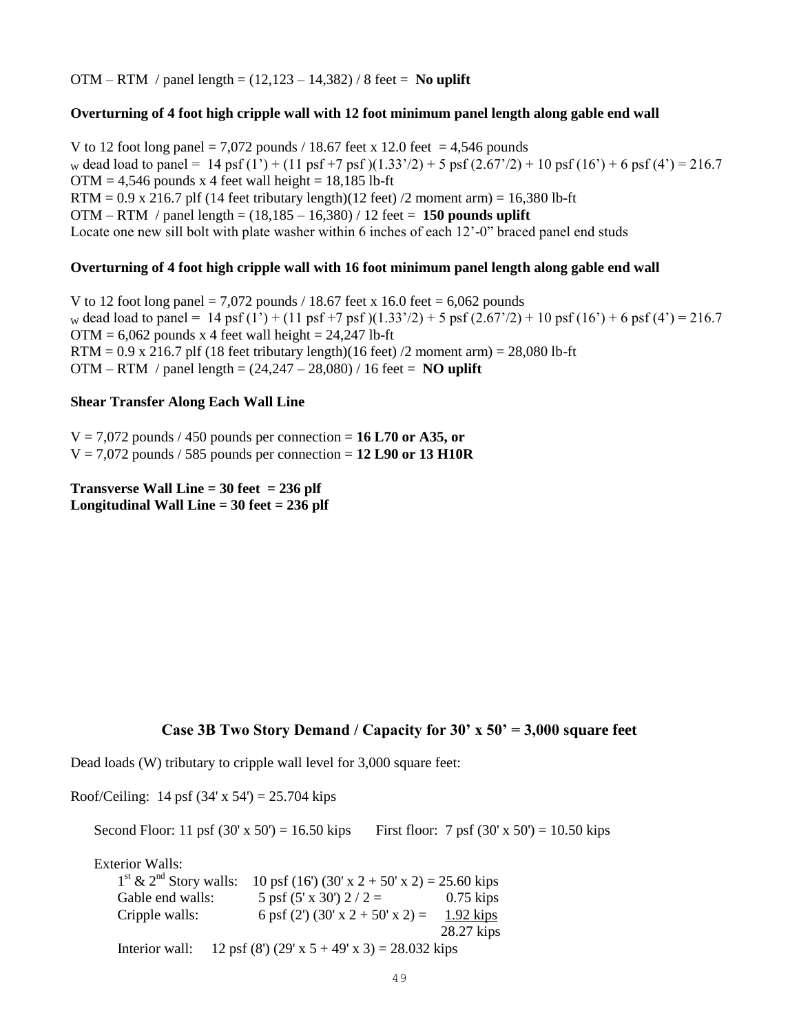OTM – RTM / panel length = (12,123 – 14,382) / 8 feet = **No uplift**

**Overturning of 4 foot high cripple wall with 12 foot minimum panel length along gable end wall**

V to 12 foot long panel = 7,072 pounds / 18.67 feet x 12.0 feet = 4,546 pounds
$_W$ dead load to panel = 14 psf (1') + (11 psf +7 psf )(1.33'/2) + 5 psf (2.67'/2) + 10 psf (16') + 6 psf (4') = 216.7
OTM = 4,546 pounds x 4 feet wall height = 18,185 lb-ft
RTM = 0.9 x 216.7 plf (14 feet tributary length)(12 feet) /2 moment arm) = 16,380 lb-ft
OTM – RTM / panel length = (18,185 – 16,380) / 12 feet = **150 pounds uplift**
Locate one new sill bolt with plate washer within 6 inches of each 12'-0" braced panel end studs

**Overturning of 4 foot high cripple wall with 16 foot minimum panel length along gable end wall**

V to 12 foot long panel = 7,072 pounds / 18.67 feet x 16.0 feet = 6,062 pounds
$_W$ dead load to panel = 14 psf (1') + (11 psf +7 psf )(1.33'/2) + 5 psf (2.67'/2) + 10 psf (16') + 6 psf (4') = 216.7
OTM = 6,062 pounds x 4 feet wall height = 24,247 lb-ft
RTM = 0.9 x 216.7 plf (18 feet tributary length)(16 feet) /2 moment arm) = 28,080 lb-ft
OTM – RTM / panel length = (24,247 – 28,080) / 16 feet = **NO uplift**

**Shear Transfer Along Each Wall Line**

V = 7,072 pounds / 450 pounds per connection = **16 L70 or A35, or**
V = 7,072 pounds / 585 pounds per connection = **12 L90 or 13 H10R**

**Transverse Wall Line = 30 feet = 236 plf**
**Longitudinal Wall Line = 30 feet = 236 plf**

## Case 3B Two Story Demand / Capacity for 30' x 50' = 3,000 square feet

Dead loads (W) tributary to cripple wall level for 3,000 square feet:

Roof/Ceiling: 14 psf (34' x 54') = 25.704 kips

Second Floor: 11 psf (30' x 50') = 16.50 kips     First floor: 7 psf (30' x 50') = 10.50 kips

Exterior Walls:

| | | |
|---|---|---|
| 1st & 2nd Story walls: | 10 psf (16') (30' x 2 + 50' x 2) = | 25.60 kips |
| Gable end walls: | 5 psf (5' x 30') 2 / 2 = | 0.75 kips |
| Cripple walls: | 6 psf (2') (30' x 2 + 50' x 2) = | 1.92 kips |
| | | 28.27 kips |

Interior wall: 12 psf (8') (29' x 5 + 49' x 3) = 28.032 kips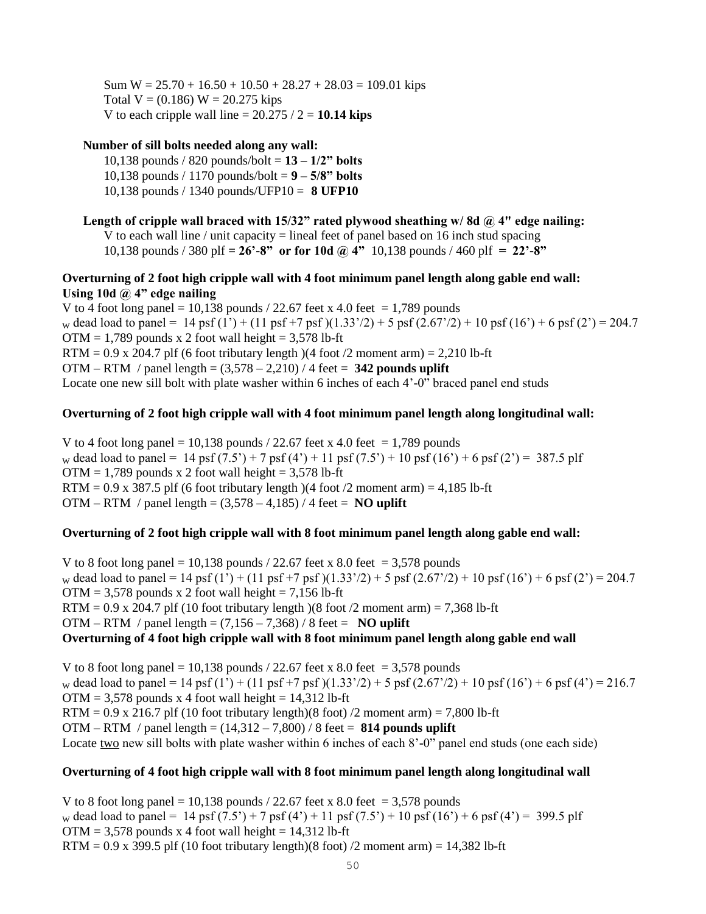Sum W = 25.70 + 16.50 + 10.50 + 28.27 + 28.03 = 109.01 kips
Total V = (0.186) W = 20.275 kips
V to each cripple wall line = 20.275 / 2 = **10.14 kips**

**Number of sill bolts needed along any wall:**

10,138 pounds / 820 pounds/bolt = **13 – 1/2" bolts**
10,138 pounds / 1170 pounds/bolt = **9 – 5/8" bolts**
10,138 pounds / 1340 pounds/UFP10 = **8 UFP10**

**Length of cripple wall braced with 15/32" rated plywood sheathing w/ 8d @ 4" edge nailing:**

V to each wall line / unit capacity = lineal feet of panel based on 16 inch stud spacing
10,138 pounds / 380 plf **= 26'-8" or for 10d @ 4"** 10,138 pounds / 460 plf **= 22'-8"**

**Overturning of 2 foot high cripple wall with 4 foot minimum panel length along gable end wall:**
**Using 10d @ 4" edge nailing**

V to 4 foot long panel = 10,138 pounds / 22.67 feet x 4.0 feet = 1,789 pounds
$_W$ dead load to panel = 14 psf (1') + (11 psf +7 psf )(1.33'/2) + 5 psf (2.67'/2) + 10 psf (16') + 6 psf (2') = 204.7
OTM = 1,789 pounds x 2 foot wall height = 3,578 lb-ft
RTM = 0.9 x 204.7 plf (6 foot tributary length )(4 foot /2 moment arm) = 2,210 lb-ft
OTM – RTM / panel length = (3,578 – 2,210) / 4 feet = **342 pounds uplift**
Locate one new sill bolt with plate washer within 6 inches of each 4'-0" braced panel end studs

**Overturning of 2 foot high cripple wall with 4 foot minimum panel length along longitudinal wall:**

V to 4 foot long panel = 10,138 pounds / 22.67 feet x 4.0 feet = 1,789 pounds
$_W$ dead load to panel = 14 psf (7.5') + 7 psf (4') + 11 psf (7.5') + 10 psf (16') + 6 psf (2') = 387.5 plf
OTM = 1,789 pounds x 2 foot wall height = 3,578 lb-ft
RTM = 0.9 x 387.5 plf (6 foot tributary length )(4 foot /2 moment arm) = 4,185 lb-ft
OTM – RTM / panel length = (3,578 – 4,185) / 4 feet = **NO uplift**

**Overturning of 2 foot high cripple wall with 8 foot minimum panel length along gable end wall:**

V to 8 foot long panel = 10,138 pounds / 22.67 feet x 8.0 feet = 3,578 pounds
$_W$ dead load to panel = 14 psf (1') + (11 psf +7 psf )(1.33'/2) + 5 psf (2.67'/2) + 10 psf (16') + 6 psf (2') = 204.7
OTM = 3,578 pounds x 2 foot wall height = 7,156 lb-ft
RTM = 0.9 x 204.7 plf (10 foot tributary length )(8 foot /2 moment arm) = 7,368 lb-ft
OTM – RTM / panel length = (7,156 – 7,368) / 8 feet = **NO uplift**

**Overturning of 4 foot high cripple wall with 8 foot minimum panel length along gable end wall**

V to 8 foot long panel = 10,138 pounds / 22.67 feet x 8.0 feet = 3,578 pounds
$_W$ dead load to panel = 14 psf (1') + (11 psf +7 psf )(1.33'/2) + 5 psf (2.67'/2) + 10 psf (16') + 6 psf (4') = 216.7
OTM = 3,578 pounds x 4 foot wall height = 14,312 lb-ft
RTM = 0.9 x 216.7 plf (10 foot tributary length)(8 foot) /2 moment arm) = 7,800 lb-ft
OTM – RTM / panel length = (14,312 – 7,800) / 8 feet = **814 pounds uplift**
Locate two new sill bolts with plate washer within 6 inches of each 8'-0" panel end studs (one each side)

**Overturning of 4 foot high cripple wall with 8 foot minimum panel length along longitudinal wall**

V to 8 foot long panel = 10,138 pounds / 22.67 feet x 8.0 feet = 3,578 pounds
$_W$ dead load to panel = 14 psf (7.5') + 7 psf (4') + 11 psf (7.5') + 10 psf (16') + 6 psf (4') = 399.5 plf
OTM = 3,578 pounds x 4 foot wall height = 14,312 lb-ft
RTM = 0.9 x 399.5 plf (10 foot tributary length)(8 foot) /2 moment arm) = 14,382 lb-ft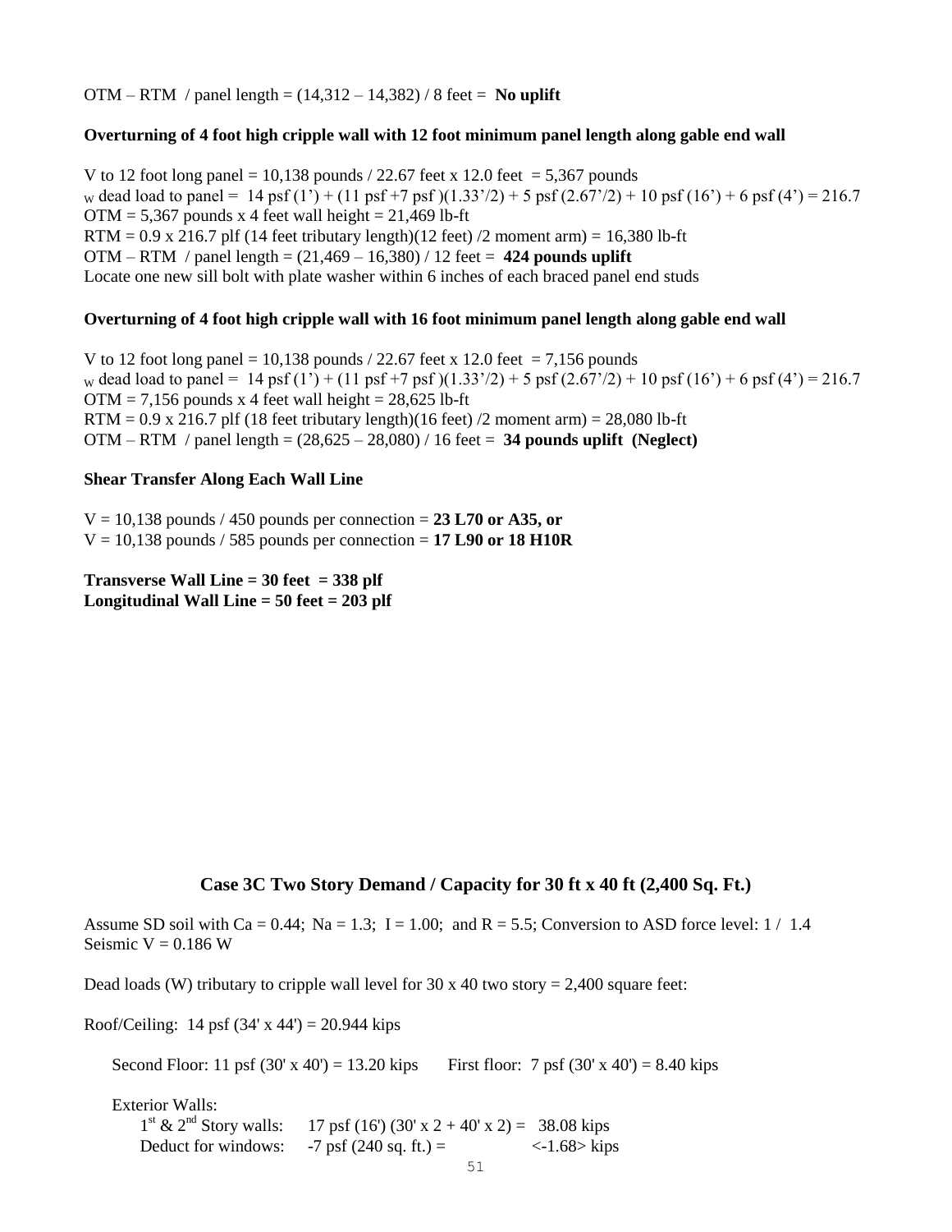OTM – RTM / panel length = (14,312 – 14,382) / 8 feet = **No uplift**

**Overturning of 4 foot high cripple wall with 12 foot minimum panel length along gable end wall**

V to 12 foot long panel = 10,138 pounds / 22.67 feet x 12.0 feet = 5,367 pounds
$_W$ dead load to panel = 14 psf (1') + (11 psf +7 psf )(1.33'/2) + 5 psf (2.67'/2) + 10 psf (16') + 6 psf (4') = 216.7
OTM = 5,367 pounds x 4 feet wall height = 21,469 lb-ft
RTM = 0.9 x 216.7 plf (14 feet tributary length)(12 feet) /2 moment arm) = 16,380 lb-ft
OTM – RTM / panel length = (21,469 – 16,380) / 12 feet = **424 pounds uplift**
Locate one new sill bolt with plate washer within 6 inches of each braced panel end studs

**Overturning of 4 foot high cripple wall with 16 foot minimum panel length along gable end wall**

V to 12 foot long panel = 10,138 pounds / 22.67 feet x 12.0 feet = 7,156 pounds
$_W$ dead load to panel = 14 psf (1') + (11 psf +7 psf )(1.33'/2) + 5 psf (2.67'/2) + 10 psf (16') + 6 psf (4') = 216.7
OTM = 7,156 pounds x 4 feet wall height = 28,625 lb-ft
RTM = 0.9 x 216.7 plf (18 feet tributary length)(16 feet) /2 moment arm) = 28,080 lb-ft
OTM – RTM / panel length = (28,625 – 28,080) / 16 feet = **34 pounds uplift (Neglect)**

**Shear Transfer Along Each Wall Line**

V = 10,138 pounds / 450 pounds per connection = **23 L70 or A35, or**
V = 10,138 pounds / 585 pounds per connection = **17 L90 or 18 H10R**

**Transverse Wall Line = 30 feet = 338 plf**
**Longitudinal Wall Line = 50 feet = 203 plf**

## Case 3C Two Story Demand / Capacity for 30 ft x 40 ft (2,400 Sq. Ft.)

Assume SD soil with Ca = 0.44; Na = 1.3; I = 1.00; and R = 5.5; Conversion to ASD force level: 1 / 1.4
Seismic V = 0.186 W

Dead loads (W) tributary to cripple wall level for 30 x 40 two story = 2,400 square feet:

Roof/Ceiling: 14 psf (34' x 44') = 20.944 kips

Second Floor: 11 psf (30' x 40') = 13.20 kips    First floor: 7 psf (30' x 40') = 8.40 kips

Exterior Walls:
1st & 2nd Story walls: 17 psf (16') (30' x 2 + 40' x 2) = 38.08 kips
Deduct for windows: -7 psf (240 sq. ft.) = <-1.68> kips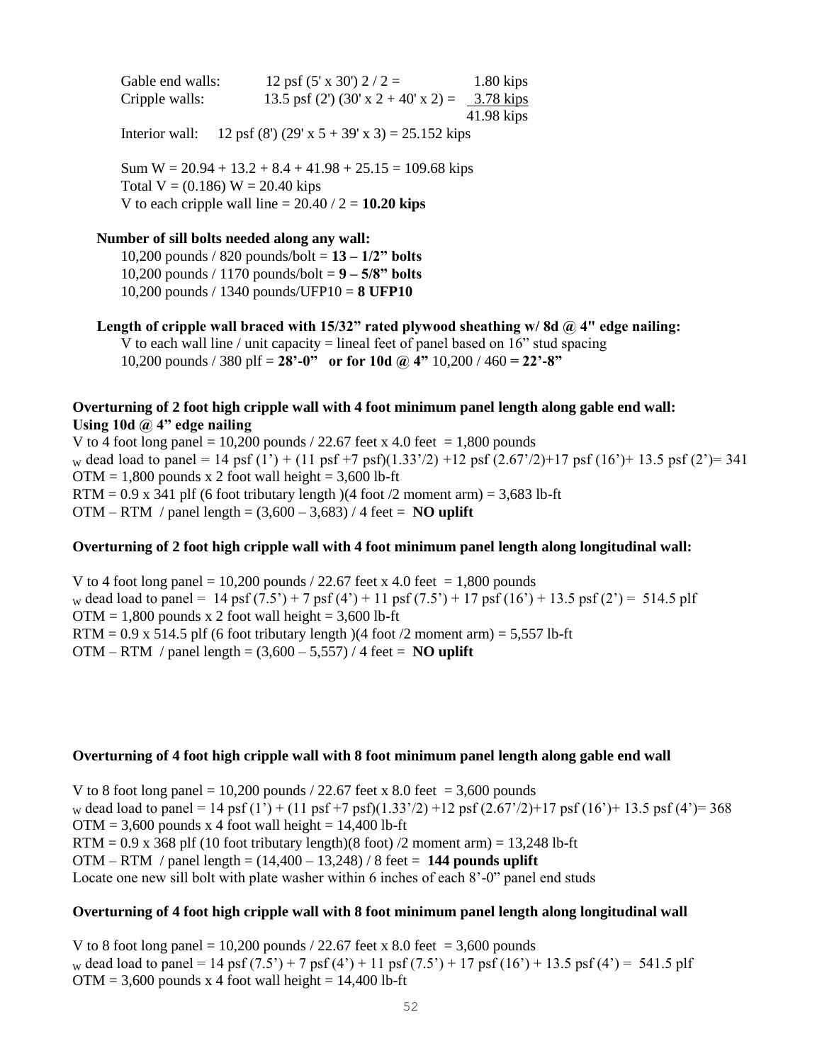Gable end walls: 12 psf (5' x 30') 2 / 2 = 1.80 kips
Cripple walls: 13.5 psf (2') (30' x 2 + 40' x 2) = 3.78 kips
41.98 kips

Interior wall: 12 psf (8') (29' x 5 + 39' x 3) = 25.152 kips

Sum W = 20.94 + 13.2 + 8.4 + 41.98 + 25.15 = 109.68 kips
Total V = (0.186) W = 20.40 kips
V to each cripple wall line = 20.40 / 2 = **10.20 kips**

**Number of sill bolts needed along any wall:**

10,200 pounds / 820 pounds/bolt = **13 – 1/2" bolts**
10,200 pounds / 1170 pounds/bolt = **9 – 5/8" bolts**
10,200 pounds / 1340 pounds/UFP10 = **8 UFP10**

**Length of cripple wall braced with 15/32" rated plywood sheathing w/ 8d @ 4" edge nailing:**

V to each wall line / unit capacity = lineal feet of panel based on 16" stud spacing
10,200 pounds / 380 plf = **28'-0" or for 10d @ 4"** 10,200 / 460 **= 22'-8"**

**Overturning of 2 foot high cripple wall with 4 foot minimum panel length along gable end wall: Using 10d @ 4" edge nailing**

V to 4 foot long panel = 10,200 pounds / 22.67 feet x 4.0 feet = 1,800 pounds
$_W$ dead load to panel = 14 psf (1') + (11 psf +7 psf)(1.33'/2) +12 psf (2.67'/2)+17 psf (16')+ 13.5 psf (2')= 341
OTM = 1,800 pounds x 2 foot wall height = 3,600 lb-ft
RTM = 0.9 x 341 plf (6 foot tributary length )(4 foot /2 moment arm) = 3,683 lb-ft
OTM – RTM / panel length = (3,600 – 3,683) / 4 feet = **NO uplift**

**Overturning of 2 foot high cripple wall with 4 foot minimum panel length along longitudinal wall:**

V to 4 foot long panel = 10,200 pounds / 22.67 feet x 4.0 feet = 1,800 pounds
$_W$ dead load to panel = 14 psf (7.5') + 7 psf (4') + 11 psf (7.5') + 17 psf (16') + 13.5 psf (2') = 514.5 plf
OTM = 1,800 pounds x 2 foot wall height = 3,600 lb-ft
RTM = 0.9 x 514.5 plf (6 foot tributary length )(4 foot /2 moment arm) = 5,557 lb-ft
OTM – RTM / panel length = (3,600 – 5,557) / 4 feet = **NO uplift**

**Overturning of 4 foot high cripple wall with 8 foot minimum panel length along gable end wall**

V to 8 foot long panel = 10,200 pounds / 22.67 feet x 8.0 feet = 3,600 pounds
$_W$ dead load to panel = 14 psf (1') + (11 psf +7 psf)(1.33'/2) +12 psf (2.67'/2)+17 psf (16')+ 13.5 psf (4')= 368
OTM = 3,600 pounds x 4 foot wall height = 14,400 lb-ft
RTM = 0.9 x 368 plf (10 foot tributary length)(8 foot) /2 moment arm) = 13,248 lb-ft
OTM – RTM / panel length = (14,400 – 13,248) / 8 feet = **144 pounds uplift**
Locate one new sill bolt with plate washer within 6 inches of each 8'-0" panel end studs

**Overturning of 4 foot high cripple wall with 8 foot minimum panel length along longitudinal wall**

V to 8 foot long panel = 10,200 pounds / 22.67 feet x 8.0 feet = 3,600 pounds
$_W$ dead load to panel = 14 psf (7.5') + 7 psf (4') + 11 psf (7.5') + 17 psf (16') + 13.5 psf (4') = 541.5 plf
OTM = 3,600 pounds x 4 foot wall height = 14,400 lb-ft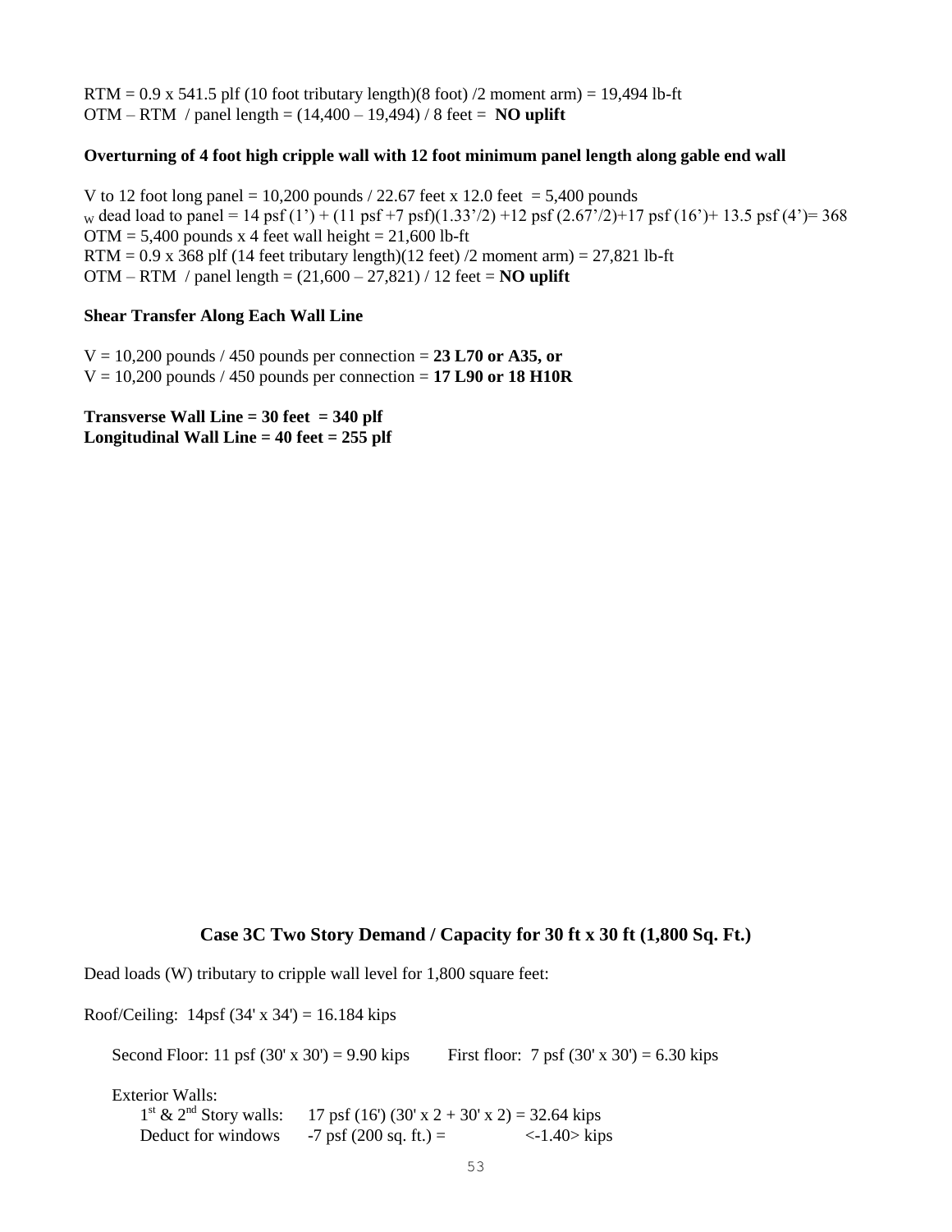RTM = 0.9 x 541.5 plf (10 foot tributary length)(8 foot) /2 moment arm) = 19,494 lb-ft
OTM – RTM / panel length = (14,400 – 19,494) / 8 feet = **NO uplift**

**Overturning of 4 foot high cripple wall with 12 foot minimum panel length along gable end wall**

V to 12 foot long panel = 10,200 pounds / 22.67 feet x 12.0 feet = 5,400 pounds
$_W$ dead load to panel = 14 psf (1') + (11 psf +7 psf)(1.33'/2) +12 psf (2.67'/2)+17 psf (16')+ 13.5 psf (4')= 368
OTM = 5,400 pounds x 4 feet wall height = 21,600 lb-ft
RTM = 0.9 x 368 plf (14 feet tributary length)(12 feet) /2 moment arm) = 27,821 lb-ft
OTM – RTM / panel length = (21,600 – 27,821) / 12 feet = **NO uplift**

**Shear Transfer Along Each Wall Line**

V = 10,200 pounds / 450 pounds per connection = **23 L70 or A35, or**
V = 10,200 pounds / 450 pounds per connection = **17 L90 or 18 H10R**

**Transverse Wall Line = 30 feet = 340 plf**
**Longitudinal Wall Line = 40 feet = 255 plf**

## Case 3C Two Story Demand / Capacity for 30 ft x 30 ft (1,800 Sq. Ft.)

Dead loads (W) tributary to cripple wall level for 1,800 square feet:

Roof/Ceiling: 14psf (34' x 34') = 16.184 kips

Second Floor: 11 psf (30' x 30') = 9.90 kips First floor: 7 psf (30' x 30') = 6.30 kips

Exterior Walls:
1st & 2nd Story walls: 17 psf (16') (30' x 2 + 30' x 2) = 32.64 kips
Deduct for windows -7 psf (200 sq. ft.) = <-1.40> kips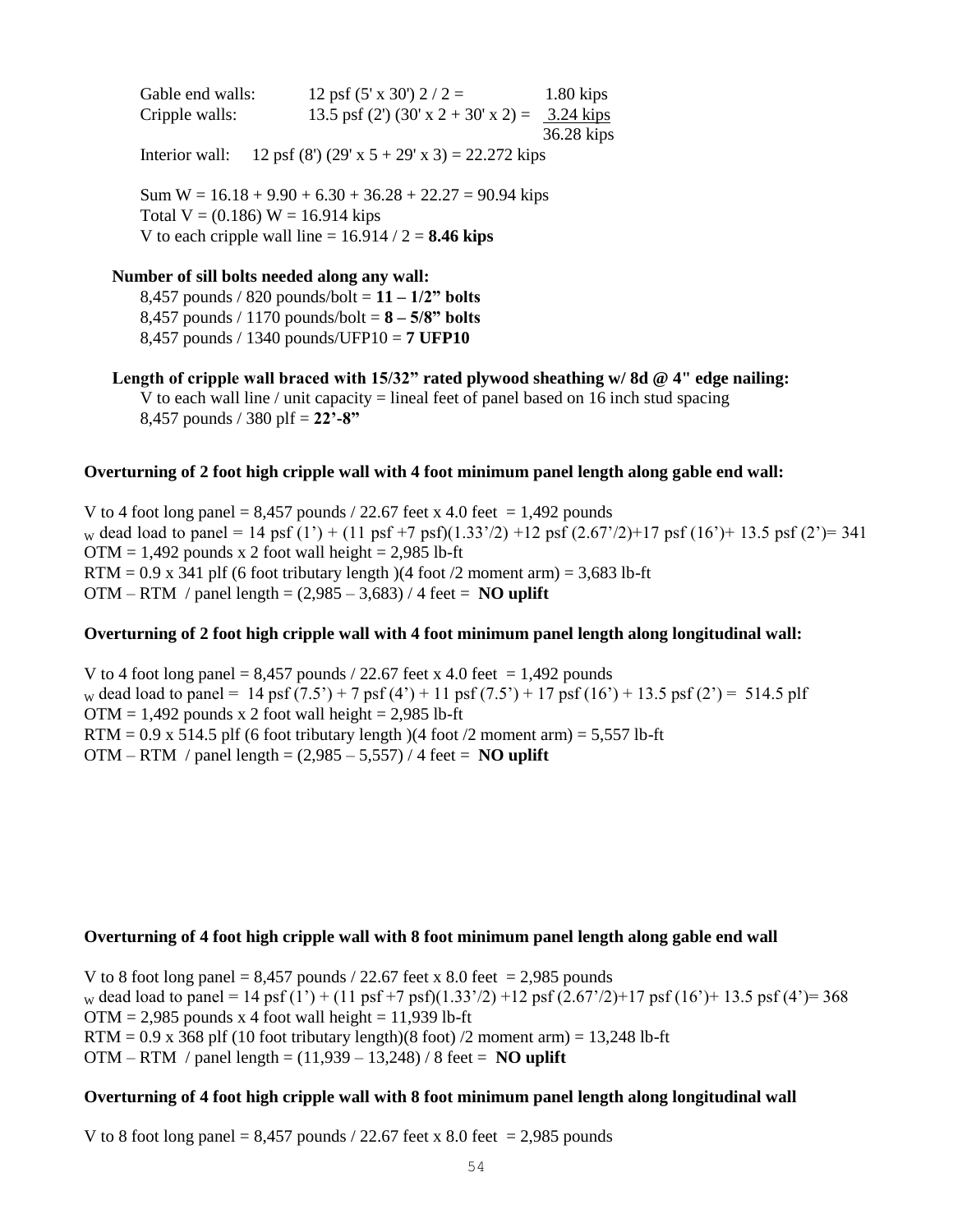Gable end walls: 12 psf (5' x 30') 2 / 2 = 1.80 kips

Cripple walls: 13.5 psf (2') (30' x 2 + 30' x 2) = 3.24 kips

36.28 kips

Interior wall: 12 psf (8') (29' x 5 + 29' x 3) = 22.272 kips

Sum W = 16.18 + 9.90 + 6.30 + 36.28 + 22.27 = 90.94 kips

Total V = (0.186) W = 16.914 kips

V to each cripple wall line = 16.914 / 2 = **8.46 kips**

**Number of sill bolts needed along any wall:**

8,457 pounds / 820 pounds/bolt = **11 – 1/2" bolts**

8,457 pounds / 1170 pounds/bolt = **8 – 5/8" bolts**

8,457 pounds / 1340 pounds/UFP10 = **7 UFP10**

**Length of cripple wall braced with 15/32" rated plywood sheathing w/ 8d @ 4" edge nailing:**

V to each wall line / unit capacity = lineal feet of panel based on 16 inch stud spacing

8,457 pounds / 380 plf = **22'-8"**

**Overturning of 2 foot high cripple wall with 4 foot minimum panel length along gable end wall:**

V to 4 foot long panel = 8,457 pounds / 22.67 feet x 4.0 feet = 1,492 pounds

$_W$ dead load to panel = 14 psf (1') + (11 psf +7 psf)(1.33'/2) +12 psf (2.67'/2)+17 psf (16')+ 13.5 psf (2')= 341

OTM = 1,492 pounds x 2 foot wall height = 2,985 lb-ft

RTM = 0.9 x 341 plf (6 foot tributary length )(4 foot /2 moment arm) = 3,683 lb-ft

OTM – RTM / panel length = (2,985 – 3,683) / 4 feet = **NO uplift**

**Overturning of 2 foot high cripple wall with 4 foot minimum panel length along longitudinal wall:**

V to 4 foot long panel = 8,457 pounds / 22.67 feet x 4.0 feet = 1,492 pounds

$_W$ dead load to panel = 14 psf (7.5') + 7 psf (4') + 11 psf (7.5') + 17 psf (16') + 13.5 psf (2') = 514.5 plf

OTM = 1,492 pounds x 2 foot wall height = 2,985 lb-ft

RTM = 0.9 x 514.5 plf (6 foot tributary length )(4 foot /2 moment arm) = 5,557 lb-ft

OTM – RTM / panel length = (2,985 – 5,557) / 4 feet = **NO uplift**

**Overturning of 4 foot high cripple wall with 8 foot minimum panel length along gable end wall**

V to 8 foot long panel = 8,457 pounds / 22.67 feet x 8.0 feet = 2,985 pounds

$_W$ dead load to panel = 14 psf (1') + (11 psf +7 psf)(1.33'/2) +12 psf (2.67'/2)+17 psf (16')+ 13.5 psf (4')= 368

OTM = 2,985 pounds x 4 foot wall height = 11,939 lb-ft

RTM = 0.9 x 368 plf (10 foot tributary length)(8 foot) /2 moment arm) = 13,248 lb-ft

OTM – RTM / panel length = (11,939 – 13,248) / 8 feet = **NO uplift**

**Overturning of 4 foot high cripple wall with 8 foot minimum panel length along longitudinal wall**

V to 8 foot long panel = 8,457 pounds / 22.67 feet x 8.0 feet = 2,985 pounds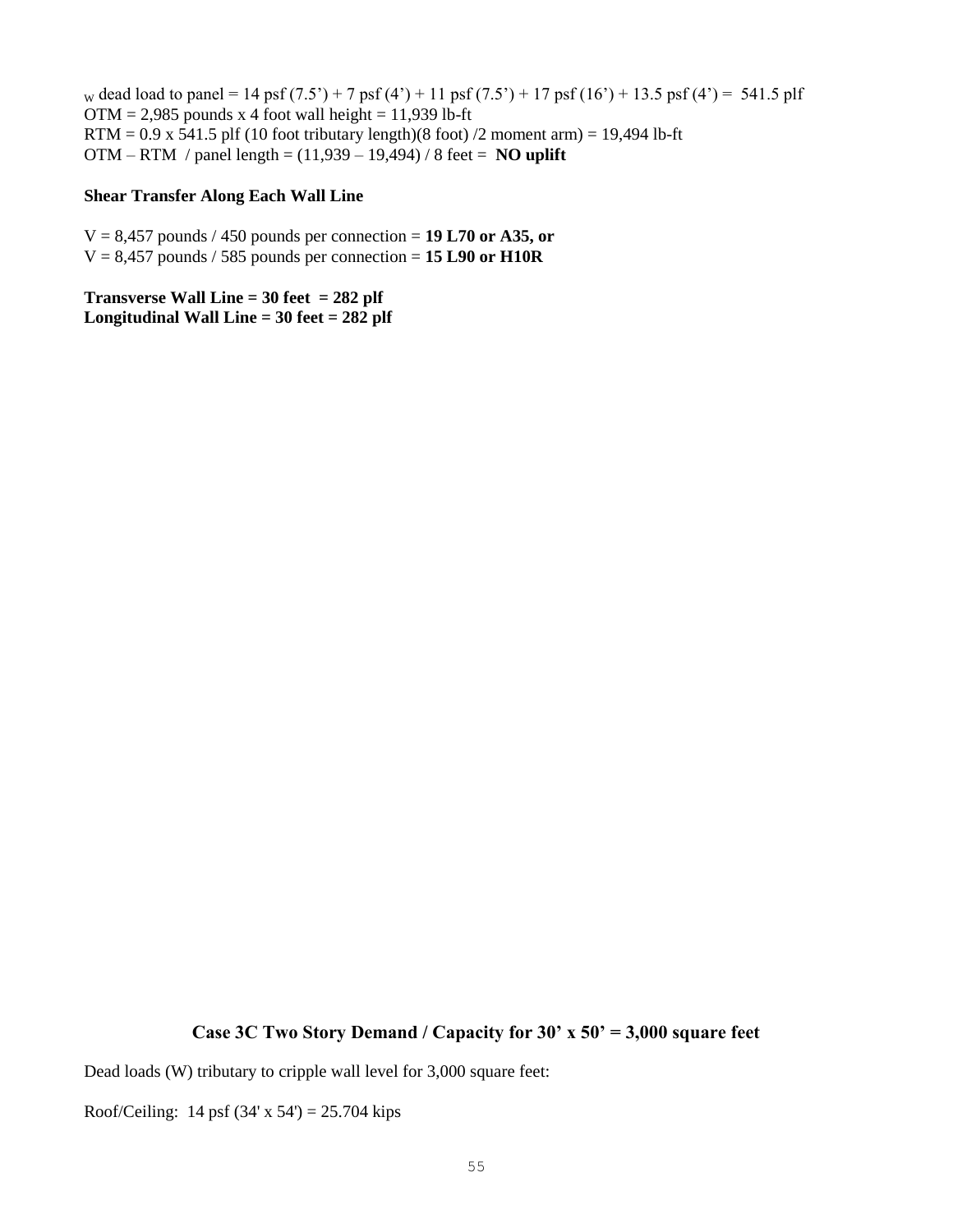$_W$ dead load to panel = 14 psf (7.5’) + 7 psf (4’) + 11 psf (7.5’) + 17 psf (16’) + 13.5 psf (4’) = 541.5 plf
OTM = 2,985 pounds x 4 foot wall height = 11,939 lb-ft
RTM = 0.9 x 541.5 plf (10 foot tributary length)(8 foot) /2 moment arm) = 19,494 lb-ft
OTM – RTM / panel length = (11,939 – 19,494) / 8 feet = **NO uplift**

**Shear Transfer Along Each Wall Line**

V = 8,457 pounds / 450 pounds per connection = **19 L70 or A35, or**
V = 8,457 pounds / 585 pounds per connection = **15 L90 or H10R**

**Transverse Wall Line = 30 feet = 282 plf**
**Longitudinal Wall Line = 30 feet = 282 plf**

## Case 3C Two Story Demand / Capacity for 30’ x 50’ = 3,000 square feet

Dead loads (W) tributary to cripple wall level for 3,000 square feet:

Roof/Ceiling: 14 psf (34' x 54') = 25.704 kips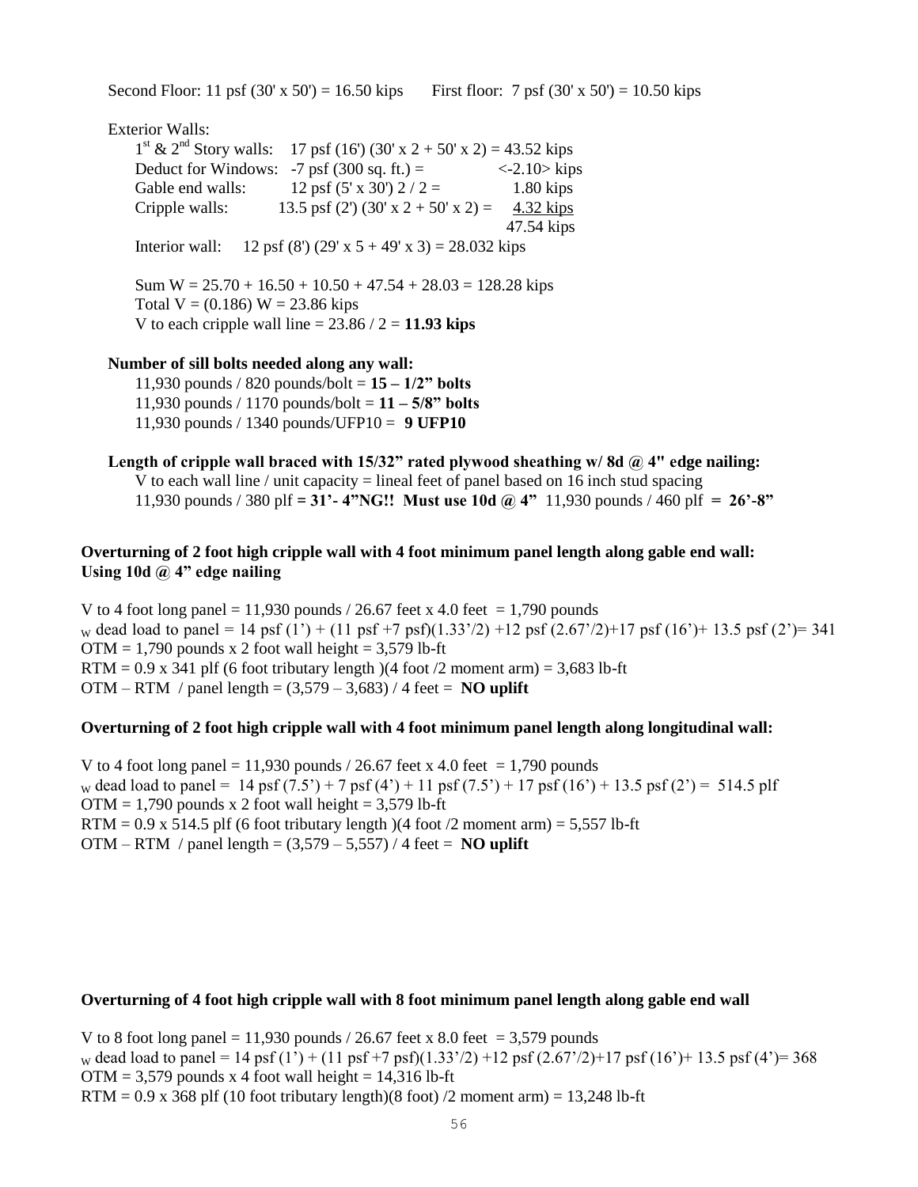Second Floor: 11 psf (30' x 50') = 16.50 kips    First floor: 7 psf (30' x 50') = 10.50 kips

Exterior Walls:

$1^{st}$ & $2^{nd}$ Story walls: 17 psf (16') (30' x 2 + 50' x 2) = 43.52 kips
Deduct for Windows: -7 psf (300 sq. ft.) = <-2.10> kips
Gable end walls: 12 psf (5' x 30') 2 / 2 = 1.80 kips
Cripple walls: 13.5 psf (2') (30' x 2 + 50' x 2) = 4.32 kips
47.54 kips

Interior wall: 12 psf (8') (29' x 5 + 49' x 3) = 28.032 kips

Sum W = 25.70 + 16.50 + 10.50 + 47.54 + 28.03 = 128.28 kips
Total V = (0.186) W = 23.86 kips
V to each cripple wall line = 23.86 / 2 = **11.93 kips**

**Number of sill bolts needed along any wall:**

11,930 pounds / 820 pounds/bolt = **15 – 1/2" bolts**
11,930 pounds / 1170 pounds/bolt = **11 – 5/8" bolts**
11,930 pounds / 1340 pounds/UFP10 = **9 UFP10**

**Length of cripple wall braced with 15/32" rated plywood sheathing w/ 8d @ 4" edge nailing:**

V to each wall line / unit capacity = lineal feet of panel based on 16 inch stud spacing
11,930 pounds / 380 plf **= 31'- 4"NG!! Must use 10d @ 4"** 11,930 pounds / 460 plf **= 26'-8"**

**Overturning of 2 foot high cripple wall with 4 foot minimum panel length along gable end wall: Using 10d @ 4" edge nailing**

V to 4 foot long panel = 11,930 pounds / 26.67 feet x 4.0 feet = 1,790 pounds
$_W$ dead load to panel = 14 psf (1') + (11 psf +7 psf)(1.33'/2) +12 psf (2.67'/2)+17 psf (16')+ 13.5 psf (2')= 341
OTM = 1,790 pounds x 2 foot wall height = 3,579 lb-ft
RTM = 0.9 x 341 plf (6 foot tributary length )(4 foot /2 moment arm) = 3,683 lb-ft
OTM – RTM / panel length = (3,579 – 3,683) / 4 feet = **NO uplift**

**Overturning of 2 foot high cripple wall with 4 foot minimum panel length along longitudinal wall:**

V to 4 foot long panel = 11,930 pounds / 26.67 feet x 4.0 feet = 1,790 pounds
$_W$ dead load to panel = 14 psf (7.5') + 7 psf (4') + 11 psf (7.5') + 17 psf (16') + 13.5 psf (2') = 514.5 plf
OTM = 1,790 pounds x 2 foot wall height = 3,579 lb-ft
RTM = 0.9 x 514.5 plf (6 foot tributary length )(4 foot /2 moment arm) = 5,557 lb-ft
OTM – RTM / panel length = (3,579 – 5,557) / 4 feet = **NO uplift**

**Overturning of 4 foot high cripple wall with 8 foot minimum panel length along gable end wall**

V to 8 foot long panel = 11,930 pounds / 26.67 feet x 8.0 feet = 3,579 pounds
$_W$ dead load to panel = 14 psf (1') + (11 psf +7 psf)(1.33'/2) +12 psf (2.67'/2)+17 psf (16')+ 13.5 psf (4')= 368
OTM = 3,579 pounds x 4 foot wall height = 14,316 lb-ft
RTM = 0.9 x 368 plf (10 foot tributary length)(8 foot) /2 moment arm) = 13,248 lb-ft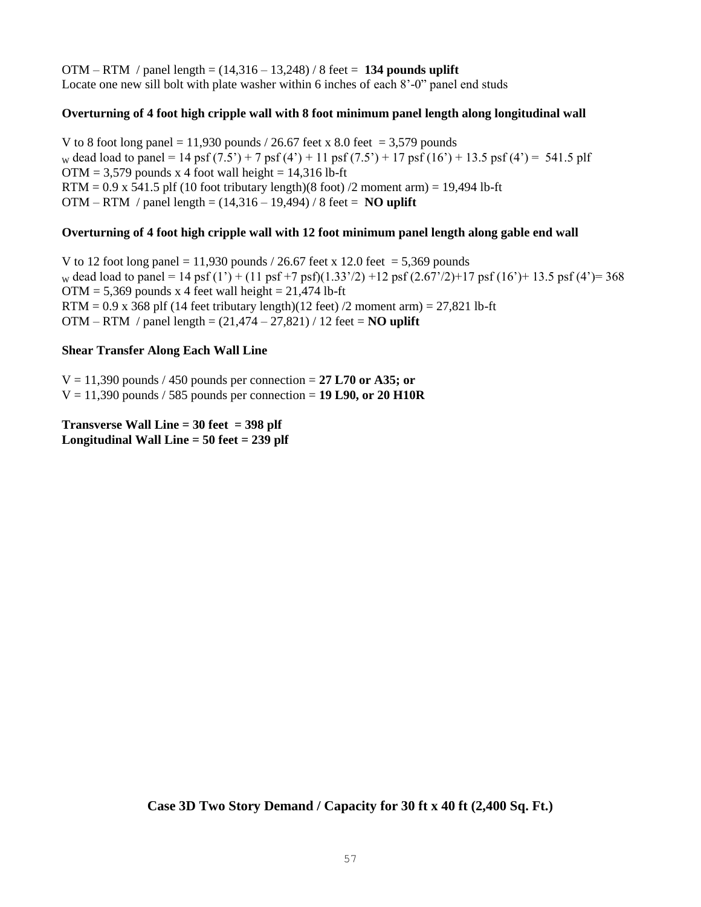OTM – RTM / panel length = (14,316 – 13,248) / 8 feet = **134 pounds uplift**
Locate one new sill bolt with plate washer within 6 inches of each 8’-0” panel end studs

**Overturning of 4 foot high cripple wall with 8 foot minimum panel length along longitudinal wall**

V to 8 foot long panel = 11,930 pounds / 26.67 feet x 8.0 feet = 3,579 pounds
$_W$ dead load to panel = 14 psf (7.5’) + 7 psf (4’) + 11 psf (7.5’) + 17 psf (16’) + 13.5 psf (4’) = 541.5 plf
OTM = 3,579 pounds x 4 foot wall height = 14,316 lb-ft
RTM = 0.9 x 541.5 plf (10 foot tributary length)(8 foot) /2 moment arm) = 19,494 lb-ft
OTM – RTM / panel length = (14,316 – 19,494) / 8 feet = **NO uplift**

**Overturning of 4 foot high cripple wall with 12 foot minimum panel length along gable end wall**

V to 12 foot long panel = 11,930 pounds / 26.67 feet x 12.0 feet = 5,369 pounds
$_W$ dead load to panel = 14 psf (1’) + (11 psf +7 psf)(1.33’/2) +12 psf (2.67’/2)+17 psf (16’)+ 13.5 psf (4’)= 368
OTM = 5,369 pounds x 4 feet wall height = 21,474 lb-ft
RTM = 0.9 x 368 plf (14 feet tributary length)(12 feet) /2 moment arm) = 27,821 lb-ft
OTM – RTM / panel length = (21,474 – 27,821) / 12 feet = **NO uplift**

**Shear Transfer Along Each Wall Line**

V = 11,390 pounds / 450 pounds per connection = **27 L70 or A35; or**
V = 11,390 pounds / 585 pounds per connection = **19 L90, or 20 H10R**

**Transverse Wall Line = 30 feet = 398 plf**
**Longitudinal Wall Line = 50 feet = 239 plf**

**Case 3D Two Story Demand / Capacity for 30 ft x 40 ft (2,400 Sq. Ft.)**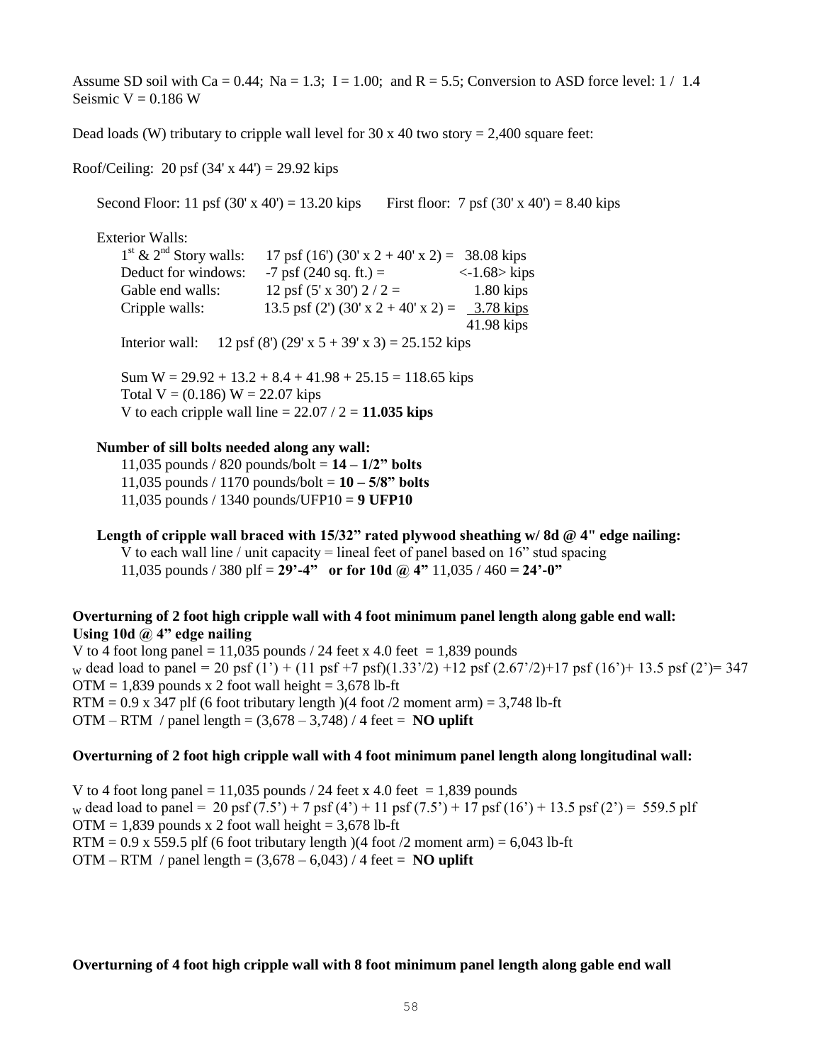Assume SD soil with Ca = 0.44; Na = 1.3; I = 1.00; and R = 5.5; Conversion to ASD force level: 1 / 1.4
Seismic V = 0.186 W

Dead loads (W) tributary to cripple wall level for 30 x 40 two story = 2,400 square feet:

Roof/Ceiling: 20 psf (34' x 44') = 29.92 kips

Second Floor: 11 psf (30' x 40') = 13.20 kips    First floor: 7 psf (30' x 40') = 8.40 kips

Exterior Walls:

| | | |
|---|---|---|
| 1st & 2nd Story walls: | 17 psf (16') (30' x 2 + 40' x 2) = | 38.08 kips |
| Deduct for windows: | -7 psf (240 sq. ft.) = | <-1.68> kips |
| Gable end walls: | 12 psf (5' x 30') 2 / 2 = | 1.80 kips |
| Cripple walls: | 13.5 psf (2') (30' x 2 + 40' x 2) = | 3.78 kips |
| | | 41.98 kips |

Interior wall: 12 psf (8') (29' x 5 + 39' x 3) = 25.152 kips

Sum W = 29.92 + 13.2 + 8.4 + 41.98 + 25.15 = 118.65 kips
Total V = (0.186) W = 22.07 kips
V to each cripple wall line = 22.07 / 2 = **11.035 kips**

**Number of sill bolts needed along any wall:**

11,035 pounds / 820 pounds/bolt = **14 – 1/2" bolts**
11,035 pounds / 1170 pounds/bolt = **10 – 5/8" bolts**
11,035 pounds / 1340 pounds/UFP10 = **9 UFP10**

**Length of cripple wall braced with 15/32" rated plywood sheathing w/ 8d @ 4" edge nailing:**

V to each wall line / unit capacity = lineal feet of panel based on 16" stud spacing
11,035 pounds / 380 plf = **29'-4"  or for 10d @ 4"** 11,035 / 460 **= 24'-0"**

**Overturning of 2 foot high cripple wall with 4 foot minimum panel length along gable end wall:**
**Using 10d @ 4" edge nailing**

V to 4 foot long panel = 11,035 pounds / 24 feet x 4.0 feet = 1,839 pounds
$_W$ dead load to panel = 20 psf (1') + (11 psf +7 psf)(1.33'/2) +12 psf (2.67'/2)+17 psf (16')+ 13.5 psf (2')= 347
OTM = 1,839 pounds x 2 foot wall height = 3,678 lb-ft
RTM = 0.9 x 347 plf (6 foot tributary length )(4 foot /2 moment arm) = 3,748 lb-ft
OTM – RTM / panel length = (3,678 – 3,748) / 4 feet = **NO uplift**

**Overturning of 2 foot high cripple wall with 4 foot minimum panel length along longitudinal wall:**

V to 4 foot long panel = 11,035 pounds / 24 feet x 4.0 feet = 1,839 pounds
$_W$ dead load to panel = 20 psf (7.5') + 7 psf (4') + 11 psf (7.5') + 17 psf (16') + 13.5 psf (2') = 559.5 plf
OTM = 1,839 pounds x 2 foot wall height = 3,678 lb-ft
RTM = 0.9 x 559.5 plf (6 foot tributary length )(4 foot /2 moment arm) = 6,043 lb-ft
OTM – RTM / panel length = (3,678 – 6,043) / 4 feet = **NO uplift**

**Overturning of 4 foot high cripple wall with 8 foot minimum panel length along gable end wall**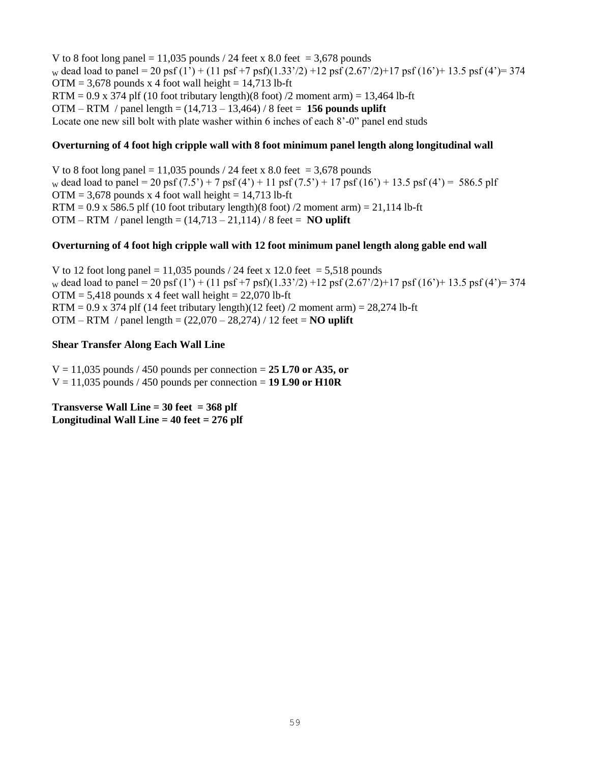V to 8 foot long panel = 11,035 pounds / 24 feet x 8.0 feet = 3,678 pounds

$_W$ dead load to panel = 20 psf (1') + (11 psf +7 psf)(1.33'/2) +12 psf (2.67'/2)+17 psf (16')+ 13.5 psf (4')= 374

OTM = 3,678 pounds x 4 foot wall height = 14,713 lb-ft

RTM = 0.9 x 374 plf (10 foot tributary length)(8 foot) /2 moment arm) = 13,464 lb-ft

OTM – RTM / panel length = (14,713 – 13,464) / 8 feet = **156 pounds uplift**

Locate one new sill bolt with plate washer within 6 inches of each 8'-0" panel end studs

**Overturning of 4 foot high cripple wall with 8 foot minimum panel length along longitudinal wall**

V to 8 foot long panel = 11,035 pounds / 24 feet x 8.0 feet = 3,678 pounds

$_W$ dead load to panel = 20 psf (7.5') + 7 psf (4') + 11 psf (7.5') + 17 psf (16') + 13.5 psf (4') = 586.5 plf

OTM = 3,678 pounds x 4 foot wall height = 14,713 lb-ft

RTM = 0.9 x 586.5 plf (10 foot tributary length)(8 foot) /2 moment arm) = 21,114 lb-ft

OTM – RTM / panel length = (14,713 – 21,114) / 8 feet = **NO uplift**

**Overturning of 4 foot high cripple wall with 12 foot minimum panel length along gable end wall**

V to 12 foot long panel = 11,035 pounds / 24 feet x 12.0 feet = 5,518 pounds

$_W$ dead load to panel = 20 psf (1') + (11 psf +7 psf)(1.33'/2) +12 psf (2.67'/2)+17 psf (16')+ 13.5 psf (4')= 374

OTM = 5,418 pounds x 4 feet wall height = 22,070 lb-ft

RTM = 0.9 x 374 plf (14 feet tributary length)(12 feet) /2 moment arm) = 28,274 lb-ft

OTM – RTM / panel length = (22,070 – 28,274) / 12 feet = **NO uplift**

**Shear Transfer Along Each Wall Line**

V = 11,035 pounds / 450 pounds per connection = **25 L70 or A35, or**

V = 11,035 pounds / 450 pounds per connection = **19 L90 or H10R**

**Transverse Wall Line = 30 feet = 368 plf**

**Longitudinal Wall Line = 40 feet = 276 plf**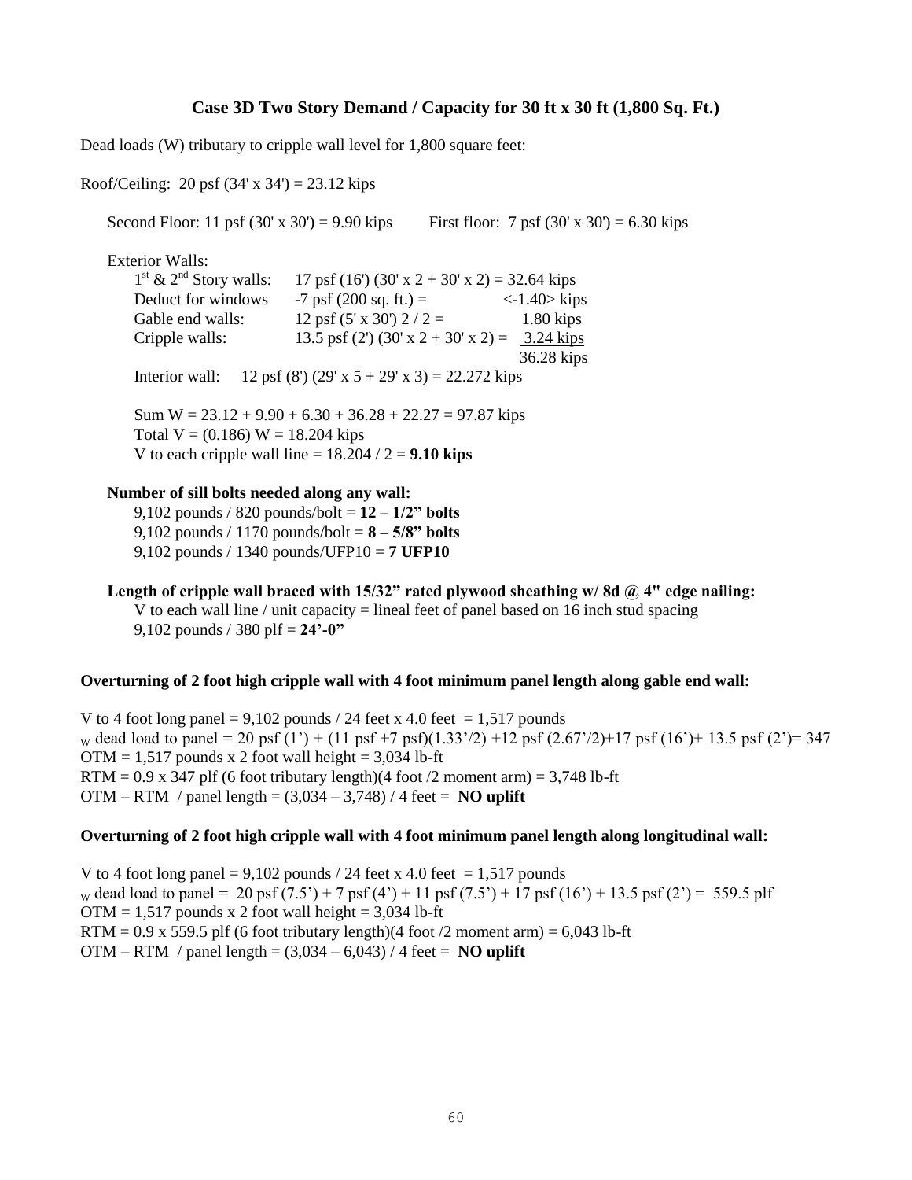## Case 3D Two Story Demand / Capacity for 30 ft x 30 ft (1,800 Sq. Ft.)

Dead loads (W) tributary to cripple wall level for 1,800 square feet:

Roof/Ceiling: 20 psf (34' x 34') = 23.12 kips

Second Floor: 11 psf (30' x 30') = 9.90 kips  First floor: 7 psf (30' x 30') = 6.30 kips

Exterior Walls:

| | | |
|---|---|---|
| 1st & 2nd Story walls: | 17 psf (16') (30' x 2 + 30' x 2) = 32.64 kips | |
| Deduct for windows | -7 psf (200 sq. ft.) = | <-1.40> kips |
| Gable end walls: | 12 psf (5' x 30') 2 / 2 = | 1.80 kips |
| Cripple walls: | 13.5 psf (2') (30' x 2 + 30' x 2) = | 3.24 kips |
| | | 36.28 kips |

Interior wall: 12 psf (8') (29' x 5 + 29' x 3) = 22.272 kips

Sum W = 23.12 + 9.90 + 6.30 + 36.28 + 22.27 = 97.87 kips
Total V = (0.186) W = 18.204 kips
V to each cripple wall line = 18.204 / 2 = **9.10 kips**

**Number of sill bolts needed along any wall:**

9,102 pounds / 820 pounds/bolt = **12 – 1/2" bolts**
9,102 pounds / 1170 pounds/bolt = **8 – 5/8" bolts**
9,102 pounds / 1340 pounds/UFP10 = **7 UFP10**

**Length of cripple wall braced with 15/32" rated plywood sheathing w/ 8d @ 4" edge nailing:**

V to each wall line / unit capacity = lineal feet of panel based on 16 inch stud spacing
9,102 pounds / 380 plf = **24'-0"**

**Overturning of 2 foot high cripple wall with 4 foot minimum panel length along gable end wall:**

V to 4 foot long panel = 9,102 pounds / 24 feet x 4.0 feet = 1,517 pounds
$_W$ dead load to panel = 20 psf (1') + (11 psf +7 psf)(1.33'/2) +12 psf (2.67'/2)+17 psf (16')+ 13.5 psf (2')= 347
OTM = 1,517 pounds x 2 foot wall height = 3,034 lb-ft
RTM = 0.9 x 347 plf (6 foot tributary length)(4 foot /2 moment arm) = 3,748 lb-ft
OTM – RTM / panel length = (3,034 – 3,748) / 4 feet = **NO uplift**

**Overturning of 2 foot high cripple wall with 4 foot minimum panel length along longitudinal wall:**

V to 4 foot long panel = 9,102 pounds / 24 feet x 4.0 feet = 1,517 pounds
$_W$ dead load to panel = 20 psf (7.5') + 7 psf (4') + 11 psf (7.5') + 17 psf (16') + 13.5 psf (2') = 559.5 plf
OTM = 1,517 pounds x 2 foot wall height = 3,034 lb-ft
RTM = 0.9 x 559.5 plf (6 foot tributary length)(4 foot /2 moment arm) = 6,043 lb-ft
OTM – RTM / panel length = (3,034 – 6,043) / 4 feet = **NO uplift**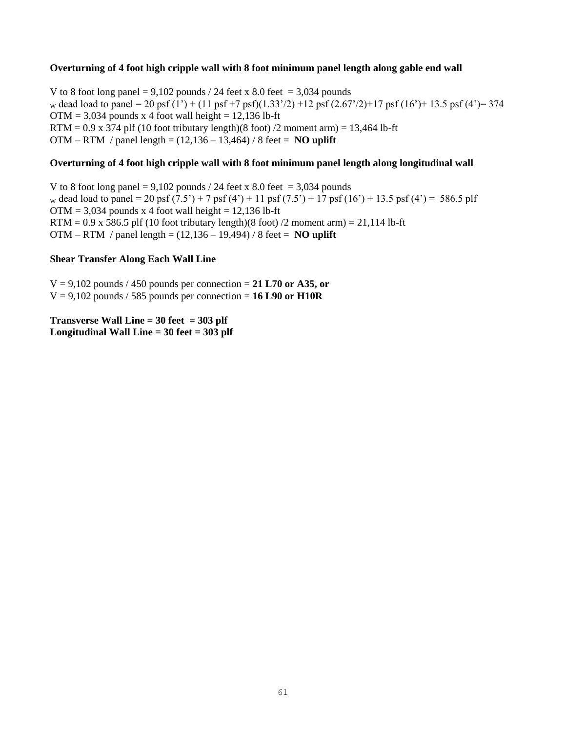**Overturning of 4 foot high cripple wall with 8 foot minimum panel length along gable end wall**

V to 8 foot long panel = 9,102 pounds / 24 feet x 8.0 feet = 3,034 pounds
$_W$ dead load to panel = 20 psf (1') + (11 psf +7 psf)(1.33'/2) +12 psf (2.67'/2)+17 psf (16')+ 13.5 psf (4')= 374
OTM = 3,034 pounds x 4 foot wall height = 12,136 lb-ft
RTM = 0.9 x 374 plf (10 foot tributary length)(8 foot) /2 moment arm) = 13,464 lb-ft
OTM – RTM / panel length = (12,136 – 13,464) / 8 feet = **NO uplift**

**Overturning of 4 foot high cripple wall with 8 foot minimum panel length along longitudinal wall**

V to 8 foot long panel = 9,102 pounds / 24 feet x 8.0 feet = 3,034 pounds
$_W$ dead load to panel = 20 psf (7.5') + 7 psf (4') + 11 psf (7.5') + 17 psf (16') + 13.5 psf (4') = 586.5 plf
OTM = 3,034 pounds x 4 foot wall height = 12,136 lb-ft
RTM = 0.9 x 586.5 plf (10 foot tributary length)(8 foot) /2 moment arm) = 21,114 lb-ft
OTM – RTM / panel length = (12,136 – 19,494) / 8 feet = **NO uplift**

**Shear Transfer Along Each Wall Line**

V = 9,102 pounds / 450 pounds per connection = **21 L70 or A35, or**
V = 9,102 pounds / 585 pounds per connection = **16 L90 or H10R**

**Transverse Wall Line = 30 feet = 303 plf**
**Longitudinal Wall Line = 30 feet = 303 plf**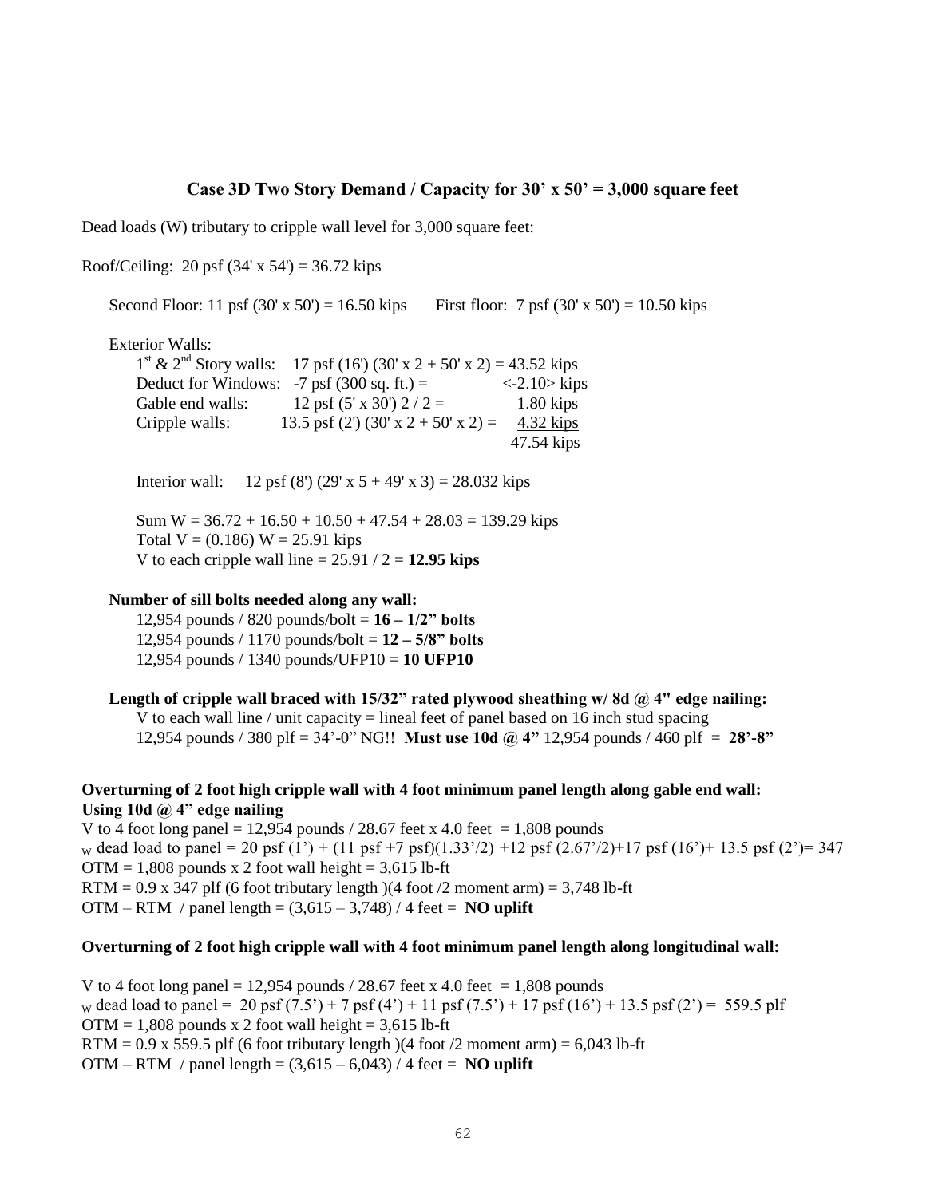## Case 3D Two Story Demand / Capacity for 30' x 50' = 3,000 square feet

Dead loads (W) tributary to cripple wall level for 3,000 square feet:

Roof/Ceiling: 20 psf (34' x 54') = 36.72 kips

Second Floor: 11 psf (30' x 50') = 16.50 kips First floor: 7 psf (30' x 50') = 10.50 kips

Exterior Walls:

| | | |
|---|---|---|
| 1st & 2nd Story walls: | 17 psf (16') (30' x 2 + 50' x 2) = | 43.52 kips |
| Deduct for Windows: | -7 psf (300 sq. ft.) = | <-2.10> kips |
| Gable end walls: | 12 psf (5' x 30') 2 / 2 = | 1.80 kips |
| Cripple walls: | 13.5 psf (2') (30' x 2 + 50' x 2) = | 4.32 kips |
| | | 47.54 kips |

Interior wall: 12 psf (8') (29' x 5 + 49' x 3) = 28.032 kips

Sum W = 36.72 + 16.50 + 10.50 + 47.54 + 28.03 = 139.29 kips
Total V = (0.186) W = 25.91 kips
V to each cripple wall line = 25.91 / 2 = **12.95 kips**

**Number of sill bolts needed along any wall:**

12,954 pounds / 820 pounds/bolt = **16 – 1/2" bolts**
12,954 pounds / 1170 pounds/bolt = **12 – 5/8" bolts**
12,954 pounds / 1340 pounds/UFP10 = **10 UFP10**

**Length of cripple wall braced with 15/32" rated plywood sheathing w/ 8d @ 4" edge nailing:**

V to each wall line / unit capacity = lineal feet of panel based on 16 inch stud spacing
12,954 pounds / 380 plf = 34'-0" NG!! **Must use 10d @ 4"** 12,954 pounds / 460 plf = **28'-8"**

**Overturning of 2 foot high cripple wall with 4 foot minimum panel length along gable end wall: Using 10d @ 4" edge nailing**

V to 4 foot long panel = 12,954 pounds / 28.67 feet x 4.0 feet = 1,808 pounds
$_W$ dead load to panel = 20 psf (1') + (11 psf +7 psf)(1.33'/2) +12 psf (2.67'/2)+17 psf (16')+ 13.5 psf (2')= 347
OTM = 1,808 pounds x 2 foot wall height = 3,615 lb-ft
RTM = 0.9 x 347 plf (6 foot tributary length )(4 foot /2 moment arm) = 3,748 lb-ft
OTM – RTM / panel length = (3,615 – 3,748) / 4 feet = **NO uplift**

**Overturning of 2 foot high cripple wall with 4 foot minimum panel length along longitudinal wall:**

V to 4 foot long panel = 12,954 pounds / 28.67 feet x 4.0 feet = 1,808 pounds
$_W$ dead load to panel = 20 psf (7.5') + 7 psf (4') + 11 psf (7.5') + 17 psf (16') + 13.5 psf (2') = 559.5 plf
OTM = 1,808 pounds x 2 foot wall height = 3,615 lb-ft
RTM = 0.9 x 559.5 plf (6 foot tributary length )(4 foot /2 moment arm) = 6,043 lb-ft
OTM – RTM / panel length = (3,615 – 6,043) / 4 feet = **NO uplift**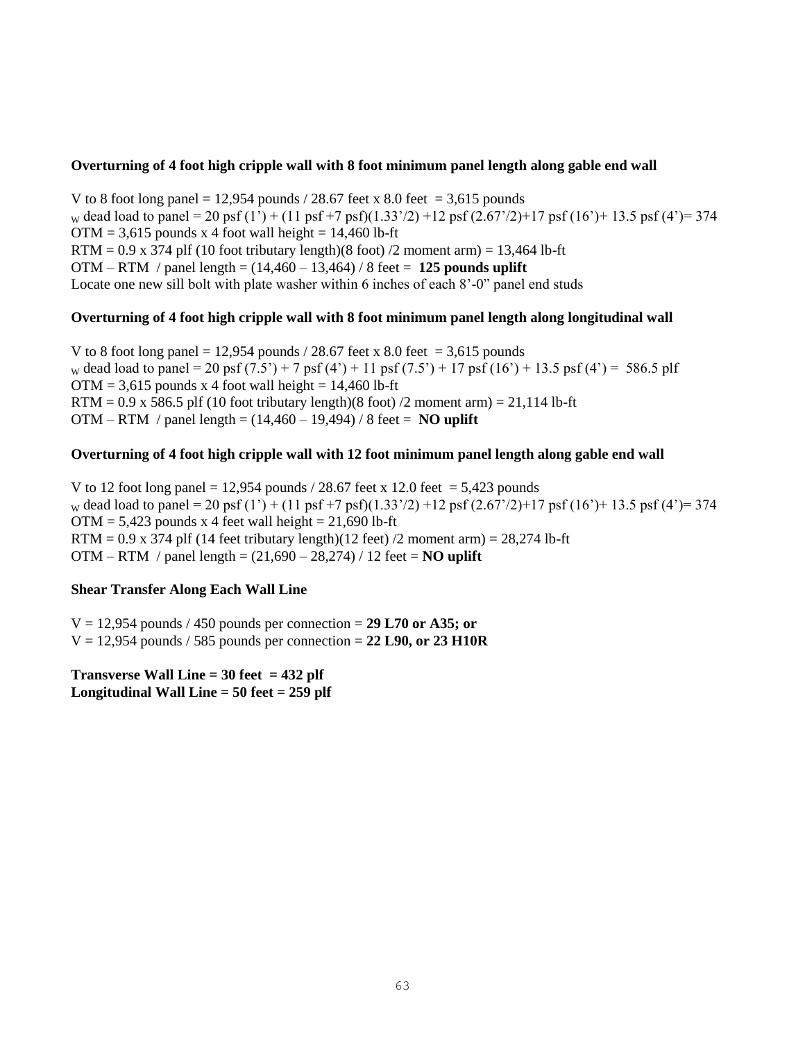**Overturning of 4 foot high cripple wall with 8 foot minimum panel length along gable end wall**

V to 8 foot long panel = 12,954 pounds / 28.67 feet x 8.0 feet = 3,615 pounds
$_W$ dead load to panel = 20 psf (1') + (11 psf +7 psf)(1.33'/2) +12 psf (2.67'/2)+17 psf (16')+ 13.5 psf (4')= 374
OTM = 3,615 pounds x 4 foot wall height = 14,460 lb-ft
RTM = 0.9 x 374 plf (10 foot tributary length)(8 foot) /2 moment arm) = 13,464 lb-ft
OTM – RTM / panel length = (14,460 – 13,464) / 8 feet = **125 pounds uplift**
Locate one new sill bolt with plate washer within 6 inches of each 8'-0" panel end studs

**Overturning of 4 foot high cripple wall with 8 foot minimum panel length along longitudinal wall**

V to 8 foot long panel = 12,954 pounds / 28.67 feet x 8.0 feet = 3,615 pounds
$_W$ dead load to panel = 20 psf (7.5') + 7 psf (4') + 11 psf (7.5') + 17 psf (16') + 13.5 psf (4') = 586.5 plf
OTM = 3,615 pounds x 4 foot wall height = 14,460 lb-ft
RTM = 0.9 x 586.5 plf (10 foot tributary length)(8 foot) /2 moment arm) = 21,114 lb-ft
OTM – RTM / panel length = (14,460 – 19,494) / 8 feet = **NO uplift**

**Overturning of 4 foot high cripple wall with 12 foot minimum panel length along gable end wall**

V to 12 foot long panel = 12,954 pounds / 28.67 feet x 12.0 feet = 5,423 pounds
$_W$ dead load to panel = 20 psf (1') + (11 psf +7 psf)(1.33'/2) +12 psf (2.67'/2)+17 psf (16')+ 13.5 psf (4')= 374
OTM = 5,423 pounds x 4 feet wall height = 21,690 lb-ft
RTM = 0.9 x 374 plf (14 feet tributary length)(12 feet) /2 moment arm) = 28,274 lb-ft
OTM – RTM / panel length = (21,690 – 28,274) / 12 feet = **NO uplift**

**Shear Transfer Along Each Wall Line**

V = 12,954 pounds / 450 pounds per connection = **29 L70 or A35; or**
V = 12,954 pounds / 585 pounds per connection = **22 L90, or 23 H10R**

**Transverse Wall Line = 30 feet = 432 plf**
**Longitudinal Wall Line = 50 feet = 259 plf**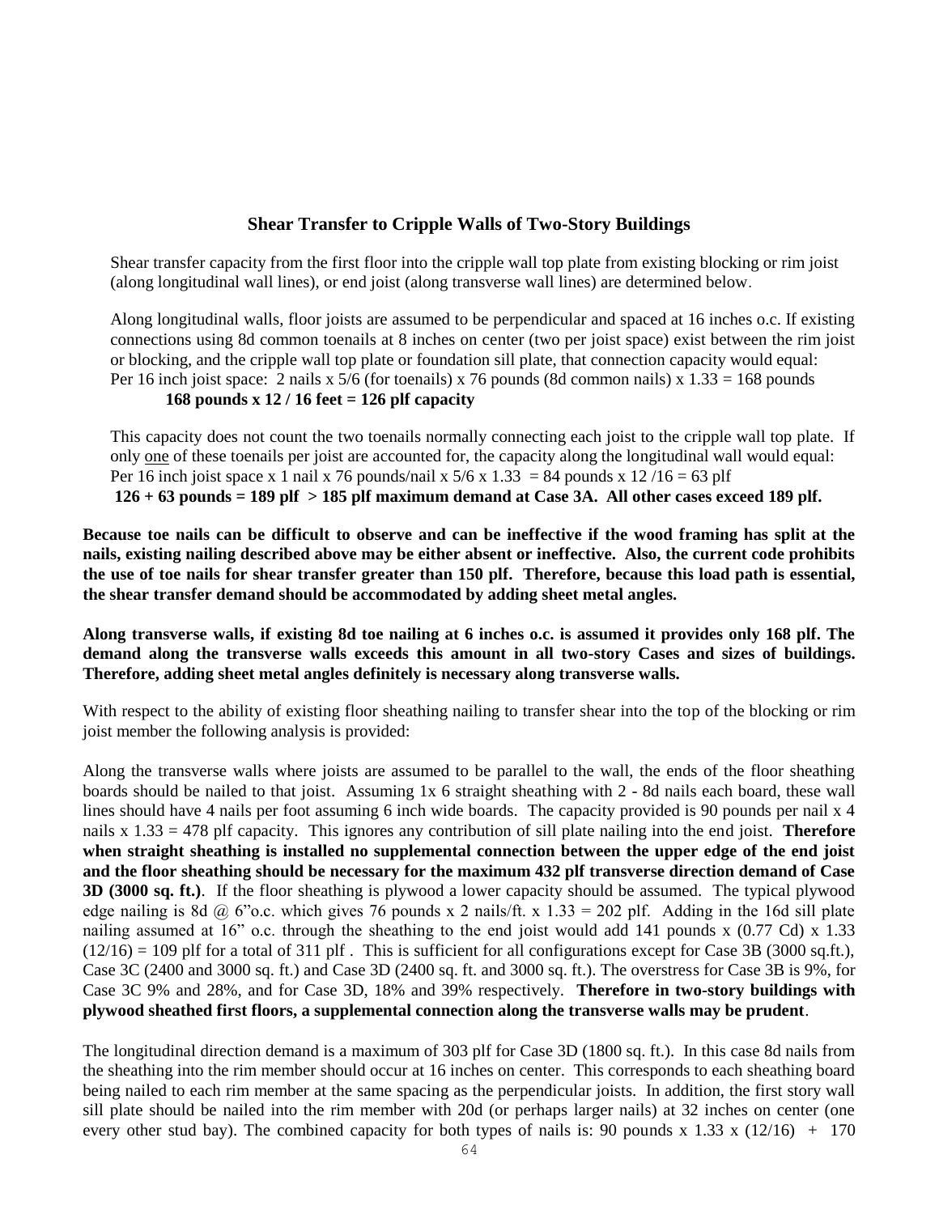## Shear Transfer to Cripple Walls of Two-Story Buildings

Shear transfer capacity from the first floor into the cripple wall top plate from existing blocking or rim joist (along longitudinal wall lines), or end joist (along transverse wall lines) are determined below.

Along longitudinal walls, floor joists are assumed to be perpendicular and spaced at 16 inches o.c. If existing connections using 8d common toenails at 8 inches on center (two per joist space) exist between the rim joist or blocking, and the cripple wall top plate or foundation sill plate, that connection capacity would equal:
Per 16 inch joist space: 2 nails x 5/6 (for toenails) x 76 pounds (8d common nails) x 1.33 = 168 pounds
**168 pounds x 12 / 16 feet = 126 plf capacity**

This capacity does not count the two toenails normally connecting each joist to the cripple wall top plate. If only <u>one</u> of these toenails per joist are accounted for, the capacity along the longitudinal wall would equal:
Per 16 inch joist space x 1 nail x 76 pounds/nail x 5/6 x 1.33 = 84 pounds x 12 /16 = 63 plf
**126 + 63 pounds = 189 plf > 185 plf maximum demand at Case 3A. All other cases exceed 189 plf.**

**Because toe nails can be difficult to observe and can be ineffective if the wood framing has split at the nails, existing nailing described above may be either absent or ineffective. Also, the current code prohibits the use of toe nails for shear transfer greater than 150 plf. Therefore, because this load path is essential, the shear transfer demand should be accommodated by adding sheet metal angles.**

**Along transverse walls, if existing 8d toe nailing at 6 inches o.c. is assumed it provides only 168 plf. The demand along the transverse walls exceeds this amount in all two-story Cases and sizes of buildings. Therefore, adding sheet metal angles definitely is necessary along transverse walls.**

With respect to the ability of existing floor sheathing nailing to transfer shear into the top of the blocking or rim joist member the following analysis is provided:

Along the transverse walls where joists are assumed to be parallel to the wall, the ends of the floor sheathing boards should be nailed to that joist. Assuming 1x 6 straight sheathing with 2 - 8d nails each board, these wall lines should have 4 nails per foot assuming 6 inch wide boards. The capacity provided is 90 pounds per nail x 4 nails x 1.33 = 478 plf capacity. This ignores any contribution of sill plate nailing into the end joist. **Therefore when straight sheathing is installed no supplemental connection between the upper edge of the end joist and the floor sheathing should be necessary for the maximum 432 plf transverse direction demand of Case 3D (3000 sq. ft.)**. If the floor sheathing is plywood a lower capacity should be assumed. The typical plywood edge nailing is 8d @ 6"o.c. which gives 76 pounds x 2 nails/ft. x 1.33 = 202 plf. Adding in the 16d sill plate nailing assumed at 16" o.c. through the sheathing to the end joist would add 141 pounds x (0.77 Cd) x 1.33 (12/16) = 109 plf for a total of 311 plf . This is sufficient for all configurations except for Case 3B (3000 sq.ft.), Case 3C (2400 and 3000 sq. ft.) and Case 3D (2400 sq. ft. and 3000 sq. ft.). The overstress for Case 3B is 9%, for Case 3C 9% and 28%, and for Case 3D, 18% and 39% respectively. **Therefore in two-story buildings with plywood sheathed first floors, a supplemental connection along the transverse walls may be prudent**.

The longitudinal direction demand is a maximum of 303 plf for Case 3D (1800 sq. ft.). In this case 8d nails from the sheathing into the rim member should occur at 16 inches on center. This corresponds to each sheathing board being nailed to each rim member at the same spacing as the perpendicular joists. In addition, the first story wall sill plate should be nailed into the rim member with 20d (or perhaps larger nails) at 32 inches on center (one every other stud bay). The combined capacity for both types of nails is: 90 pounds x 1.33 x (12/16) + 170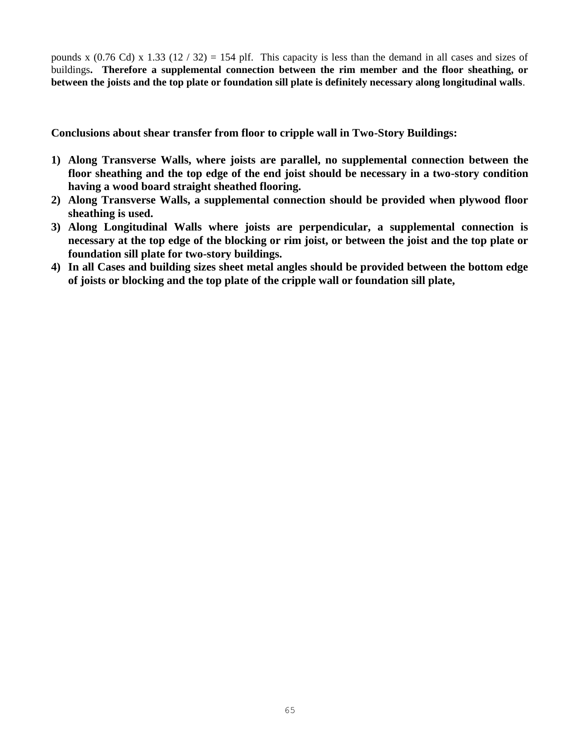pounds x (0.76 Cd) x 1.33 (12 / 32) = 154 plf. This capacity is less than the demand in all cases and sizes of buildings**. Therefore a supplemental connection between the rim member and the floor sheathing, or between the joists and the top plate or foundation sill plate is definitely necessary along longitudinal walls**.

**Conclusions about shear transfer from floor to cripple wall in Two-Story Buildings:**

1) **Along Transverse Walls, where joists are parallel, no supplemental connection between the floor sheathing and the top edge of the end joist should be necessary in a two-story condition having a wood board straight sheathed flooring.**
2) **Along Transverse Walls, a supplemental connection should be provided when plywood floor sheathing is used.**
3) **Along Longitudinal Walls where joists are perpendicular, a supplemental connection is necessary at the top edge of the blocking or rim joist, or between the joist and the top plate or foundation sill plate for two-story buildings.**
4) **In all Cases and building sizes sheet metal angles should be provided between the bottom edge of joists or blocking and the top plate of the cripple wall or foundation sill plate,**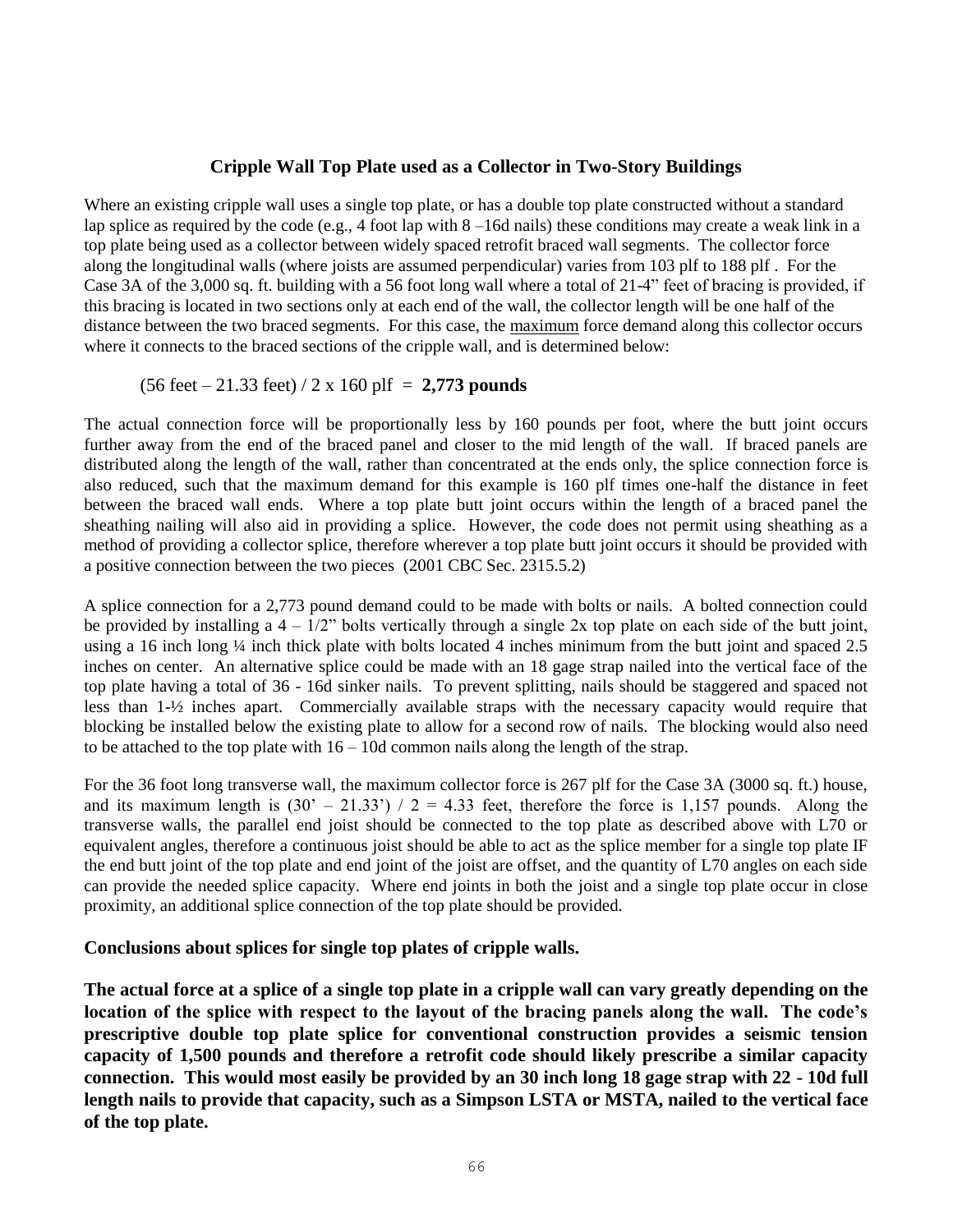### Cripple Wall Top Plate used as a Collector in Two-Story Buildings

Where an existing cripple wall uses a single top plate, or has a double top plate constructed without a standard lap splice as required by the code (e.g., 4 foot lap with 8 –16d nails) these conditions may create a weak link in a top plate being used as a collector between widely spaced retrofit braced wall segments. The collector force along the longitudinal walls (where joists are assumed perpendicular) varies from 103 plf to 188 plf . For the Case 3A of the 3,000 sq. ft. building with a 56 foot long wall where a total of 21-4" feet of bracing is provided, if this bracing is located in two sections only at each end of the wall, the collector length will be one half of the distance between the two braced segments. For this case, the maximum force demand along this collector occurs where it connects to the braced sections of the cripple wall, and is determined below:

(56 feet – 21.33 feet) / 2 x 160 plf = **2,773 pounds**

The actual connection force will be proportionally less by 160 pounds per foot, where the butt joint occurs further away from the end of the braced panel and closer to the mid length of the wall. If braced panels are distributed along the length of the wall, rather than concentrated at the ends only, the splice connection force is also reduced, such that the maximum demand for this example is 160 plf times one-half the distance in feet between the braced wall ends. Where a top plate butt joint occurs within the length of a braced panel the sheathing nailing will also aid in providing a splice. However, the code does not permit using sheathing as a method of providing a collector splice, therefore wherever a top plate butt joint occurs it should be provided with a positive connection between the two pieces (2001 CBC Sec. 2315.5.2)

A splice connection for a 2,773 pound demand could to be made with bolts or nails. A bolted connection could be provided by installing a 4 – 1/2" bolts vertically through a single 2x top plate on each side of the butt joint, using a 16 inch long ¼ inch thick plate with bolts located 4 inches minimum from the butt joint and spaced 2.5 inches on center. An alternative splice could be made with an 18 gage strap nailed into the vertical face of the top plate having a total of 36 - 16d sinker nails. To prevent splitting, nails should be staggered and spaced not less than 1-½ inches apart. Commercially available straps with the necessary capacity would require that blocking be installed below the existing plate to allow for a second row of nails. The blocking would also need to be attached to the top plate with 16 – 10d common nails along the length of the strap.

For the 36 foot long transverse wall, the maximum collector force is 267 plf for the Case 3A (3000 sq. ft.) house, and its maximum length is (30' – 21.33') / 2 = 4.33 feet, therefore the force is 1,157 pounds. Along the transverse walls, the parallel end joist should be connected to the top plate as described above with L70 or equivalent angles, therefore a continuous joist should be able to act as the splice member for a single top plate IF the end butt joint of the top plate and end joint of the joist are offset, and the quantity of L70 angles on each side can provide the needed splice capacity. Where end joints in both the joist and a single top plate occur in close proximity, an additional splice connection of the top plate should be provided.

**Conclusions about splices for single top plates of cripple walls.**

**The actual force at a splice of a single top plate in a cripple wall can vary greatly depending on the location of the splice with respect to the layout of the bracing panels along the wall. The code's prescriptive double top plate splice for conventional construction provides a seismic tension capacity of 1,500 pounds and therefore a retrofit code should likely prescribe a similar capacity connection. This would most easily be provided by an 30 inch long 18 gage strap with 22 - 10d full length nails to provide that capacity, such as a Simpson LSTA or MSTA, nailed to the vertical face of the top plate.**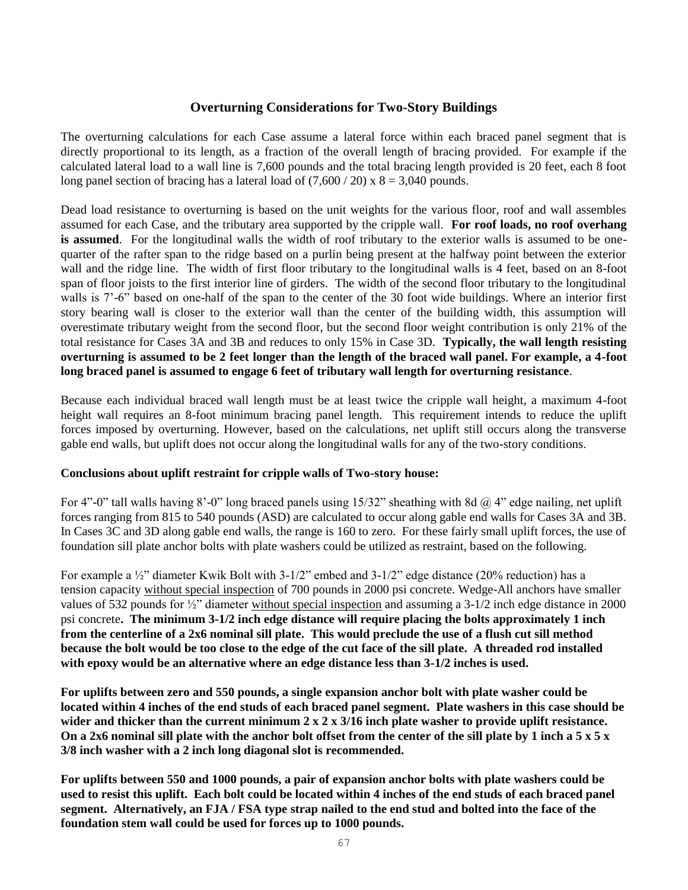## Overturning Considerations for Two-Story Buildings

The overturning calculations for each Case assume a lateral force within each braced panel segment that is directly proportional to its length, as a fraction of the overall length of bracing provided. For example if the calculated lateral load to a wall line is 7,600 pounds and the total bracing length provided is 20 feet, each 8 foot long panel section of bracing has a lateral load of (7,600 / 20) x 8 = 3,040 pounds.

Dead load resistance to overturning is based on the unit weights for the various floor, roof and wall assembles assumed for each Case, and the tributary area supported by the cripple wall. **For roof loads, no roof overhang is assumed**. For the longitudinal walls the width of roof tributary to the exterior walls is assumed to be one-quarter of the rafter span to the ridge based on a purlin being present at the halfway point between the exterior wall and the ridge line. The width of first floor tributary to the longitudinal walls is 4 feet, based on an 8-foot span of floor joists to the first interior line of girders. The width of the second floor tributary to the longitudinal walls is 7'-6" based on one-half of the span to the center of the 30 foot wide buildings. Where an interior first story bearing wall is closer to the exterior wall than the center of the building width, this assumption will overestimate tributary weight from the second floor, but the second floor weight contribution is only 21% of the total resistance for Cases 3A and 3B and reduces to only 15% in Case 3D. **Typically, the wall length resisting overturning is assumed to be 2 feet longer than the length of the braced wall panel. For example, a 4-foot long braced panel is assumed to engage 6 feet of tributary wall length for overturning resistance**.

Because each individual braced wall length must be at least twice the cripple wall height, a maximum 4-foot height wall requires an 8-foot minimum bracing panel length. This requirement intends to reduce the uplift forces imposed by overturning. However, based on the calculations, net uplift still occurs along the transverse gable end walls, but uplift does not occur along the longitudinal walls for any of the two-story conditions.

**Conclusions about uplift restraint for cripple walls of Two-story house:**

For 4"-0" tall walls having 8'-0" long braced panels using 15/32" sheathing with 8d @ 4" edge nailing, net uplift forces ranging from 815 to 540 pounds (ASD) are calculated to occur along gable end walls for Cases 3A and 3B. In Cases 3C and 3D along gable end walls, the range is 160 to zero. For these fairly small uplift forces, the use of foundation sill plate anchor bolts with plate washers could be utilized as restraint, based on the following.

For example a ½" diameter Kwik Bolt with 3-1/2" embed and 3-1/2" edge distance (20% reduction) has a tension capacity <u>without special inspection</u> of 700 pounds in 2000 psi concrete. Wedge-All anchors have smaller values of 532 pounds for ½" diameter <u>without special inspection</u> and assuming a 3-1/2 inch edge distance in 2000 psi concrete**. The minimum 3-1/2 inch edge distance will require placing the bolts approximately 1 inch from the centerline of a 2x6 nominal sill plate. This would preclude the use of a flush cut sill method because the bolt would be too close to the edge of the cut face of the sill plate. A threaded rod installed with epoxy would be an alternative where an edge distance less than 3-1/2 inches is used.**

**For uplifts between zero and 550 pounds, a single expansion anchor bolt with plate washer could be located within 4 inches of the end studs of each braced panel segment. Plate washers in this case should be wider and thicker than the current minimum 2 x 2 x 3/16 inch plate washer to provide uplift resistance. On a 2x6 nominal sill plate with the anchor bolt offset from the center of the sill plate by 1 inch a 5 x 5 x 3/8 inch washer with a 2 inch long diagonal slot is recommended.**

**For uplifts between 550 and 1000 pounds, a pair of expansion anchor bolts with plate washers could be used to resist this uplift. Each bolt could be located within 4 inches of the end studs of each braced panel segment. Alternatively, an FJA / FSA type strap nailed to the end stud and bolted into the face of the foundation stem wall could be used for forces up to 1000 pounds.**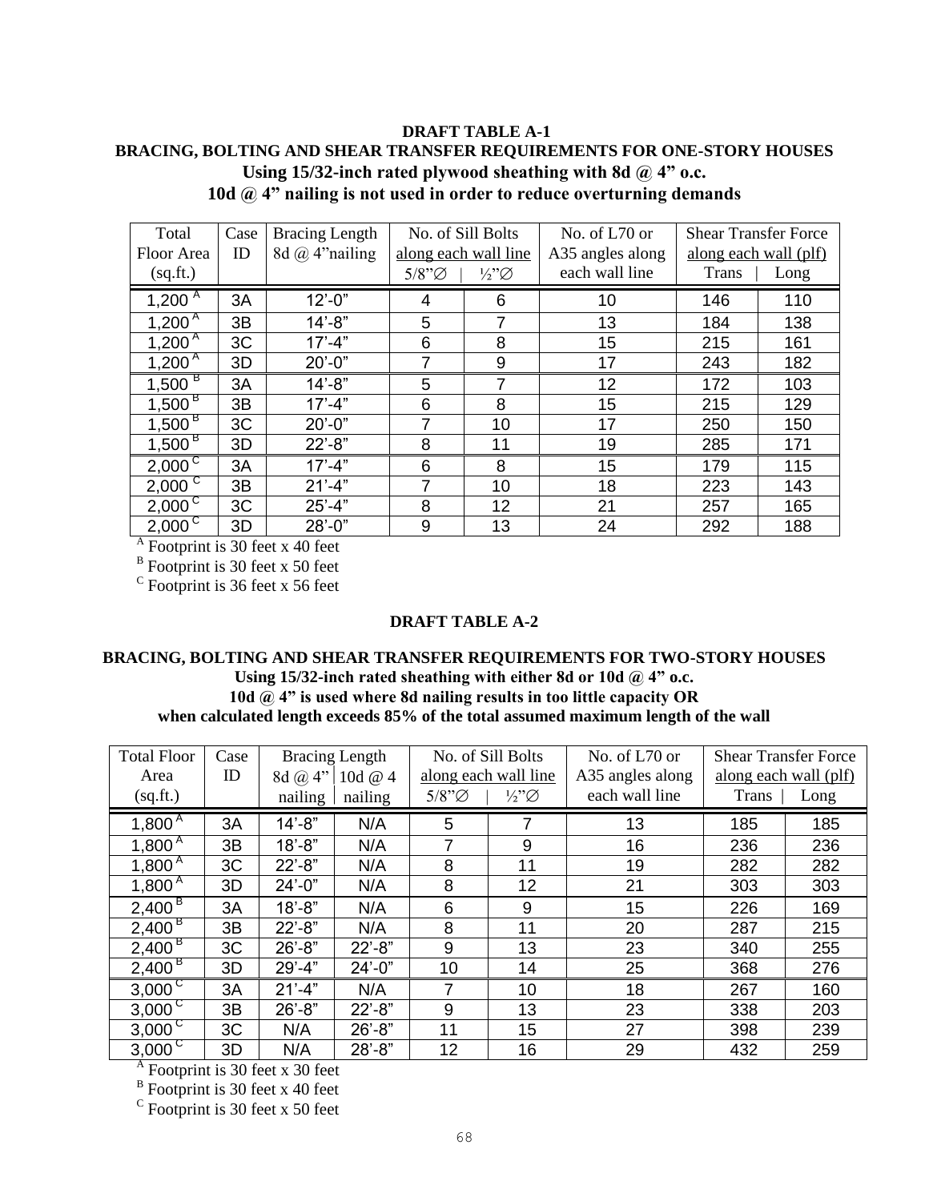**DRAFT TABLE A-1**

**BRACING, BOLTING AND SHEAR TRANSFER REQUIREMENTS FOR ONE-STORY HOUSES**
**Using 15/32-inch rated plywood sheathing with 8d @ 4" o.c.**
**10d @ 4" nailing is not used in order to reduce overturning demands**

| Total Floor Area (sq.ft.) | Case ID | Bracing Length 8d @ 4" nailing | No. of Sill Bolts along each wall line | | No. of L70 or A35 angles along each wall line | Shear Transfer Force along each wall (plf) | |
|---|---|---|---|---|---|---|---|
| | | | 5/8"∅ | ½"∅ | | Trans | Long |
| 1,200 [A] | 3A | 12'-0" | 4 | 6 | 10 | 146 | 110 |
| 1,200 [A] | 3B | 14'-8" | 5 | 7 | 13 | 184 | 138 |
| 1,200 [A] | 3C | 17'-4" | 6 | 8 | 15 | 215 | 161 |
| 1,200 [A] | 3D | 20'-0" | 7 | 9 | 17 | 243 | 182 |
| 1,500 [B] | 3A | 14'-8" | 5 | 7 | 12 | 172 | 103 |
| 1,500 [B] | 3B | 17'-4" | 6 | 8 | 15 | 215 | 129 |
| 1,500 [B] | 3C | 20'-0" | 7 | 10 | 17 | 250 | 150 |
| 1,500 [B] | 3D | 22'-8" | 8 | 11 | 19 | 285 | 171 |
| 2,000 [C] | 3A | 17'-4" | 6 | 8 | 15 | 179 | 115 |
| 2,000 [C] | 3B | 21'-4" | 7 | 10 | 18 | 223 | 143 |
| 2,000 [C] | 3C | 25'-4" | 8 | 12 | 21 | 257 | 165 |
| 2,000 [C] | 3D | 28'-0" | 9 | 13 | 24 | 292 | 188 |

[A] Footprint is 30 feet x 40 feet
[B] Footprint is 30 feet x 50 feet
[C] Footprint is 36 feet x 56 feet

**DRAFT TABLE A-2**

**BRACING, BOLTING AND SHEAR TRANSFER REQUIREMENTS FOR TWO-STORY HOUSES**
**Using 15/32-inch rated sheathing with either 8d or 10d @ 4" o.c.**
**10d @ 4" is used where 8d nailing results in too little capacity OR**
**when calculated length exceeds 85% of the total assumed maximum length of the wall**

| Total Floor Area (sq.ft.) | Case ID | Bracing Length | | No. of Sill Bolts along each wall line | | No. of L70 or A35 angles along each wall line | Shear Transfer Force along each wall (plf) | |
|---|---|---|---|---|---|---|---|---|
| | | 8d @ 4" nailing | 10d @ 4 nailing | 5/8"∅ | ½"∅ | | Trans | Long |
| 1,800 [A] | 3A | 14'-8" | N/A | 5 | 7 | 13 | 185 | 185 |
| 1,800 [A] | 3B | 18'-8" | N/A | 7 | 9 | 16 | 236 | 236 |
| 1,800 [A] | 3C | 22'-8" | N/A | 8 | 11 | 19 | 282 | 282 |
| 1,800 [A] | 3D | 24'-0" | N/A | 8 | 12 | 21 | 303 | 303 |
| 2,400 [B] | 3A | 18'-8" | N/A | 6 | 9 | 15 | 226 | 169 |
| 2,400 [B] | 3B | 22'-8" | N/A | 8 | 11 | 20 | 287 | 215 |
| 2,400 [B] | 3C | 26'-8" | 22'-8" | 9 | 13 | 23 | 340 | 255 |
| 2,400 [B] | 3D | 29'-4" | 24'-0" | 10 | 14 | 25 | 368 | 276 |
| 3,000 [C] | 3A | 21'-4" | N/A | 7 | 10 | 18 | 267 | 160 |
| 3,000 [C] | 3B | 26'-8" | 22'-8" | 9 | 13 | 23 | 338 | 203 |
| 3,000 [C] | 3C | N/A | 26'-8" | 11 | 15 | 27 | 398 | 239 |
| 3,000 [C] | 3D | N/A | 28'-8" | 12 | 16 | 29 | 432 | 259 |

[A] Footprint is 30 feet x 30 feet
[B] Footprint is 30 feet x 40 feet
[C] Footprint is 30 feet x 50 feet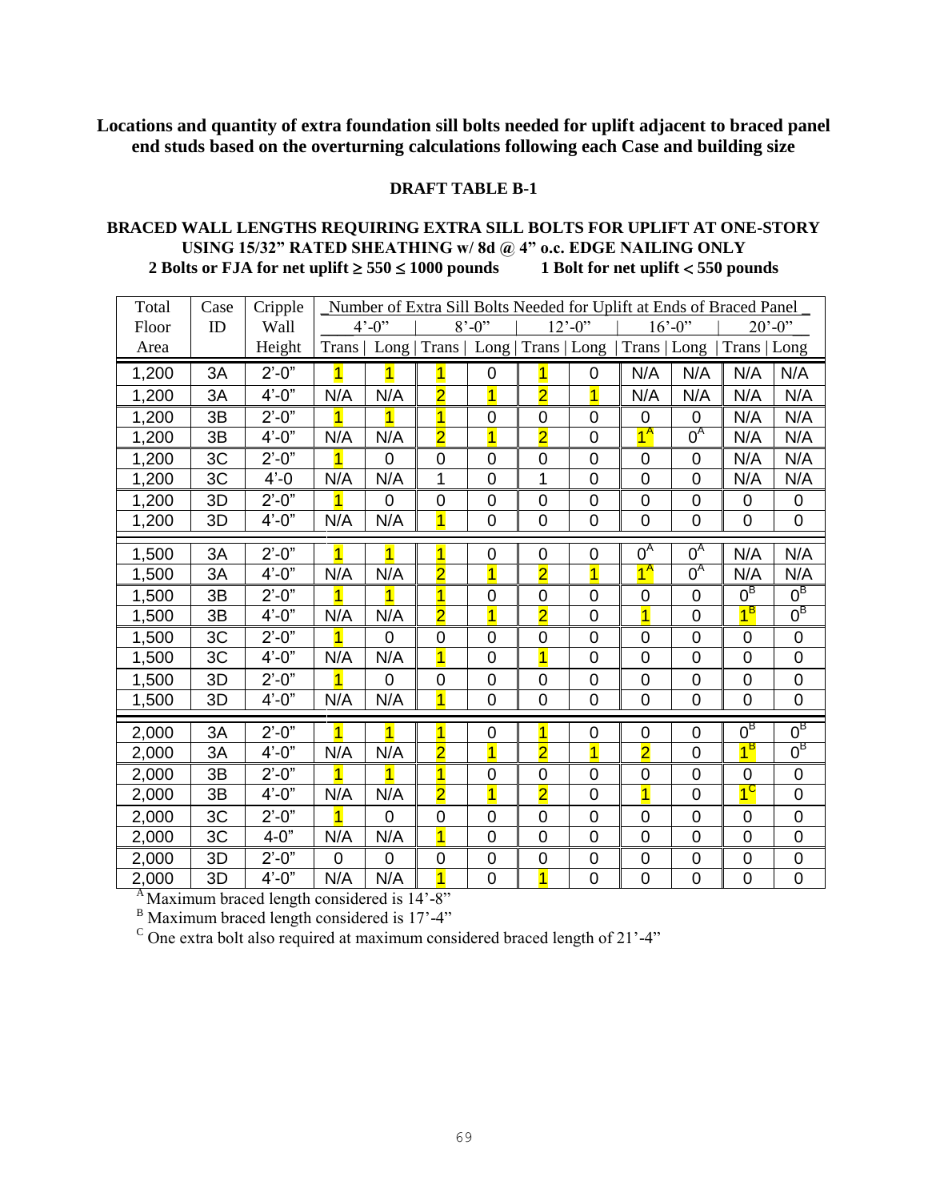**Locations and quantity of extra foundation sill bolts needed for uplift adjacent to braced panel end studs based on the overturning calculations following each Case and building size**

**DRAFT TABLE B-1**

**BRACED WALL LENGTHS REQUIRING EXTRA SILL BOLTS FOR UPLIFT AT ONE-STORY USING 15/32" RATED SHEATHING w/ 8d @ 4" o.c. EDGE NAILING ONLY**
**2 Bolts or FJA for net uplift ≥ 550 ≤ 1000 pounds 1 Bolt for net uplift < 550 pounds**

| Total Floor Area | Case ID | Cripple Wall Height | Number of Extra Sill Bolts Needed for Uplift at Ends of Braced Panel | | | | | | | | | |
|---|---|---|---|---|---|---|---|---|---|---|---|---|
| | | | 4'-0" | | 8'-0" | | 12'-0" | | 16'-0" | | 20'-0" | |
| | | | Trans | Long | Trans | Long | Trans | Long | Trans | Long | Trans | Long |
| 1,200 | 3A | 2'-0" | 1 | 1 | 1 | 0 | 1 | 0 | N/A | N/A | N/A | N/A |
| 1,200 | 3A | 4'-0" | N/A | N/A | 2 | 1 | 2 | 1 | N/A | N/A | N/A | N/A |
| 1,200 | 3B | 2'-0" | 1 | 1 | 1 | 0 | 0 | 0 | 0 | 0 | N/A | N/A |
| 1,200 | 3B | 4'-0" | N/A | N/A | 2 | 1 | 2 | 0 | 1[A] | 0[A] | N/A | N/A |
| 1,200 | 3C | 2'-0" | 1 | 0 | 0 | 0 | 0 | 0 | 0 | 0 | N/A | N/A |
| 1,200 | 3C | 4'-0 | N/A | N/A | 1 | 0 | 1 | 0 | 0 | 0 | N/A | N/A |
| 1,200 | 3D | 2'-0" | 1 | 0 | 0 | 0 | 0 | 0 | 0 | 0 | 0 | 0 |
| 1,200 | 3D | 4'-0" | N/A | N/A | 1 | 0 | 0 | 0 | 0 | 0 | 0 | 0 |
| 1,500 | 3A | 2'-0" | 1 | 1 | 1 | 0 | 0 | 0 | 0[A] | 0[A] | N/A | N/A |
| 1,500 | 3A | 4'-0" | N/A | N/A | 2 | 1 | 2 | 1 | 1[A] | 0[A] | N/A | N/A |
| 1,500 | 3B | 2'-0" | 1 | 1 | 1 | 0 | 0 | 0 | 0 | 0 | 0[B] | 0[B] |
| 1,500 | 3B | 4'-0" | N/A | N/A | 2 | 1 | 2 | 0 | 1 | 0 | 1[B] | 0[B] |
| 1,500 | 3C | 2'-0" | 1 | 0 | 0 | 0 | 0 | 0 | 0 | 0 | 0 | 0 |
| 1,500 | 3C | 4'-0" | N/A | N/A | 1 | 0 | 1 | 0 | 0 | 0 | 0 | 0 |
| 1,500 | 3D | 2'-0" | 1 | 0 | 0 | 0 | 0 | 0 | 0 | 0 | 0 | 0 |
| 1,500 | 3D | 4'-0" | N/A | N/A | 1 | 0 | 0 | 0 | 0 | 0 | 0 | 0 |
| 2,000 | 3A | 2'-0" | 1 | 1 | 1 | 0 | 1 | 0 | 0 | 0 | 0[B] | 0[B] |
| 2,000 | 3A | 4'-0" | N/A | N/A | 2 | 1 | 2 | 1 | 2 | 0 | 1[B] | 0[B] |
| 2,000 | 3B | 2'-0" | 1 | 1 | 1 | 0 | 0 | 0 | 0 | 0 | 0 | 0 |
| 2,000 | 3B | 4'-0" | N/A | N/A | 2 | 1 | 2 | 0 | 1 | 0 | 1[C] | 0 |
| 2,000 | 3C | 2'-0" | 1 | 0 | 0 | 0 | 0 | 0 | 0 | 0 | 0 | 0 |
| 2,000 | 3C | 4-0" | N/A | N/A | 1 | 0 | 0 | 0 | 0 | 0 | 0 | 0 |
| 2,000 | 3D | 2'-0" | 0 | 0 | 0 | 0 | 0 | 0 | 0 | 0 | 0 | 0 |
| 2,000 | 3D | 4'-0" | N/A | N/A | 1 | 0 | 1 | 0 | 0 | 0 | 0 | 0 |

[A] Maximum braced length considered is 14'-8"
[B] Maximum braced length considered is 17'-4"
[C] One extra bolt also required at maximum considered braced length of 21'-4"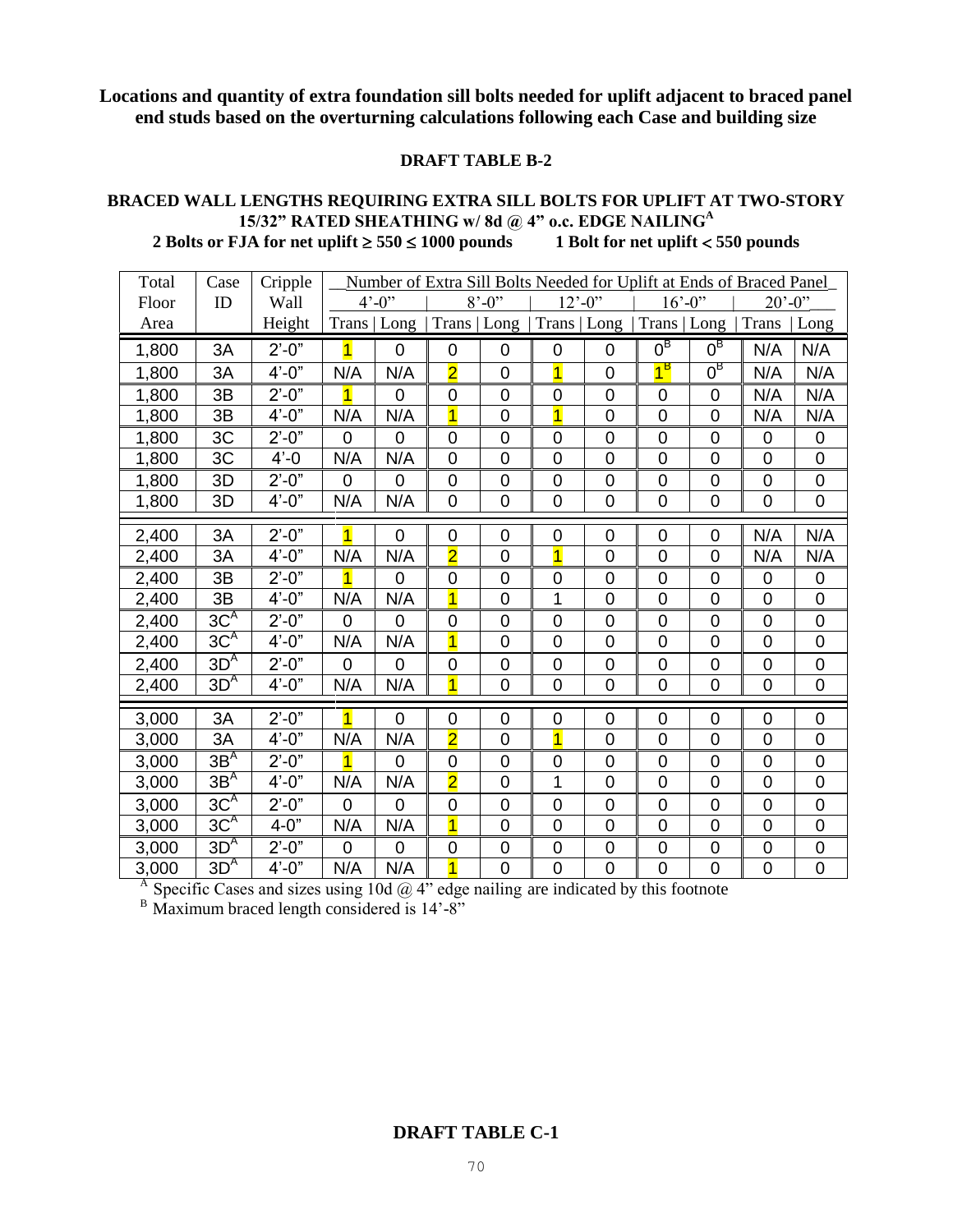**Locations and quantity of extra foundation sill bolts needed for uplift adjacent to braced panel end studs based on the overturning calculations following each Case and building size**

**DRAFT TABLE B-2**

**BRACED WALL LENGTHS REQUIRING EXTRA SILL BOLTS FOR UPLIFT AT TWO-STORY 15/32" RATED SHEATHING w/ 8d @ 4" o.c. EDGE NAILING[A]**
**2 Bolts or FJA for net uplift ≥ 550 ≤ 1000 pounds   1 Bolt for net uplift < 550 pounds**

| Total Floor Area | Case ID | Cripple Wall Height | Number of Extra Sill Bolts Needed for Uplift at Ends of Braced Panel | | | | | | | | | |
|---|---|---|---|---|---|---|---|---|---|---|---|---|
| | | | 4'-0" | | 8'-0" | | 12'-0" | | 16'-0" | | 20'-0" | |
| | | | Trans | Long | Trans | Long | Trans | Long | Trans | Long | Trans | Long |
| 1,800 | 3A | 2'-0" | 1 | 0 | 0 | 0 | 0 | 0 | 0[B] | 0[B] | N/A | N/A |
| 1,800 | 3A | 4'-0" | N/A | N/A | 2 | 0 | 1 | 0 | 1[B] | 0[B] | N/A | N/A |
| 1,800 | 3B | 2'-0" | 1 | 0 | 0 | 0 | 0 | 0 | 0 | 0 | N/A | N/A |
| 1,800 | 3B | 4'-0" | N/A | N/A | 1 | 0 | 1 | 0 | 0 | 0 | N/A | N/A |
| 1,800 | 3C | 2'-0" | 0 | 0 | 0 | 0 | 0 | 0 | 0 | 0 | 0 | 0 |
| 1,800 | 3C | 4'-0 | N/A | N/A | 0 | 0 | 0 | 0 | 0 | 0 | 0 | 0 |
| 1,800 | 3D | 2'-0" | 0 | 0 | 0 | 0 | 0 | 0 | 0 | 0 | 0 | 0 |
| 1,800 | 3D | 4'-0" | N/A | N/A | 0 | 0 | 0 | 0 | 0 | 0 | 0 | 0 |
| 2,400 | 3A | 2'-0" | 1 | 0 | 0 | 0 | 0 | 0 | 0 | 0 | N/A | N/A |
| 2,400 | 3A | 4'-0" | N/A | N/A | 2 | 0 | 1 | 0 | 0 | 0 | N/A | N/A |
| 2,400 | 3B | 2'-0" | 1 | 0 | 0 | 0 | 0 | 0 | 0 | 0 | 0 | 0 |
| 2,400 | 3B | 4'-0" | N/A | N/A | 1 | 0 | 1 | 0 | 0 | 0 | 0 | 0 |
| 2,400 | 3C[A] | 2'-0" | 0 | 0 | 0 | 0 | 0 | 0 | 0 | 0 | 0 | 0 |
| 2,400 | 3C[A] | 4'-0" | N/A | N/A | 1 | 0 | 0 | 0 | 0 | 0 | 0 | 0 |
| 2,400 | 3D[A] | 2'-0" | 0 | 0 | 0 | 0 | 0 | 0 | 0 | 0 | 0 | 0 |
| 2,400 | 3D[A] | 4'-0" | N/A | N/A | 1 | 0 | 0 | 0 | 0 | 0 | 0 | 0 |
| 3,000 | 3A | 2'-0" | 1 | 0 | 0 | 0 | 0 | 0 | 0 | 0 | 0 | 0 |
| 3,000 | 3A | 4'-0" | N/A | N/A | 2 | 0 | 1 | 0 | 0 | 0 | 0 | 0 |
| 3,000 | 3B[A] | 2'-0" | 1 | 0 | 0 | 0 | 0 | 0 | 0 | 0 | 0 | 0 |
| 3,000 | 3B[A] | 4'-0" | N/A | N/A | 2 | 0 | 1 | 0 | 0 | 0 | 0 | 0 |
| 3,000 | 3C[A] | 2'-0" | 0 | 0 | 0 | 0 | 0 | 0 | 0 | 0 | 0 | 0 |
| 3,000 | 3C[A] | 4-0" | N/A | N/A | 1 | 0 | 0 | 0 | 0 | 0 | 0 | 0 |
| 3,000 | 3D[A] | 2'-0" | 0 | 0 | 0 | 0 | 0 | 0 | 0 | 0 | 0 | 0 |
| 3,000 | 3D[A] | 4'-0" | N/A | N/A | 1 | 0 | 0 | 0 | 0 | 0 | 0 | 0 |

[A] Specific Cases and sizes using 10d @ 4" edge nailing are indicated by this footnote

[B] Maximum braced length considered is 14'-8"

**DRAFT TABLE C-1**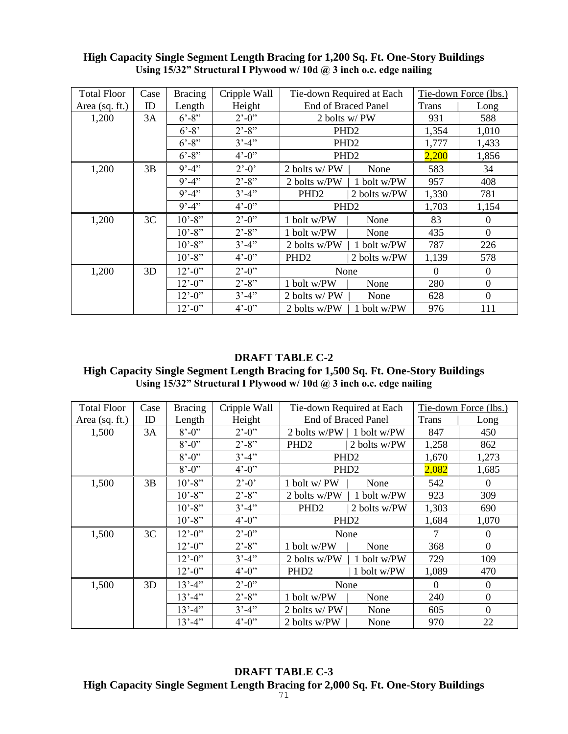**High Capacity Single Segment Length Bracing for 1,200 Sq. Ft. One-Story Buildings**
**Using 15/32" Structural I Plywood w/ 10d @ 3 inch o.c. edge nailing**

| Total Floor Area (sq. ft.) | Case ID | Bracing Length | Cripple Wall Height | Tie-down Required at Each End of Braced Panel | Tie-down Force (lbs.) | |
|---|---|---|---|---|---|---|
| | | | | | Trans | Long |
| 1,200 | 3A | 6'-8" | 2'-0" | 2 bolts w/ PW | 931 | 588 |
| | | 6'-8' | 2'-8" | PHD2 | 1,354 | 1,010 |
| | | 6'-8" | 3'-4" | PHD2 | 1,777 | 1,433 |
| | | 6'-8" | 4'-0" | PHD2 | 2,200 | 1,856 |
| 1,200 | 3B | 9'-4" | 2'-0' | 2 bolts w/ PW \| None | 583 | 34 |
| | | 9'-4" | 2'-8" | 2 bolts w/PW \| 1 bolt w/PW | 957 | 408 |
| | | 9'-4" | 3'-4" | PHD2 \| 2 bolts w/PW | 1,330 | 781 |
| | | 9'-4" | 4'-0" | PHD2 | 1,703 | 1,154 |
| 1,200 | 3C | 10'-8" | 2'-0" | 1 bolt w/PW \| None | 83 | 0 |
| | | 10'-8" | 2'-8" | 1 bolt w/PW \| None | 435 | 0 |
| | | 10'-8" | 3'-4" | 2 bolts w/PW \| 1 bolt w/PW | 787 | 226 |
| | | 10'-8" | 4'-0" | PHD2 \| 2 bolts w/PW | 1,139 | 578 |
| 1,200 | 3D | 12'-0" | 2'-0" | None | 0 | 0 |
| | | 12'-0" | 2'-8" | 1 bolt w/PW \| None | 280 | 0 |
| | | 12'-0" | 3'-4" | 2 bolts w/ PW \| None | 628 | 0 |
| | | 12'-0" | 4'-0" | 2 bolts w/PW \| 1 bolt w/PW | 976 | 111 |

**DRAFT TABLE C-2**
**High Capacity Single Segment Length Bracing for 1,500 Sq. Ft. One-Story Buildings**
**Using 15/32" Structural I Plywood w/ 10d @ 3 inch o.c. edge nailing**

| Total Floor Area (sq. ft.) | Case ID | Bracing Length | Cripple Wall Height | Tie-down Required at Each End of Braced Panel | Tie-down Force (lbs.) | |
|---|---|---|---|---|---|---|
| | | | | | Trans | Long |
| 1,500 | 3A | 8'-0" | 2'-0" | 2 bolts w/PW \| 1 bolt w/PW | 847 | 450 |
| | | 8'-0" | 2'-8" | PHD2 \| 2 bolts w/PW | 1,258 | 862 |
| | | 8'-0" | 3'-4" | PHD2 | 1,670 | 1,273 |
| | | 8'-0" | 4'-0" | PHD2 | 2,082 | 1,685 |
| 1,500 | 3B | 10'-8" | 2'-0' | 1 bolt w/ PW \| None | 542 | 0 |
| | | 10'-8" | 2'-8" | 2 bolts w/PW \| 1 bolt w/PW | 923 | 309 |
| | | 10'-8" | 3'-4" | PHD2 \| 2 bolts w/PW | 1,303 | 690 |
| | | 10'-8" | 4'-0" | PHD2 | 1,684 | 1,070 |
| 1,500 | 3C | 12'-0" | 2'-0" | None | 7 | 0 |
| | | 12'-0" | 2'-8" | 1 bolt w/PW \| None | 368 | 0 |
| | | 12'-0" | 3'-4" | 2 bolts w/PW \| 1 bolt w/PW | 729 | 109 |
| | | 12'-0" | 4'-0" | PHD2 \| 1 bolt w/PW | 1,089 | 470 |
| 1,500 | 3D | 13'-4" | 2'-0" | None | 0 | 0 |
| | | 13'-4" | 2'-8" | 1 bolt w/PW \| None | 240 | 0 |
| | | 13'-4" | 3'-4" | 2 bolts w/ PW \| None | 605 | 0 |
| | | 13'-4" | 4'-0" | 2 bolts w/PW \| None | 970 | 22 |

**DRAFT TABLE C-3**
**High Capacity Single Segment Length Bracing for 2,000 Sq. Ft. One-Story Buildings**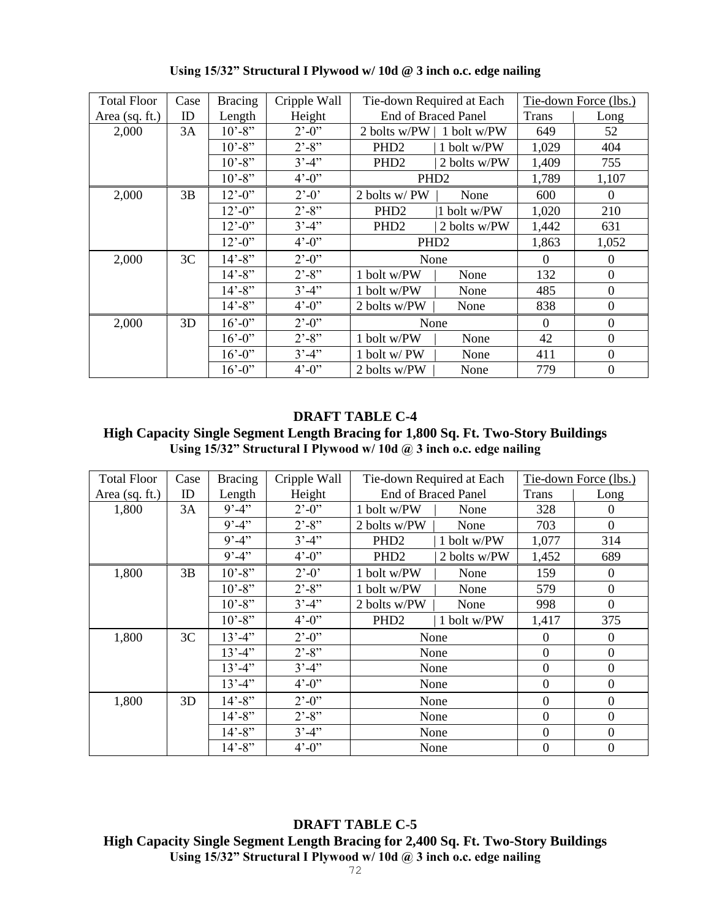**Using 15/32" Structural I Plywood w/ 10d @ 3 inch o.c. edge nailing**

| Total Floor Area (sq. ft.) | Case ID | Bracing Length | Cripple Wall Height | Tie-down Required at Each End of Braced Panel | Tie-down Force (lbs.) | |
|---|---|---|---|---|---|---|
| | | | | | Trans | Long |
| 2,000 | 3A | 10'-8" | 2'-0" | 2 bolts w/PW \| 1 bolt w/PW | 649 | 52 |
| | | 10'-8" | 2'-8" | PHD2 \| 1 bolt w/PW | 1,029 | 404 |
| | | 10'-8" | 3'-4" | PHD2 \| 2 bolts w/PW | 1,409 | 755 |
| | | 10'-8" | 4'-0" | PHD2 | 1,789 | 1,107 |
| 2,000 | 3B | 12'-0" | 2'-0' | 2 bolts w/ PW \| None | 600 | 0 |
| | | 12'-0" | 2'-8" | PHD2 \|1 bolt w/PW | 1,020 | 210 |
| | | 12'-0" | 3'-4" | PHD2 \| 2 bolts w/PW | 1,442 | 631 |
| | | 12'-0" | 4'-0" | PHD2 | 1,863 | 1,052 |
| 2,000 | 3C | 14'-8" | 2'-0" | None | 0 | 0 |
| | | 14'-8" | 2'-8" | 1 bolt w/PW \| None | 132 | 0 |
| | | 14'-8" | 3'-4" | 1 bolt w/PW \| None | 485 | 0 |
| | | 14'-8" | 4'-0" | 2 bolts w/PW \| None | 838 | 0 |
| 2,000 | 3D | 16'-0" | 2'-0" | None | 0 | 0 |
| | | 16'-0" | 2'-8" | 1 bolt w/PW \| None | 42 | 0 |
| | | 16'-0" | 3'-4" | 1 bolt w/ PW \| None | 411 | 0 |
| | | 16'-0" | 4'-0" | 2 bolts w/PW \| None | 779 | 0 |

## DRAFT TABLE C-4

### High Capacity Single Segment Length Bracing for 1,800 Sq. Ft. Two-Story Buildings

**Using 15/32" Structural I Plywood w/ 10d @ 3 inch o.c. edge nailing**

| Total Floor Area (sq. ft.) | Case ID | Bracing Length | Cripple Wall Height | Tie-down Required at Each End of Braced Panel | Tie-down Force (lbs.) | |
|---|---|---|---|---|---|---|
| | | | | | Trans | Long |
| 1,800 | 3A | 9'-4" | 2'-0" | 1 bolt w/PW \| None | 328 | 0 |
| | | 9'-4" | 2'-8" | 2 bolts w/PW \| None | 703 | 0 |
| | | 9'-4" | 3'-4" | PHD2 \| 1 bolt w/PW | 1,077 | 314 |
| | | 9'-4" | 4'-0" | PHD2 \| 2 bolts w/PW | 1,452 | 689 |
| 1,800 | 3B | 10'-8" | 2'-0' | 1 bolt w/PW \| None | 159 | 0 |
| | | 10'-8" | 2'-8" | 1 bolt w/PW \| None | 579 | 0 |
| | | 10'-8" | 3'-4" | 2 bolts w/PW \| None | 998 | 0 |
| | | 10'-8" | 4'-0" | PHD2 \| 1 bolt w/PW | 1,417 | 375 |
| 1,800 | 3C | 13'-4" | 2'-0" | None | 0 | 0 |
| | | 13'-4" | 2'-8" | None | 0 | 0 |
| | | 13'-4" | 3'-4" | None | 0 | 0 |
| | | 13'-4" | 4'-0" | None | 0 | 0 |
| 1,800 | 3D | 14'-8" | 2'-0" | None | 0 | 0 |
| | | 14'-8" | 2'-8" | None | 0 | 0 |
| | | 14'-8" | 3'-4" | None | 0 | 0 |
| | | 14'-8" | 4'-0" | None | 0 | 0 |

## DRAFT TABLE C-5

### High Capacity Single Segment Length Bracing for 2,400 Sq. Ft. Two-Story Buildings

**Using 15/32" Structural I Plywood w/ 10d @ 3 inch o.c. edge nailing**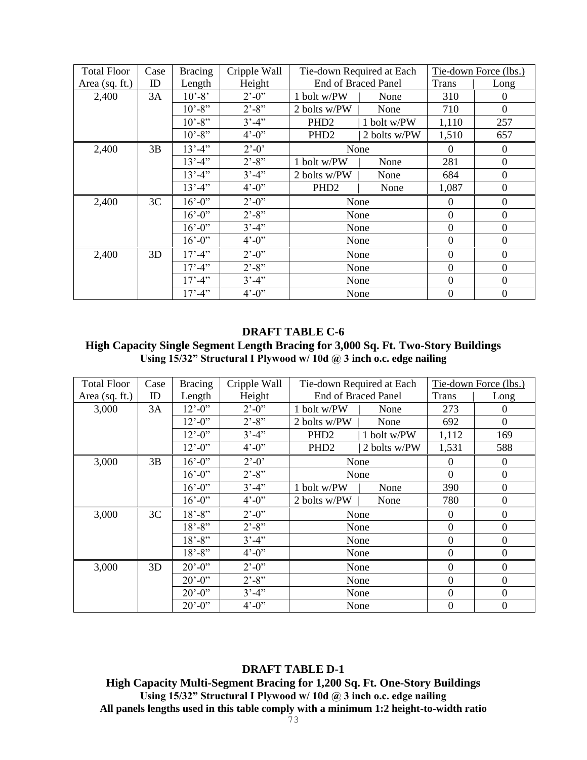| Total Floor Area (sq. ft.) | Case ID | Bracing Length | Cripple Wall Height | Tie-down Required at Each End of Braced Panel | | Tie-down Force (lbs.) | |
|---|---|---|---|---|---|---|---|
| | | | | | | Trans | Long |
| 2,400 | 3A | 10'-8' | 2'-0" | 1 bolt w/PW | None | 310 | 0 |
| | | 10'-8" | 2'-8" | 2 bolts w/PW | None | 710 | 0 |
| | | 10'-8" | 3'-4" | PHD2 | 1 bolt w/PW | 1,110 | 257 |
| | | 10'-8" | 4'-0" | PHD2 | 2 bolts w/PW | 1,510 | 657 |
| 2,400 | 3B | 13'-4" | 2'-0' | None | | 0 | 0 |
| | | 13'-4" | 2'-8" | 1 bolt w/PW | None | 281 | 0 |
| | | 13'-4" | 3'-4" | 2 bolts w/PW | None | 684 | 0 |
| | | 13'-4" | 4'-0" | PHD2 | None | 1,087 | 0 |
| 2,400 | 3C | 16'-0" | 2'-0" | None | | 0 | 0 |
| | | 16'-0" | 2'-8" | None | | 0 | 0 |
| | | 16'-0" | 3'-4" | None | | 0 | 0 |
| | | 16'-0" | 4'-0" | None | | 0 | 0 |
| 2,400 | 3D | 17'-4" | 2'-0" | None | | 0 | 0 |
| | | 17'-4" | 2'-8" | None | | 0 | 0 |
| | | 17'-4" | 3'-4" | None | | 0 | 0 |
| | | 17'-4" | 4'-0" | None | | 0 | 0 |

## DRAFT TABLE C-6

### High Capacity Single Segment Length Bracing for 3,000 Sq. Ft. Two-Story Buildings

**Using 15/32" Structural I Plywood w/ 10d @ 3 inch o.c. edge nailing**

| Total Floor Area (sq. ft.) | Case ID | Bracing Length | Cripple Wall Height | Tie-down Required at Each End of Braced Panel | | Tie-down Force (lbs.) | |
|---|---|---|---|---|---|---|---|
| | | | | | | Trans | Long |
| 3,000 | 3A | 12'-0" | 2'-0" | 1 bolt w/PW | None | 273 | 0 |
| | | 12'-0" | 2'-8" | 2 bolts w/PW | None | 692 | 0 |
| | | 12'-0" | 3'-4" | PHD2 | 1 bolt w/PW | 1,112 | 169 |
| | | 12'-0" | 4'-0" | PHD2 | 2 bolts w/PW | 1,531 | 588 |
| 3,000 | 3B | 16'-0" | 2'-0' | None | | 0 | 0 |
| | | 16'-0" | 2'-8" | None | | 0 | 0 |
| | | 16'-0" | 3'-4" | 1 bolt w/PW | None | 390 | 0 |
| | | 16'-0" | 4'-0" | 2 bolts w/PW | None | 780 | 0 |
| 3,000 | 3C | 18'-8" | 2'-0" | None | | 0 | 0 |
| | | 18'-8" | 2'-8" | None | | 0 | 0 |
| | | 18'-8" | 3'-4" | None | | 0 | 0 |
| | | 18'-8" | 4'-0" | None | | 0 | 0 |
| 3,000 | 3D | 20'-0" | 2'-0" | None | | 0 | 0 |
| | | 20'-0" | 2'-8" | None | | 0 | 0 |
| | | 20'-0" | 3'-4" | None | | 0 | 0 |
| | | 20'-0" | 4'-0" | None | | 0 | 0 |

## DRAFT TABLE D-1

### High Capacity Multi-Segment Bracing for 1,200 Sq. Ft. One-Story Buildings

**Using 15/32" Structural I Plywood w/ 10d @ 3 inch o.c. edge nailing**

**All panels lengths used in this table comply with a minimum 1:2 height-to-width ratio**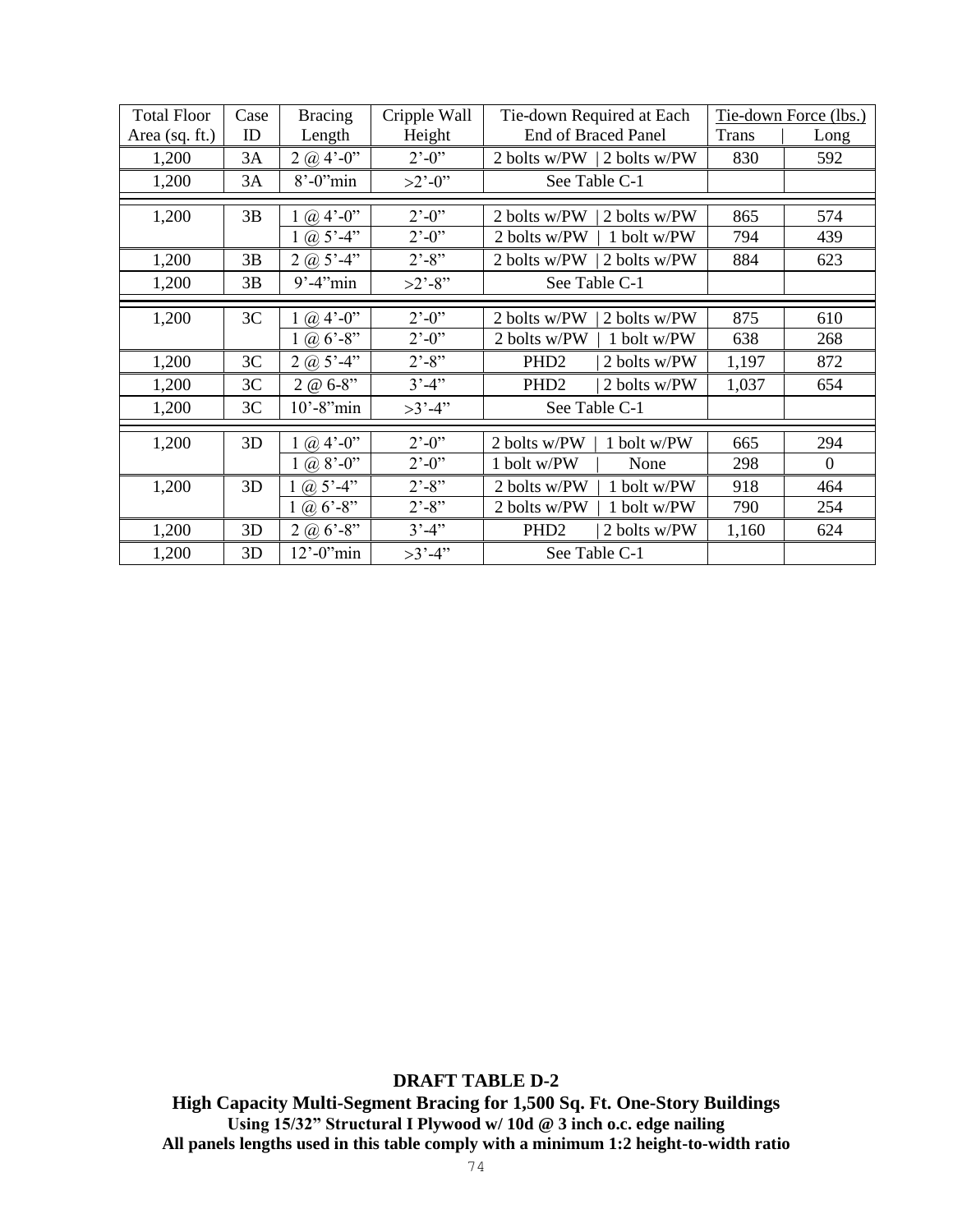| Total Floor Area (sq. ft.) | Case ID | Bracing Length | Cripple Wall Height | Tie-down Required at Each End of Braced Panel | Tie-down Force (lbs.) | |
|---|---|---|---|---|---|---|
| | | | | | Trans | Long |
| 1,200 | 3A | 2 @ 4'-0" | 2'-0" | 2 bolts w/PW \| 2 bolts w/PW | 830 | 592 |
| 1,200 | 3A | 8'-0"min | >2'-0" | See Table C-1 | | |
| 1,200 | 3B | 1 @ 4'-0" | 2'-0" | 2 bolts w/PW \| 2 bolts w/PW | 865 | 574 |
| | | 1 @ 5'-4" | 2'-0" | 2 bolts w/PW \| 1 bolt w/PW | 794 | 439 |
| 1,200 | 3B | 2 @ 5'-4" | 2'-8" | 2 bolts w/PW \| 2 bolts w/PW | 884 | 623 |
| 1,200 | 3B | 9'-4"min | >2'-8" | See Table C-1 | | |
| 1,200 | 3C | 1 @ 4'-0" | 2'-0" | 2 bolts w/PW \| 2 bolts w/PW | 875 | 610 |
| | | 1 @ 6'-8" | 2'-0" | 2 bolts w/PW \| 1 bolt w/PW | 638 | 268 |
| 1,200 | 3C | 2 @ 5'-4" | 2'-8" | PHD2 \| 2 bolts w/PW | 1,197 | 872 |
| 1,200 | 3C | 2 @ 6-8" | 3'-4" | PHD2 \| 2 bolts w/PW | 1,037 | 654 |
| 1,200 | 3C | 10'-8"min | >3'-4" | See Table C-1 | | |
| 1,200 | 3D | 1 @ 4'-0" | 2'-0" | 2 bolts w/PW \| 1 bolt w/PW | 665 | 294 |
| | | 1 @ 8'-0" | 2'-0" | 1 bolt w/PW \| None | 298 | 0 |
| 1,200 | 3D | 1 @ 5'-4" | 2'-8" | 2 bolts w/PW \| 1 bolt w/PW | 918 | 464 |
| | | 1 @ 6'-8" | 2'-8" | 2 bolts w/PW \| 1 bolt w/PW | 790 | 254 |
| 1,200 | 3D | 2 @ 6'-8" | 3'-4" | PHD2 \| 2 bolts w/PW | 1,160 | 624 |
| 1,200 | 3D | 12'-0"min | >3'-4" | See Table C-1 | | |

**DRAFT TABLE D-2**

**High Capacity Multi-Segment Bracing for 1,500 Sq. Ft. One-Story Buildings**

**Using 15/32" Structural I Plywood w/ 10d @ 3 inch o.c. edge nailing**

**All panels lengths used in this table comply with a minimum 1:2 height-to-width ratio**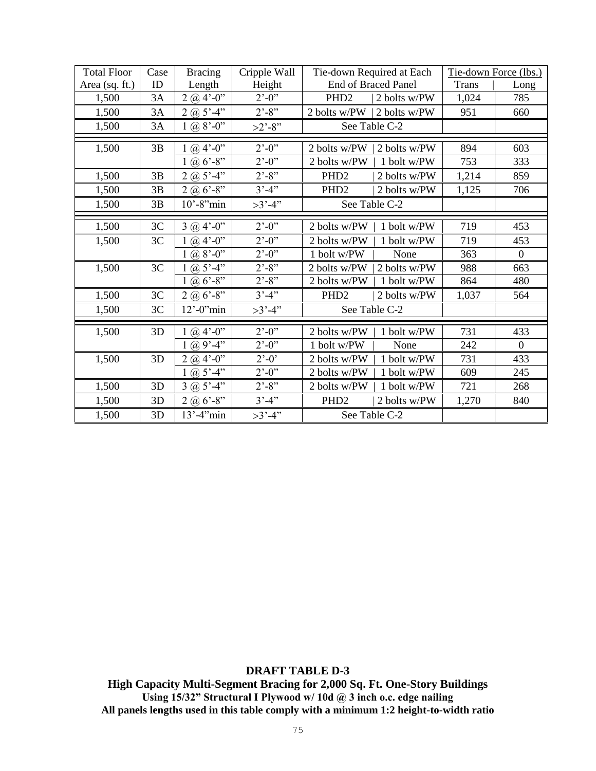| Total Floor Area (sq. ft.) | Case ID | Bracing Length | Cripple Wall Height | Tie-down Required at Each End of Braced Panel | | Tie-down Force (lbs.) | |
|---|---|---|---|---|---|---|---|
| | | | | | | Trans | Long |
| 1,500 | 3A | 2 @ 4’-0” | 2’-0” | PHD2 | 2 bolts w/PW | 1,024 | 785 |
| 1,500 | 3A | 2 @ 5’-4” | 2’-8” | 2 bolts w/PW | 2 bolts w/PW | 951 | 660 |
| 1,500 | 3A | 1 @ 8’-0” | >2’-8” | See Table C-2 | | | |
| 1,500 | 3B | 1 @ 4’-0” | 2’-0” | 2 bolts w/PW | 2 bolts w/PW | 894 | 603 |
| | | 1 @ 6’-8” | 2’-0” | 2 bolts w/PW | 1 bolt w/PW | 753 | 333 |
| 1,500 | 3B | 2 @ 5’-4” | 2’-8” | PHD2 | 2 bolts w/PW | 1,214 | 859 |
| 1,500 | 3B | 2 @ 6’-8” | 3’-4” | PHD2 | 2 bolts w/PW | 1,125 | 706 |
| 1,500 | 3B | 10’-8”min | >3’-4” | See Table C-2 | | | |
| 1,500 | 3C | 3 @ 4’-0” | 2’-0” | 2 bolts w/PW | 1 bolt w/PW | 719 | 453 |
| 1,500 | 3C | 1 @ 4’-0” | 2’-0” | 2 bolts w/PW | 1 bolt w/PW | 719 | 453 |
| | | 1 @ 8’-0” | 2’-0” | 1 bolt w/PW | None | 363 | 0 |
| 1,500 | 3C | 1 @ 5’-4” | 2’-8” | 2 bolts w/PW | 2 bolts w/PW | 988 | 663 |
| | | 1 @ 6’-8” | 2’-8” | 2 bolts w/PW | 1 bolt w/PW | 864 | 480 |
| 1,500 | 3C | 2 @ 6’-8” | 3’-4” | PHD2 | 2 bolts w/PW | 1,037 | 564 |
| 1,500 | 3C | 12’-0”min | >3’-4” | See Table C-2 | | | |
| 1,500 | 3D | 1 @ 4’-0” | 2’-0” | 2 bolts w/PW | 1 bolt w/PW | 731 | 433 |
| | | 1 @ 9’-4” | 2’-0” | 1 bolt w/PW | None | 242 | 0 |
| 1,500 | 3D | 2 @ 4’-0” | 2’-0’ | 2 bolts w/PW | 1 bolt w/PW | 731 | 433 |
| | | 1 @ 5’-4” | 2’-0” | 2 bolts w/PW | 1 bolt w/PW | 609 | 245 |
| 1,500 | 3D | 3 @ 5’-4” | 2’-8” | 2 bolts w/PW | 1 bolt w/PW | 721 | 268 |
| 1,500 | 3D | 2 @ 6’-8” | 3’-4” | PHD2 | 2 bolts w/PW | 1,270 | 840 |
| 1,500 | 3D | 13’-4”min | >3’-4” | See Table C-2 | | | |

**DRAFT TABLE D-3**

**High Capacity Multi-Segment Bracing for 2,000 Sq. Ft. One-Story Buildings**

**Using 15/32” Structural I Plywood w/ 10d @ 3 inch o.c. edge nailing**

**All panels lengths used in this table comply with a minimum 1:2 height-to-width ratio**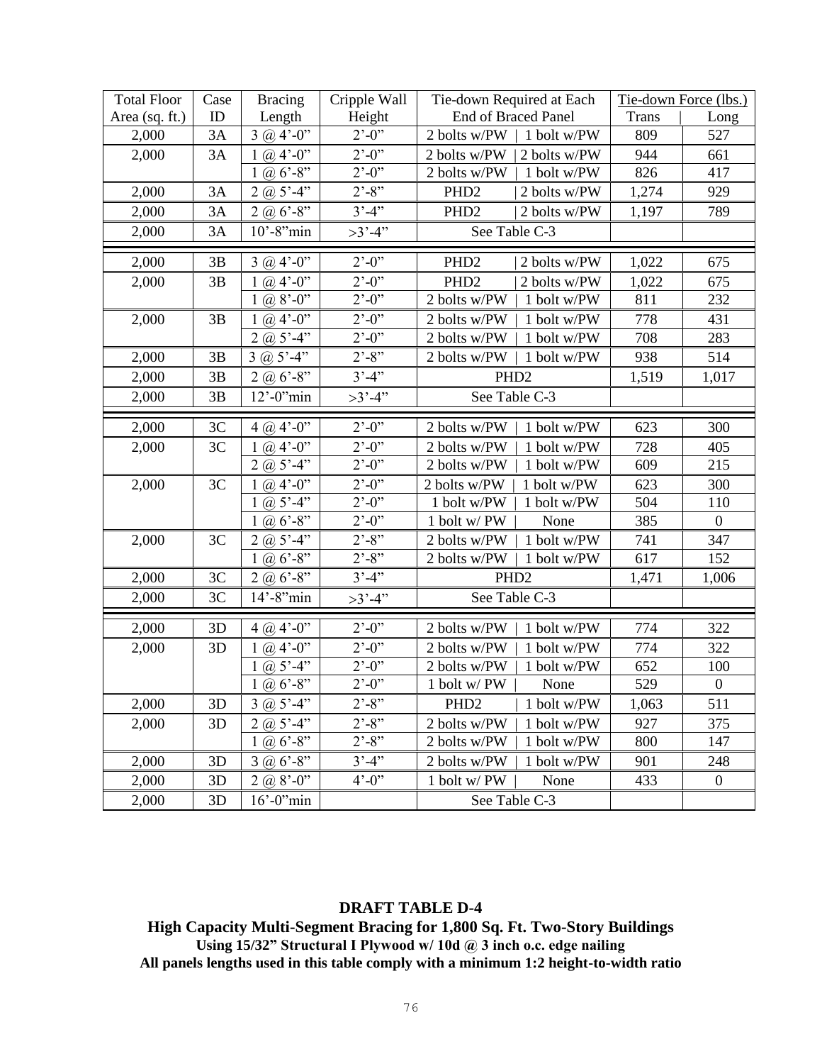| Total Floor Area (sq. ft.) | Case ID | Bracing Length | Cripple Wall Height | Tie-down Required at Each End of Braced Panel | Tie-down Force (lbs.) | |
|---|---|---|---|---|---|---|
| | | | | | Trans | Long |
| 2,000 | 3A | 3 @ 4'-0" | 2'-0" | 2 bolts w/PW \| 1 bolt w/PW | 809 | 527 |
| 2,000 | 3A | 1 @ 4'-0" | 2'-0" | 2 bolts w/PW \| 2 bolts w/PW | 944 | 661 |
| | | 1 @ 6'-8" | 2'-0" | 2 bolts w/PW \| 1 bolt w/PW | 826 | 417 |
| 2,000 | 3A | 2 @ 5'-4" | 2'-8" | PHD2 \| 2 bolts w/PW | 1,274 | 929 |
| 2,000 | 3A | 2 @ 6'-8" | 3'-4" | PHD2 \| 2 bolts w/PW | 1,197 | 789 |
| 2,000 | 3A | 10'-8"min | >3'-4" | See Table C-3 | | |
| 2,000 | 3B | 3 @ 4'-0" | 2'-0" | PHD2 \| 2 bolts w/PW | 1,022 | 675 |
| 2,000 | 3B | 1 @ 4'-0" | 2'-0" | PHD2 \| 2 bolts w/PW | 1,022 | 675 |
| | | 1 @ 8'-0" | 2'-0" | 2 bolts w/PW \| 1 bolt w/PW | 811 | 232 |
| 2,000 | 3B | 1 @ 4'-0" | 2'-0" | 2 bolts w/PW \| 1 bolt w/PW | 778 | 431 |
| | | 2 @ 5'-4" | 2'-0" | 2 bolts w/PW \| 1 bolt w/PW | 708 | 283 |
| 2,000 | 3B | 3 @ 5'-4" | 2'-8" | 2 bolts w/PW \| 1 bolt w/PW | 938 | 514 |
| 2,000 | 3B | 2 @ 6'-8" | 3'-4" | PHD2 | 1,519 | 1,017 |
| 2,000 | 3B | 12'-0"min | >3'-4" | See Table C-3 | | |
| 2,000 | 3C | 4 @ 4'-0" | 2'-0" | 2 bolts w/PW \| 1 bolt w/PW | 623 | 300 |
| 2,000 | 3C | 1 @ 4'-0" | 2'-0" | 2 bolts w/PW \| 1 bolt w/PW | 728 | 405 |
| | | 2 @ 5'-4" | 2'-0" | 2 bolts w/PW \| 1 bolt w/PW | 609 | 215 |
| 2,000 | 3C | 1 @ 4'-0" | 2'-0" | 2 bolts w/PW \| 1 bolt w/PW | 623 | 300 |
| | | 1 @ 5'-4" | 2'-0" | 1 bolt w/PW \| 1 bolt w/PW | 504 | 110 |
| | | 1 @ 6'-8" | 2'-0" | 1 bolt w/ PW \| None | 385 | 0 |
| 2,000 | 3C | 2 @ 5'-4" | 2'-8" | 2 bolts w/PW \| 1 bolt w/PW | 741 | 347 |
| | | 1 @ 6'-8" | 2'-8" | 2 bolts w/PW \| 1 bolt w/PW | 617 | 152 |
| 2,000 | 3C | 2 @ 6'-8" | 3'-4" | PHD2 | 1,471 | 1,006 |
| 2,000 | 3C | 14'-8"min | >3'-4" | See Table C-3 | | |
| 2,000 | 3D | 4 @ 4'-0" | 2'-0" | 2 bolts w/PW \| 1 bolt w/PW | 774 | 322 |
| 2,000 | 3D | 1 @ 4'-0" | 2'-0" | 2 bolts w/PW \| 1 bolt w/PW | 774 | 322 |
| | | 1 @ 5'-4" | 2'-0" | 2 bolts w/PW \| 1 bolt w/PW | 652 | 100 |
| | | 1 @ 6'-8" | 2'-0" | 1 bolt w/ PW \| None | 529 | 0 |
| 2,000 | 3D | 3 @ 5'-4" | 2'-8" | PHD2 \| 1 bolt w/PW | 1,063 | 511 |
| 2,000 | 3D | 2 @ 5'-4" | 2'-8" | 2 bolts w/PW \| 1 bolt w/PW | 927 | 375 |
| | | 1 @ 6'-8" | 2'-8" | 2 bolts w/PW \| 1 bolt w/PW | 800 | 147 |
| 2,000 | 3D | 3 @ 6'-8" | 3'-4" | 2 bolts w/PW \| 1 bolt w/PW | 901 | 248 |
| 2,000 | 3D | 2 @ 8'-0" | 4'-0" | 1 bolt w/ PW \| None | 433 | 0 |
| 2,000 | 3D | 16'-0"min | | See Table C-3 | | |

**DRAFT TABLE D-4**

**High Capacity Multi-Segment Bracing for 1,800 Sq. Ft. Two-Story Buildings**

**Using 15/32" Structural I Plywood w/ 10d @ 3 inch o.c. edge nailing**

**All panels lengths used in this table comply with a minimum 1:2 height-to-width ratio**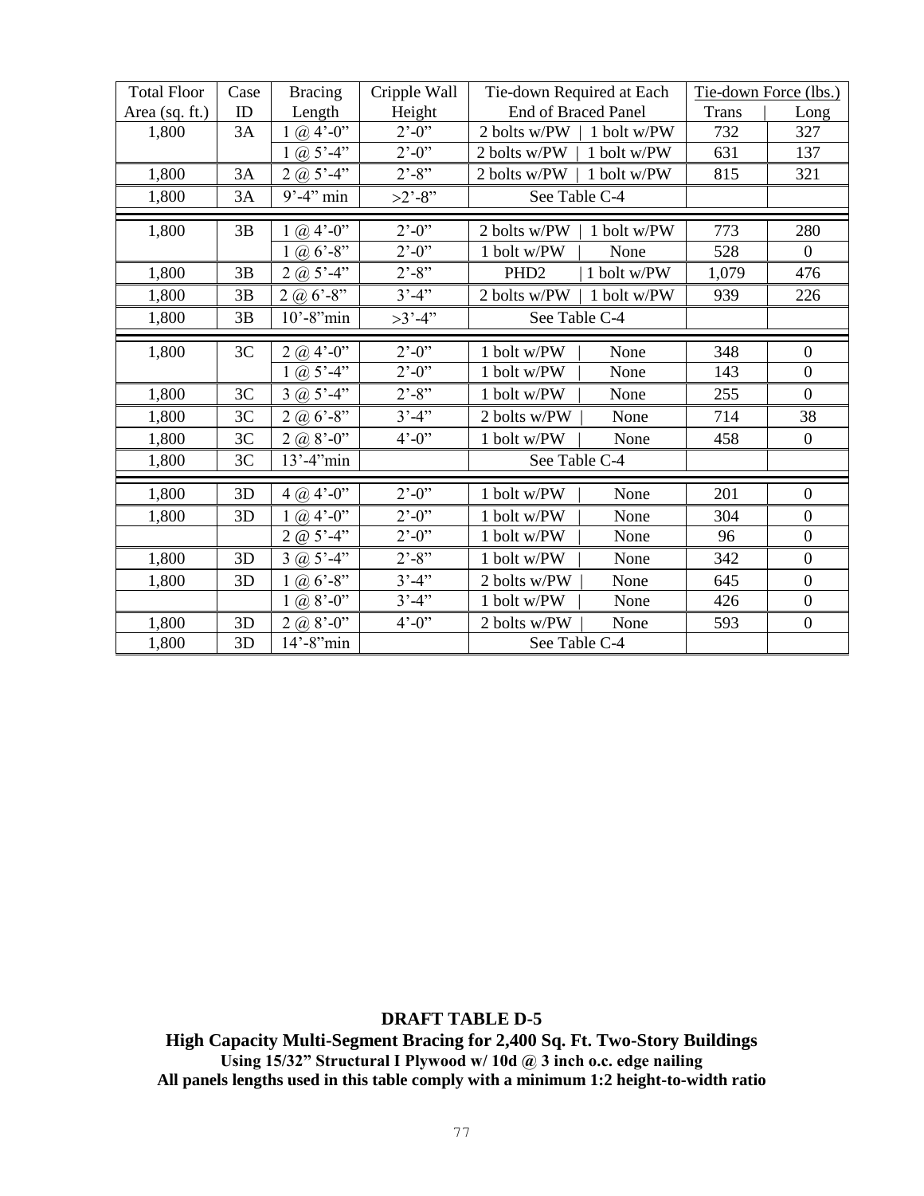| Total Floor Area (sq. ft.) | Case ID | Bracing Length | Cripple Wall Height | Tie-down Required at Each End of Braced Panel | Tie-down Force (lbs.) | |
|---|---|---|---|---|---|---|
| | | | | | Trans | Long |
| 1,800 | 3A | 1 @ 4'-0" | 2'-0" | 2 bolts w/PW \| 1 bolt w/PW | 732 | 327 |
| | | 1 @ 5'-4" | 2'-0" | 2 bolts w/PW \| 1 bolt w/PW | 631 | 137 |
| 1,800 | 3A | 2 @ 5'-4" | 2'-8" | 2 bolts w/PW \| 1 bolt w/PW | 815 | 321 |
| 1,800 | 3A | 9'-4" min | >2'-8" | See Table C-4 | | |
| 1,800 | 3B | 1 @ 4'-0" | 2'-0" | 2 bolts w/PW \| 1 bolt w/PW | 773 | 280 |
| | | 1 @ 6'-8" | 2'-0" | 1 bolt w/PW \| None | 528 | 0 |
| 1,800 | 3B | 2 @ 5'-4" | 2'-8" | PHD2 \| 1 bolt w/PW | 1,079 | 476 |
| 1,800 | 3B | 2 @ 6'-8" | 3'-4" | 2 bolts w/PW \| 1 bolt w/PW | 939 | 226 |
| 1,800 | 3B | 10'-8"min | >3'-4" | See Table C-4 | | |
| 1,800 | 3C | 2 @ 4'-0" | 2'-0" | 1 bolt w/PW \| None | 348 | 0 |
| | | 1 @ 5'-4" | 2'-0" | 1 bolt w/PW \| None | 143 | 0 |
| 1,800 | 3C | 3 @ 5'-4" | 2'-8" | 1 bolt w/PW \| None | 255 | 0 |
| 1,800 | 3C | 2 @ 6'-8" | 3'-4" | 2 bolts w/PW \| None | 714 | 38 |
| 1,800 | 3C | 2 @ 8'-0" | 4'-0" | 1 bolt w/PW \| None | 458 | 0 |
| 1,800 | 3C | 13'-4"min | | See Table C-4 | | |
| 1,800 | 3D | 4 @ 4'-0" | 2'-0" | 1 bolt w/PW \| None | 201 | 0 |
| 1,800 | 3D | 1 @ 4'-0" | 2'-0" | 1 bolt w/PW \| None | 304 | 0 |
| | | 2 @ 5'-4" | 2'-0" | 1 bolt w/PW \| None | 96 | 0 |
| 1,800 | 3D | 3 @ 5'-4" | 2'-8" | 1 bolt w/PW \| None | 342 | 0 |
| 1,800 | 3D | 1 @ 6'-8" | 3'-4" | 2 bolts w/PW \| None | 645 | 0 |
| | | 1 @ 8'-0" | 3'-4" | 1 bolt w/PW \| None | 426 | 0 |
| 1,800 | 3D | 2 @ 8'-0" | 4'-0" | 2 bolts w/PW \| None | 593 | 0 |
| 1,800 | 3D | 14'-8"min | | See Table C-4 | | |

**DRAFT TABLE D-5**

**High Capacity Multi-Segment Bracing for 2,400 Sq. Ft. Two-Story Buildings**

**Using 15/32" Structural I Plywood w/ 10d @ 3 inch o.c. edge nailing**

**All panels lengths used in this table comply with a minimum 1:2 height-to-width ratio**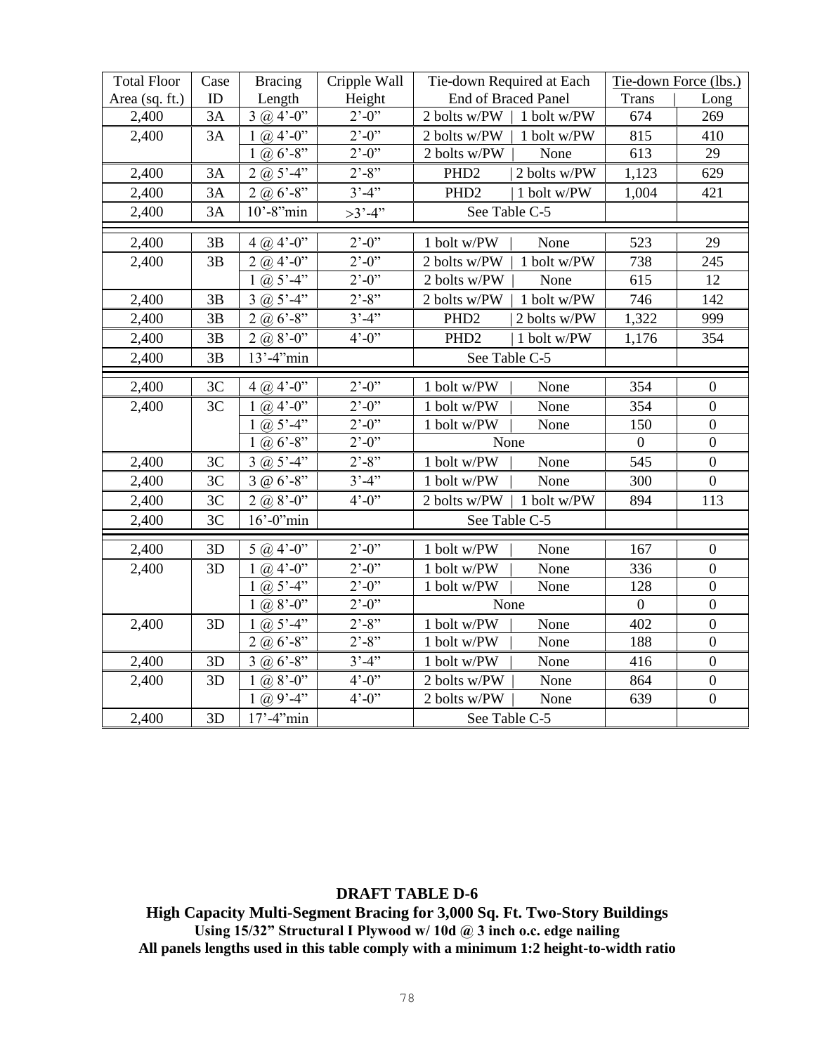| Total Floor Area (sq. ft.) | Case ID | Bracing Length | Cripple Wall Height | Tie-down Required at Each End of Braced Panel | Tie-down Force (lbs.) Trans | Long |
|---|---|---|---|---|---|---|
| 2,400 | 3A | 3 @ 4'-0" | 2'-0" | 2 bolts w/PW \| 1 bolt w/PW | 674 | 269 |
| 2,400 | 3A | 1 @ 4'-0" | 2'-0" | 2 bolts w/PW \| 1 bolt w/PW | 815 | 410 |
| | | 1 @ 6'-8" | 2'-0" | 2 bolts w/PW \| None | 613 | 29 |
| 2,400 | 3A | 2 @ 5'-4" | 2'-8" | PHD2 \| 2 bolts w/PW | 1,123 | 629 |
| 2,400 | 3A | 2 @ 6'-8" | 3'-4" | PHD2 \| 1 bolt w/PW | 1,004 | 421 |
| 2,400 | 3A | 10'-8"min | >3'-4" | See Table C-5 | | |
| 2,400 | 3B | 4 @ 4'-0" | 2'-0" | 1 bolt w/PW \| None | 523 | 29 |
| 2,400 | 3B | 2 @ 4'-0" | 2'-0" | 2 bolts w/PW \| 1 bolt w/PW | 738 | 245 |
| | | 1 @ 5'-4" | 2'-0" | 2 bolts w/PW \| None | 615 | 12 |
| 2,400 | 3B | 3 @ 5'-4" | 2'-8" | 2 bolts w/PW \| 1 bolt w/PW | 746 | 142 |
| 2,400 | 3B | 2 @ 6'-8" | 3'-4" | PHD2 \| 2 bolts w/PW | 1,322 | 999 |
| 2,400 | 3B | 2 @ 8'-0" | 4'-0" | PHD2 \| 1 bolt w/PW | 1,176 | 354 |
| 2,400 | 3B | 13'-4"min | | See Table C-5 | | |
| 2,400 | 3C | 4 @ 4'-0" | 2'-0" | 1 bolt w/PW \| None | 354 | 0 |
| 2,400 | 3C | 1 @ 4'-0" | 2'-0" | 1 bolt w/PW \| None | 354 | 0 |
| | | 1 @ 5'-4" | 2'-0" | 1 bolt w/PW \| None | 150 | 0 |
| | | 1 @ 6'-8" | 2'-0" | None | 0 | 0 |
| 2,400 | 3C | 3 @ 5'-4" | 2'-8" | 1 bolt w/PW \| None | 545 | 0 |
| 2,400 | 3C | 3 @ 6'-8" | 3'-4" | 1 bolt w/PW \| None | 300 | 0 |
| 2,400 | 3C | 2 @ 8'-0" | 4'-0" | 2 bolts w/PW \| 1 bolt w/PW | 894 | 113 |
| 2,400 | 3C | 16'-0"min | | See Table C-5 | | |
| 2,400 | 3D | 5 @ 4'-0" | 2'-0" | 1 bolt w/PW \| None | 167 | 0 |
| 2,400 | 3D | 1 @ 4'-0" | 2'-0" | 1 bolt w/PW \| None | 336 | 0 |
| | | 1 @ 5'-4" | 2'-0" | 1 bolt w/PW \| None | 128 | 0 |
| | | 1 @ 8'-0" | 2'-0" | None | 0 | 0 |
| 2,400 | 3D | 1 @ 5'-4" | 2'-8" | 1 bolt w/PW \| None | 402 | 0 |
| | | 2 @ 6'-8" | 2'-8" | 1 bolt w/PW \| None | 188 | 0 |
| 2,400 | 3D | 3 @ 6'-8" | 3'-4" | 1 bolt w/PW \| None | 416 | 0 |
| 2,400 | 3D | 1 @ 8'-0" | 4'-0" | 2 bolts w/PW \| None | 864 | 0 |
| | | 1 @ 9'-4" | 4'-0" | 2 bolts w/PW \| None | 639 | 0 |
| 2,400 | 3D | 17'-4"min | | See Table C-5 | | |

**DRAFT TABLE D-6**

**High Capacity Multi-Segment Bracing for 3,000 Sq. Ft. Two-Story Buildings**

**Using 15/32" Structural I Plywood w/ 10d @ 3 inch o.c. edge nailing**

**All panels lengths used in this table comply with a minimum 1:2 height-to-width ratio**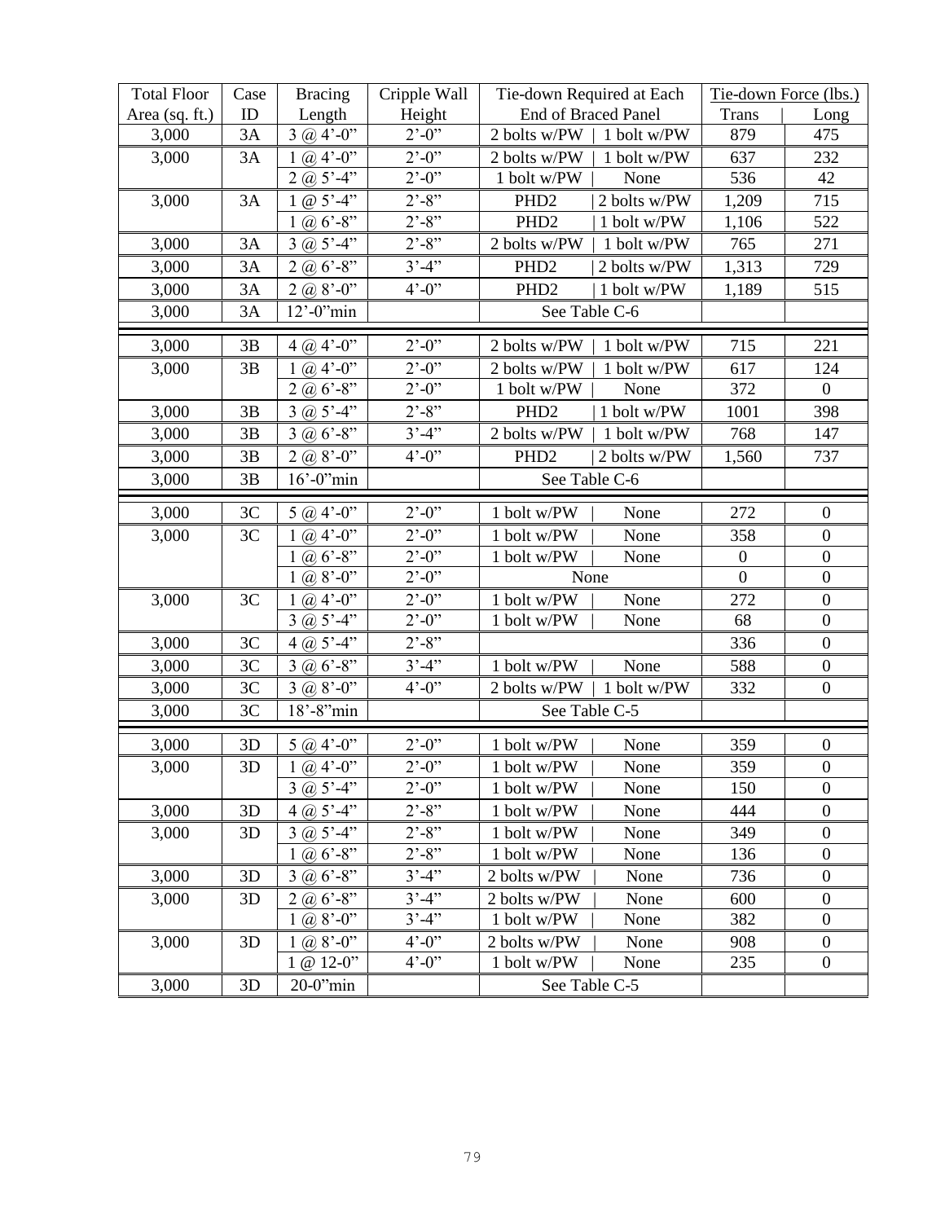| Total Floor Area (sq. ft.) | Case ID | Bracing Length | Cripple Wall Height | Tie-down Required at Each End of Braced Panel | | Tie-down Force (lbs.) | |
|---|---|---|---|---|---|---|---|
| | | | | | | Trans | Long |
| 3,000 | 3A | 3 @ 4'-0" | 2'-0" | 2 bolts w/PW | 1 bolt w/PW | 879 | 475 |
| 3,000 | 3A | 1 @ 4'-0" | 2'-0" | 2 bolts w/PW | 1 bolt w/PW | 637 | 232 |
| | | 2 @ 5'-4" | 2'-0" | 1 bolt w/PW | None | 536 | 42 |
| 3,000 | 3A | 1 @ 5'-4" | 2'-8" | PHD2 | 2 bolts w/PW | 1,209 | 715 |
| | | 1 @ 6'-8" | 2'-8" | PHD2 | 1 bolt w/PW | 1,106 | 522 |
| 3,000 | 3A | 3 @ 5'-4" | 2'-8" | 2 bolts w/PW | 1 bolt w/PW | 765 | 271 |
| 3,000 | 3A | 2 @ 6'-8" | 3'-4" | PHD2 | 2 bolts w/PW | 1,313 | 729 |
| 3,000 | 3A | 2 @ 8'-0" | 4'-0" | PHD2 | 1 bolt w/PW | 1,189 | 515 |
| 3,000 | 3A | 12'-0"min | | See Table C-6 | | | |
| 3,000 | 3B | 4 @ 4'-0" | 2'-0" | 2 bolts w/PW | 1 bolt w/PW | 715 | 221 |
| 3,000 | 3B | 1 @ 4'-0" | 2'-0" | 2 bolts w/PW | 1 bolt w/PW | 617 | 124 |
| | | 2 @ 6'-8" | 2'-0" | 1 bolt w/PW | None | 372 | 0 |
| 3,000 | 3B | 3 @ 5'-4" | 2'-8" | PHD2 | 1 bolt w/PW | 1001 | 398 |
| 3,000 | 3B | 3 @ 6'-8" | 3'-4" | 2 bolts w/PW | 1 bolt w/PW | 768 | 147 |
| 3,000 | 3B | 2 @ 8'-0" | 4'-0" | PHD2 | 2 bolts w/PW | 1,560 | 737 |
| 3,000 | 3B | 16'-0"min | | See Table C-6 | | | |
| 3,000 | 3C | 5 @ 4'-0" | 2'-0" | 1 bolt w/PW | None | 272 | 0 |
| 3,000 | 3C | 1 @ 4'-0" | 2'-0" | 1 bolt w/PW | None | 358 | 0 |
| | | 1 @ 6'-8" | 2'-0" | 1 bolt w/PW | None | 0 | 0 |
| | | 1 @ 8'-0" | 2'-0" | None | | 0 | 0 |
| 3,000 | 3C | 1 @ 4'-0" | 2'-0" | 1 bolt w/PW | None | 272 | 0 |
| | | 3 @ 5'-4" | 2'-0" | 1 bolt w/PW | None | 68 | 0 |
| 3,000 | 3C | 4 @ 5'-4" | 2'-8" | | | 336 | 0 |
| 3,000 | 3C | 3 @ 6'-8" | 3'-4" | 1 bolt w/PW | None | 588 | 0 |
| 3,000 | 3C | 3 @ 8'-0" | 4'-0" | 2 bolts w/PW | 1 bolt w/PW | 332 | 0 |
| 3,000 | 3C | 18'-8"min | | See Table C-5 | | | |
| 3,000 | 3D | 5 @ 4'-0" | 2'-0" | 1 bolt w/PW | None | 359 | 0 |
| 3,000 | 3D | 1 @ 4'-0" | 2'-0" | 1 bolt w/PW | None | 359 | 0 |
| | | 3 @ 5'-4" | 2'-0" | 1 bolt w/PW | None | 150 | 0 |
| 3,000 | 3D | 4 @ 5'-4" | 2'-8" | 1 bolt w/PW | None | 444 | 0 |
| 3,000 | 3D | 3 @ 5'-4" | 2'-8" | 1 bolt w/PW | None | 349 | 0 |
| | | 1 @ 6'-8" | 2'-8" | 1 bolt w/PW | None | 136 | 0 |
| 3,000 | 3D | 3 @ 6'-8" | 3'-4" | 2 bolts w/PW | None | 736 | 0 |
| 3,000 | 3D | 2 @ 6'-8" | 3'-4" | 2 bolts w/PW | None | 600 | 0 |
| | | 1 @ 8'-0" | 3'-4" | 1 bolt w/PW | None | 382 | 0 |
| 3,000 | 3D | 1 @ 8'-0" | 4'-0" | 2 bolts w/PW | None | 908 | 0 |
| | | 1 @ 12-0" | 4'-0" | 1 bolt w/PW | None | 235 | 0 |
| 3,000 | 3D | 20-0"min | | See Table C-5 | | | |